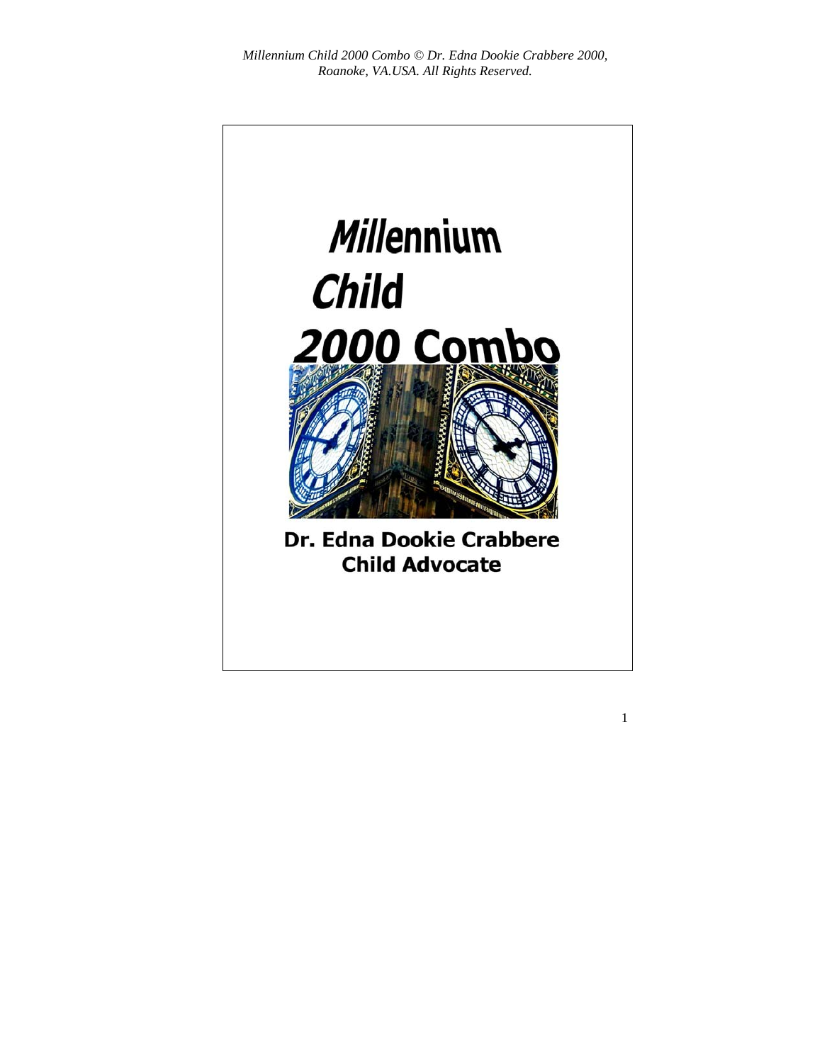Millennium Child 2000 Combo © Dr. Edna Dookie Crabbere 2000, Roanoke, VA.USA. All Rights Reserved.

# Millennium Child 2000 Combo

**Dr. Edna Dookie Crabbere**
**Child Advocate**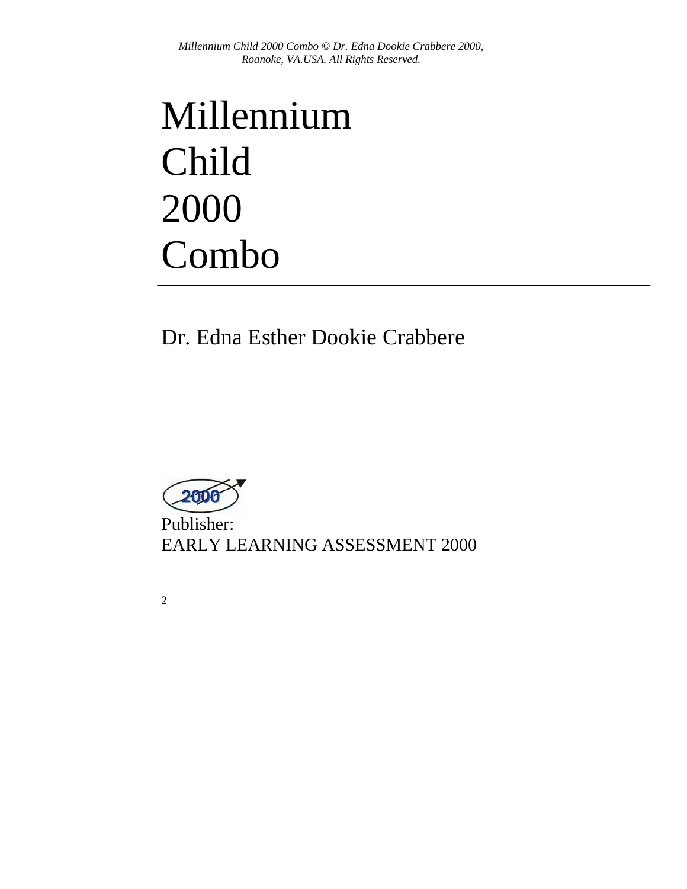# Millennium Child 2000 Combo

Dr. Edna Esther Dookie Crabbere

Publisher:
EARLY LEARNING ASSESSMENT 2000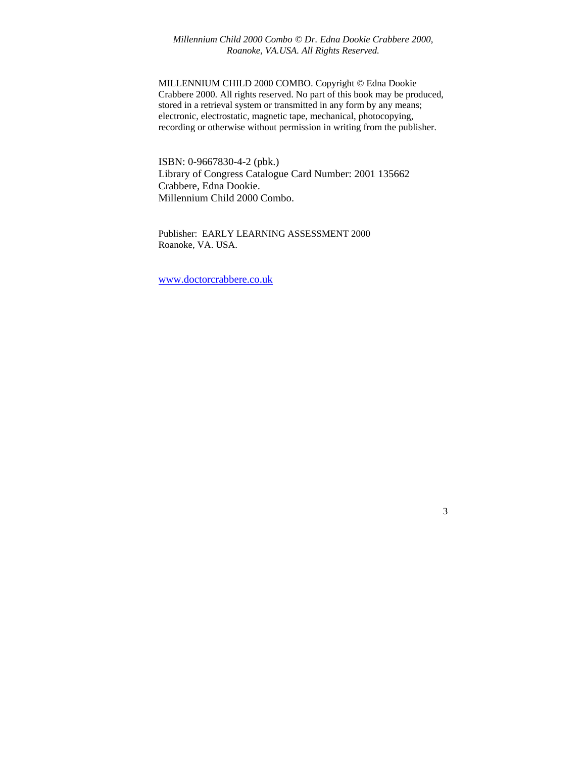MILLENNIUM CHILD 2000 COMBO. Copyright © Edna Dookie Crabbere 2000. All rights reserved. No part of this book may be produced, stored in a retrieval system or transmitted in any form by any means; electronic, electrostatic, magnetic tape, mechanical, photocopying, recording or otherwise without permission in writing from the publisher.

ISBN: 0-9667830-4-2 (pbk.)
Library of Congress Catalogue Card Number: 2001 135662
Crabbere, Edna Dookie.
Millennium Child 2000 Combo.

Publisher: EARLY LEARNING ASSESSMENT 2000
Roanoke, VA. USA.

www.doctorcrabbere.co.uk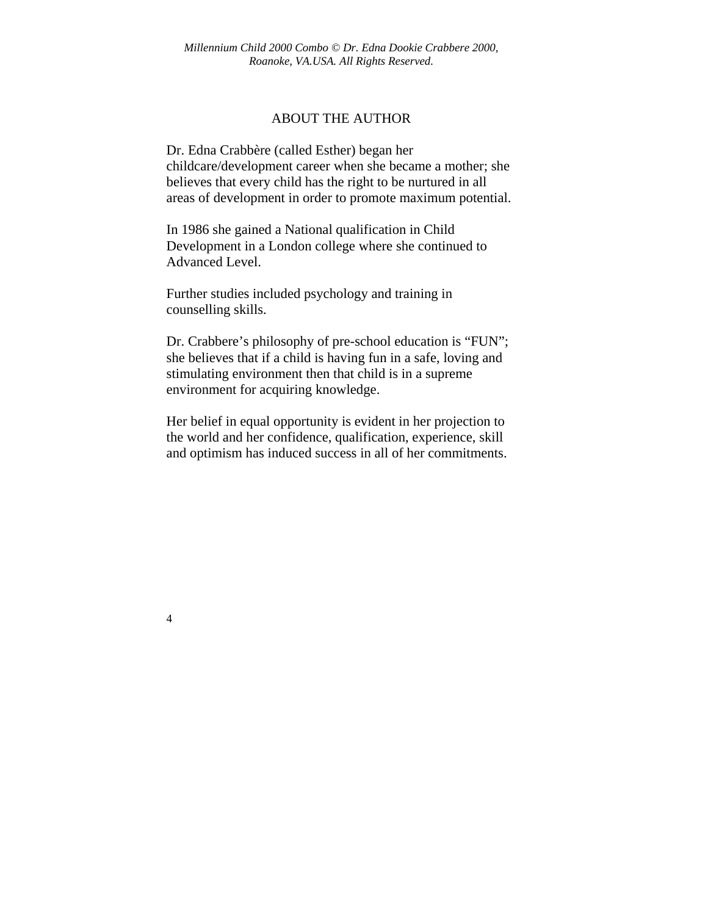# ABOUT THE AUTHOR

Dr. Edna Crabbère (called Esther) began her childcare/development career when she became a mother; she believes that every child has the right to be nurtured in all areas of development in order to promote maximum potential.

In 1986 she gained a National qualification in Child Development in a London college where she continued to Advanced Level.

Further studies included psychology and training in counselling skills.

Dr. Crabbere's philosophy of pre-school education is "FUN"; she believes that if a child is having fun in a safe, loving and stimulating environment then that child is in a supreme environment for acquiring knowledge.

Her belief in equal opportunity is evident in her projection to the world and her confidence, qualification, experience, skill and optimism has induced success in all of her commitments.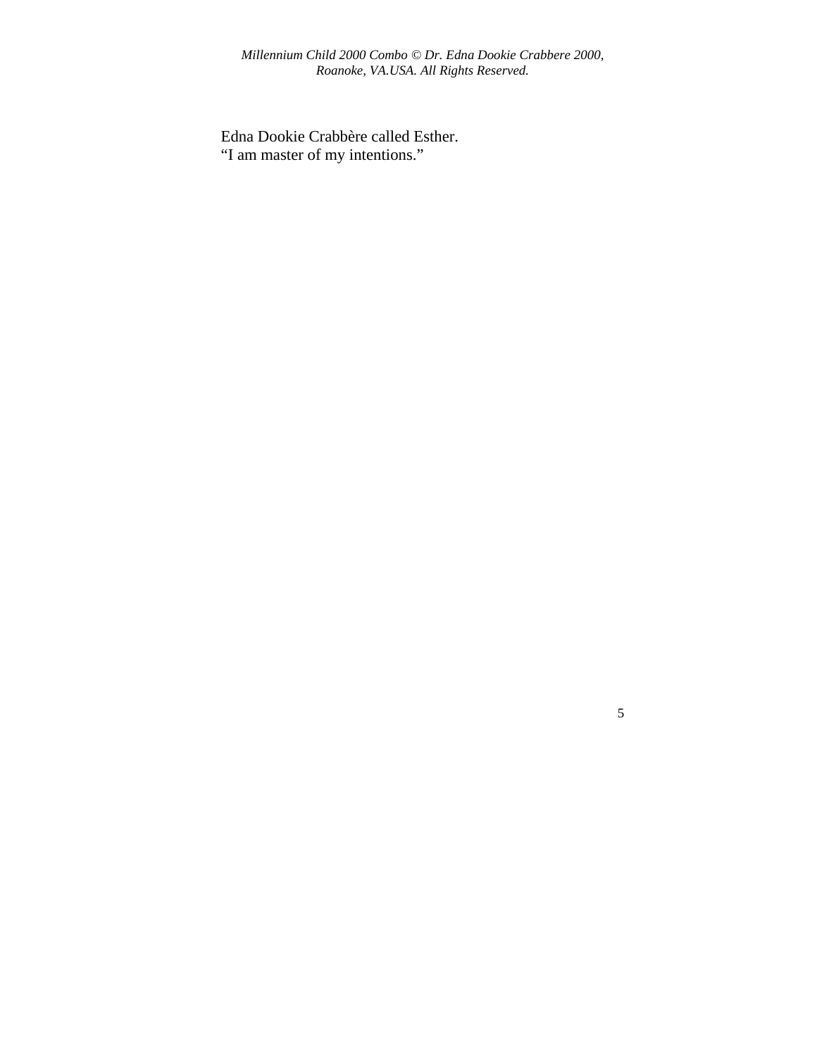Edna Dookie Crabbère called Esther.
"I am master of my intentions."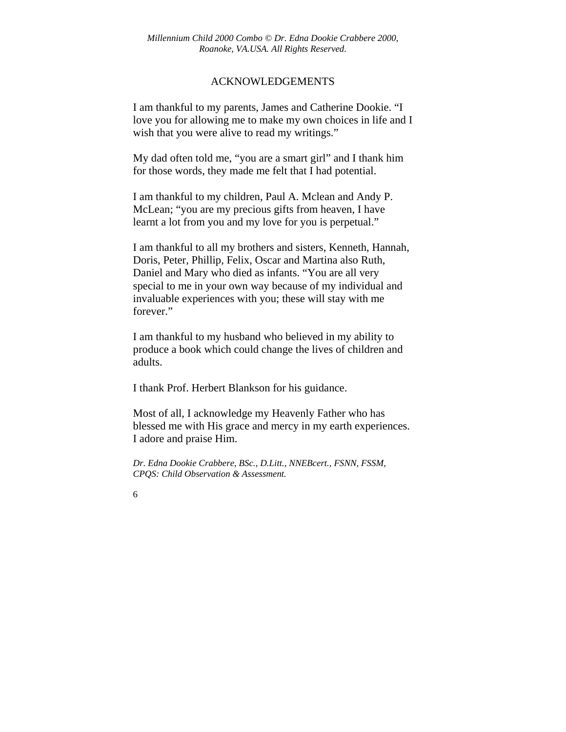# ACKNOWLEDGEMENTS

I am thankful to my parents, James and Catherine Dookie. "I love you for allowing me to make my own choices in life and I wish that you were alive to read my writings."

My dad often told me, "you are a smart girl" and I thank him for those words, they made me felt that I had potential.

I am thankful to my children, Paul A. Mclean and Andy P. McLean; "you are my precious gifts from heaven, I have learnt a lot from you and my love for you is perpetual."

I am thankful to all my brothers and sisters, Kenneth, Hannah, Doris, Peter, Phillip, Felix, Oscar and Martina also Ruth, Daniel and Mary who died as infants. "You are all very special to me in your own way because of my individual and invaluable experiences with you; these will stay with me forever."

I am thankful to my husband who believed in my ability to produce a book which could change the lives of children and adults.

I thank Prof. Herbert Blankson for his guidance.

Most of all, I acknowledge my Heavenly Father who has blessed me with His grace and mercy in my earth experiences. I adore and praise Him.

*Dr. Edna Dookie Crabbere, BSc., D.Litt., NNEBcert., FSNN, FSSM, CPQS: Child Observation & Assessment.*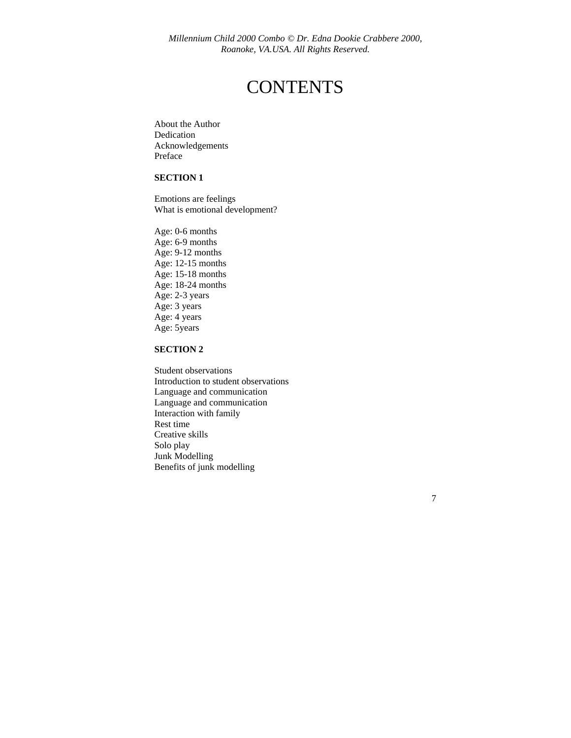# CONTENTS

About the Author
Dedication
Acknowledgements
Preface

**SECTION 1**

Emotions are feelings
What is emotional development?

Age: 0-6 months
Age: 6-9 months
Age: 9-12 months
Age: 12-15 months
Age: 15-18 months
Age: 18-24 months
Age: 2-3 years
Age: 3 years
Age: 4 years
Age: 5years

**SECTION 2**

Student observations
Introduction to student observations
Language and communication
Language and communication
Interaction with family
Rest time
Creative skills
Solo play
Junk Modelling
Benefits of junk modelling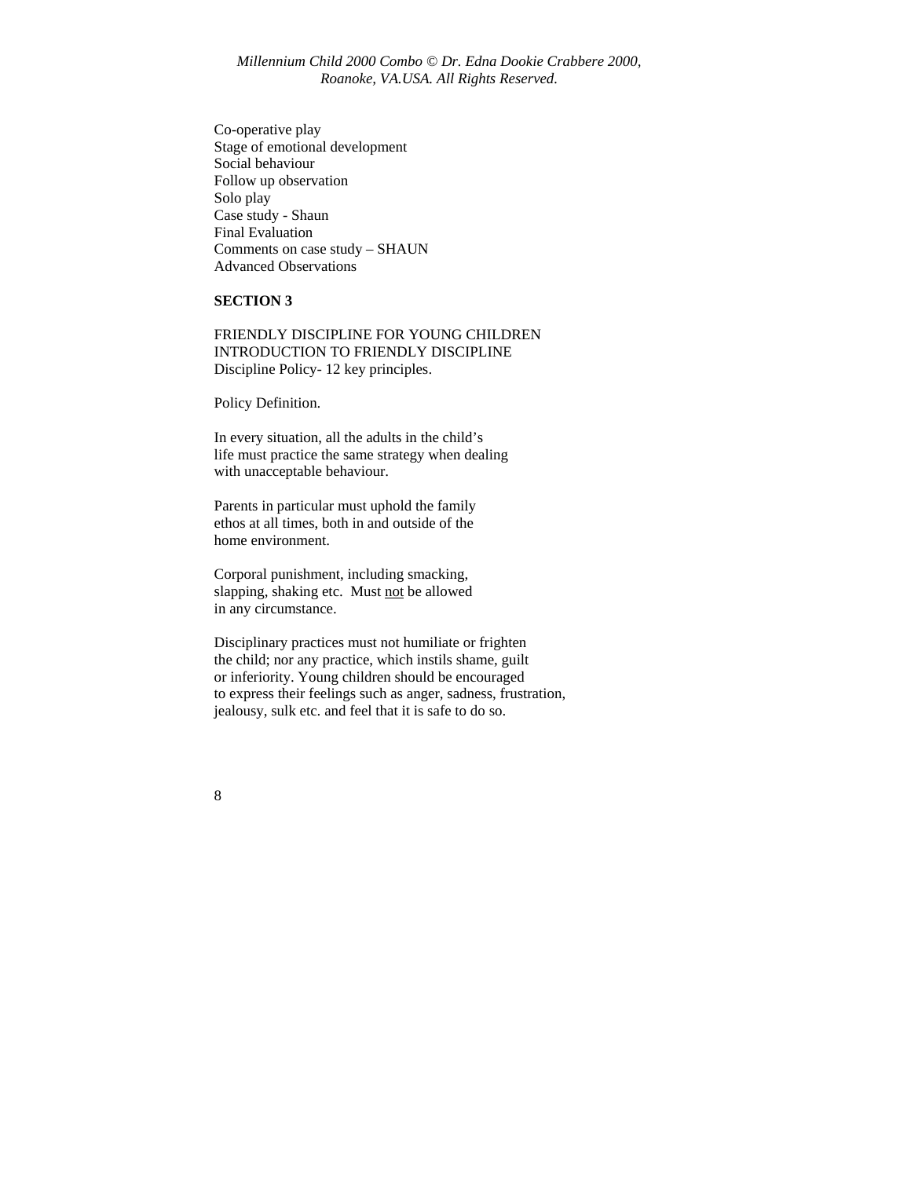Co-operative play
Stage of emotional development
Social behaviour
Follow up observation
Solo play
Case study - Shaun
Final Evaluation
Comments on case study – SHAUN
Advanced Observations

**SECTION 3**

FRIENDLY DISCIPLINE FOR YOUNG CHILDREN
INTRODUCTION TO FRIENDLY DISCIPLINE
Discipline Policy- 12 key principles.

Policy Definition.

In every situation, all the adults in the child's life must practice the same strategy when dealing with unacceptable behaviour.

Parents in particular must uphold the family ethos at all times, both in and outside of the home environment.

Corporal punishment, including smacking, slapping, shaking etc. Must <u>not</u> be allowed in any circumstance.

Disciplinary practices must not humiliate or frighten the child; nor any practice, which instils shame, guilt or inferiority. Young children should be encouraged to express their feelings such as anger, sadness, frustration, jealousy, sulk etc. and feel that it is safe to do so.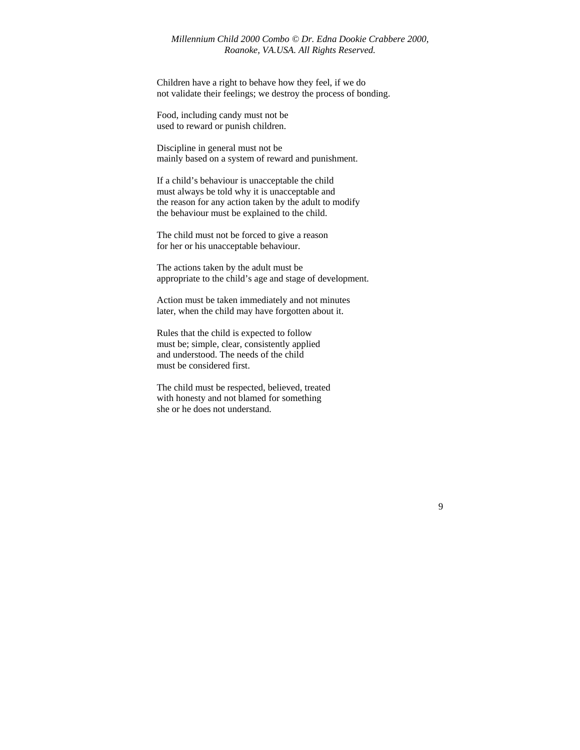Children have a right to behave how they feel, if we do
not validate their feelings; we destroy the process of bonding.

Food, including candy must not be
used to reward or punish children.

Discipline in general must not be
mainly based on a system of reward and punishment.

If a child's behaviour is unacceptable the child
must always be told why it is unacceptable and
the reason for any action taken by the adult to modify
the behaviour must be explained to the child.

The child must not be forced to give a reason
for her or his unacceptable behaviour.

The actions taken by the adult must be
appropriate to the child's age and stage of development.

Action must be taken immediately and not minutes
later, when the child may have forgotten about it.

Rules that the child is expected to follow
must be; simple, clear, consistently applied
and understood. The needs of the child
must be considered first.

The child must be respected, believed, treated
with honesty and not blamed for something
she or he does not understand.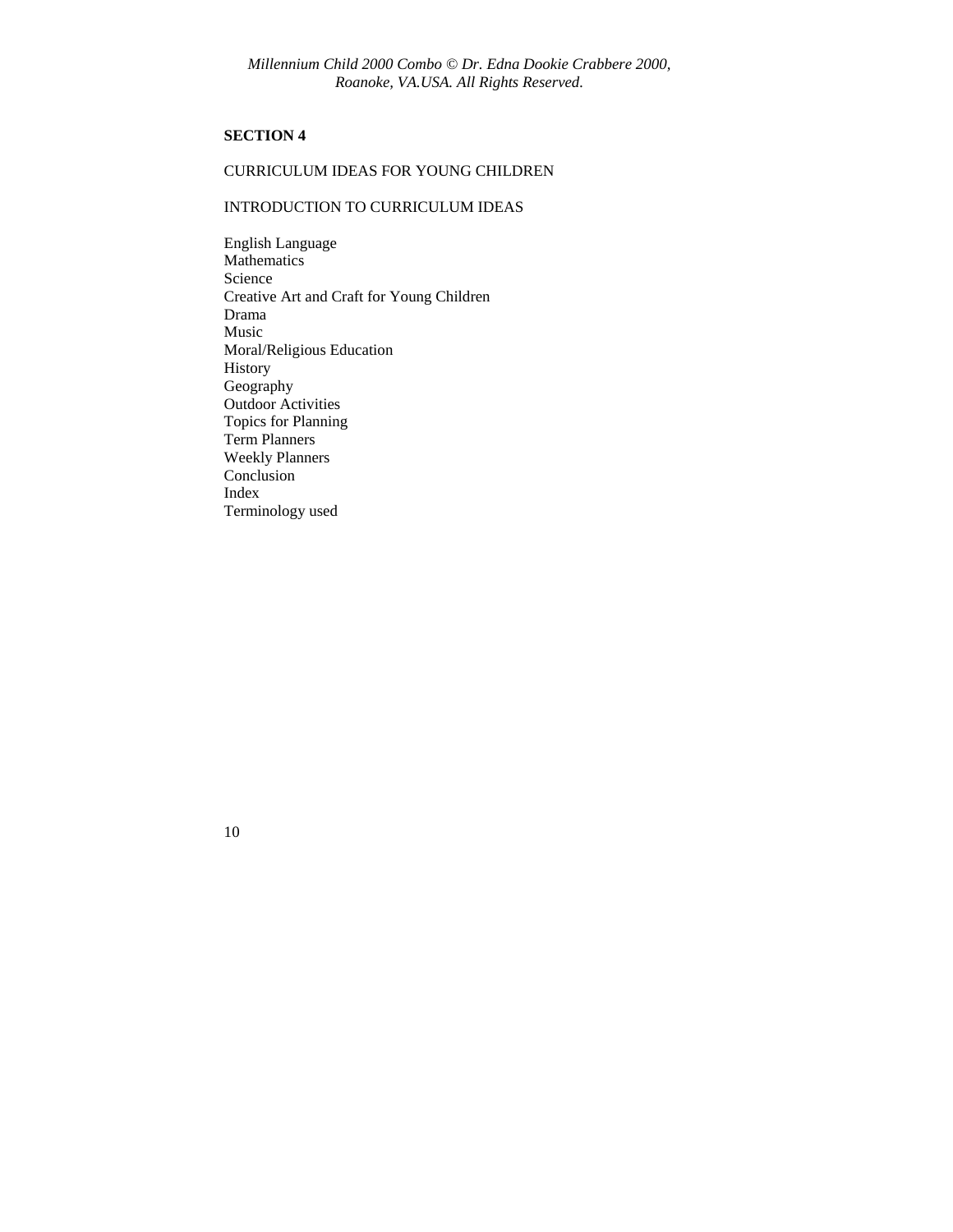**SECTION 4**

CURRICULUM IDEAS FOR YOUNG CHILDREN

INTRODUCTION TO CURRICULUM IDEAS

English Language
Mathematics
Science
Creative Art and Craft for Young Children
Drama
Music
Moral/Religious Education
History
Geography
Outdoor Activities
Topics for Planning
Term Planners
Weekly Planners
Conclusion
Index
Terminology used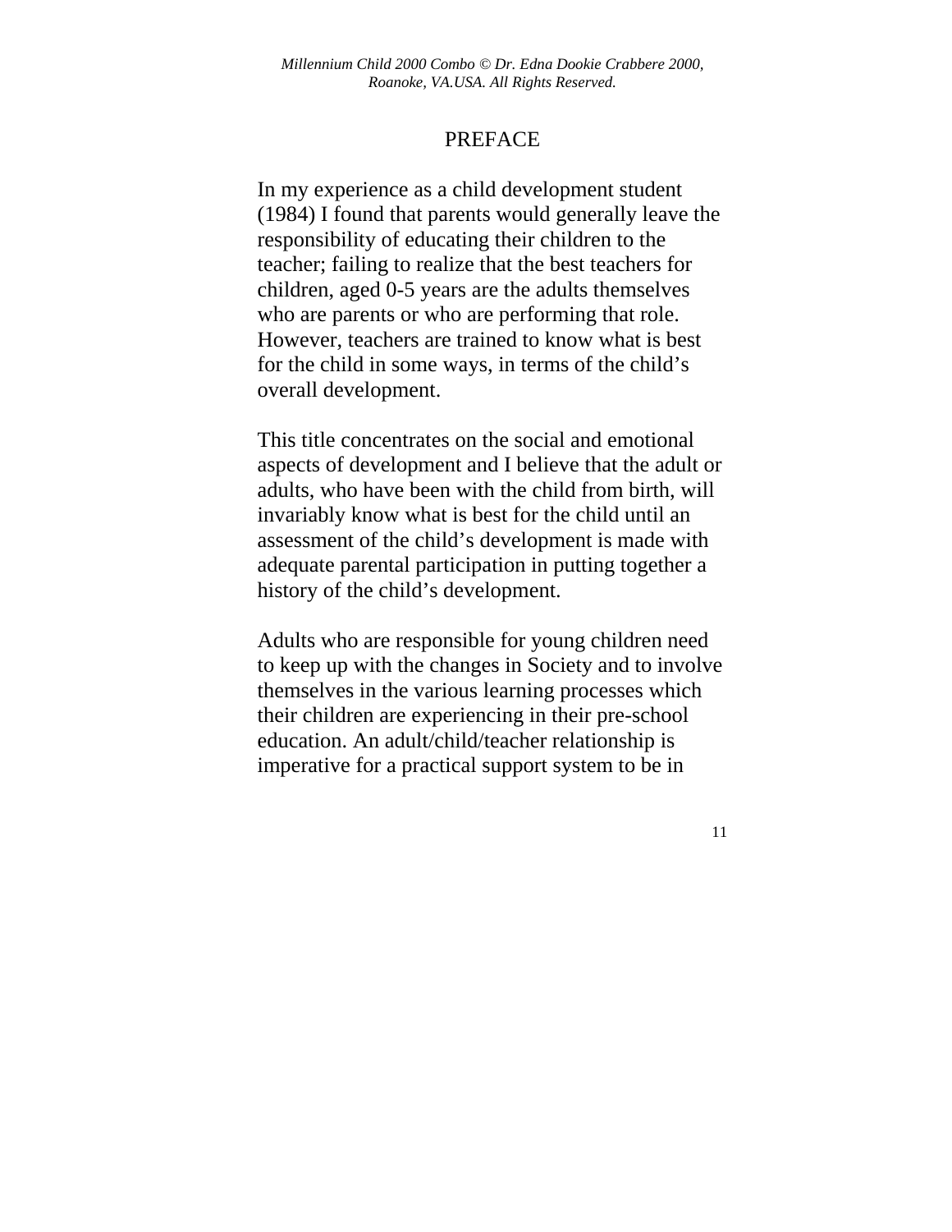# PREFACE

In my experience as a child development student (1984) I found that parents would generally leave the responsibility of educating their children to the teacher; failing to realize that the best teachers for children, aged 0-5 years are the adults themselves who are parents or who are performing that role. However, teachers are trained to know what is best for the child in some ways, in terms of the child's overall development.

This title concentrates on the social and emotional aspects of development and I believe that the adult or adults, who have been with the child from birth, will invariably know what is best for the child until an assessment of the child's development is made with adequate parental participation in putting together a history of the child's development.

Adults who are responsible for young children need to keep up with the changes in Society and to involve themselves in the various learning processes which their children are experiencing in their pre-school education. An adult/child/teacher relationship is imperative for a practical support system to be in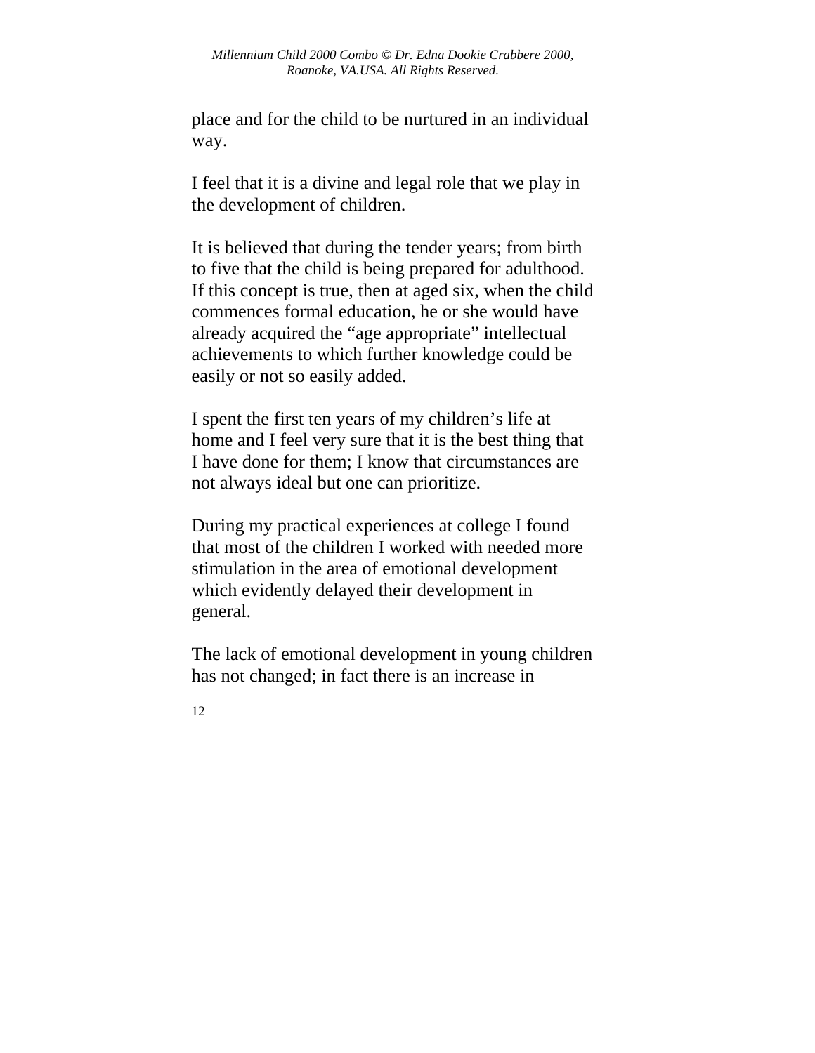place and for the child to be nurtured in an individual way.

I feel that it is a divine and legal role that we play in the development of children.

It is believed that during the tender years; from birth to five that the child is being prepared for adulthood. If this concept is true, then at aged six, when the child commences formal education, he or she would have already acquired the “age appropriate” intellectual achievements to which further knowledge could be easily or not so easily added.

I spent the first ten years of my children’s life at home and I feel very sure that it is the best thing that I have done for them; I know that circumstances are not always ideal but one can prioritize.

During my practical experiences at college I found that most of the children I worked with needed more stimulation in the area of emotional development which evidently delayed their development in general.

The lack of emotional development in young children has not changed; in fact there is an increase in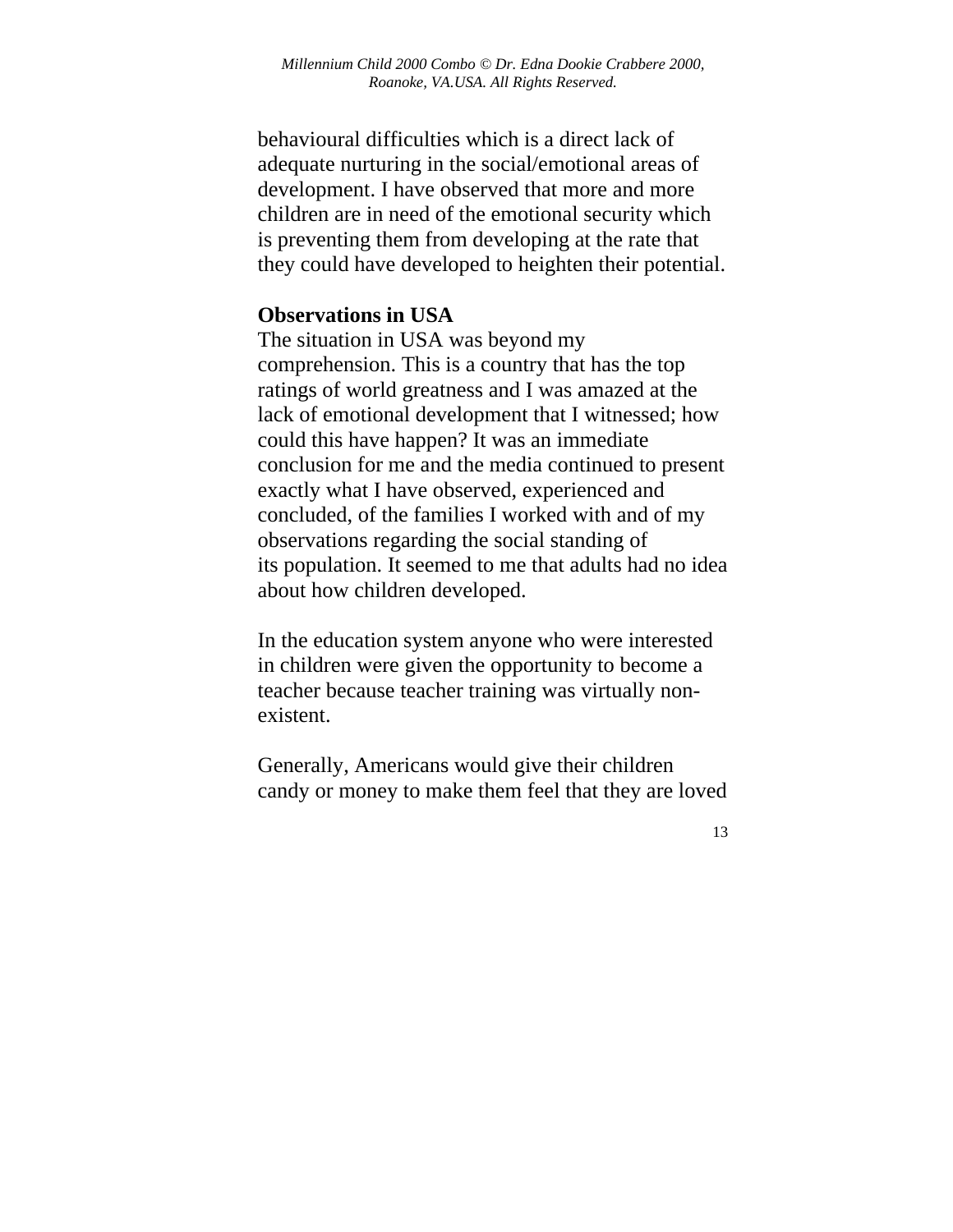behavioural difficulties which is a direct lack of adequate nurturing in the social/emotional areas of development. I have observed that more and more children are in need of the emotional security which is preventing them from developing at the rate that they could have developed to heighten their potential.

**Observations in USA**

The situation in USA was beyond my comprehension. This is a country that has the top ratings of world greatness and I was amazed at the lack of emotional development that I witnessed; how could this have happen? It was an immediate conclusion for me and the media continued to present exactly what I have observed, experienced and concluded, of the families I worked with and of my observations regarding the social standing of its population. It seemed to me that adults had no idea about how children developed.

In the education system anyone who were interested in children were given the opportunity to become a teacher because teacher training was virtually non-existent.

Generally, Americans would give their children candy or money to make them feel that they are loved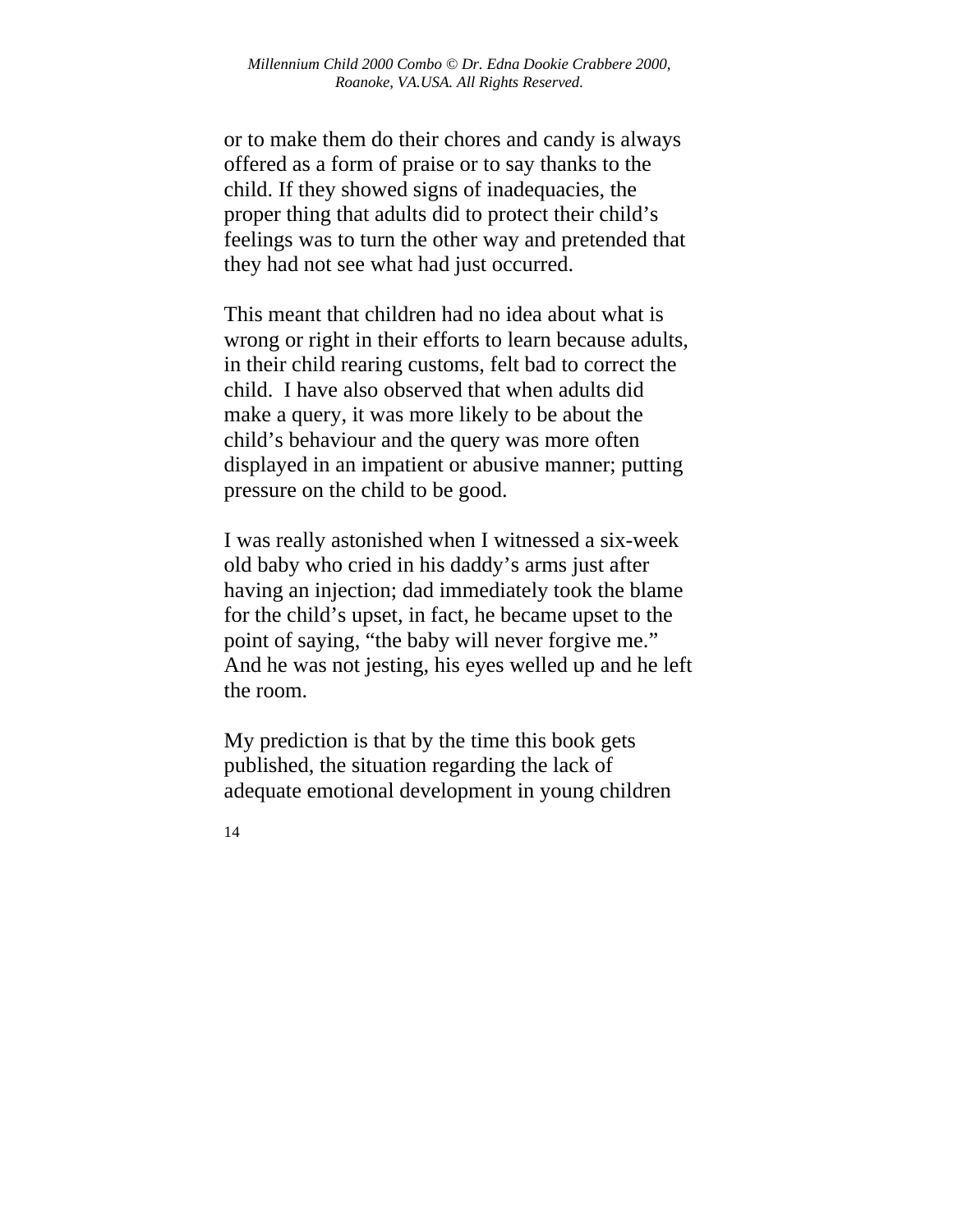or to make them do their chores and candy is always offered as a form of praise or to say thanks to the child. If they showed signs of inadequacies, the proper thing that adults did to protect their child's feelings was to turn the other way and pretended that they had not see what had just occurred.

This meant that children had no idea about what is wrong or right in their efforts to learn because adults, in their child rearing customs, felt bad to correct the child.  I have also observed that when adults did make a query, it was more likely to be about the child's behaviour and the query was more often displayed in an impatient or abusive manner; putting pressure on the child to be good.

I was really astonished when I witnessed a six-week old baby who cried in his daddy's arms just after having an injection; dad immediately took the blame for the child's upset, in fact, he became upset to the point of saying, "the baby will never forgive me." And he was not jesting, his eyes welled up and he left the room.

My prediction is that by the time this book gets published, the situation regarding the lack of adequate emotional development in young children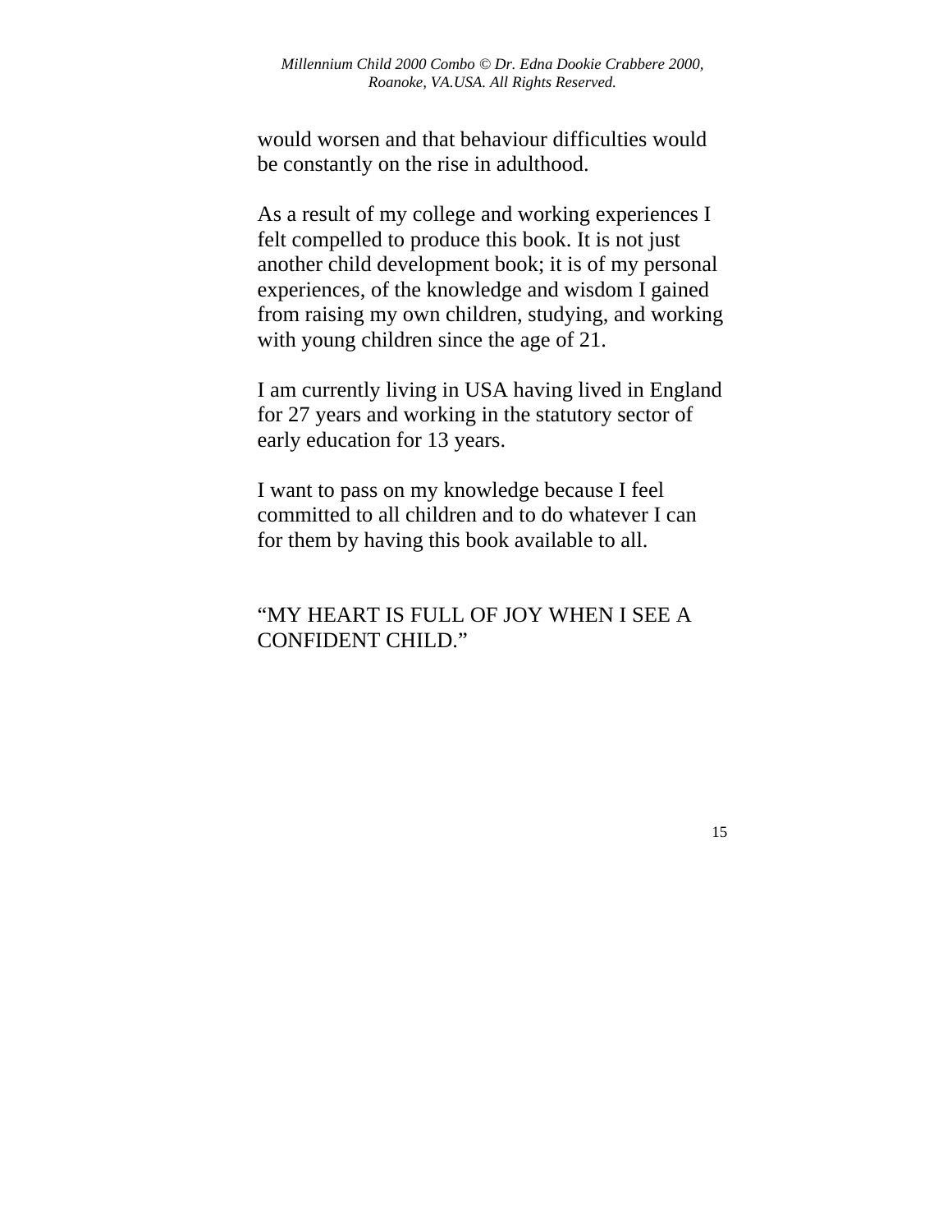would worsen and that behaviour difficulties would be constantly on the rise in adulthood.

As a result of my college and working experiences I felt compelled to produce this book. It is not just another child development book; it is of my personal experiences, of the knowledge and wisdom I gained from raising my own children, studying, and working with young children since the age of 21.

I am currently living in USA having lived in England for 27 years and working in the statutory sector of early education for 13 years.

I want to pass on my knowledge because I feel committed to all children and to do whatever I can for them by having this book available to all.

"MY HEART IS FULL OF JOY WHEN I SEE A CONFIDENT CHILD."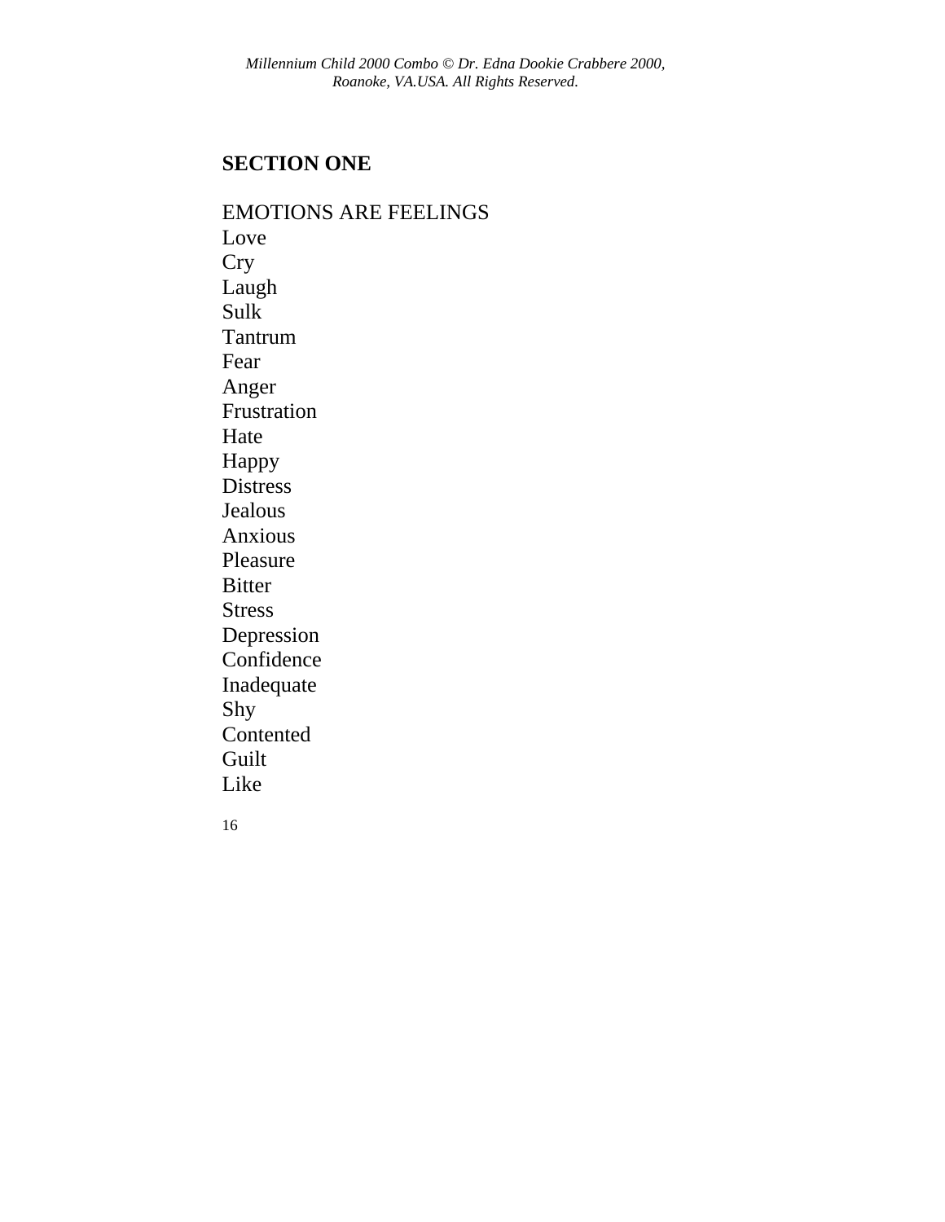## SECTION ONE

EMOTIONS ARE FEELINGS
Love
Cry
Laugh
Sulk
Tantrum
Fear
Anger
Frustration
Hate
Happy
Distress
Jealous
Anxious
Pleasure
Bitter
Stress
Depression
Confidence
Inadequate
Shy
Contented
Guilt
Like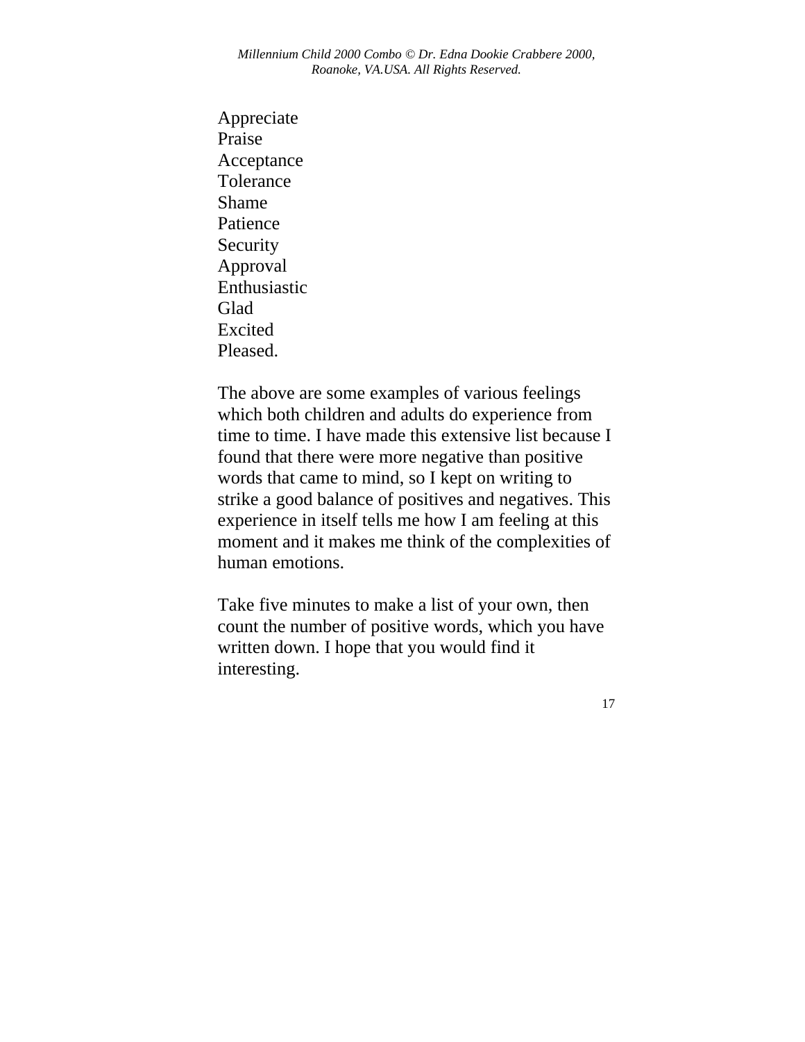Appreciate
Praise
Acceptance
Tolerance
Shame
Patience
Security
Approval
Enthusiastic
Glad
Excited
Pleased.

The above are some examples of various feelings which both children and adults do experience from time to time. I have made this extensive list because I found that there were more negative than positive words that came to mind, so I kept on writing to strike a good balance of positives and negatives. This experience in itself tells me how I am feeling at this moment and it makes me think of the complexities of human emotions.

Take five minutes to make a list of your own, then count the number of positive words, which you have written down. I hope that you would find it interesting.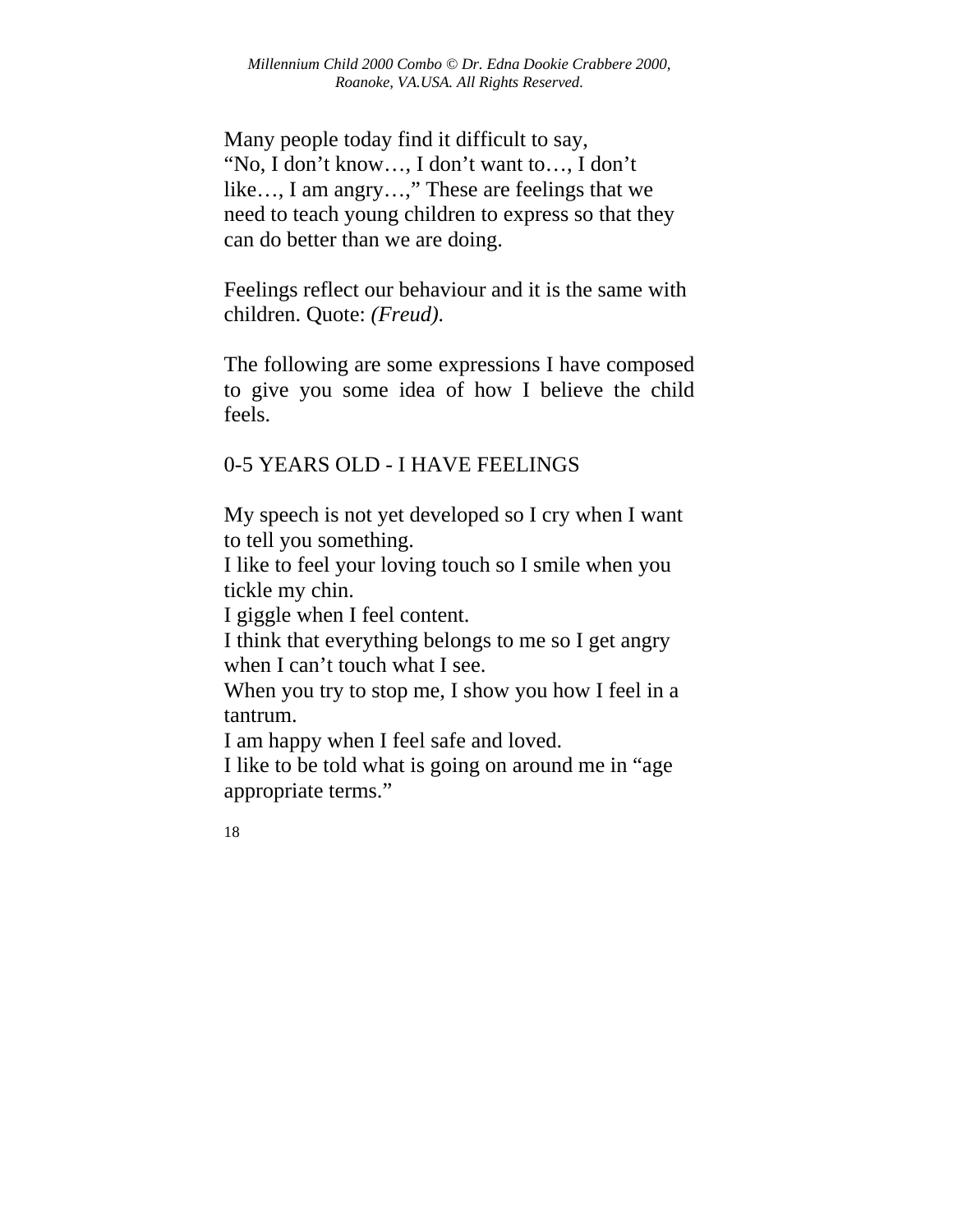Many people today find it difficult to say,
"No, I don't know…, I don't want to…, I don't like…, I am angry…," These are feelings that we need to teach young children to express so that they can do better than we are doing.

Feelings reflect our behaviour and it is the same with children. Quote: *(Freud).*

The following are some expressions I have composed to give you some idea of how I believe the child feels.

## 0-5 YEARS OLD - I HAVE FEELINGS

My speech is not yet developed so I cry when I want to tell you something.
I like to feel your loving touch so I smile when you tickle my chin.
I giggle when I feel content.
I think that everything belongs to me so I get angry when I can't touch what I see.
When you try to stop me, I show you how I feel in a tantrum.
I am happy when I feel safe and loved.
I like to be told what is going on around me in "age appropriate terms."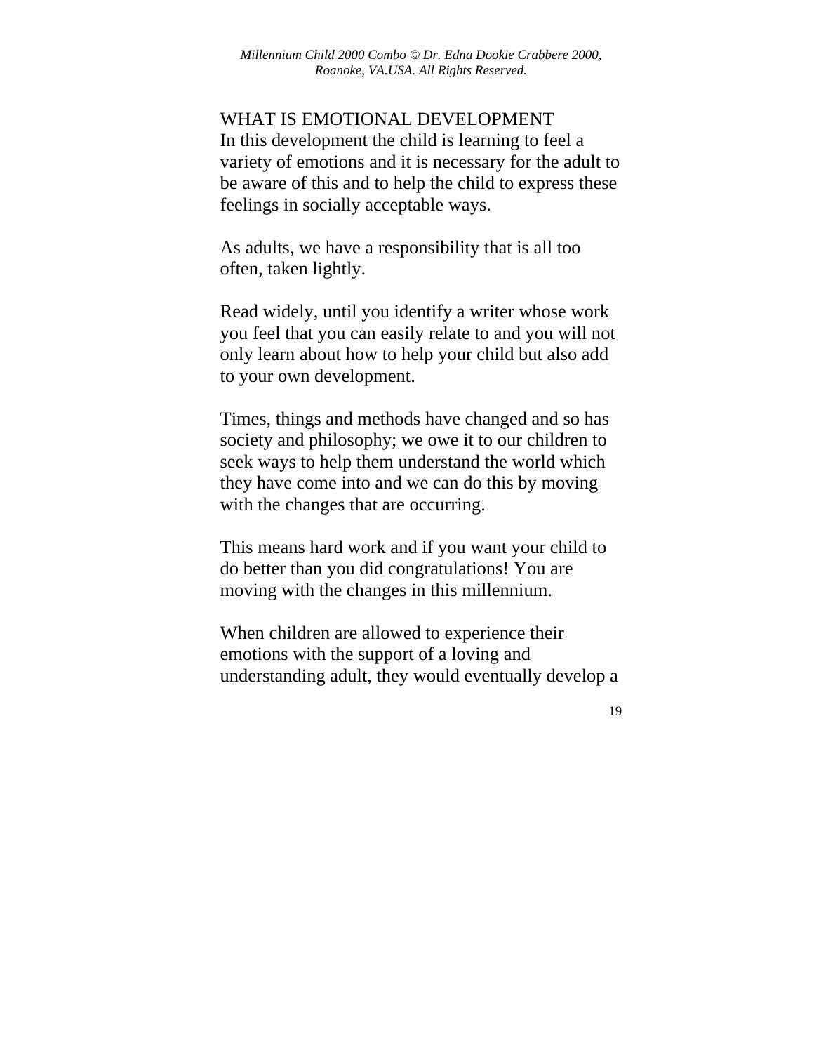## WHAT IS EMOTIONAL DEVELOPMENT

In this development the child is learning to feel a variety of emotions and it is necessary for the adult to be aware of this and to help the child to express these feelings in socially acceptable ways.

As adults, we have a responsibility that is all too often, taken lightly.

Read widely, until you identify a writer whose work you feel that you can easily relate to and you will not only learn about how to help your child but also add to your own development.

Times, things and methods have changed and so has society and philosophy; we owe it to our children to seek ways to help them understand the world which they have come into and we can do this by moving with the changes that are occurring.

This means hard work and if you want your child to do better than you did congratulations! You are moving with the changes in this millennium.

When children are allowed to experience their emotions with the support of a loving and understanding adult, they would eventually develop a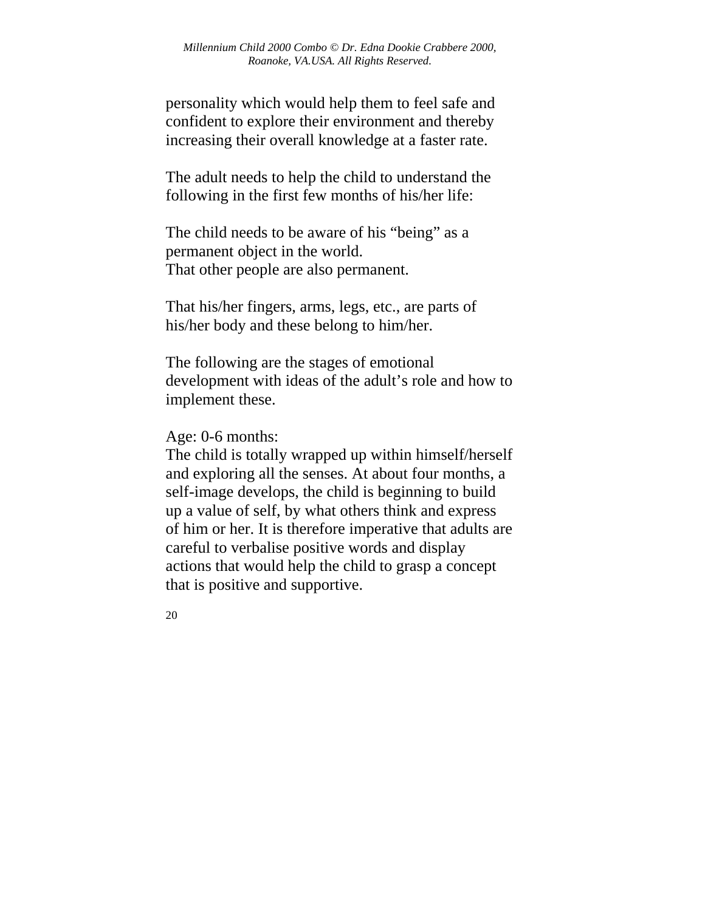personality which would help them to feel safe and confident to explore their environment and thereby increasing their overall knowledge at a faster rate.

The adult needs to help the child to understand the following in the first few months of his/her life:

The child needs to be aware of his “being” as a permanent object in the world.
That other people are also permanent.

That his/her fingers, arms, legs, etc., are parts of his/her body and these belong to him/her.

The following are the stages of emotional development with ideas of the adult’s role and how to implement these.

Age: 0-6 months:
The child is totally wrapped up within himself/herself and exploring all the senses. At about four months, a self-image develops, the child is beginning to build up a value of self, by what others think and express of him or her. It is therefore imperative that adults are careful to verbalise positive words and display actions that would help the child to grasp a concept that is positive and supportive.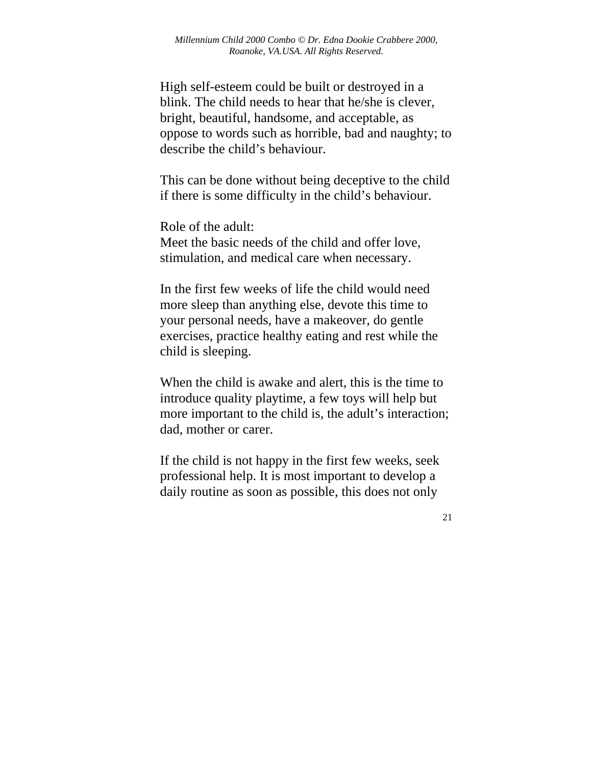High self-esteem could be built or destroyed in a blink. The child needs to hear that he/she is clever, bright, beautiful, handsome, and acceptable, as oppose to words such as horrible, bad and naughty; to describe the child's behaviour.

This can be done without being deceptive to the child if there is some difficulty in the child's behaviour.

Role of the adult:
Meet the basic needs of the child and offer love, stimulation, and medical care when necessary.

In the first few weeks of life the child would need more sleep than anything else, devote this time to your personal needs, have a makeover, do gentle exercises, practice healthy eating and rest while the child is sleeping.

When the child is awake and alert, this is the time to introduce quality playtime, a few toys will help but more important to the child is, the adult's interaction; dad, mother or carer.

If the child is not happy in the first few weeks, seek professional help. It is most important to develop a daily routine as soon as possible, this does not only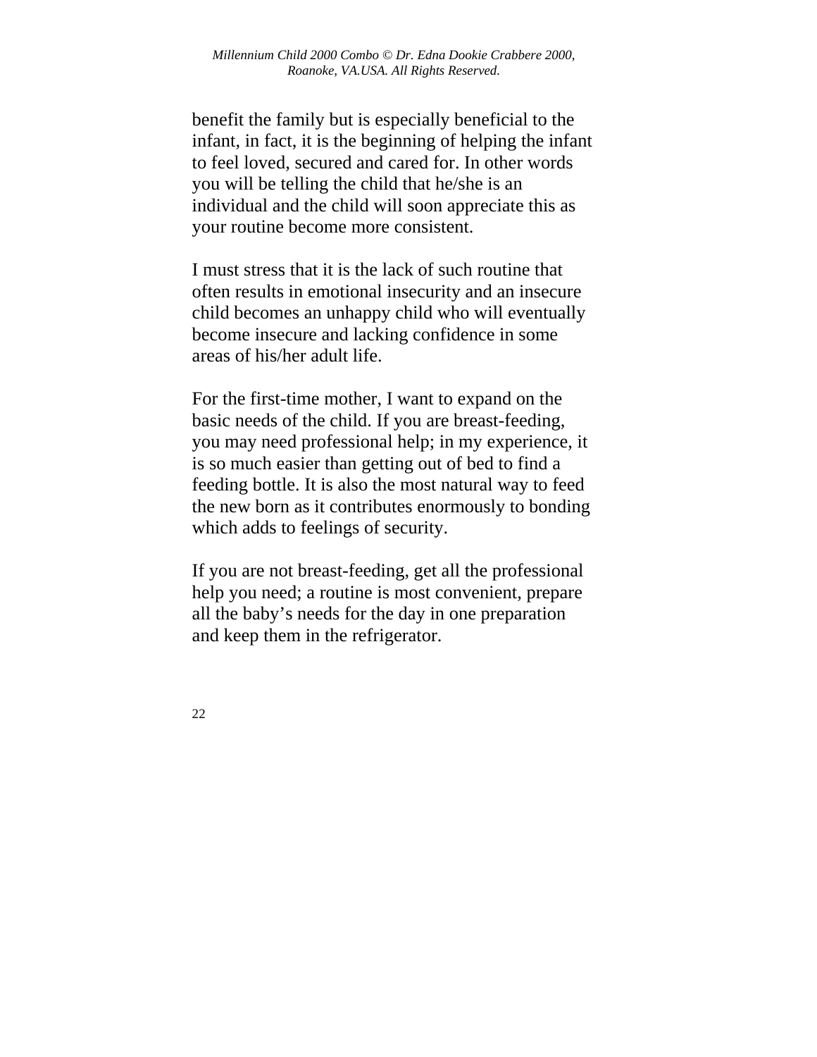benefit the family but is especially beneficial to the infant, in fact, it is the beginning of helping the infant to feel loved, secured and cared for. In other words you will be telling the child that he/she is an individual and the child will soon appreciate this as your routine become more consistent.

I must stress that it is the lack of such routine that often results in emotional insecurity and an insecure child becomes an unhappy child who will eventually become insecure and lacking confidence in some areas of his/her adult life.

For the first-time mother, I want to expand on the basic needs of the child. If you are breast-feeding, you may need professional help; in my experience, it is so much easier than getting out of bed to find a feeding bottle. It is also the most natural way to feed the new born as it contributes enormously to bonding which adds to feelings of security.

If you are not breast-feeding, get all the professional help you need; a routine is most convenient, prepare all the baby's needs for the day in one preparation and keep them in the refrigerator.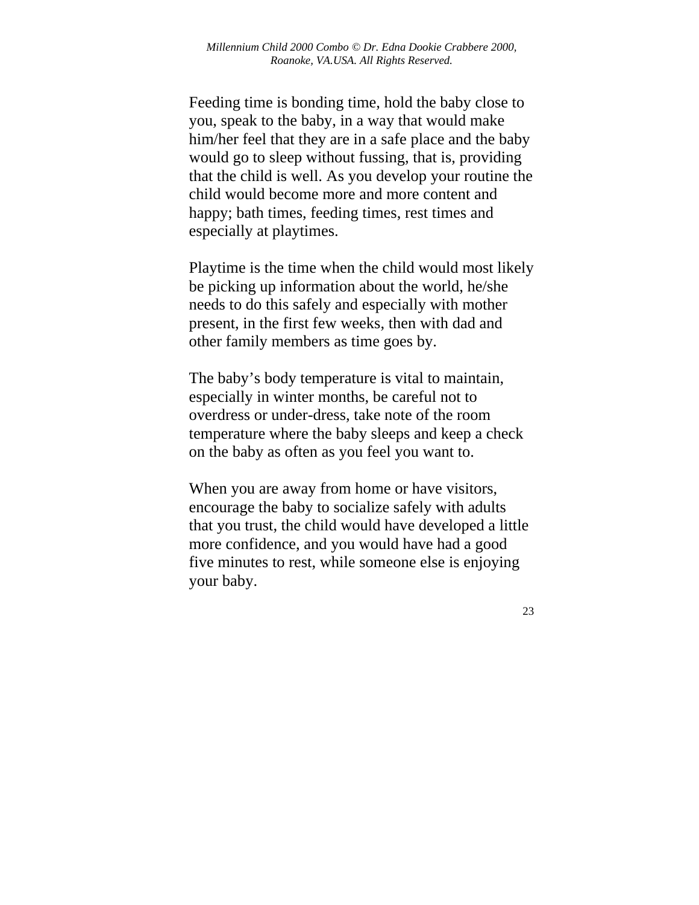Feeding time is bonding time, hold the baby close to you, speak to the baby, in a way that would make him/her feel that they are in a safe place and the baby would go to sleep without fussing, that is, providing that the child is well. As you develop your routine the child would become more and more content and happy; bath times, feeding times, rest times and especially at playtimes.

Playtime is the time when the child would most likely be picking up information about the world, he/she needs to do this safely and especially with mother present, in the first few weeks, then with dad and other family members as time goes by.

The baby's body temperature is vital to maintain, especially in winter months, be careful not to overdress or under-dress, take note of the room temperature where the baby sleeps and keep a check on the baby as often as you feel you want to.

When you are away from home or have visitors, encourage the baby to socialize safely with adults that you trust, the child would have developed a little more confidence, and you would have had a good five minutes to rest, while someone else is enjoying your baby.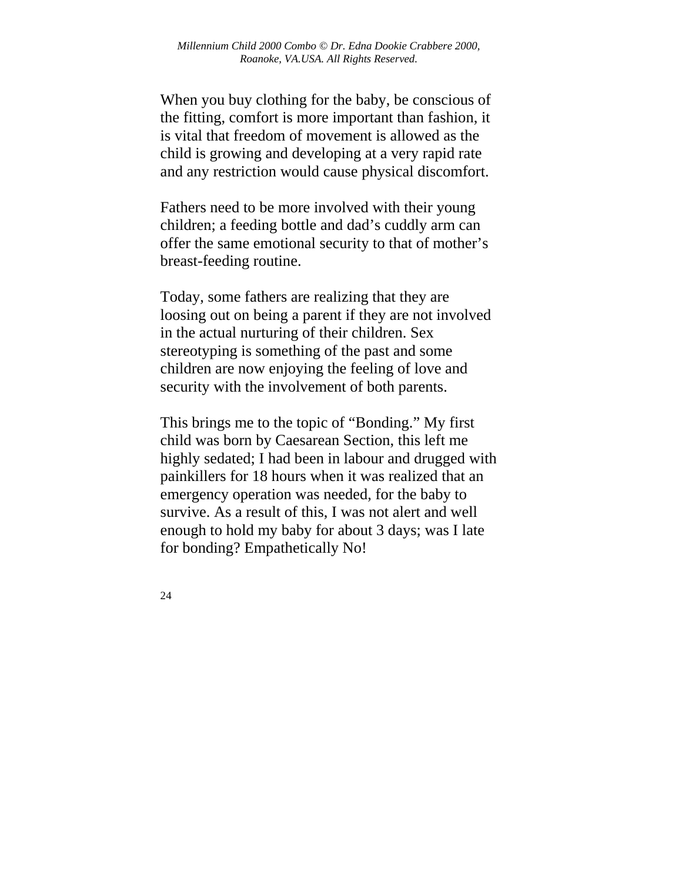When you buy clothing for the baby, be conscious of the fitting, comfort is more important than fashion, it is vital that freedom of movement is allowed as the child is growing and developing at a very rapid rate and any restriction would cause physical discomfort.

Fathers need to be more involved with their young children; a feeding bottle and dad's cuddly arm can offer the same emotional security to that of mother's breast-feeding routine.

Today, some fathers are realizing that they are loosing out on being a parent if they are not involved in the actual nurturing of their children. Sex stereotyping is something of the past and some children are now enjoying the feeling of love and security with the involvement of both parents.

This brings me to the topic of "Bonding." My first child was born by Caesarean Section, this left me highly sedated; I had been in labour and drugged with painkillers for 18 hours when it was realized that an emergency operation was needed, for the baby to survive. As a result of this, I was not alert and well enough to hold my baby for about 3 days; was I late for bonding? Empathetically No!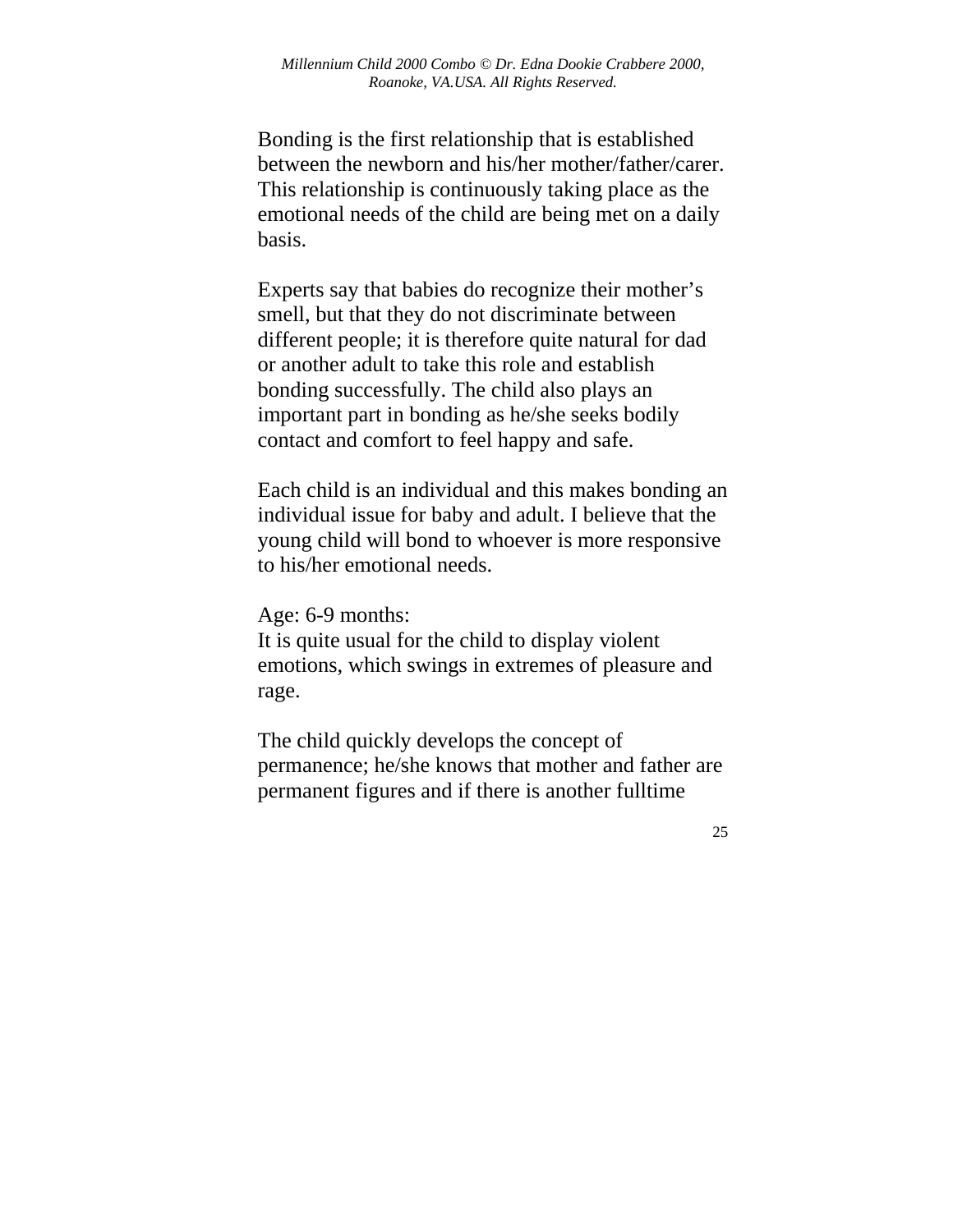Bonding is the first relationship that is established between the newborn and his/her mother/father/carer. This relationship is continuously taking place as the emotional needs of the child are being met on a daily basis.

Experts say that babies do recognize their mother's smell, but that they do not discriminate between different people; it is therefore quite natural for dad or another adult to take this role and establish bonding successfully. The child also plays an important part in bonding as he/she seeks bodily contact and comfort to feel happy and safe.

Each child is an individual and this makes bonding an individual issue for baby and adult. I believe that the young child will bond to whoever is more responsive to his/her emotional needs.

Age: 6-9 months:
It is quite usual for the child to display violent emotions, which swings in extremes of pleasure and rage.

The child quickly develops the concept of permanence; he/she knows that mother and father are permanent figures and if there is another fulltime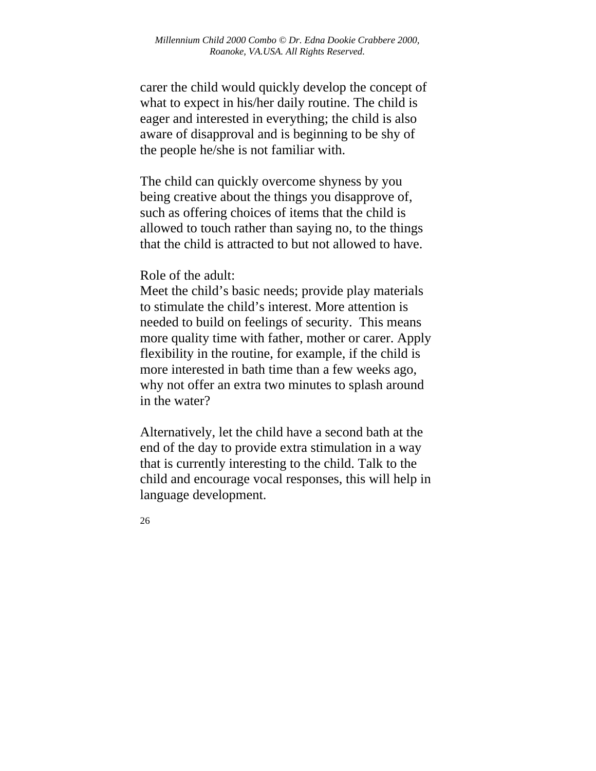carer the child would quickly develop the concept of what to expect in his/her daily routine. The child is eager and interested in everything; the child is also aware of disapproval and is beginning to be shy of the people he/she is not familiar with.

The child can quickly overcome shyness by you being creative about the things you disapprove of, such as offering choices of items that the child is allowed to touch rather than saying no, to the things that the child is attracted to but not allowed to have.

Role of the adult:
Meet the child's basic needs; provide play materials to stimulate the child's interest. More attention is needed to build on feelings of security. This means more quality time with father, mother or carer. Apply flexibility in the routine, for example, if the child is more interested in bath time than a few weeks ago, why not offer an extra two minutes to splash around in the water?

Alternatively, let the child have a second bath at the end of the day to provide extra stimulation in a way that is currently interesting to the child. Talk to the child and encourage vocal responses, this will help in language development.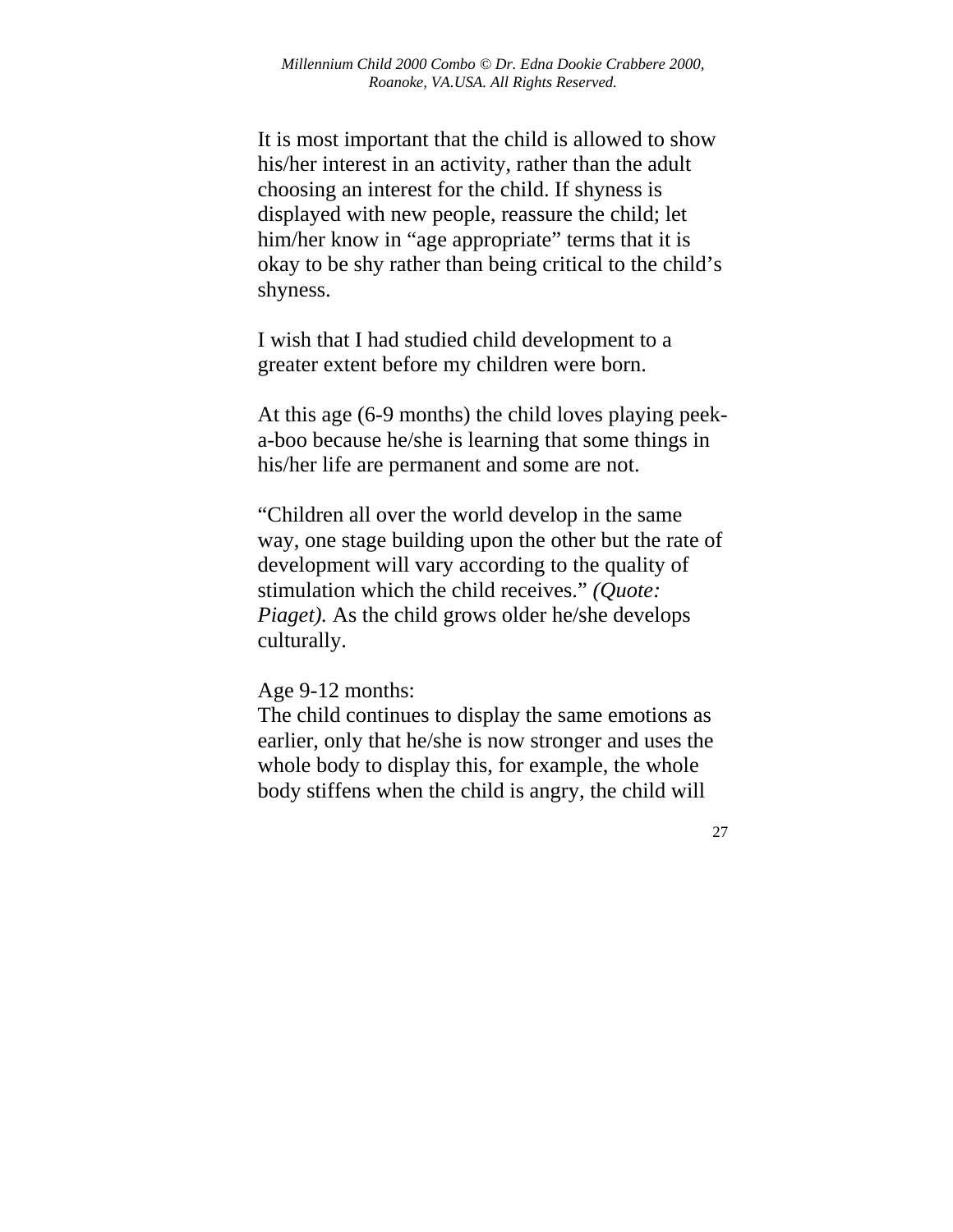It is most important that the child is allowed to show his/her interest in an activity, rather than the adult choosing an interest for the child. If shyness is displayed with new people, reassure the child; let him/her know in "age appropriate" terms that it is okay to be shy rather than being critical to the child's shyness.

I wish that I had studied child development to a greater extent before my children were born.

At this age (6-9 months) the child loves playing peek-a-boo because he/she is learning that some things in his/her life are permanent and some are not.

"Children all over the world develop in the same way, one stage building upon the other but the rate of development will vary according to the quality of stimulation which the child receives." *(Quote: Piaget).* As the child grows older he/she develops culturally.

Age 9-12 months:
The child continues to display the same emotions as earlier, only that he/she is now stronger and uses the whole body to display this, for example, the whole body stiffens when the child is angry, the child will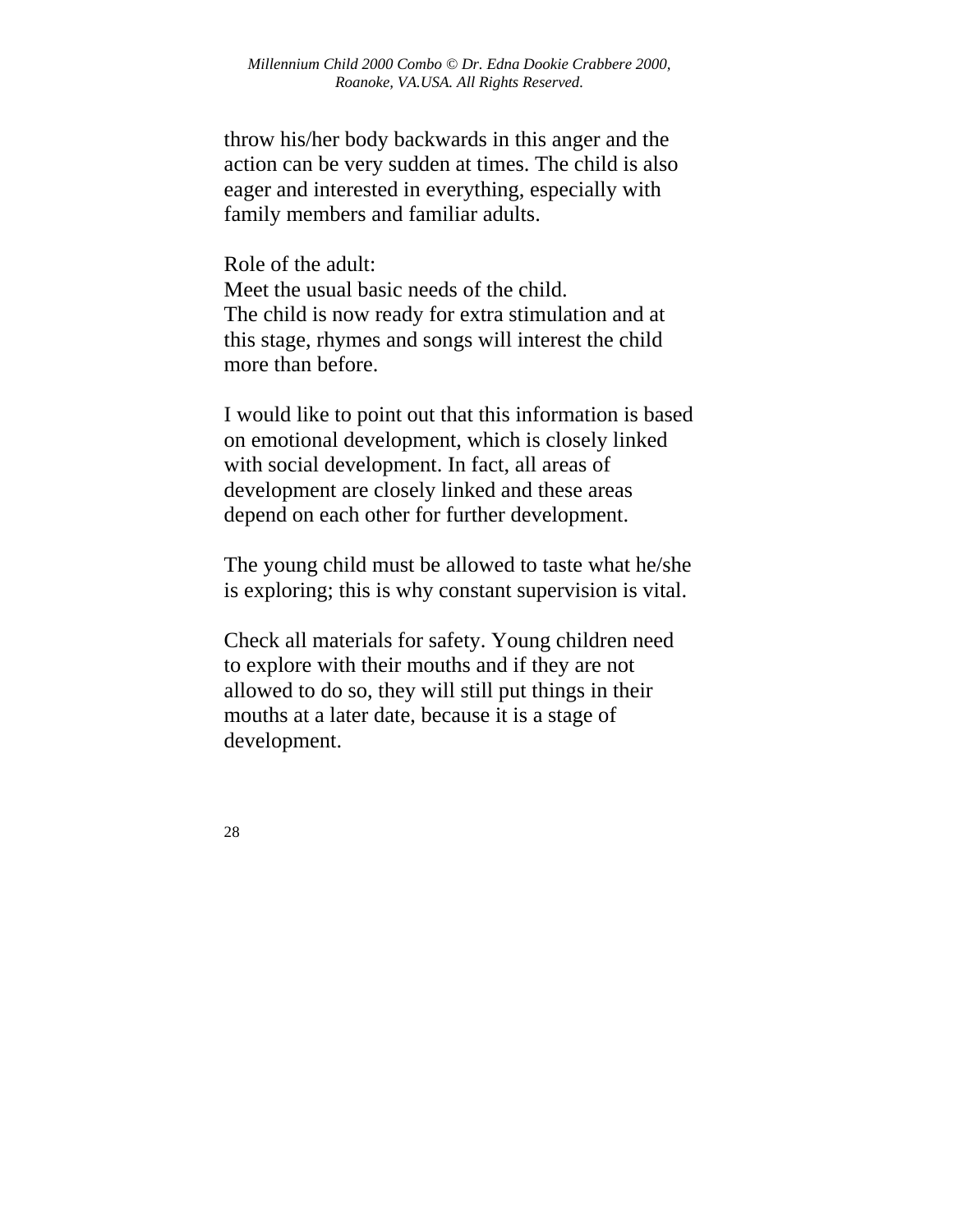throw his/her body backwards in this anger and the action can be very sudden at times. The child is also eager and interested in everything, especially with family members and familiar adults.

Role of the adult:
Meet the usual basic needs of the child.
The child is now ready for extra stimulation and at this stage, rhymes and songs will interest the child more than before.

I would like to point out that this information is based on emotional development, which is closely linked with social development. In fact, all areas of development are closely linked and these areas depend on each other for further development.

The young child must be allowed to taste what he/she is exploring; this is why constant supervision is vital.

Check all materials for safety. Young children need to explore with their mouths and if they are not allowed to do so, they will still put things in their mouths at a later date, because it is a stage of development.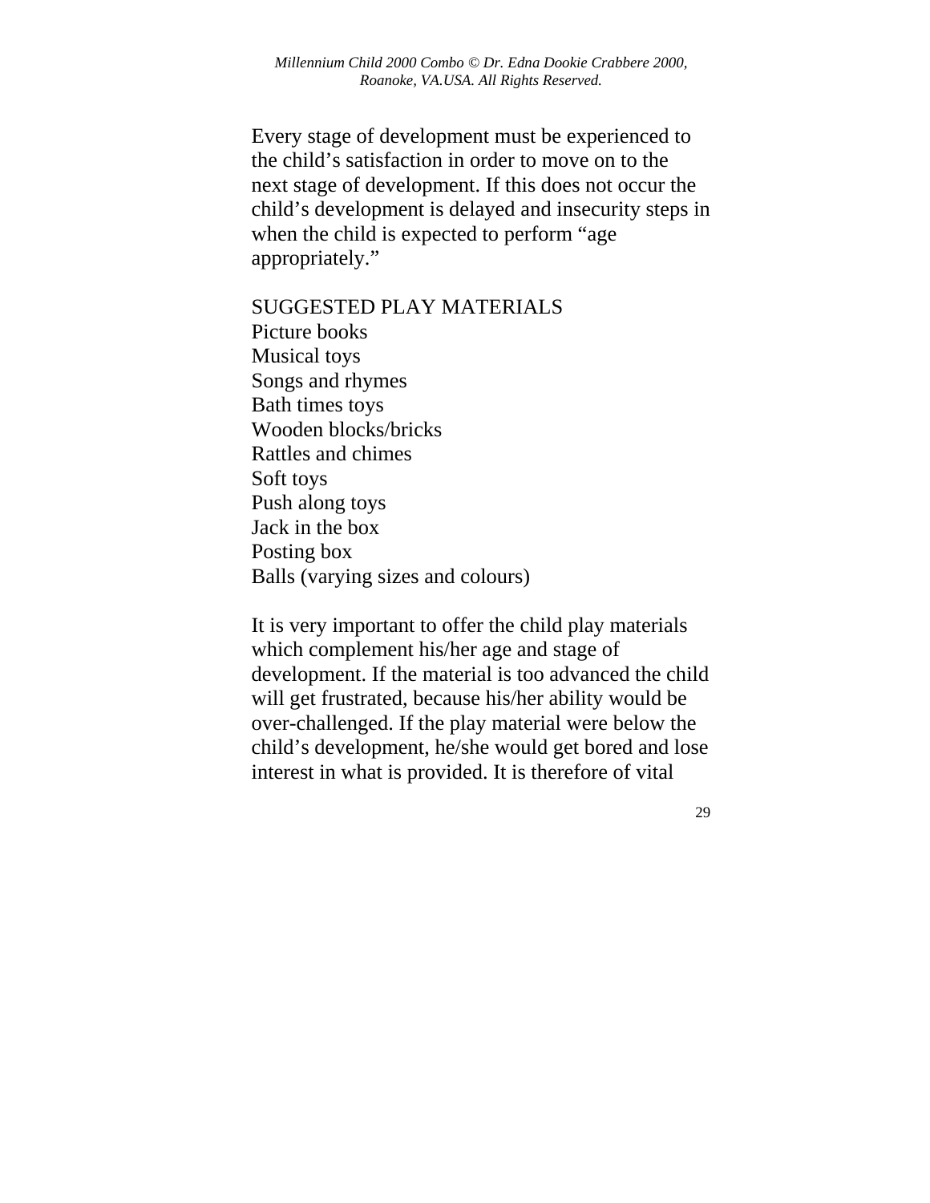Every stage of development must be experienced to the child's satisfaction in order to move on to the next stage of development. If this does not occur the child's development is delayed and insecurity steps in when the child is expected to perform "age appropriately."

SUGGESTED PLAY MATERIALS

Picture books
Musical toys
Songs and rhymes
Bath times toys
Wooden blocks/bricks
Rattles and chimes
Soft toys
Push along toys
Jack in the box
Posting box
Balls (varying sizes and colours)

It is very important to offer the child play materials which complement his/her age and stage of development. If the material is too advanced the child will get frustrated, because his/her ability would be over-challenged. If the play material were below the child's development, he/she would get bored and lose interest in what is provided. It is therefore of vital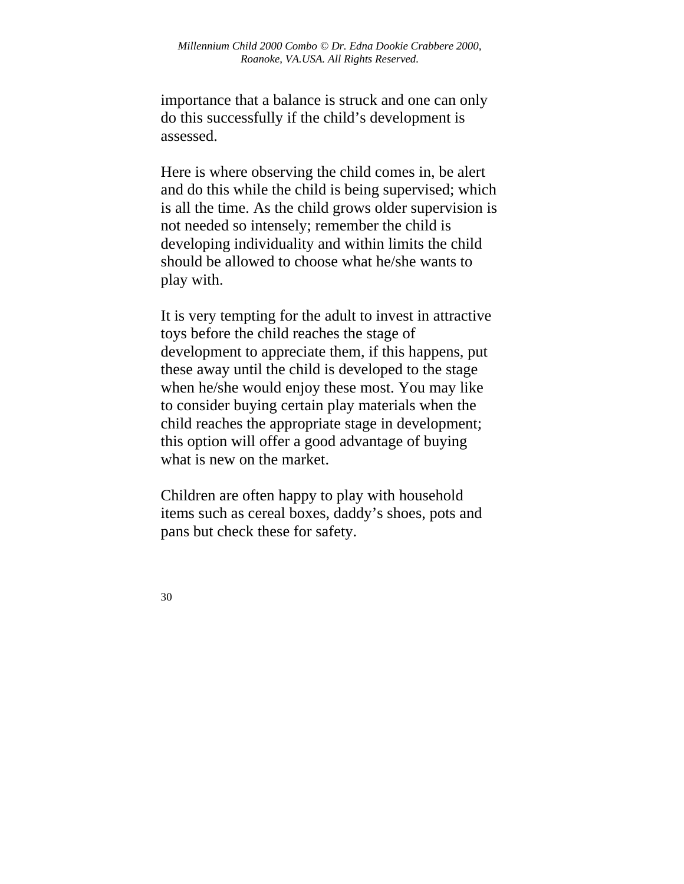importance that a balance is struck and one can only do this successfully if the child's development is assessed.

Here is where observing the child comes in, be alert and do this while the child is being supervised; which is all the time. As the child grows older supervision is not needed so intensely; remember the child is developing individuality and within limits the child should be allowed to choose what he/she wants to play with.

It is very tempting for the adult to invest in attractive toys before the child reaches the stage of development to appreciate them, if this happens, put these away until the child is developed to the stage when he/she would enjoy these most. You may like to consider buying certain play materials when the child reaches the appropriate stage in development; this option will offer a good advantage of buying what is new on the market.

Children are often happy to play with household items such as cereal boxes, daddy's shoes, pots and pans but check these for safety.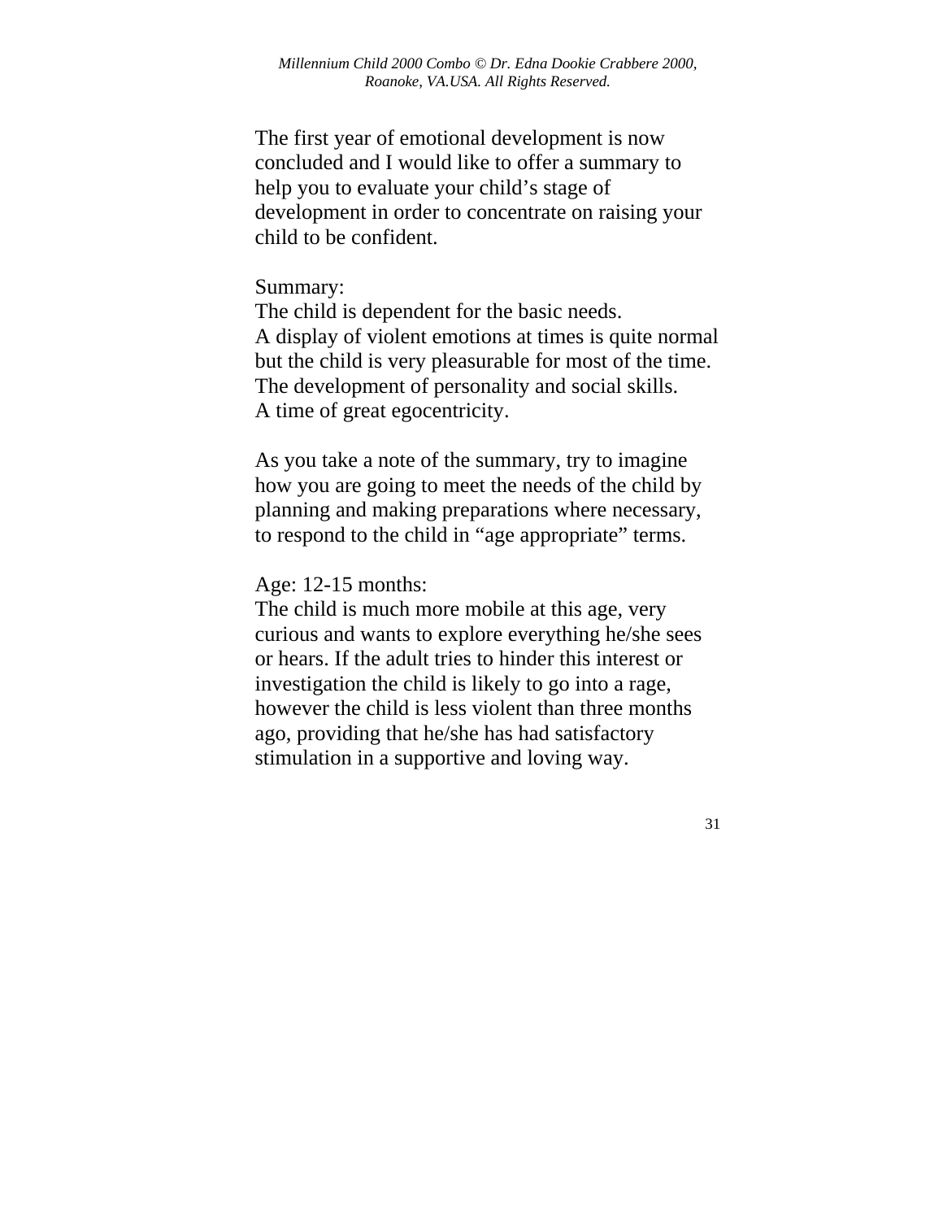The first year of emotional development is now concluded and I would like to offer a summary to help you to evaluate your child's stage of development in order to concentrate on raising your child to be confident.

Summary:
The child is dependent for the basic needs.
A display of violent emotions at times is quite normal but the child is very pleasurable for most of the time.
The development of personality and social skills.
A time of great egocentricity.

As you take a note of the summary, try to imagine how you are going to meet the needs of the child by planning and making preparations where necessary, to respond to the child in "age appropriate" terms.

Age: 12-15 months:
The child is much more mobile at this age, very curious and wants to explore everything he/she sees or hears. If the adult tries to hinder this interest or investigation the child is likely to go into a rage, however the child is less violent than three months ago, providing that he/she has had satisfactory stimulation in a supportive and loving way.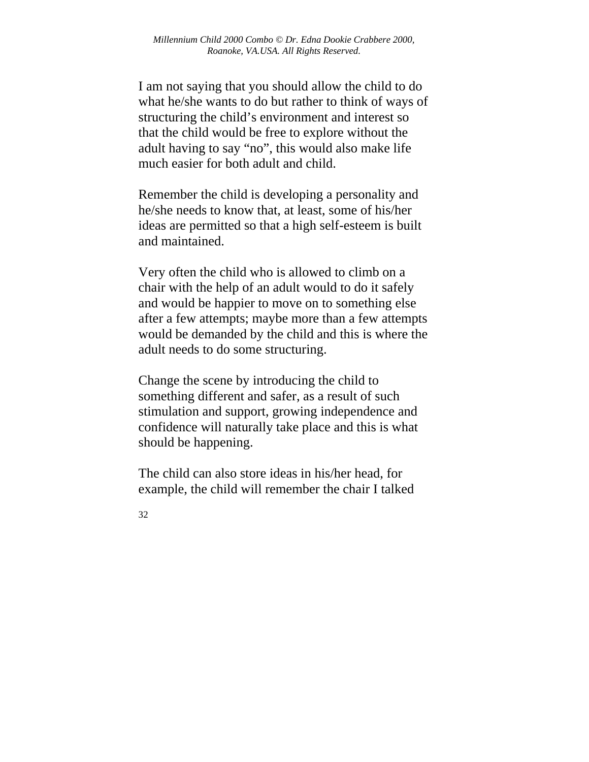I am not saying that you should allow the child to do what he/she wants to do but rather to think of ways of structuring the child's environment and interest so that the child would be free to explore without the adult having to say "no", this would also make life much easier for both adult and child.

Remember the child is developing a personality and he/she needs to know that, at least, some of his/her ideas are permitted so that a high self-esteem is built and maintained.

Very often the child who is allowed to climb on a chair with the help of an adult would to do it safely and would be happier to move on to something else after a few attempts; maybe more than a few attempts would be demanded by the child and this is where the adult needs to do some structuring.

Change the scene by introducing the child to something different and safer, as a result of such stimulation and support, growing independence and confidence will naturally take place and this is what should be happening.

The child can also store ideas in his/her head, for example, the child will remember the chair I talked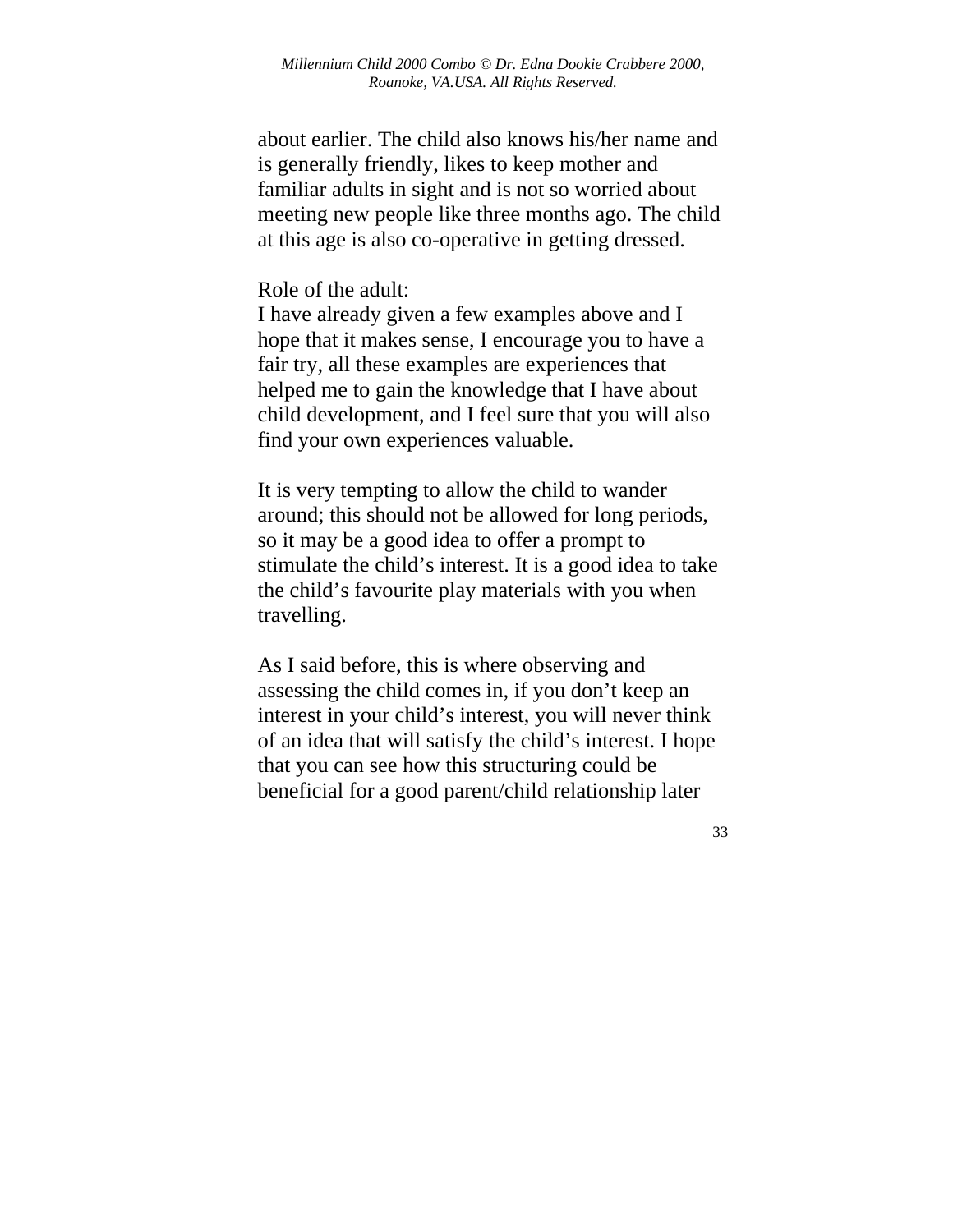about earlier. The child also knows his/her name and is generally friendly, likes to keep mother and familiar adults in sight and is not so worried about meeting new people like three months ago. The child at this age is also co-operative in getting dressed.

Role of the adult:
I have already given a few examples above and I hope that it makes sense, I encourage you to have a fair try, all these examples are experiences that helped me to gain the knowledge that I have about child development, and I feel sure that you will also find your own experiences valuable.

It is very tempting to allow the child to wander around; this should not be allowed for long periods, so it may be a good idea to offer a prompt to stimulate the child's interest. It is a good idea to take the child's favourite play materials with you when travelling.

As I said before, this is where observing and assessing the child comes in, if you don't keep an interest in your child's interest, you will never think of an idea that will satisfy the child's interest. I hope that you can see how this structuring could be beneficial for a good parent/child relationship later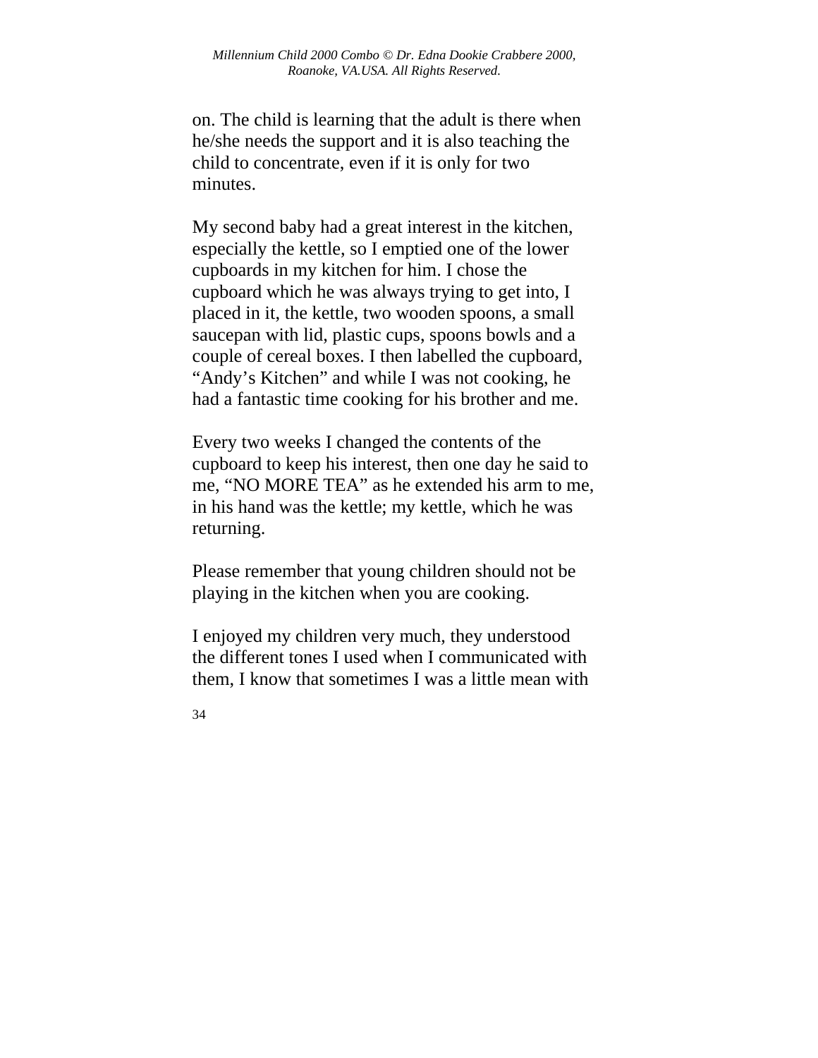on. The child is learning that the adult is there when he/she needs the support and it is also teaching the child to concentrate, even if it is only for two minutes.

My second baby had a great interest in the kitchen, especially the kettle, so I emptied one of the lower cupboards in my kitchen for him. I chose the cupboard which he was always trying to get into, I placed in it, the kettle, two wooden spoons, a small saucepan with lid, plastic cups, spoons bowls and a couple of cereal boxes. I then labelled the cupboard, “Andy’s Kitchen” and while I was not cooking, he had a fantastic time cooking for his brother and me.

Every two weeks I changed the contents of the cupboard to keep his interest, then one day he said to me, “NO MORE TEA” as he extended his arm to me, in his hand was the kettle; my kettle, which he was returning.

Please remember that young children should not be playing in the kitchen when you are cooking.

I enjoyed my children very much, they understood the different tones I used when I communicated with them, I know that sometimes I was a little mean with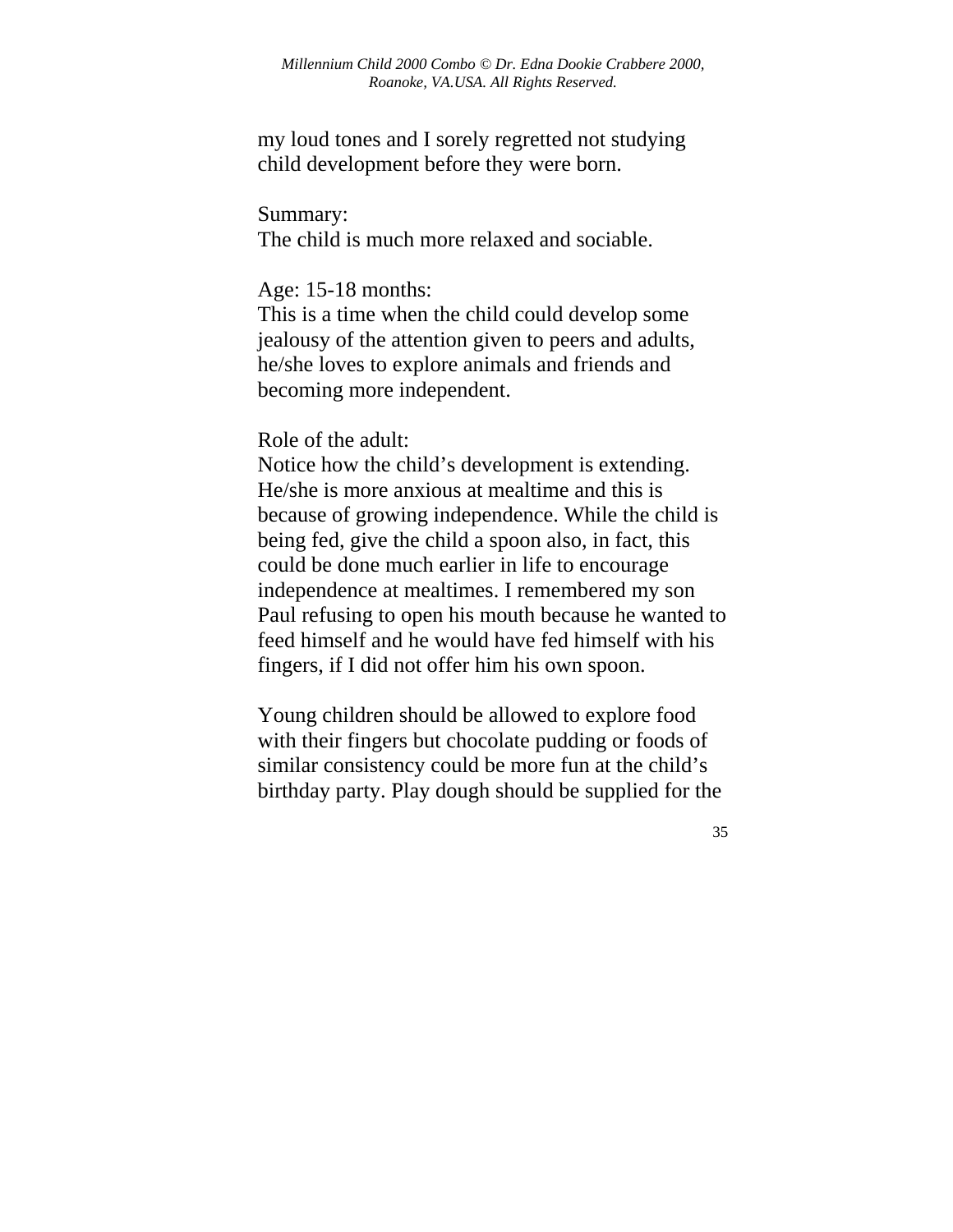my loud tones and I sorely regretted not studying child development before they were born.

Summary:
The child is much more relaxed and sociable.

Age: 15-18 months:
This is a time when the child could develop some jealousy of the attention given to peers and adults, he/she loves to explore animals and friends and becoming more independent.

Role of the adult:
Notice how the child's development is extending. He/she is more anxious at mealtime and this is because of growing independence. While the child is being fed, give the child a spoon also, in fact, this could be done much earlier in life to encourage independence at mealtimes. I remembered my son Paul refusing to open his mouth because he wanted to feed himself and he would have fed himself with his fingers, if I did not offer him his own spoon.

Young children should be allowed to explore food with their fingers but chocolate pudding or foods of similar consistency could be more fun at the child's birthday party. Play dough should be supplied for the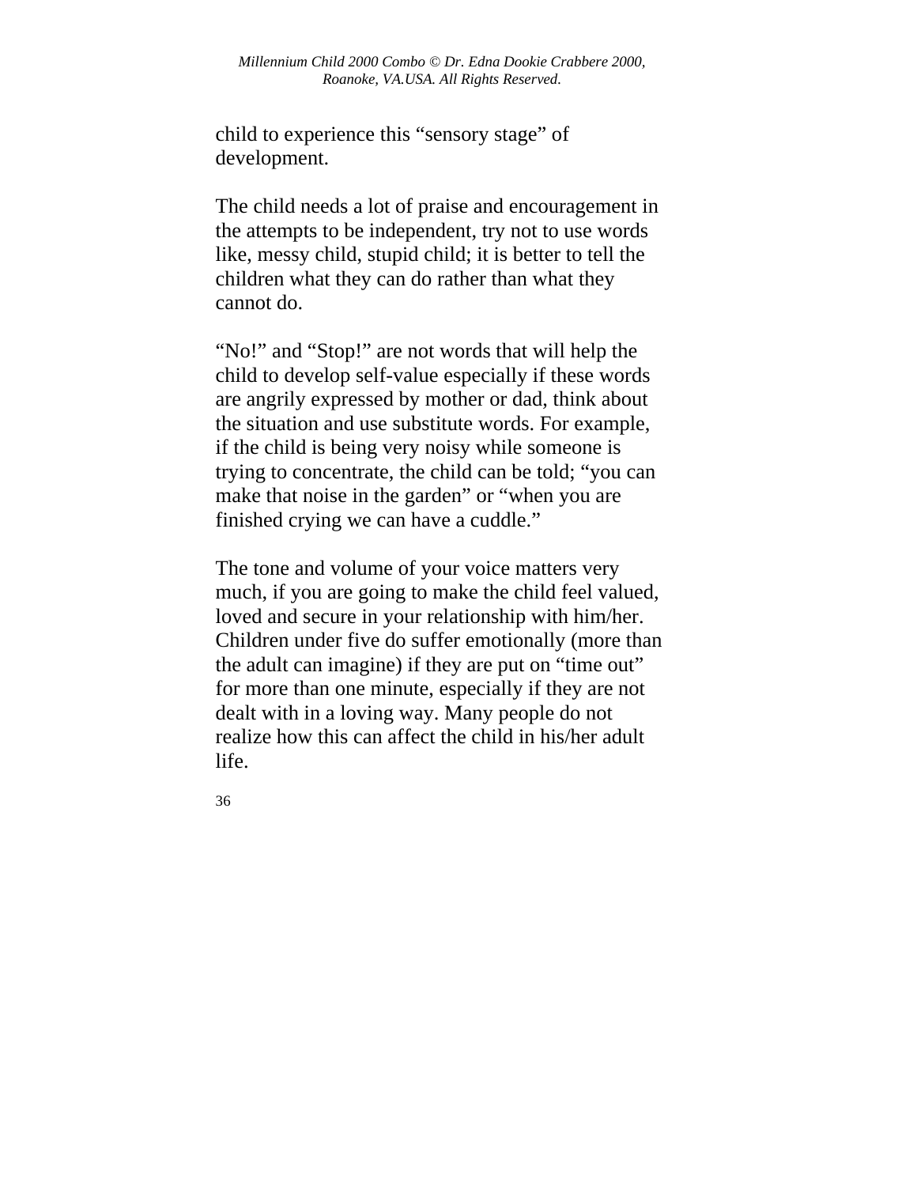child to experience this “sensory stage” of development.

The child needs a lot of praise and encouragement in the attempts to be independent, try not to use words like, messy child, stupid child; it is better to tell the children what they can do rather than what they cannot do.

“No!” and “Stop!” are not words that will help the child to develop self-value especially if these words are angrily expressed by mother or dad, think about the situation and use substitute words. For example, if the child is being very noisy while someone is trying to concentrate, the child can be told; “you can make that noise in the garden” or “when you are finished crying we can have a cuddle.”

The tone and volume of your voice matters very much, if you are going to make the child feel valued, loved and secure in your relationship with him/her. Children under five do suffer emotionally (more than the adult can imagine) if they are put on “time out” for more than one minute, especially if they are not dealt with in a loving way. Many people do not realize how this can affect the child in his/her adult life.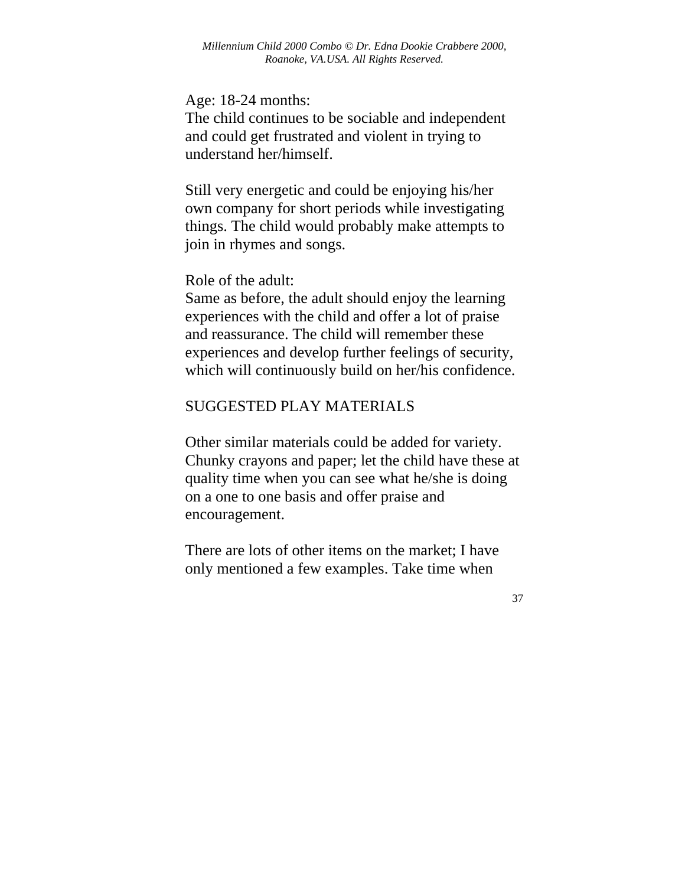Age: 18-24 months:
The child continues to be sociable and independent and could get frustrated and violent in trying to understand her/himself.

Still very energetic and could be enjoying his/her own company for short periods while investigating things. The child would probably make attempts to join in rhymes and songs.

Role of the adult:
Same as before, the adult should enjoy the learning experiences with the child and offer a lot of praise and reassurance. The child will remember these experiences and develop further feelings of security, which will continuously build on her/his confidence.

SUGGESTED PLAY MATERIALS

Other similar materials could be added for variety. Chunky crayons and paper; let the child have these at quality time when you can see what he/she is doing on a one to one basis and offer praise and encouragement.

There are lots of other items on the market; I have only mentioned a few examples. Take time when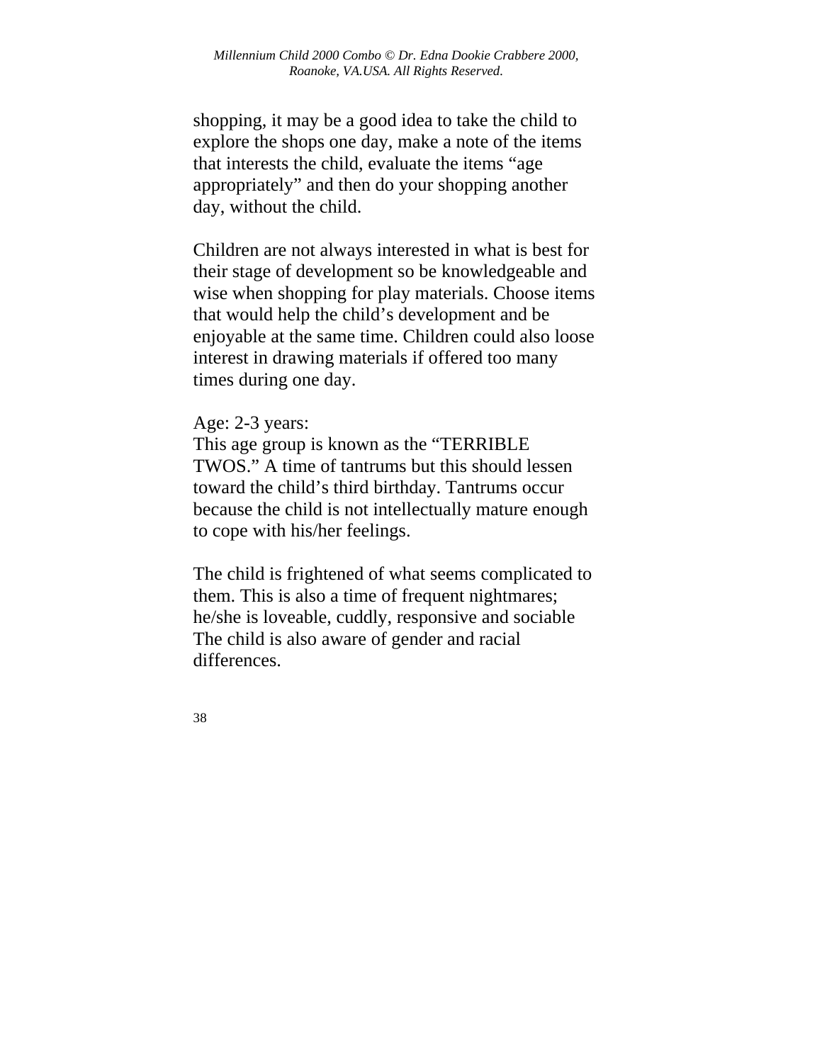shopping, it may be a good idea to take the child to explore the shops one day, make a note of the items that interests the child, evaluate the items "age appropriately" and then do your shopping another day, without the child.

Children are not always interested in what is best for their stage of development so be knowledgeable and wise when shopping for play materials. Choose items that would help the child's development and be enjoyable at the same time. Children could also loose interest in drawing materials if offered too many times during one day.

Age: 2-3 years:
This age group is known as the "TERRIBLE TWOS." A time of tantrums but this should lessen toward the child's third birthday. Tantrums occur because the child is not intellectually mature enough to cope with his/her feelings.

The child is frightened of what seems complicated to them. This is also a time of frequent nightmares; he/she is loveable, cuddly, responsive and sociable The child is also aware of gender and racial differences.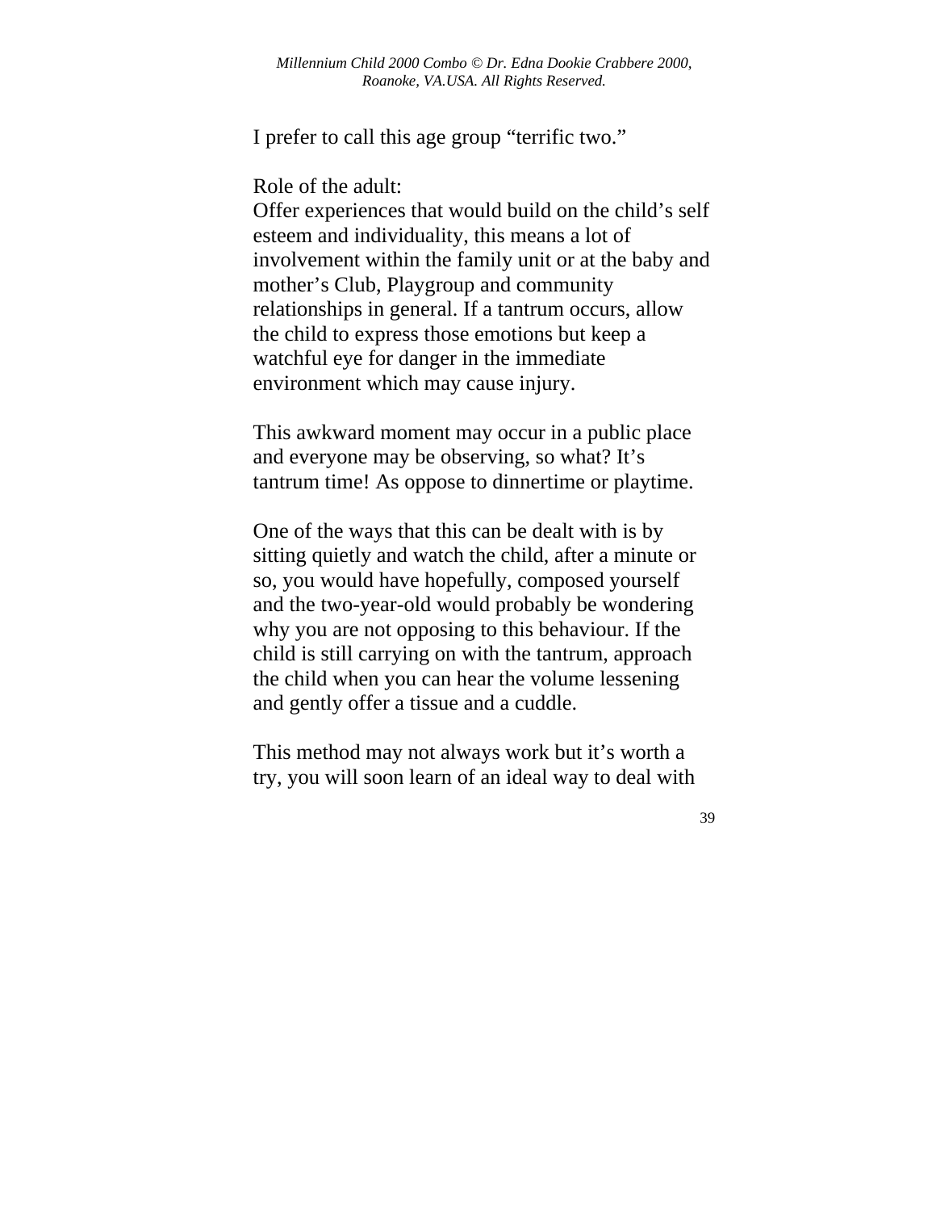I prefer to call this age group “terrific two.”

Role of the adult:
Offer experiences that would build on the child’s self esteem and individuality, this means a lot of involvement within the family unit or at the baby and mother’s Club, Playgroup and community relationships in general. If a tantrum occurs, allow the child to express those emotions but keep a watchful eye for danger in the immediate environment which may cause injury.

This awkward moment may occur in a public place and everyone may be observing, so what? It’s tantrum time! As oppose to dinnertime or playtime.

One of the ways that this can be dealt with is by sitting quietly and watch the child, after a minute or so, you would have hopefully, composed yourself and the two-year-old would probably be wondering why you are not opposing to this behaviour. If the child is still carrying on with the tantrum, approach the child when you can hear the volume lessening and gently offer a tissue and a cuddle.

This method may not always work but it’s worth a try, you will soon learn of an ideal way to deal with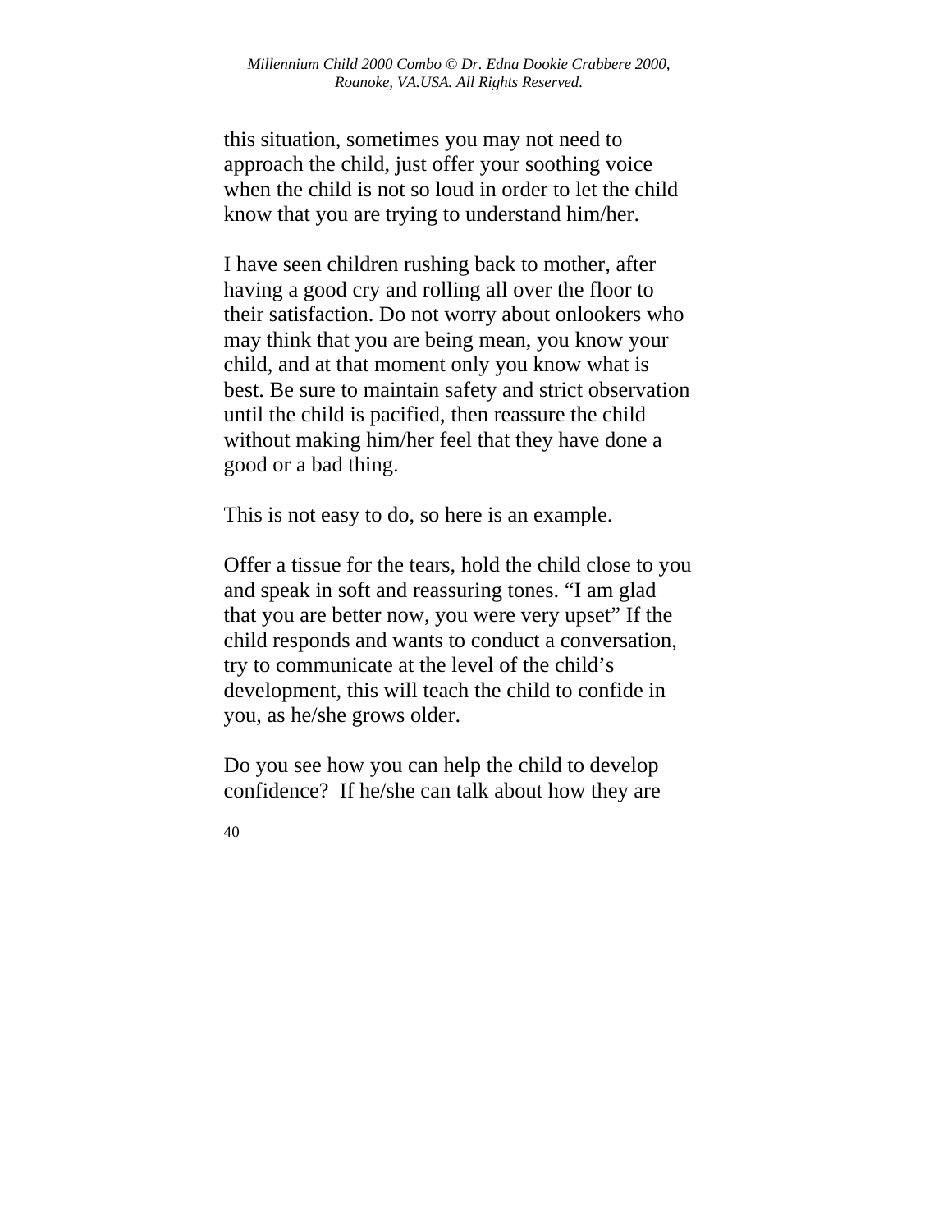this situation, sometimes you may not need to approach the child, just offer your soothing voice when the child is not so loud in order to let the child know that you are trying to understand him/her.

I have seen children rushing back to mother, after having a good cry and rolling all over the floor to their satisfaction. Do not worry about onlookers who may think that you are being mean, you know your child, and at that moment only you know what is best. Be sure to maintain safety and strict observation until the child is pacified, then reassure the child without making him/her feel that they have done a good or a bad thing.

This is not easy to do, so here is an example.

Offer a tissue for the tears, hold the child close to you and speak in soft and reassuring tones. “I am glad that you are better now, you were very upset” If the child responds and wants to conduct a conversation, try to communicate at the level of the child’s development, this will teach the child to confide in you, as he/she grows older.

Do you see how you can help the child to develop confidence? If he/she can talk about how they are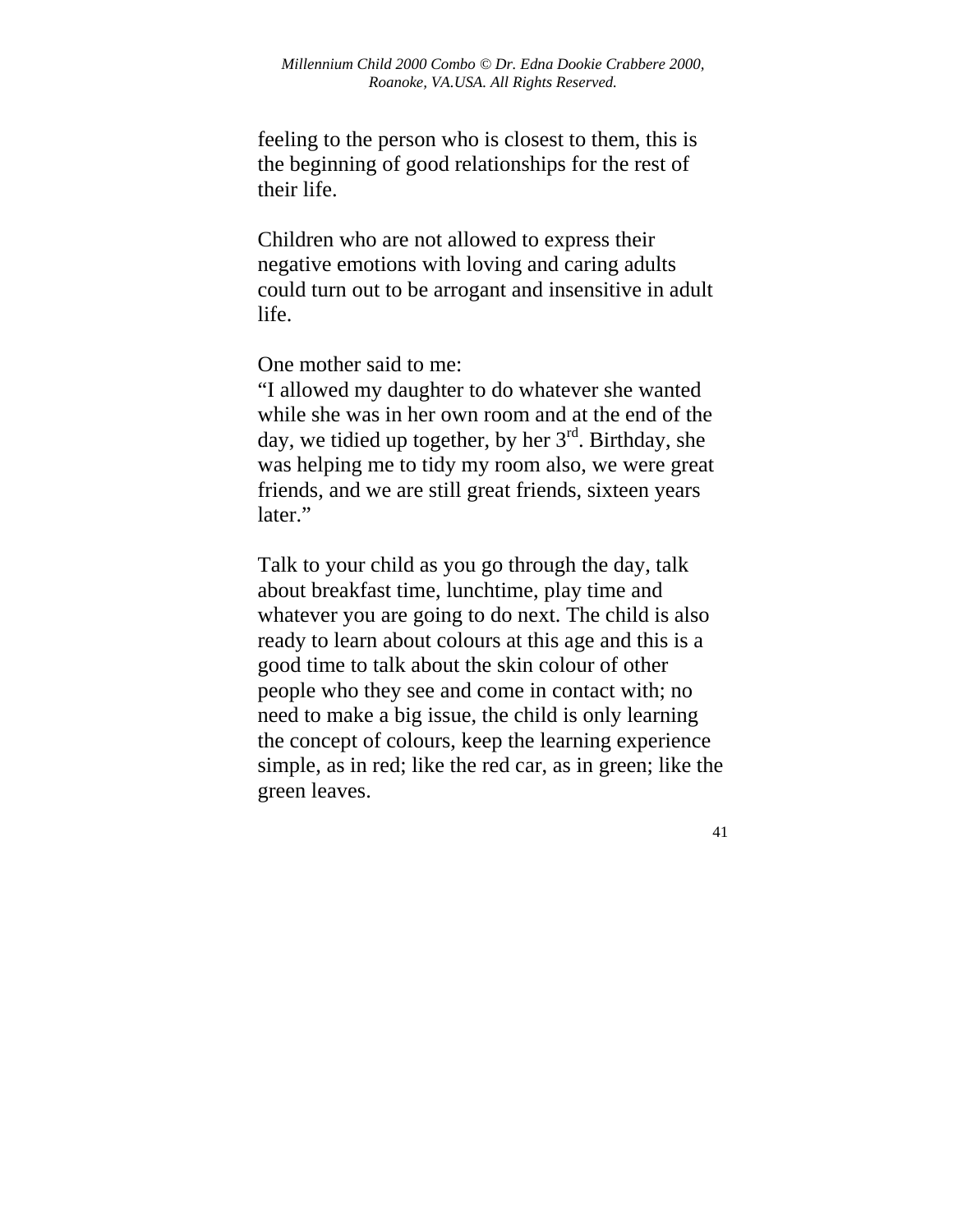feeling to the person who is closest to them, this is the beginning of good relationships for the rest of their life.

Children who are not allowed to express their negative emotions with loving and caring adults could turn out to be arrogant and insensitive in adult life.

One mother said to me:
"I allowed my daughter to do whatever she wanted while she was in her own room and at the end of the day, we tidied up together, by her 3rd. Birthday, she was helping me to tidy my room also, we were great friends, and we are still great friends, sixteen years later."

Talk to your child as you go through the day, talk about breakfast time, lunchtime, play time and whatever you are going to do next. The child is also ready to learn about colours at this age and this is a good time to talk about the skin colour of other people who they see and come in contact with; no need to make a big issue, the child is only learning the concept of colours, keep the learning experience simple, as in red; like the red car, as in green; like the green leaves.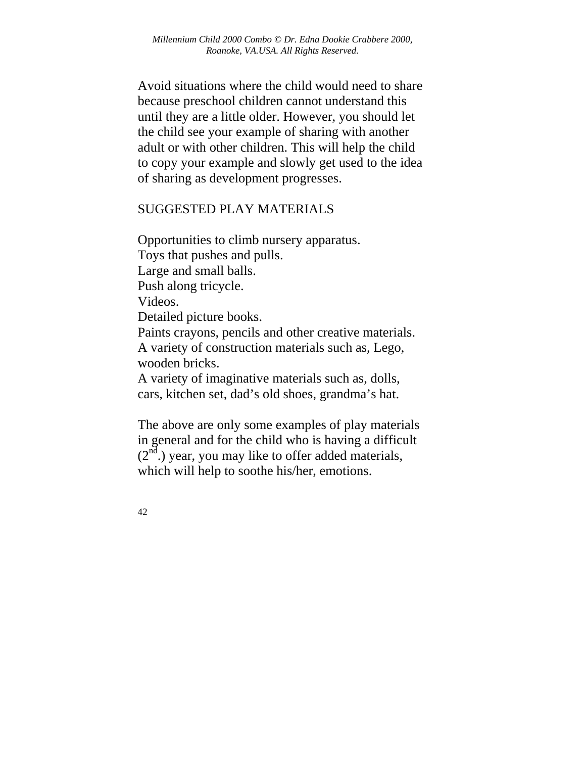Avoid situations where the child would need to share because preschool children cannot understand this until they are a little older. However, you should let the child see your example of sharing with another adult or with other children. This will help the child to copy your example and slowly get used to the idea of sharing as development progresses.

## SUGGESTED PLAY MATERIALS

Opportunities to climb nursery apparatus.
Toys that pushes and pulls.
Large and small balls.
Push along tricycle.
Videos.
Detailed picture books.
Paints crayons, pencils and other creative materials.
A variety of construction materials such as, Lego, wooden bricks.
A variety of imaginative materials such as, dolls, cars, kitchen set, dad's old shoes, grandma's hat.

The above are only some examples of play materials in general and for the child who is having a difficult (2nd.) year, you may like to offer added materials, which will help to soothe his/her, emotions.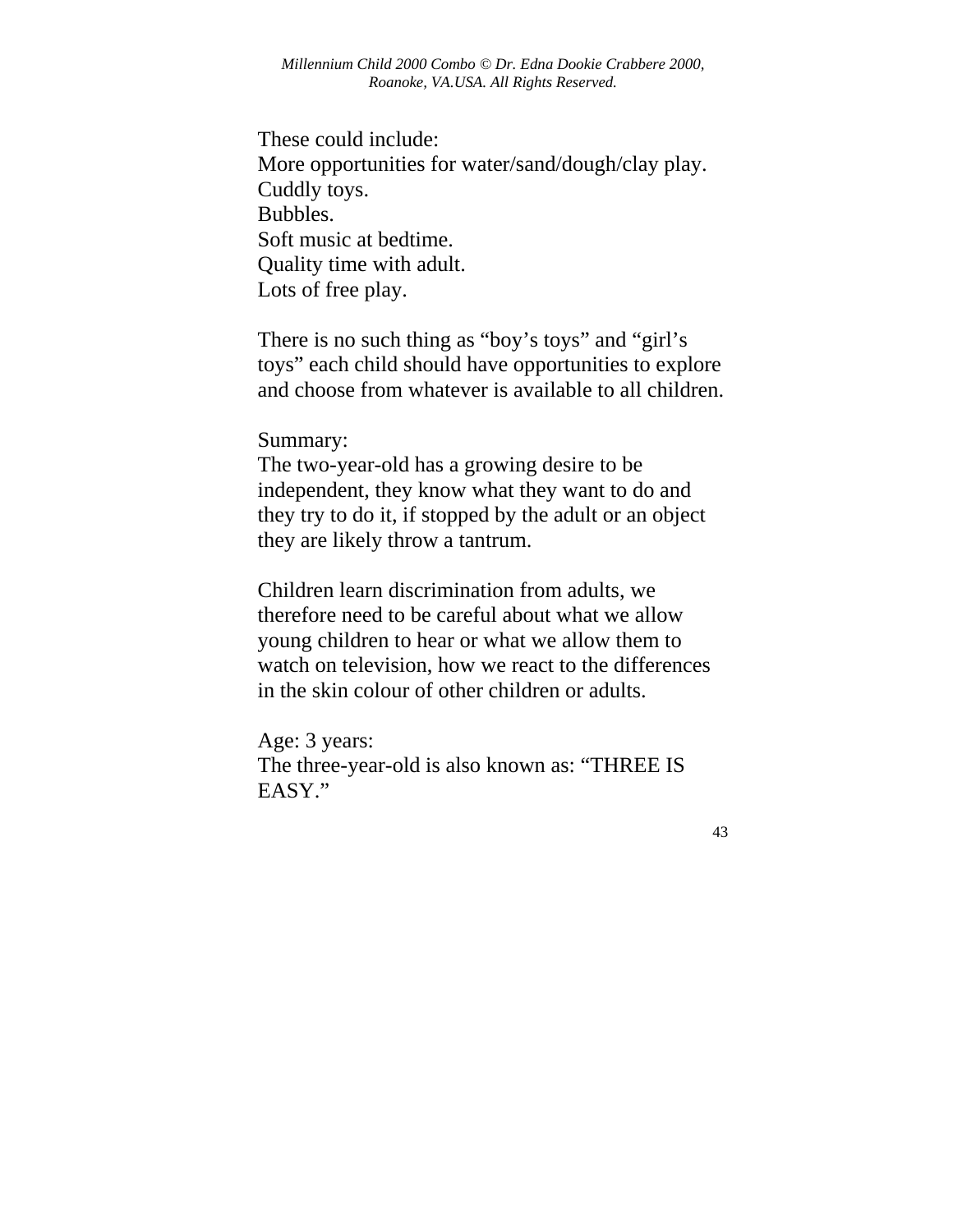These could include:
More opportunities for water/sand/dough/clay play.
Cuddly toys.
Bubbles.
Soft music at bedtime.
Quality time with adult.
Lots of free play.

There is no such thing as “boy’s toys” and “girl’s toys” each child should have opportunities to explore and choose from whatever is available to all children.

Summary:
The two-year-old has a growing desire to be independent, they know what they want to do and they try to do it, if stopped by the adult or an object they are likely throw a tantrum.

Children learn discrimination from adults, we therefore need to be careful about what we allow young children to hear or what we allow them to watch on television, how we react to the differences in the skin colour of other children or adults.

Age: 3 years:
The three-year-old is also known as: “THREE IS EASY.”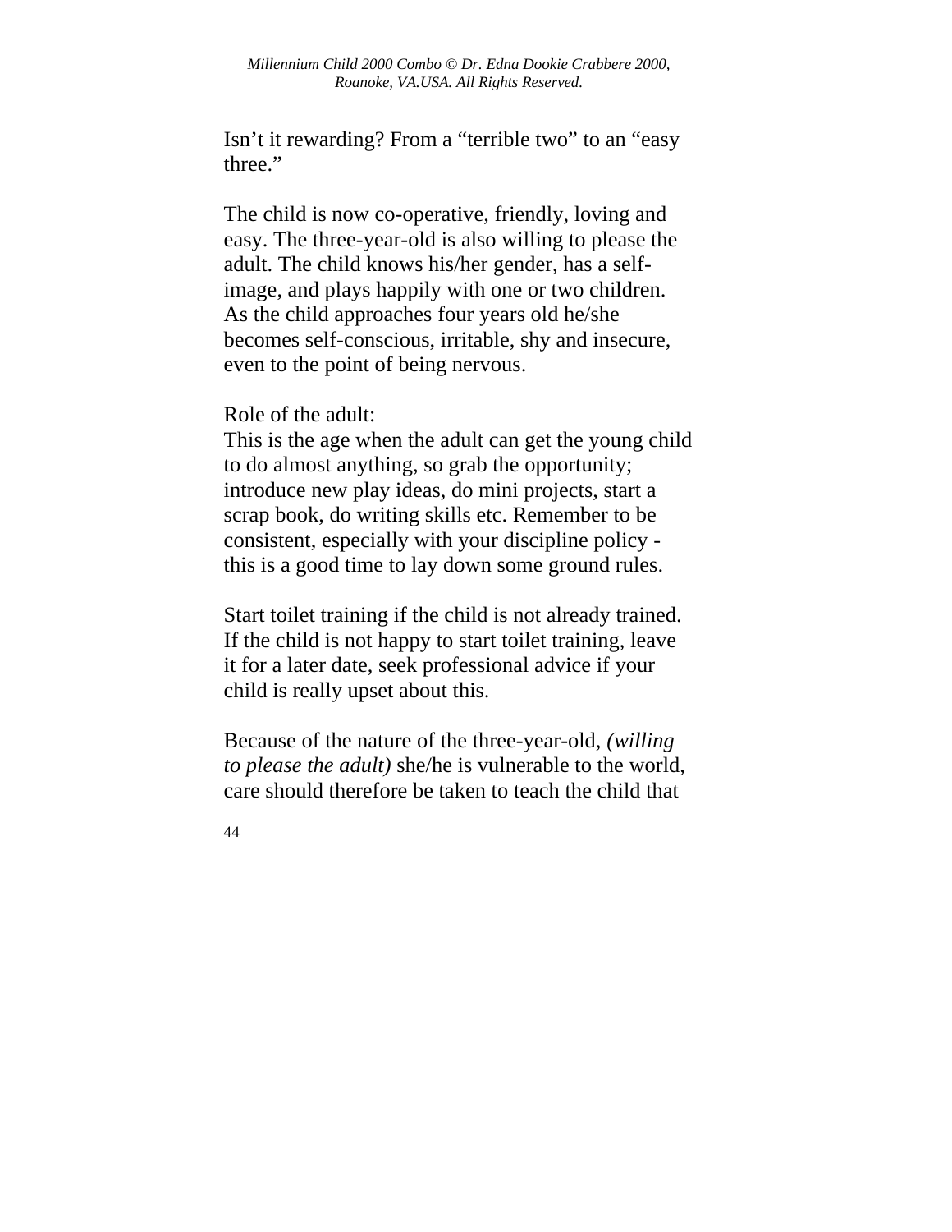Isn’t it rewarding? From a “terrible two” to an “easy three.”

The child is now co-operative, friendly, loving and easy. The three-year-old is also willing to please the adult. The child knows his/her gender, has a self-image, and plays happily with one or two children. As the child approaches four years old he/she becomes self-conscious, irritable, shy and insecure, even to the point of being nervous.

Role of the adult:
This is the age when the adult can get the young child to do almost anything, so grab the opportunity; introduce new play ideas, do mini projects, start a scrap book, do writing skills etc. Remember to be consistent, especially with your discipline policy - this is a good time to lay down some ground rules.

Start toilet training if the child is not already trained. If the child is not happy to start toilet training, leave it for a later date, seek professional advice if your child is really upset about this.

Because of the nature of the three-year-old, *(willing to please the adult)* she/he is vulnerable to the world, care should therefore be taken to teach the child that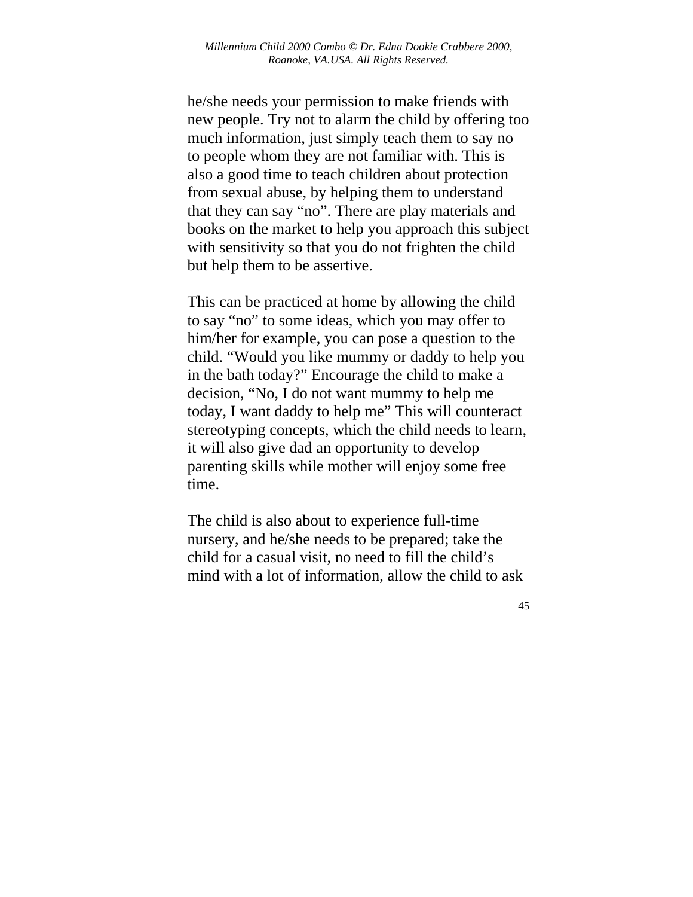he/she needs your permission to make friends with new people. Try not to alarm the child by offering too much information, just simply teach them to say no to people whom they are not familiar with. This is also a good time to teach children about protection from sexual abuse, by helping them to understand that they can say “no”. There are play materials and books on the market to help you approach this subject with sensitivity so that you do not frighten the child but help them to be assertive.

This can be practiced at home by allowing the child to say “no” to some ideas, which you may offer to him/her for example, you can pose a question to the child. “Would you like mummy or daddy to help you in the bath today?” Encourage the child to make a decision, “No, I do not want mummy to help me today, I want daddy to help me” This will counteract stereotyping concepts, which the child needs to learn, it will also give dad an opportunity to develop parenting skills while mother will enjoy some free time.

The child is also about to experience full-time nursery, and he/she needs to be prepared; take the child for a casual visit, no need to fill the child’s mind with a lot of information, allow the child to ask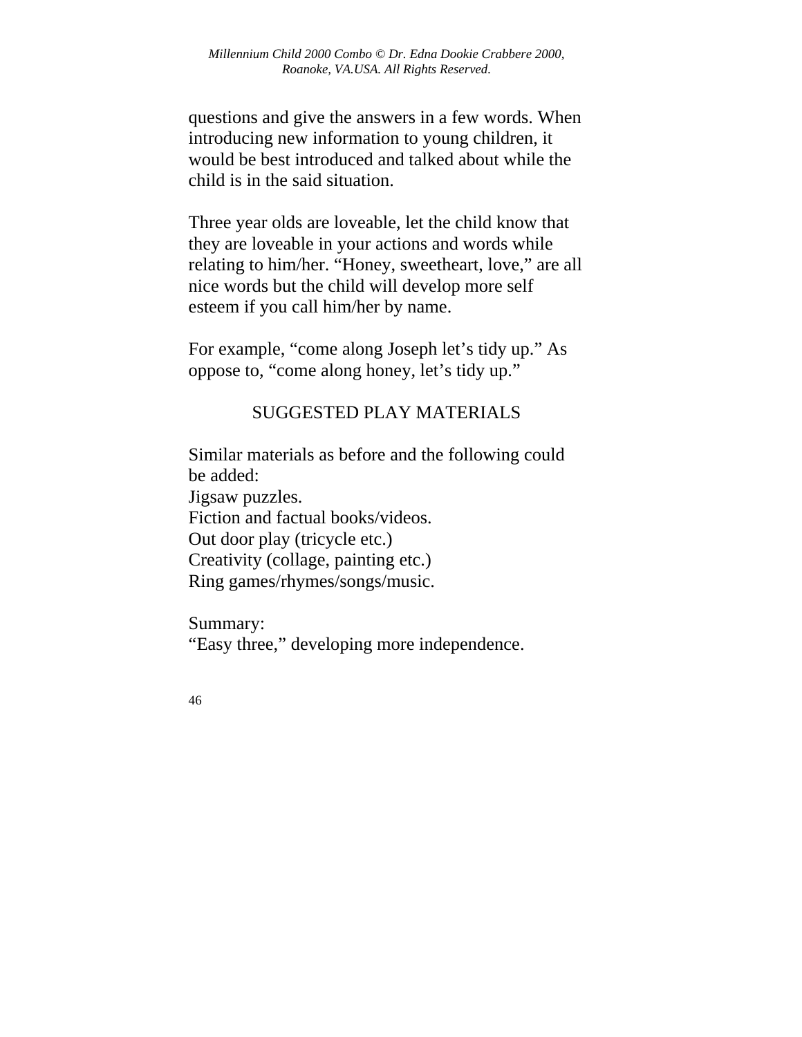questions and give the answers in a few words. When introducing new information to young children, it would be best introduced and talked about while the child is in the said situation.

Three year olds are loveable, let the child know that they are loveable in your actions and words while relating to him/her. “Honey, sweetheart, love,” are all nice words but the child will develop more self esteem if you call him/her by name.

For example, “come along Joseph let’s tidy up.” As oppose to, “come along honey, let’s tidy up.”

## SUGGESTED PLAY MATERIALS

Similar materials as before and the following could be added:
Jigsaw puzzles.
Fiction and factual books/videos.
Out door play (tricycle etc.)
Creativity (collage, painting etc.)
Ring games/rhymes/songs/music.

Summary:
“Easy three,” developing more independence.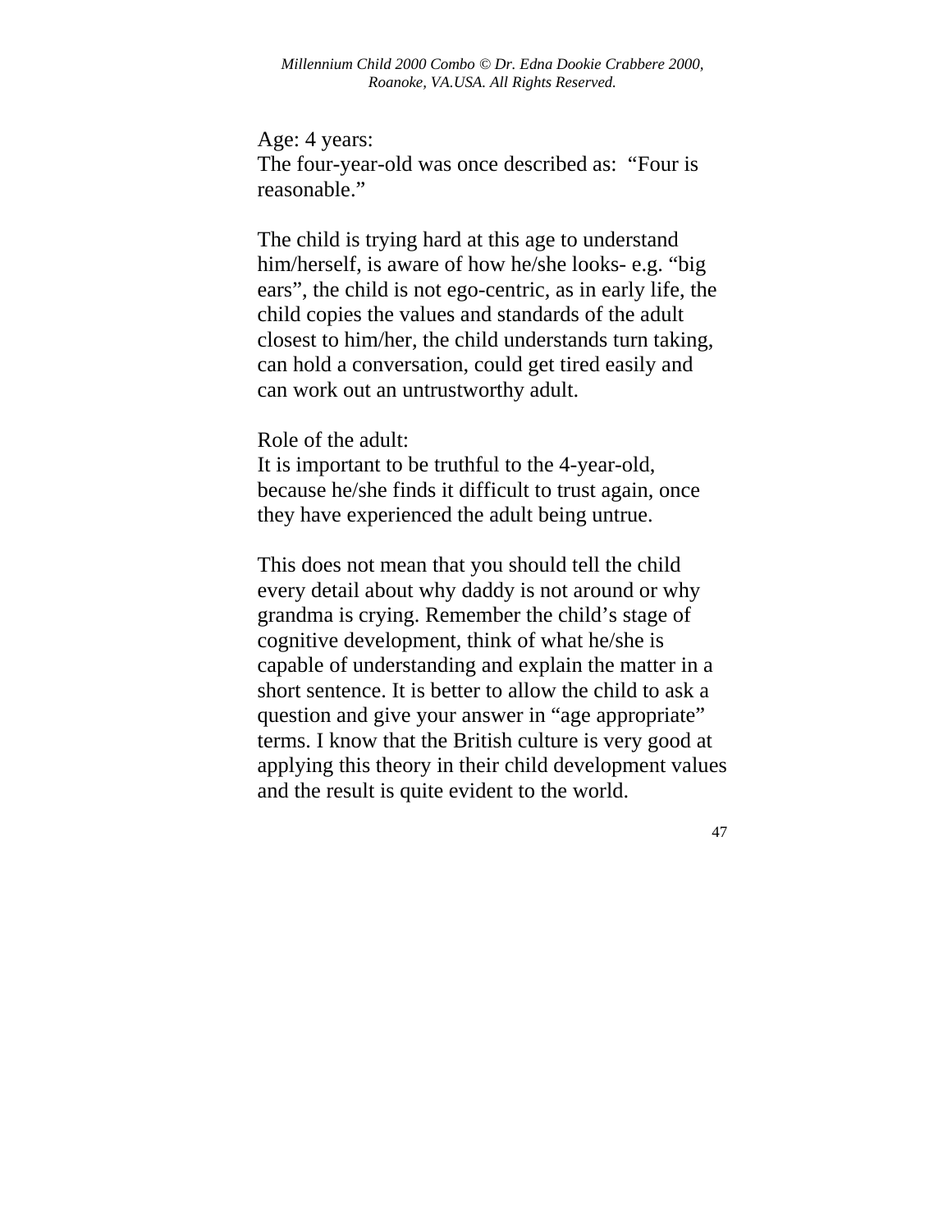Age: 4 years:
The four-year-old was once described as: "Four is reasonable."

The child is trying hard at this age to understand him/herself, is aware of how he/she looks- e.g. "big ears", the child is not ego-centric, as in early life, the child copies the values and standards of the adult closest to him/her, the child understands turn taking, can hold a conversation, could get tired easily and can work out an untrustworthy adult.

Role of the adult:
It is important to be truthful to the 4-year-old, because he/she finds it difficult to trust again, once they have experienced the adult being untrue.

This does not mean that you should tell the child every detail about why daddy is not around or why grandma is crying. Remember the child's stage of cognitive development, think of what he/she is capable of understanding and explain the matter in a short sentence. It is better to allow the child to ask a question and give your answer in "age appropriate" terms. I know that the British culture is very good at applying this theory in their child development values and the result is quite evident to the world.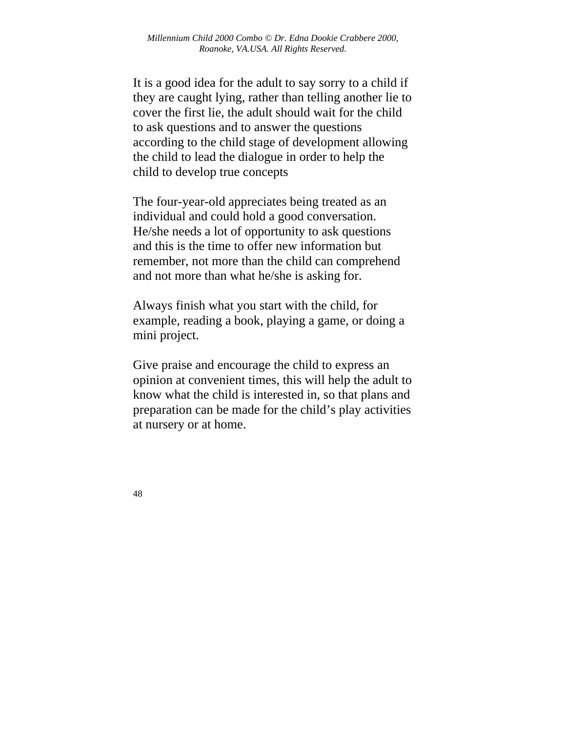It is a good idea for the adult to say sorry to a child if they are caught lying, rather than telling another lie to cover the first lie, the adult should wait for the child to ask questions and to answer the questions according to the child stage of development allowing the child to lead the dialogue in order to help the child to develop true concepts

The four-year-old appreciates being treated as an individual and could hold a good conversation. He/she needs a lot of opportunity to ask questions and this is the time to offer new information but remember, not more than the child can comprehend and not more than what he/she is asking for.

Always finish what you start with the child, for example, reading a book, playing a game, or doing a mini project.

Give praise and encourage the child to express an opinion at convenient times, this will help the adult to know what the child is interested in, so that plans and preparation can be made for the child's play activities at nursery or at home.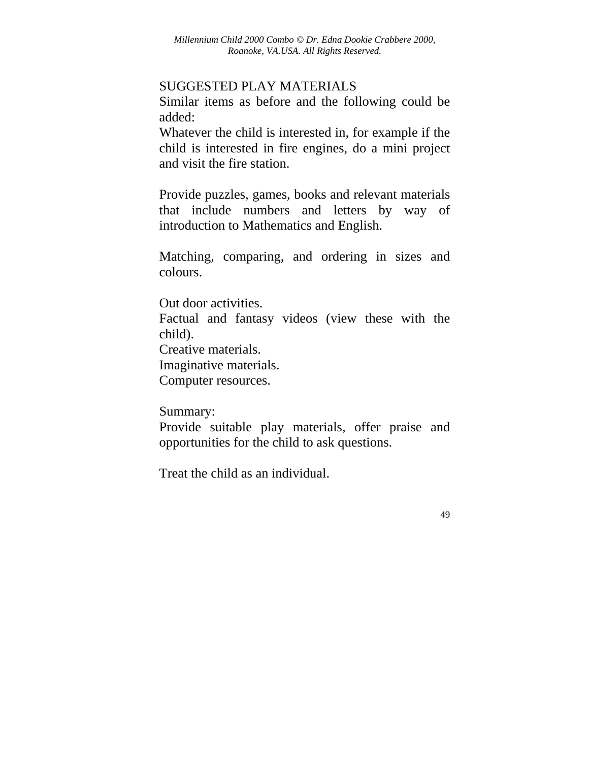SUGGESTED PLAY MATERIALS

Similar items as before and the following could be added:

Whatever the child is interested in, for example if the child is interested in fire engines, do a mini project and visit the fire station.

Provide puzzles, games, books and relevant materials that include numbers and letters by way of introduction to Mathematics and English.

Matching, comparing, and ordering in sizes and colours.

Out door activities.
Factual and fantasy videos (view these with the child).
Creative materials.
Imaginative materials.
Computer resources.

Summary:
Provide suitable play materials, offer praise and opportunities for the child to ask questions.

Treat the child as an individual.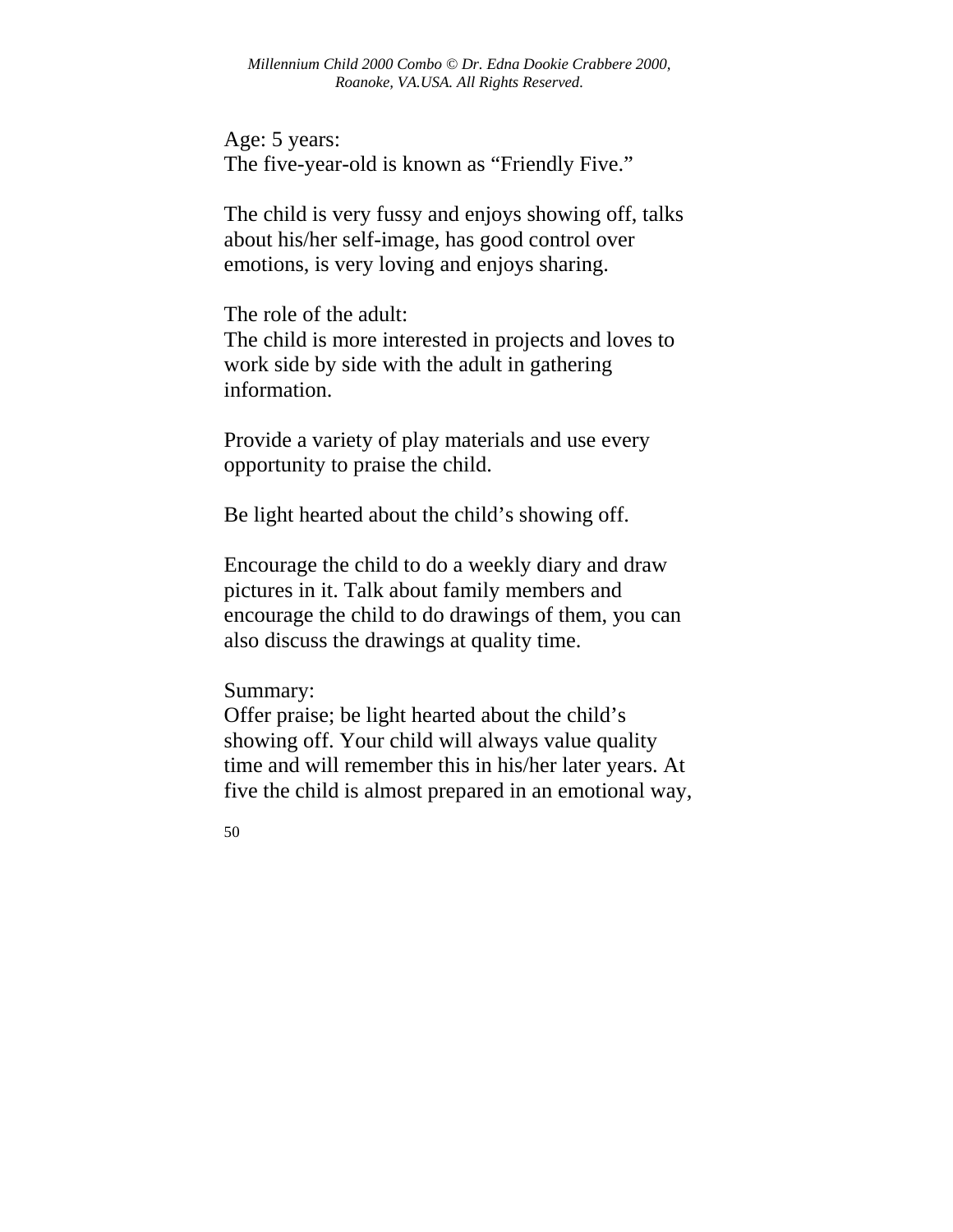Age: 5 years:
The five-year-old is known as “Friendly Five.”

The child is very fussy and enjoys showing off, talks about his/her self-image, has good control over emotions, is very loving and enjoys sharing.

The role of the adult:
The child is more interested in projects and loves to work side by side with the adult in gathering information.

Provide a variety of play materials and use every opportunity to praise the child.

Be light hearted about the child’s showing off.

Encourage the child to do a weekly diary and draw pictures in it. Talk about family members and encourage the child to do drawings of them, you can also discuss the drawings at quality time.

Summary:
Offer praise; be light hearted about the child’s showing off. Your child will always value quality time and will remember this in his/her later years. At five the child is almost prepared in an emotional way,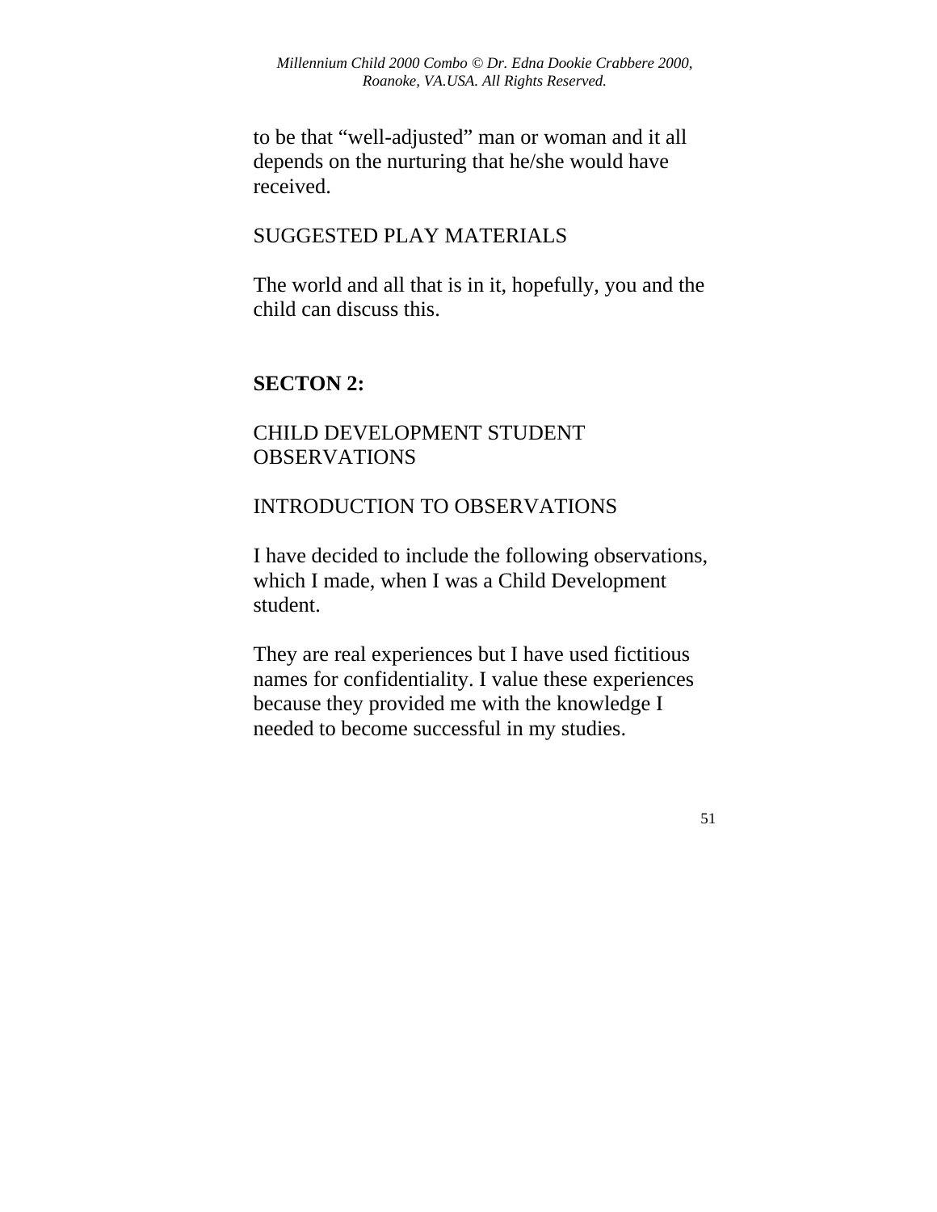to be that “well-adjusted” man or woman and it all depends on the nurturing that he/she would have received.

SUGGESTED PLAY MATERIALS

The world and all that is in it, hopefully, you and the child can discuss this.

## SECTON 2:

CHILD DEVELOPMENT STUDENT OBSERVATIONS

INTRODUCTION TO OBSERVATIONS

I have decided to include the following observations, which I made, when I was a Child Development student.

They are real experiences but I have used fictitious names for confidentiality. I value these experiences because they provided me with the knowledge I needed to become successful in my studies.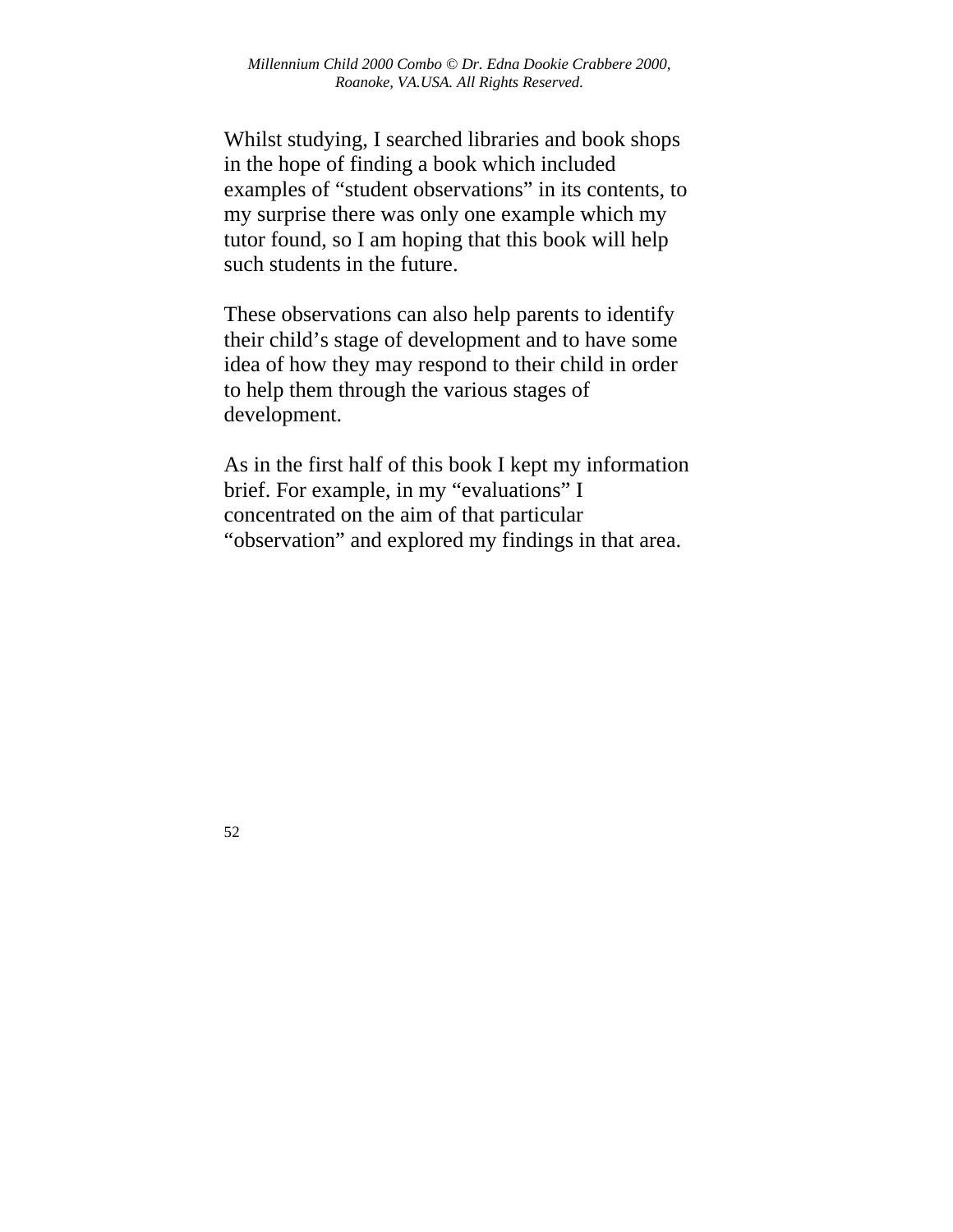Whilst studying, I searched libraries and book shops in the hope of finding a book which included examples of “student observations” in its contents, to my surprise there was only one example which my tutor found, so I am hoping that this book will help such students in the future.

These observations can also help parents to identify their child’s stage of development and to have some idea of how they may respond to their child in order to help them through the various stages of development.

As in the first half of this book I kept my information brief. For example, in my “evaluations” I concentrated on the aim of that particular “observation” and explored my findings in that area.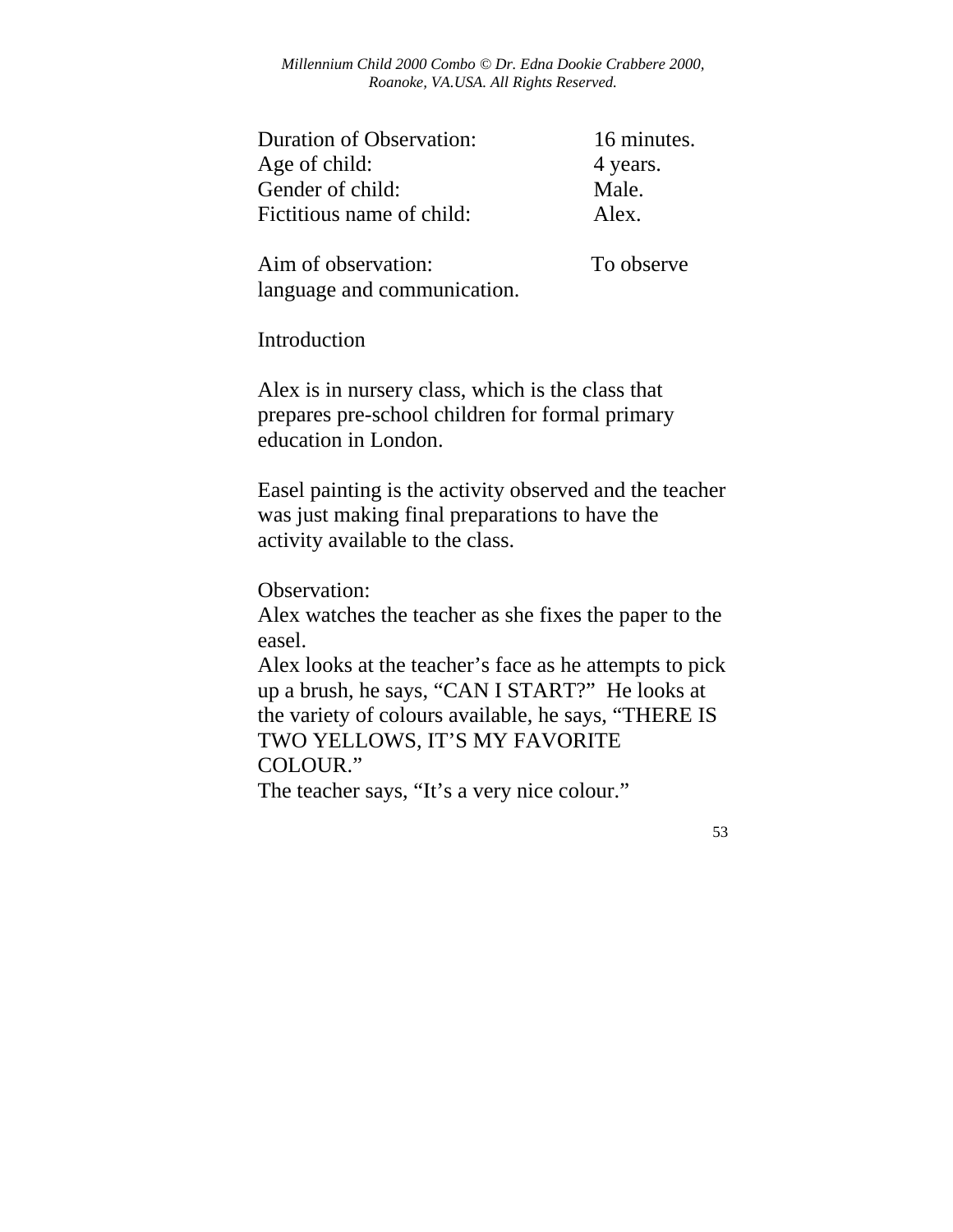Duration of Observation: 16 minutes.
Age of child: 4 years.
Gender of child: Male.
Fictitious name of child: Alex.

Aim of observation: To observe language and communication.

Introduction

Alex is in nursery class, which is the class that prepares pre-school children for formal primary education in London.

Easel painting is the activity observed and the teacher was just making final preparations to have the activity available to the class.

Observation:
Alex watches the teacher as she fixes the paper to the easel.
Alex looks at the teacher's face as he attempts to pick up a brush, he says, "CAN I START?" He looks at the variety of colours available, he says, "THERE IS TWO YELLOWS, IT'S MY FAVORITE COLOUR."
The teacher says, "It's a very nice colour."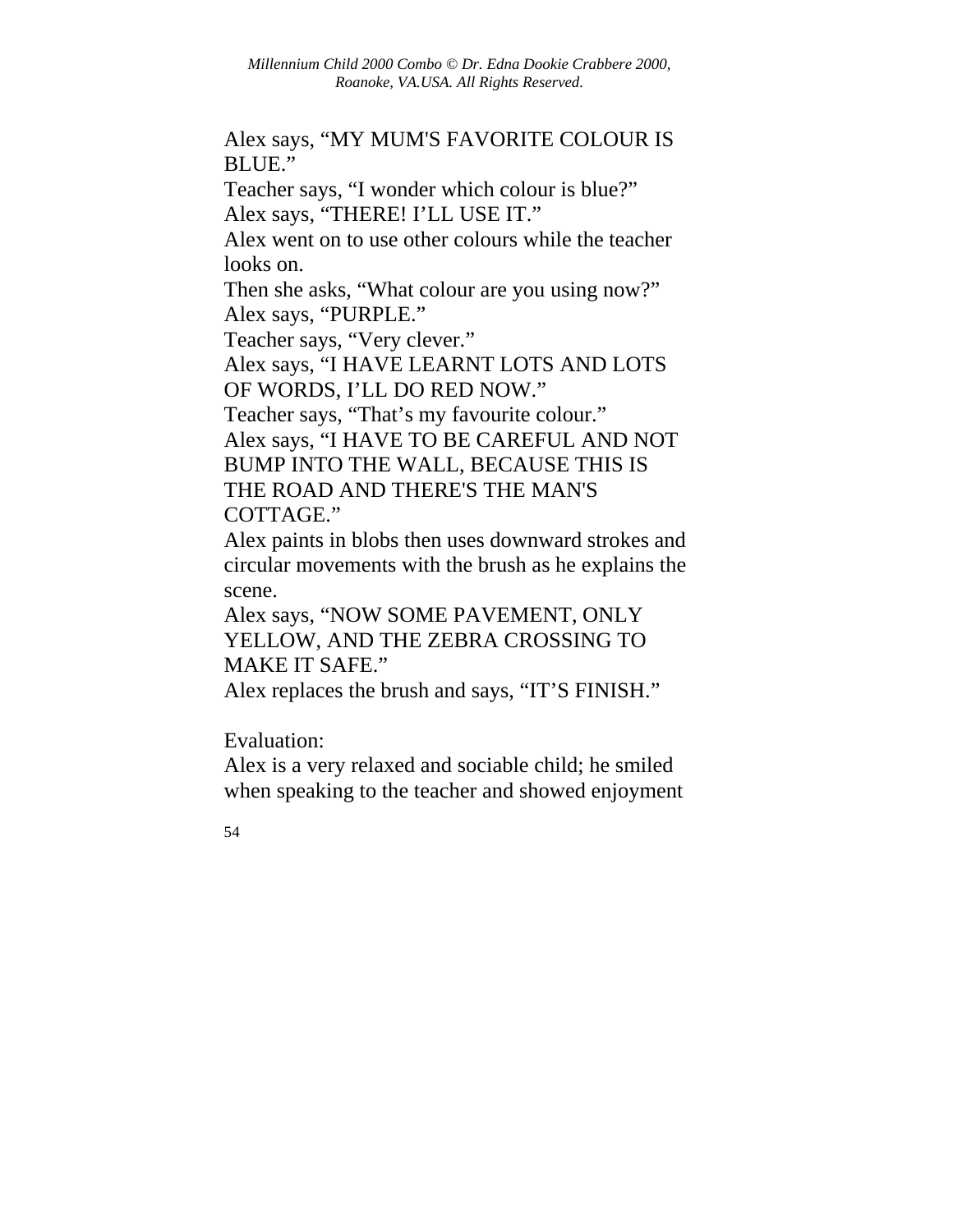Alex says, “MY MUM'S FAVORITE COLOUR IS BLUE.”
Teacher says, “I wonder which colour is blue?”
Alex says, “THERE! I’LL USE IT.”
Alex went on to use other colours while the teacher looks on.
Then she asks, “What colour are you using now?”
Alex says, “PURPLE.”
Teacher says, “Very clever.”
Alex says, “I HAVE LEARNT LOTS AND LOTS OF WORDS, I’LL DO RED NOW.”
Teacher says, “That’s my favourite colour.”
Alex says, “I HAVE TO BE CAREFUL AND NOT BUMP INTO THE WALL, BECAUSE THIS IS THE ROAD AND THERE'S THE MAN'S COTTAGE.”
Alex paints in blobs then uses downward strokes and circular movements with the brush as he explains the scene.
Alex says, “NOW SOME PAVEMENT, ONLY YELLOW, AND THE ZEBRA CROSSING TO MAKE IT SAFE.”
Alex replaces the brush and says, “IT’S FINISH.”

Evaluation:
Alex is a very relaxed and sociable child; he smiled when speaking to the teacher and showed enjoyment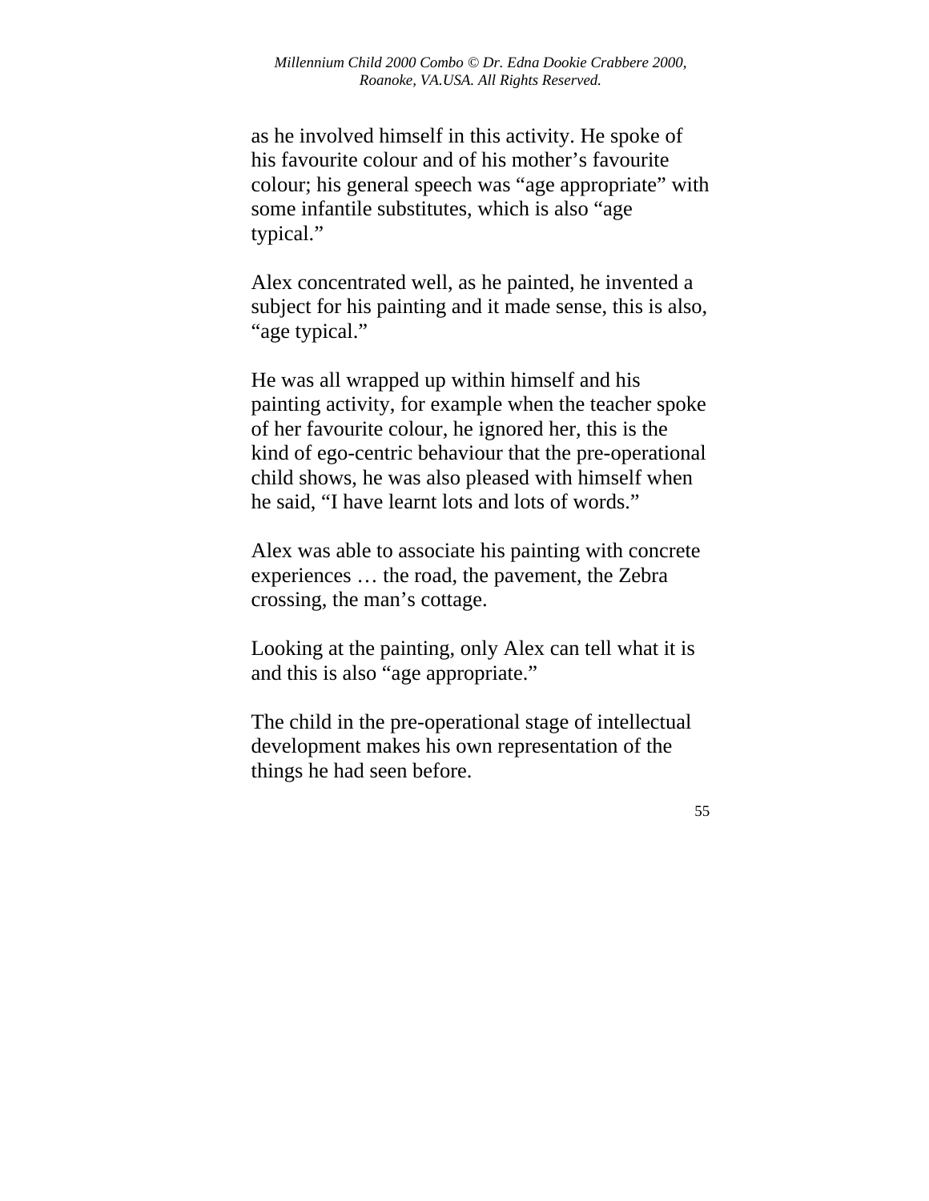as he involved himself in this activity. He spoke of his favourite colour and of his mother’s favourite colour; his general speech was “age appropriate” with some infantile substitutes, which is also “age typical.”

Alex concentrated well, as he painted, he invented a subject for his painting and it made sense, this is also, “age typical.”

He was all wrapped up within himself and his painting activity, for example when the teacher spoke of her favourite colour, he ignored her, this is the kind of ego-centric behaviour that the pre-operational child shows, he was also pleased with himself when he said, “I have learnt lots and lots of words.”

Alex was able to associate his painting with concrete experiences … the road, the pavement, the Zebra crossing, the man’s cottage.

Looking at the painting, only Alex can tell what it is and this is also “age appropriate.”

The child in the pre-operational stage of intellectual development makes his own representation of the things he had seen before.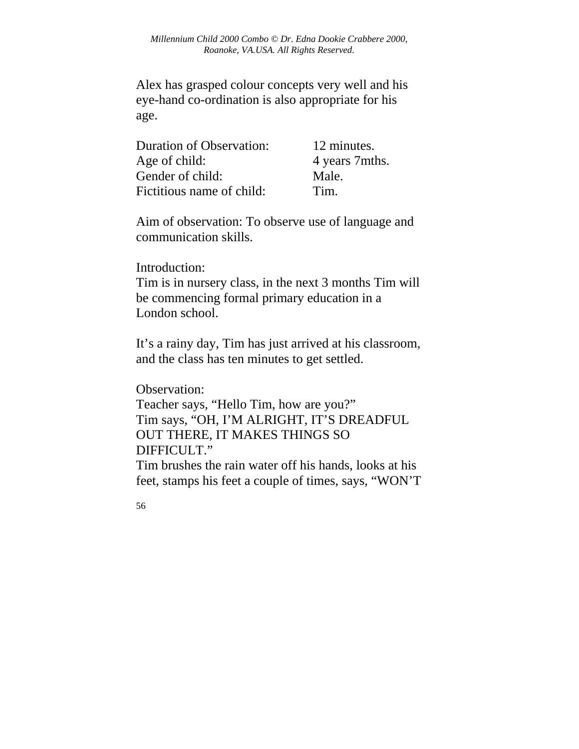Alex has grasped colour concepts very well and his eye-hand co-ordination is also appropriate for his age.

| | |
|---|---|
| Duration of Observation: | 12 minutes. |
| Age of child: | 4 years 7mths. |
| Gender of child: | Male. |
| Fictitious name of child: | Tim. |

Aim of observation: To observe use of language and communication skills.

Introduction:
Tim is in nursery class, in the next 3 months Tim will be commencing formal primary education in a London school.

It's a rainy day, Tim has just arrived at his classroom, and the class has ten minutes to get settled.

Observation:
Teacher says, "Hello Tim, how are you?"
Tim says, "OH, I'M ALRIGHT, IT'S DREADFUL OUT THERE, IT MAKES THINGS SO DIFFICULT."
Tim brushes the rain water off his hands, looks at his feet, stamps his feet a couple of times, says, "WON'T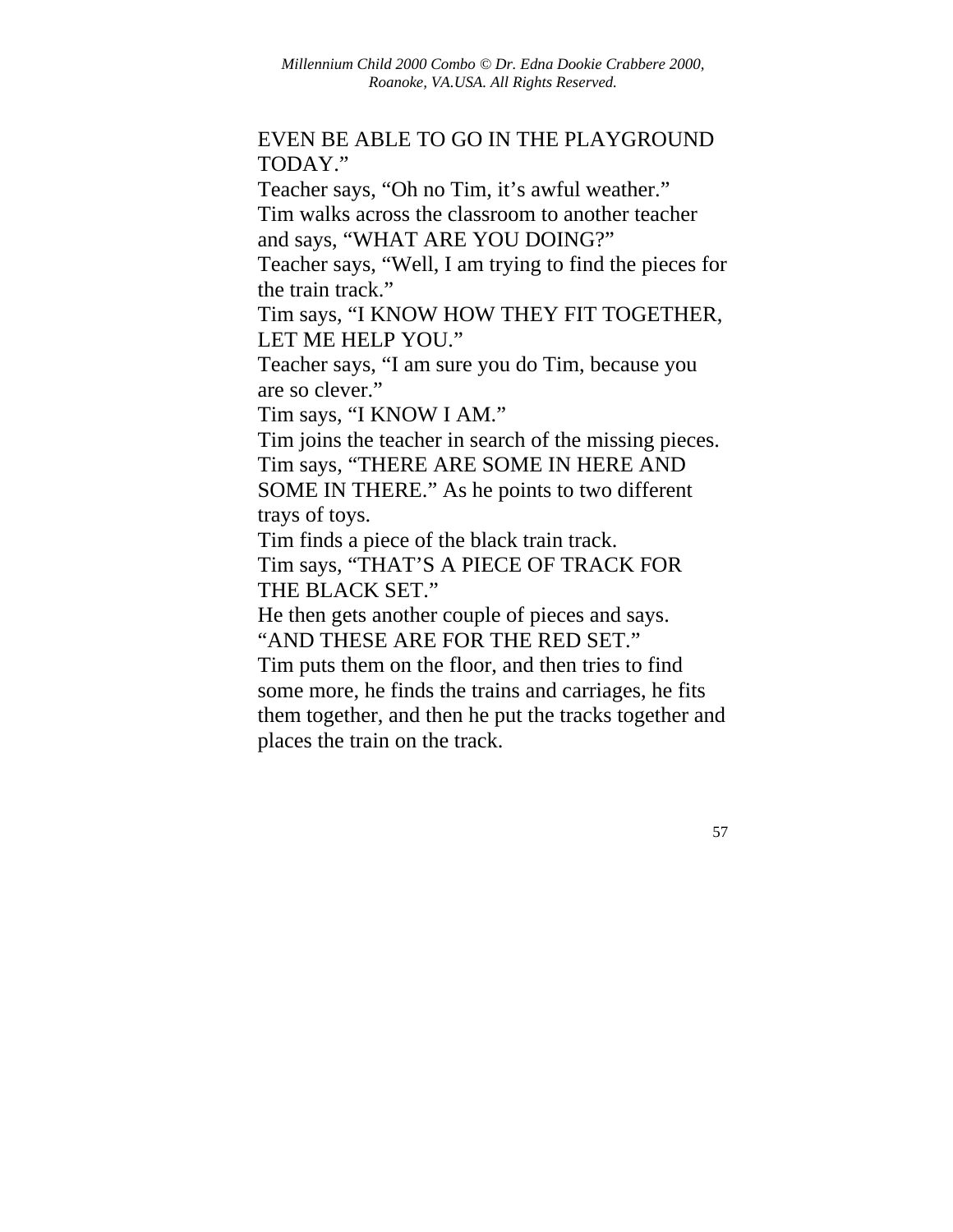EVEN BE ABLE TO GO IN THE PLAYGROUND TODAY."

Teacher says, "Oh no Tim, it's awful weather."

Tim walks across the classroom to another teacher and says, "WHAT ARE YOU DOING?"

Teacher says, "Well, I am trying to find the pieces for the train track."

Tim says, "I KNOW HOW THEY FIT TOGETHER, LET ME HELP YOU."

Teacher says, "I am sure you do Tim, because you are so clever."

Tim says, "I KNOW I AM."

Tim joins the teacher in search of the missing pieces.

Tim says, "THERE ARE SOME IN HERE AND SOME IN THERE." As he points to two different trays of toys.

Tim finds a piece of the black train track.

Tim says, "THAT'S A PIECE OF TRACK FOR THE BLACK SET."

He then gets another couple of pieces and says. "AND THESE ARE FOR THE RED SET."

Tim puts them on the floor, and then tries to find some more, he finds the trains and carriages, he fits them together, and then he put the tracks together and places the train on the track.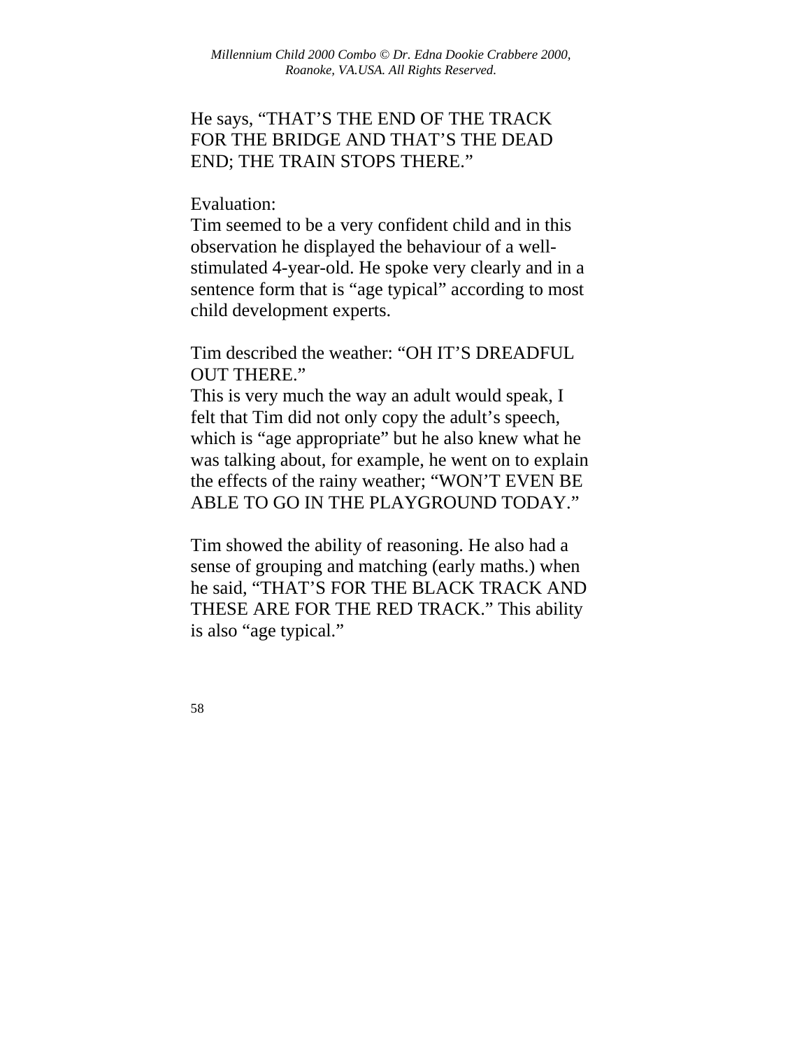He says, "THAT'S THE END OF THE TRACK FOR THE BRIDGE AND THAT'S THE DEAD END; THE TRAIN STOPS THERE."

Evaluation:
Tim seemed to be a very confident child and in this observation he displayed the behaviour of a well-stimulated 4-year-old. He spoke very clearly and in a sentence form that is "age typical" according to most child development experts.

Tim described the weather: "OH IT'S DREADFUL OUT THERE."
This is very much the way an adult would speak, I felt that Tim did not only copy the adult's speech, which is "age appropriate" but he also knew what he was talking about, for example, he went on to explain the effects of the rainy weather; "WON'T EVEN BE ABLE TO GO IN THE PLAYGROUND TODAY."

Tim showed the ability of reasoning. He also had a sense of grouping and matching (early maths.) when he said, "THAT'S FOR THE BLACK TRACK AND THESE ARE FOR THE RED TRACK." This ability is also "age typical."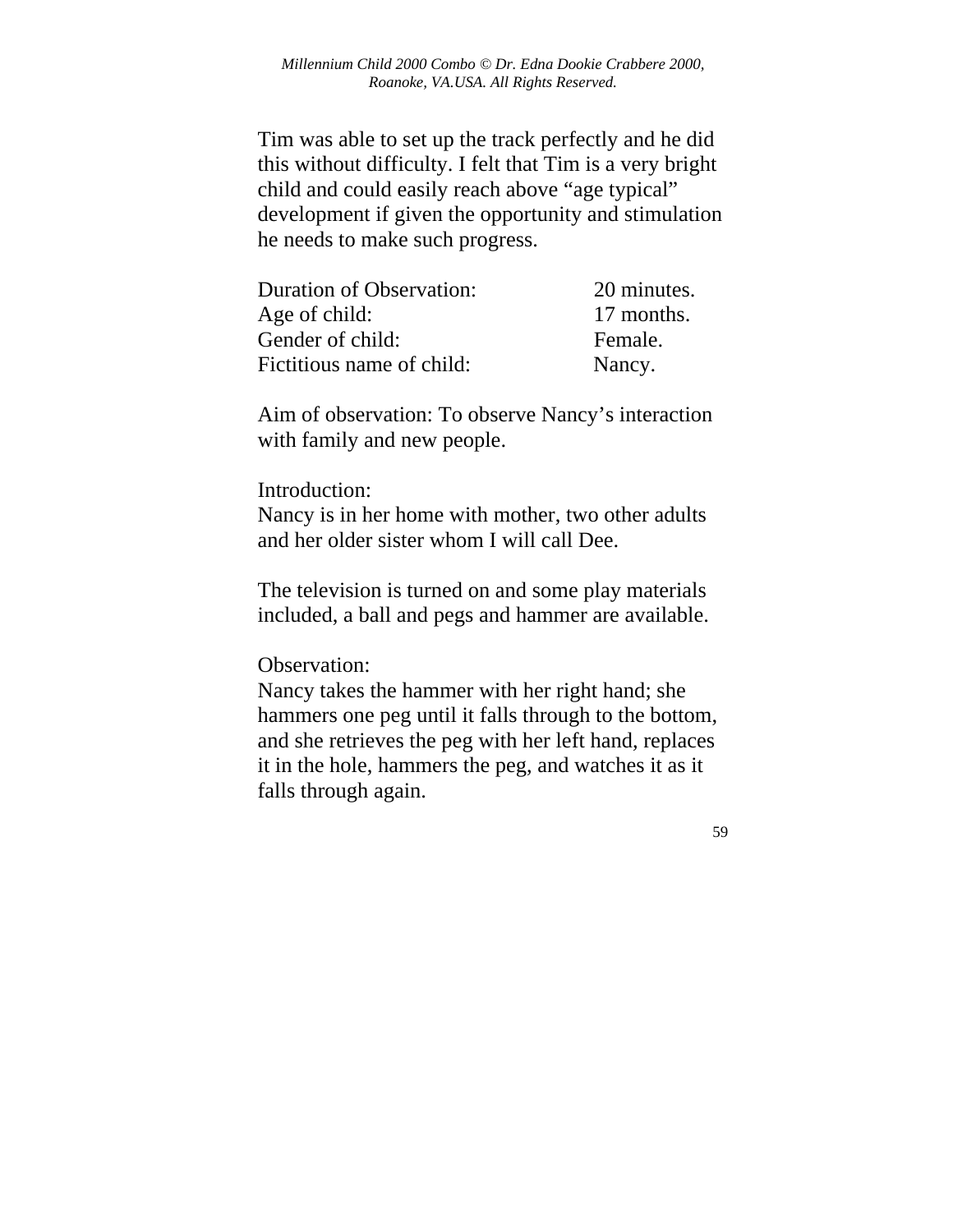Tim was able to set up the track perfectly and he did this without difficulty. I felt that Tim is a very bright child and could easily reach above “age typical” development if given the opportunity and stimulation he needs to make such progress.

| | |
|---|---|
| Duration of Observation: | 20 minutes. |
| Age of child: | 17 months. |
| Gender of child: | Female. |
| Fictitious name of child: | Nancy. |

Aim of observation: To observe Nancy’s interaction with family and new people.

Introduction:
Nancy is in her home with mother, two other adults and her older sister whom I will call Dee.

The television is turned on and some play materials included, a ball and pegs and hammer are available.

Observation:
Nancy takes the hammer with her right hand; she hammers one peg until it falls through to the bottom, and she retrieves the peg with her left hand, replaces it in the hole, hammers the peg, and watches it as it falls through again.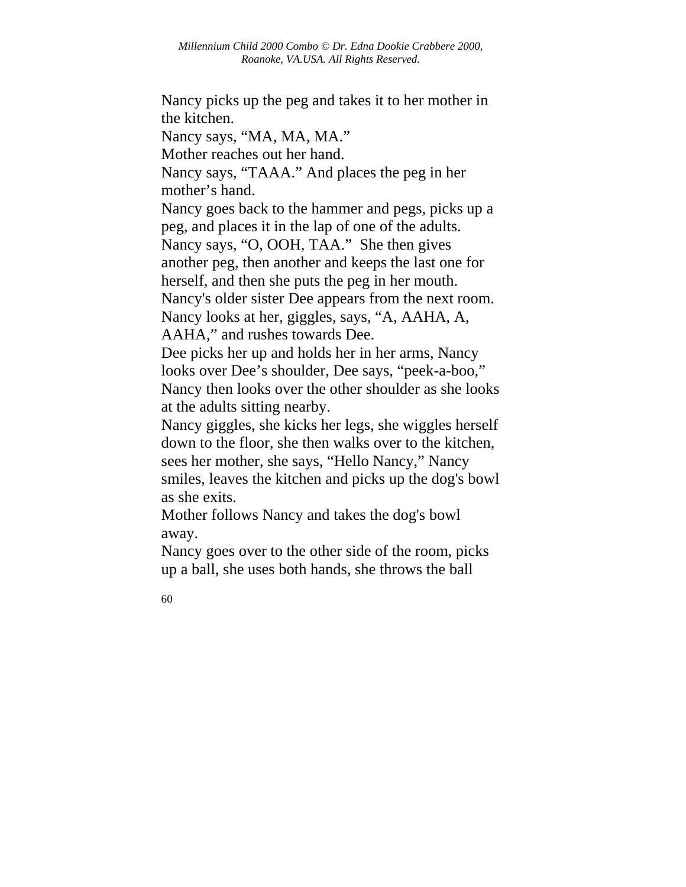Nancy picks up the peg and takes it to her mother in the kitchen.

Nancy says, “MA, MA, MA.”

Mother reaches out her hand.

Nancy says, “TAAA.” And places the peg in her mother’s hand.

Nancy goes back to the hammer and pegs, picks up a peg, and places it in the lap of one of the adults.

Nancy says, “O, OOH, TAA.” She then gives another peg, then another and keeps the last one for herself, and then she puts the peg in her mouth.

Nancy's older sister Dee appears from the next room.

Nancy looks at her, giggles, says, “A, AAHA, A, AAHA,” and rushes towards Dee.

Dee picks her up and holds her in her arms, Nancy looks over Dee’s shoulder, Dee says, “peek-a-boo,” Nancy then looks over the other shoulder as she looks at the adults sitting nearby.

Nancy giggles, she kicks her legs, she wiggles herself down to the floor, she then walks over to the kitchen, sees her mother, she says, “Hello Nancy,” Nancy smiles, leaves the kitchen and picks up the dog's bowl as she exits.

Mother follows Nancy and takes the dog's bowl away.

Nancy goes over to the other side of the room, picks up a ball, she uses both hands, she throws the ball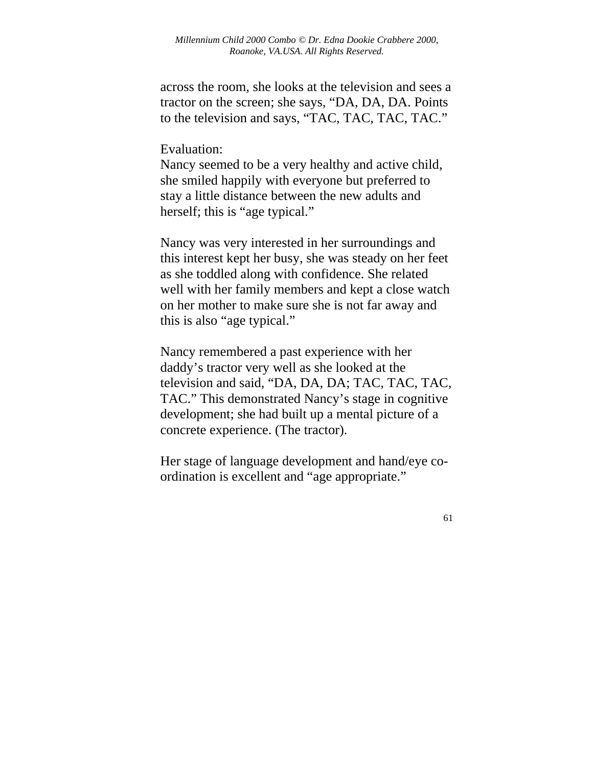across the room, she looks at the television and sees a tractor on the screen; she says, "DA, DA, DA. Points to the television and says, "TAC, TAC, TAC, TAC."

Evaluation:
Nancy seemed to be a very healthy and active child, she smiled happily with everyone but preferred to stay a little distance between the new adults and herself; this is "age typical."

Nancy was very interested in her surroundings and this interest kept her busy, she was steady on her feet as she toddled along with confidence. She related well with her family members and kept a close watch on her mother to make sure she is not far away and this is also "age typical."

Nancy remembered a past experience with her daddy's tractor very well as she looked at the television and said, "DA, DA, DA; TAC, TAC, TAC, TAC." This demonstrated Nancy's stage in cognitive development; she had built up a mental picture of a concrete experience. (The tractor).

Her stage of language development and hand/eye co-ordination is excellent and "age appropriate."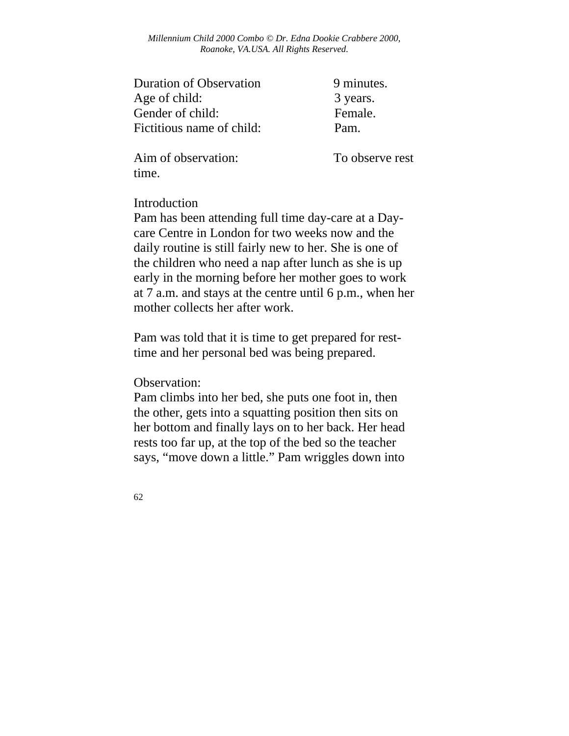Duration of Observation 9 minutes.
Age of child: 3 years.
Gender of child: Female.
Fictitious name of child: Pam.

Aim of observation: To observe rest time.

Introduction

Pam has been attending full time day-care at a Day-care Centre in London for two weeks now and the daily routine is still fairly new to her. She is one of the children who need a nap after lunch as she is up early in the morning before her mother goes to work at 7 a.m. and stays at the centre until 6 p.m., when her mother collects her after work.

Pam was told that it is time to get prepared for rest-time and her personal bed was being prepared.

Observation:

Pam climbs into her bed, she puts one foot in, then the other, gets into a squatting position then sits on her bottom and finally lays on to her back. Her head rests too far up, at the top of the bed so the teacher says, “move down a little.” Pam wriggles down into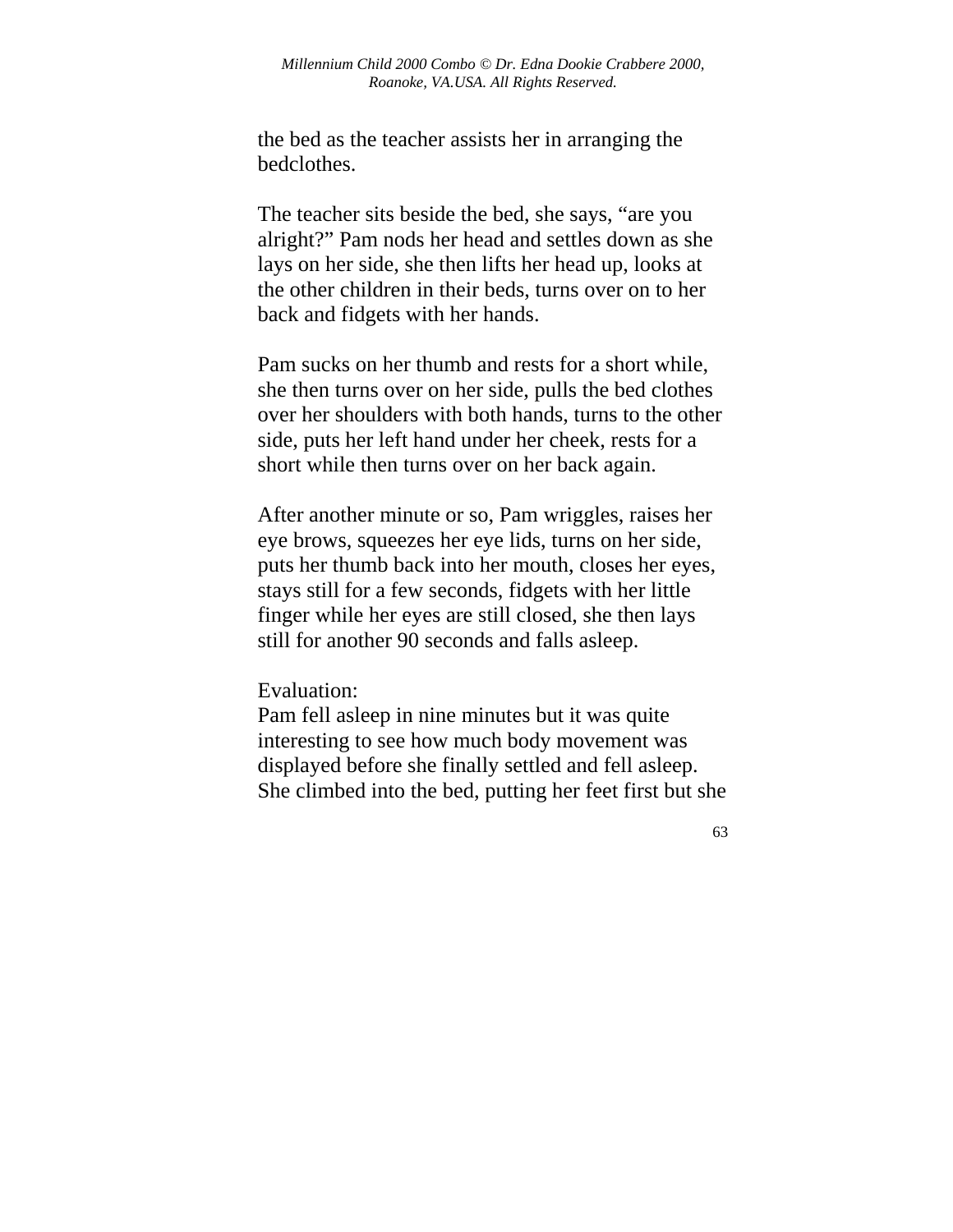the bed as the teacher assists her in arranging the bedclothes.

The teacher sits beside the bed, she says, “are you alright?” Pam nods her head and settles down as she lays on her side, she then lifts her head up, looks at the other children in their beds, turns over on to her back and fidgets with her hands.

Pam sucks on her thumb and rests for a short while, she then turns over on her side, pulls the bed clothes over her shoulders with both hands, turns to the other side, puts her left hand under her cheek, rests for a short while then turns over on her back again.

After another minute or so, Pam wriggles, raises her eye brows, squeezes her eye lids, turns on her side, puts her thumb back into her mouth, closes her eyes, stays still for a few seconds, fidgets with her little finger while her eyes are still closed, she then lays still for another 90 seconds and falls asleep.

Evaluation:
Pam fell asleep in nine minutes but it was quite interesting to see how much body movement was displayed before she finally settled and fell asleep. She climbed into the bed, putting her feet first but she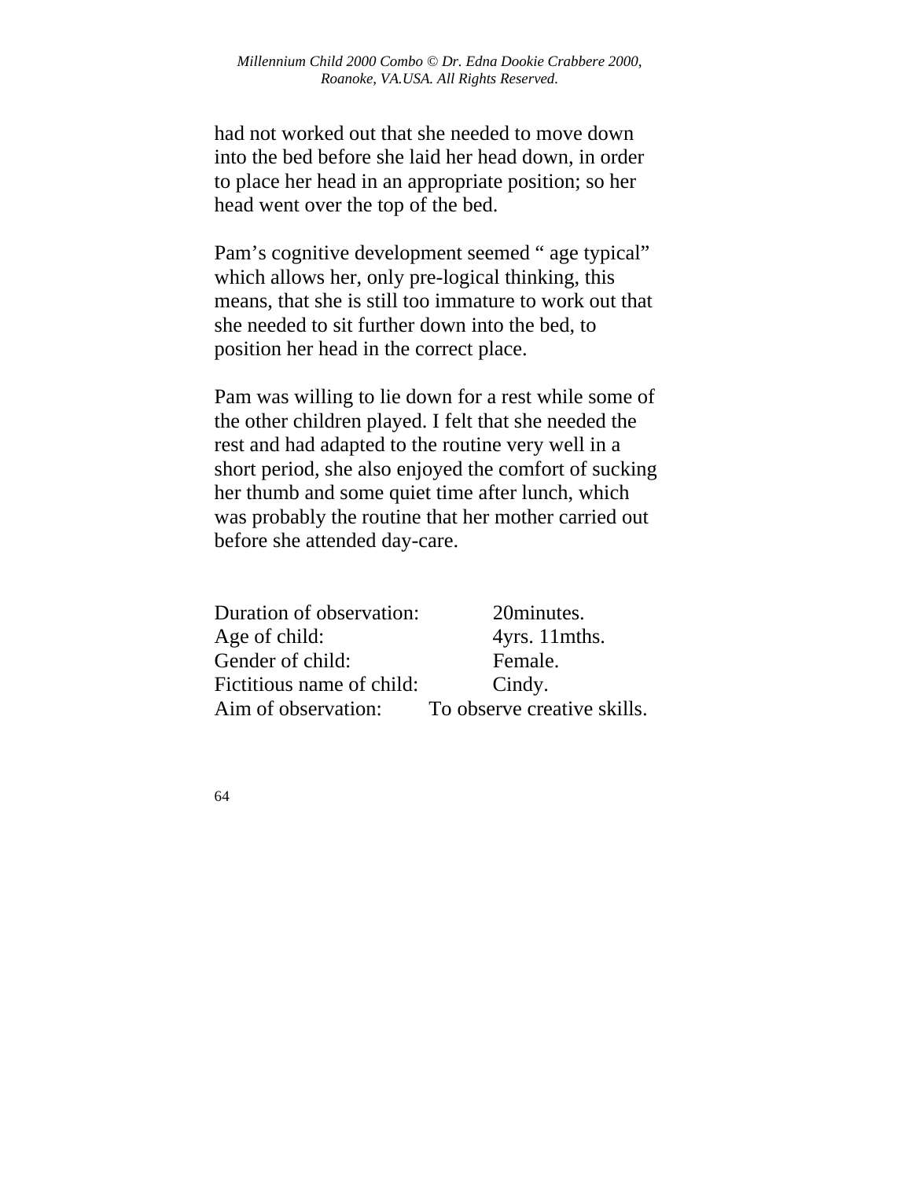had not worked out that she needed to move down into the bed before she laid her head down, in order to place her head in an appropriate position; so her head went over the top of the bed.

Pam’s cognitive development seemed “ age typical” which allows her, only pre-logical thinking, this means, that she is still too immature to work out that she needed to sit further down into the bed, to position her head in the correct place.

Pam was willing to lie down for a rest while some of the other children played. I felt that she needed the rest and had adapted to the routine very well in a short period, she also enjoyed the comfort of sucking her thumb and some quiet time after lunch, which was probably the routine that her mother carried out before she attended day-care.

Duration of observation: 20minutes.
Age of child: 4yrs. 11mths.
Gender of child: Female.
Fictitious name of child: Cindy.
Aim of observation: To observe creative skills.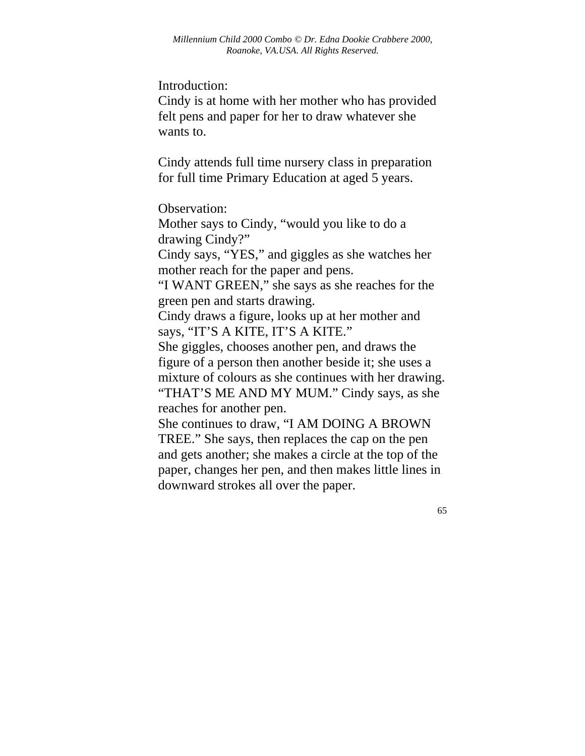Introduction:
Cindy is at home with her mother who has provided felt pens and paper for her to draw whatever she wants to.

Cindy attends full time nursery class in preparation for full time Primary Education at aged 5 years.

Observation:
Mother says to Cindy, "would you like to do a drawing Cindy?"
Cindy says, "YES," and giggles as she watches her mother reach for the paper and pens.
"I WANT GREEN," she says as she reaches for the green pen and starts drawing.
Cindy draws a figure, looks up at her mother and says, "IT'S A KITE, IT'S A KITE."
She giggles, chooses another pen, and draws the figure of a person then another beside it; she uses a mixture of colours as she continues with her drawing.
"THAT'S ME AND MY MUM." Cindy says, as she reaches for another pen.
She continues to draw, "I AM DOING A BROWN TREE." She says, then replaces the cap on the pen and gets another; she makes a circle at the top of the paper, changes her pen, and then makes little lines in downward strokes all over the paper.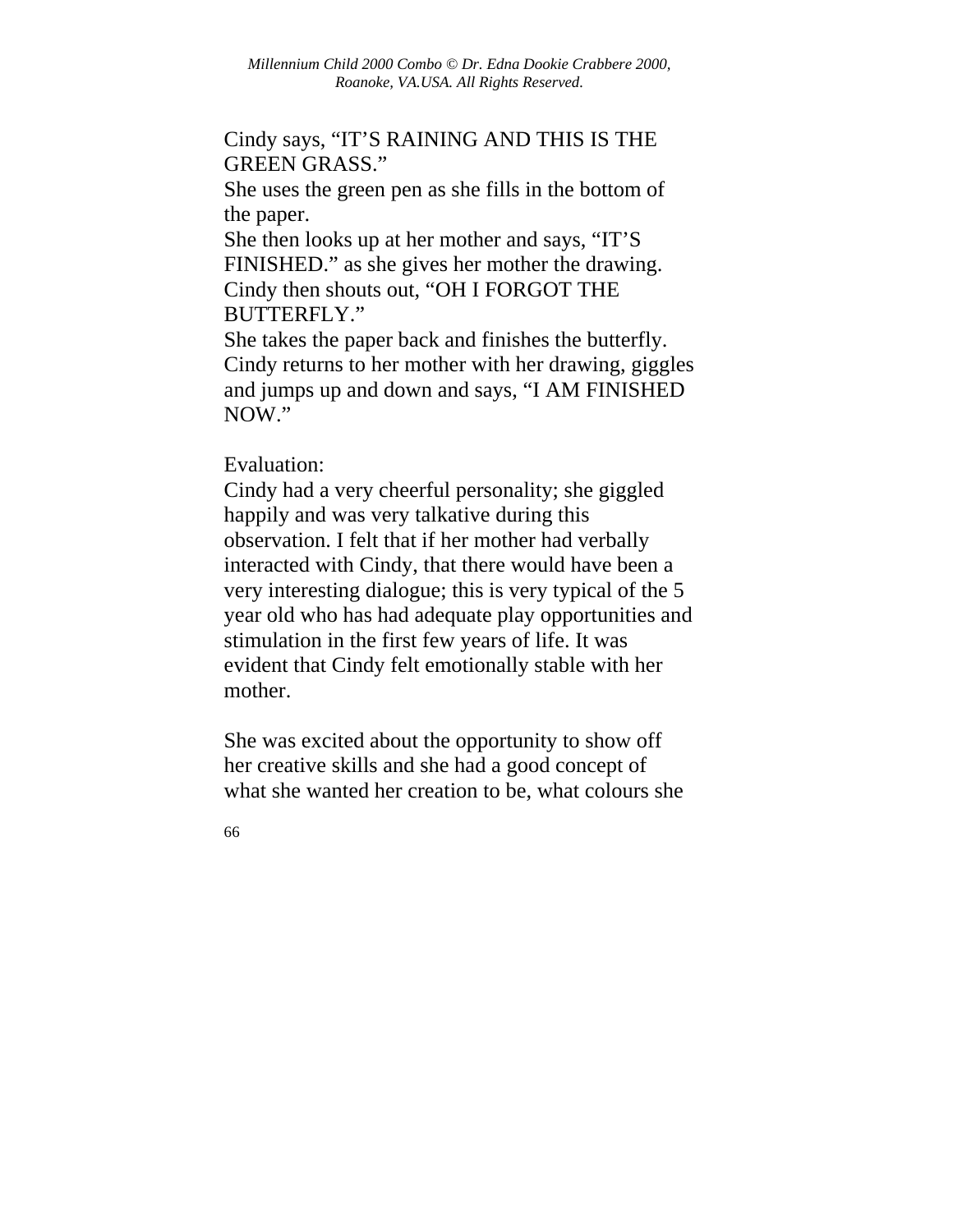Cindy says, “IT’S RAINING AND THIS IS THE GREEN GRASS.”
She uses the green pen as she fills in the bottom of the paper.
She then looks up at her mother and says, “IT’S FINISHED.” as she gives her mother the drawing.
Cindy then shouts out, “OH I FORGOT THE BUTTERFLY.”
She takes the paper back and finishes the butterfly.
Cindy returns to her mother with her drawing, giggles and jumps up and down and says, “I AM FINISHED NOW.”

Evaluation:
Cindy had a very cheerful personality; she giggled happily and was very talkative during this observation. I felt that if her mother had verbally interacted with Cindy, that there would have been a very interesting dialogue; this is very typical of the 5 year old who has had adequate play opportunities and stimulation in the first few years of life. It was evident that Cindy felt emotionally stable with her mother.

She was excited about the opportunity to show off her creative skills and she had a good concept of what she wanted her creation to be, what colours she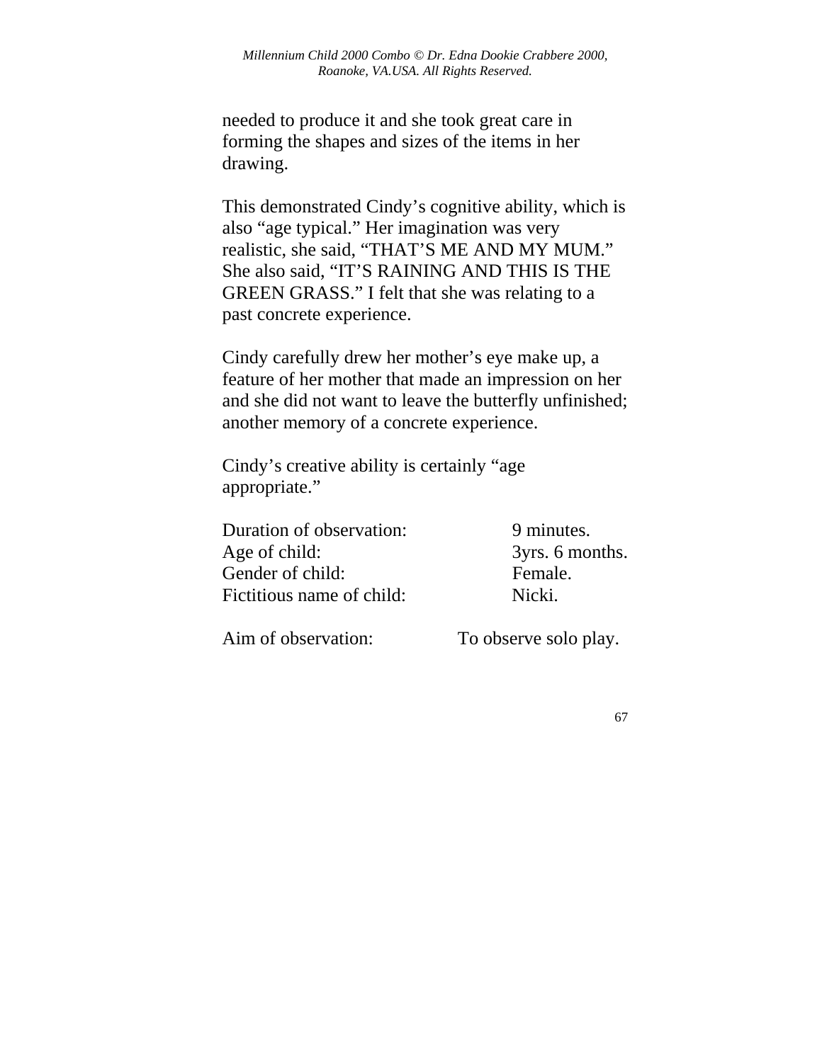needed to produce it and she took great care in forming the shapes and sizes of the items in her drawing.

This demonstrated Cindy's cognitive ability, which is also "age typical." Her imagination was very realistic, she said, "THAT'S ME AND MY MUM." She also said, "IT'S RAINING AND THIS IS THE GREEN GRASS." I felt that she was relating to a past concrete experience.

Cindy carefully drew her mother's eye make up, a feature of her mother that made an impression on her and she did not want to leave the butterfly unfinished; another memory of a concrete experience.

Cindy's creative ability is certainly "age appropriate."

| | |
|---|---|
| Duration of observation: | 9 minutes. |
| Age of child: | 3yrs. 6 months. |
| Gender of child: | Female. |
| Fictitious name of child: | Nicki. |

Aim of observation: To observe solo play.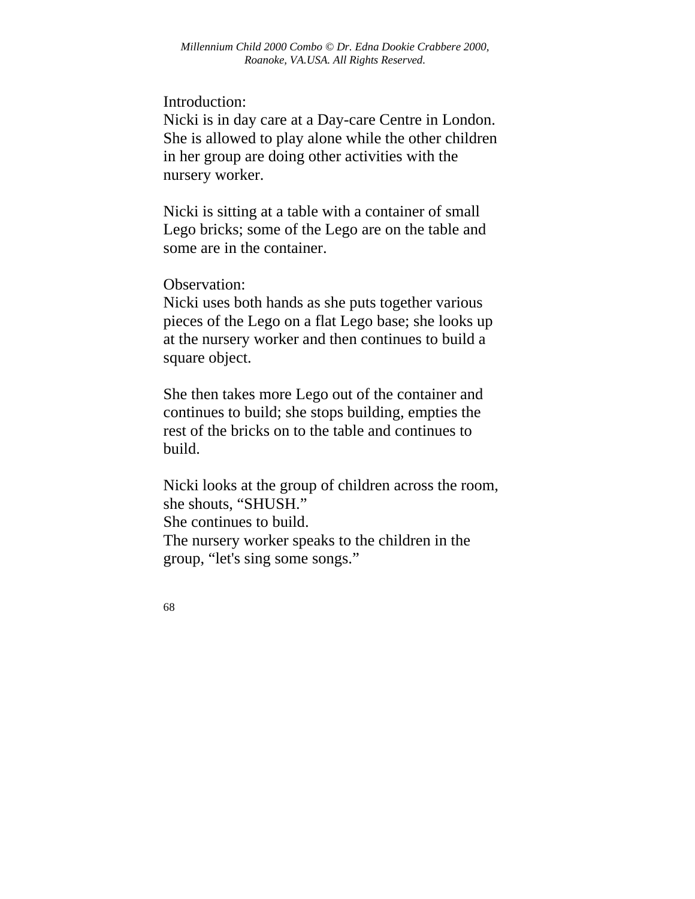Introduction:
Nicki is in day care at a Day-care Centre in London. She is allowed to play alone while the other children in her group are doing other activities with the nursery worker.

Nicki is sitting at a table with a container of small Lego bricks; some of the Lego are on the table and some are in the container.

Observation:
Nicki uses both hands as she puts together various pieces of the Lego on a flat Lego base; she looks up at the nursery worker and then continues to build a square object.

She then takes more Lego out of the container and continues to build; she stops building, empties the rest of the bricks on to the table and continues to build.

Nicki looks at the group of children across the room, she shouts, “SHUSH.”
She continues to build.
The nursery worker speaks to the children in the group, “let's sing some songs.”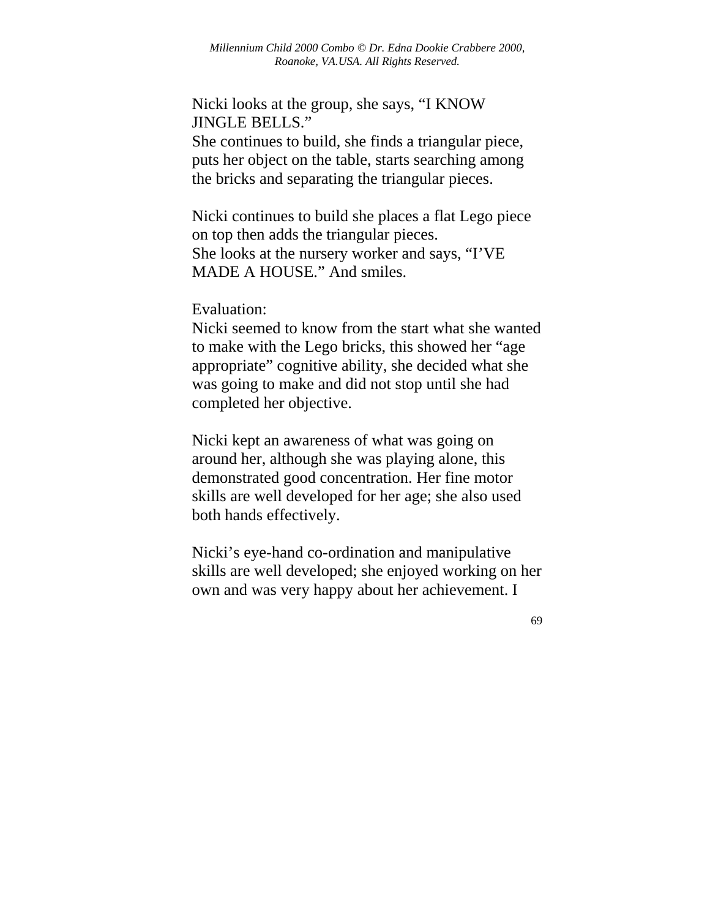Nicki looks at the group, she says, “I KNOW JINGLE BELLS.”
She continues to build, she finds a triangular piece, puts her object on the table, starts searching among the bricks and separating the triangular pieces.

Nicki continues to build she places a flat Lego piece on top then adds the triangular pieces.
She looks at the nursery worker and says, “I’VE MADE A HOUSE.” And smiles.

Evaluation:
Nicki seemed to know from the start what she wanted to make with the Lego bricks, this showed her “age appropriate” cognitive ability, she decided what she was going to make and did not stop until she had completed her objective.

Nicki kept an awareness of what was going on around her, although she was playing alone, this demonstrated good concentration. Her fine motor skills are well developed for her age; she also used both hands effectively.

Nicki’s eye-hand co-ordination and manipulative skills are well developed; she enjoyed working on her own and was very happy about her achievement. I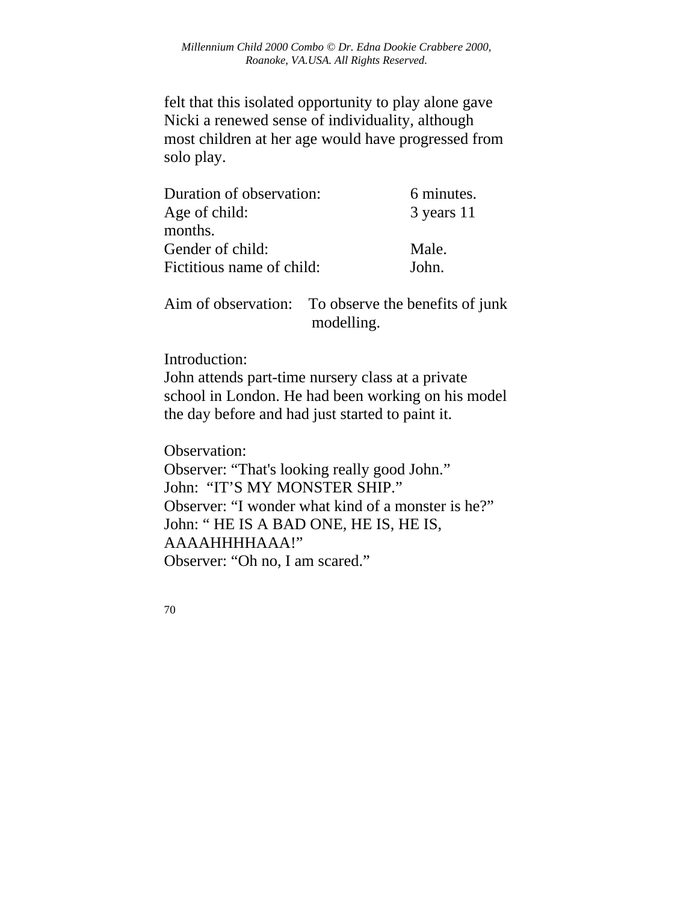felt that this isolated opportunity to play alone gave Nicki a renewed sense of individuality, although most children at her age would have progressed from solo play.

Duration of observation: 6 minutes.
Age of child: 3 years 11 months.
Gender of child: Male.
Fictitious name of child: John.

Aim of observation: To observe the benefits of junk modelling.

Introduction:
John attends part-time nursery class at a private school in London. He had been working on his model the day before and had just started to paint it.

Observation:
Observer: “That's looking really good John.”
John: “IT’S MY MONSTER SHIP.”
Observer: “I wonder what kind of a monster is he?”
John: “ HE IS A BAD ONE, HE IS, HE IS, AAAAHHHHAAA!”
Observer: “Oh no, I am scared.”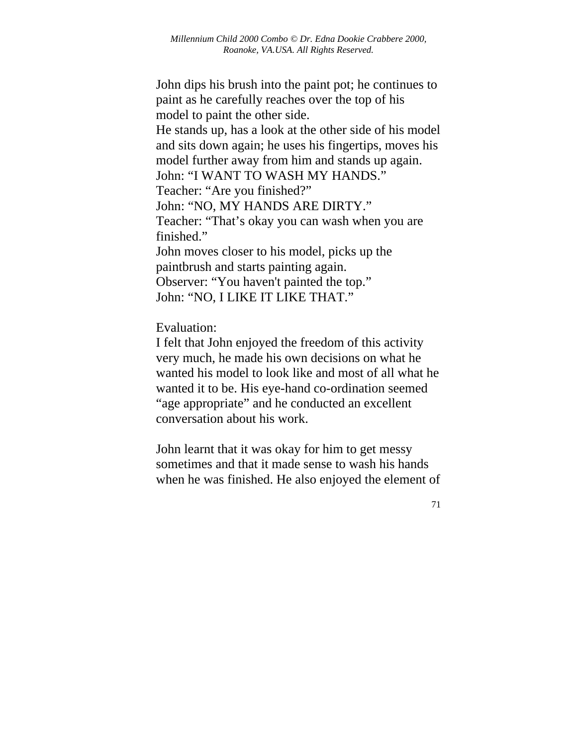John dips his brush into the paint pot; he continues to paint as he carefully reaches over the top of his model to paint the other side.
He stands up, has a look at the other side of his model and sits down again; he uses his fingertips, moves his model further away from him and stands up again.
John: “I WANT TO WASH MY HANDS.”
Teacher: “Are you finished?”
John: “NO, MY HANDS ARE DIRTY.”
Teacher: “That’s okay you can wash when you are finished.”
John moves closer to his model, picks up the paintbrush and starts painting again.
Observer: “You haven't painted the top.”
John: “NO, I LIKE IT LIKE THAT.”

Evaluation:
I felt that John enjoyed the freedom of this activity very much, he made his own decisions on what he wanted his model to look like and most of all what he wanted it to be. His eye-hand co-ordination seemed “age appropriate” and he conducted an excellent conversation about his work.

John learnt that it was okay for him to get messy sometimes and that it made sense to wash his hands when he was finished. He also enjoyed the element of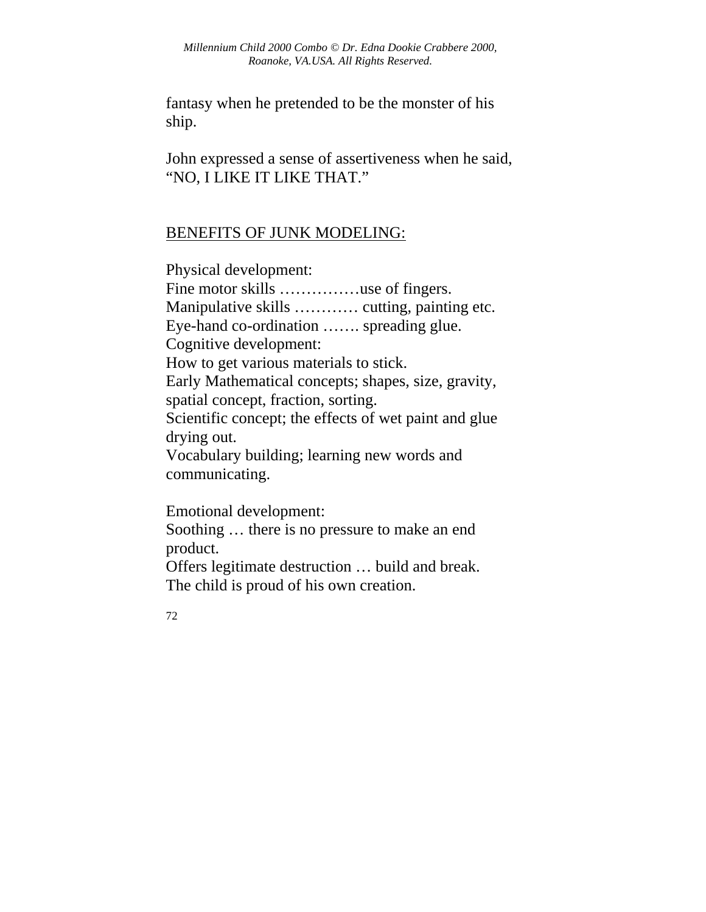fantasy when he pretended to be the monster of his ship.

John expressed a sense of assertiveness when he said, “NO, I LIKE IT LIKE THAT.”

<u>BENEFITS OF JUNK MODELING:</u>

Physical development:
Fine motor skills ……………use of fingers.
Manipulative skills ………… cutting, painting etc.
Eye-hand co-ordination ……. spreading glue.
Cognitive development:
How to get various materials to stick.
Early Mathematical concepts; shapes, size, gravity, spatial concept, fraction, sorting.
Scientific concept; the effects of wet paint and glue drying out.
Vocabulary building; learning new words and communicating.

Emotional development:
Soothing … there is no pressure to make an end product.
Offers legitimate destruction … build and break.
The child is proud of his own creation.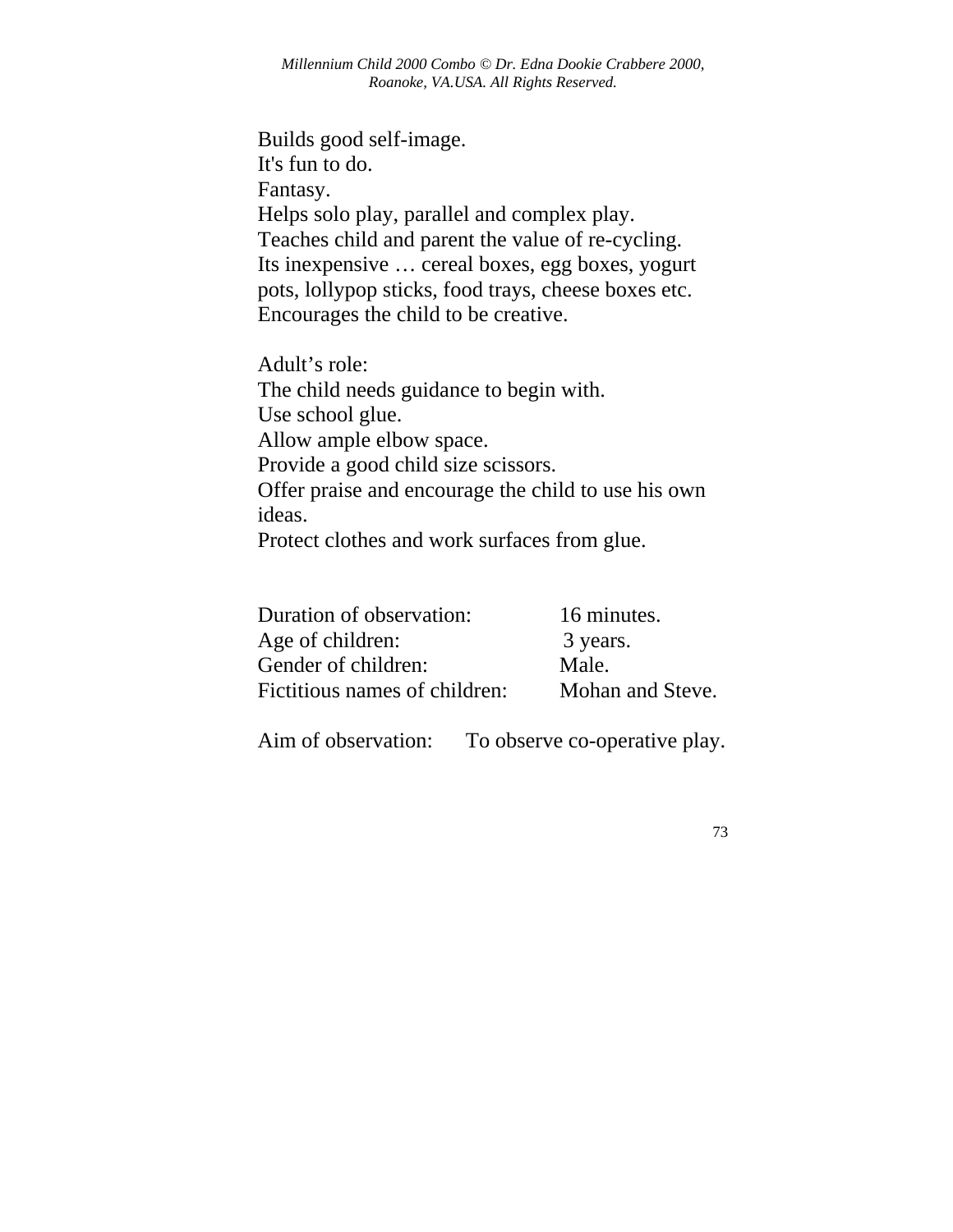Builds good self-image.
It's fun to do.
Fantasy.
Helps solo play, parallel and complex play.
Teaches child and parent the value of re-cycling.
Its inexpensive … cereal boxes, egg boxes, yogurt pots, lollypop sticks, food trays, cheese boxes etc.
Encourages the child to be creative.

Adult's role:
The child needs guidance to begin with.
Use school glue.
Allow ample elbow space.
Provide a good child size scissors.
Offer praise and encourage the child to use his own ideas.
Protect clothes and work surfaces from glue.

| | |
|---|---|
| Duration of observation: | 16 minutes. |
| Age of children: | 3 years. |
| Gender of children: | Male. |
| Fictitious names of children: | Mohan and Steve. |

Aim of observation: To observe co-operative play.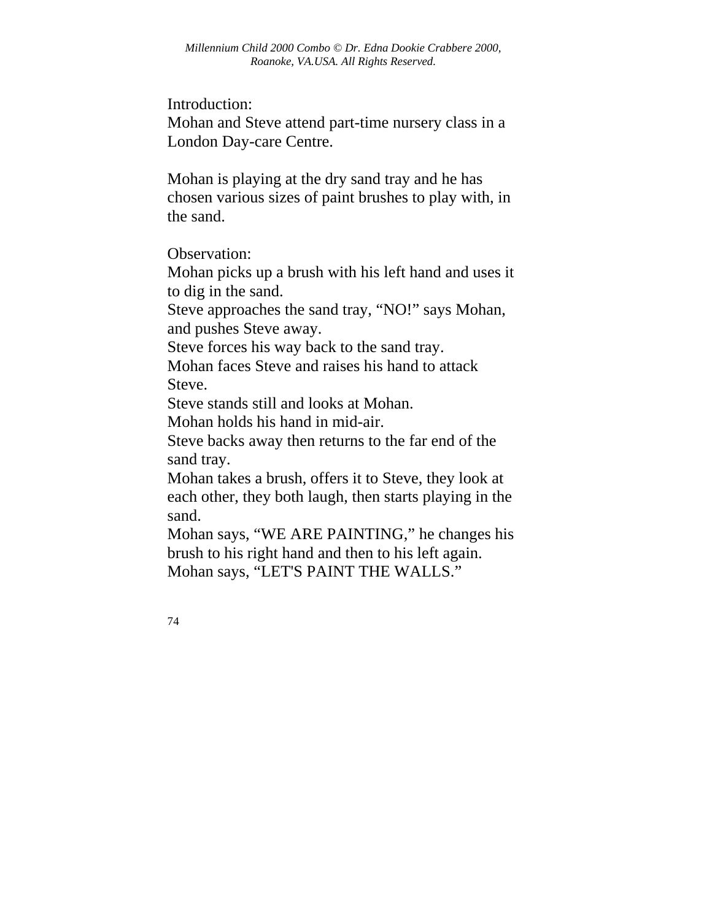Introduction:
Mohan and Steve attend part-time nursery class in a London Day-care Centre.

Mohan is playing at the dry sand tray and he has chosen various sizes of paint brushes to play with, in the sand.

Observation:
Mohan picks up a brush with his left hand and uses it to dig in the sand.
Steve approaches the sand tray, "NO!" says Mohan, and pushes Steve away.
Steve forces his way back to the sand tray.
Mohan faces Steve and raises his hand to attack Steve.
Steve stands still and looks at Mohan.
Mohan holds his hand in mid-air.
Steve backs away then returns to the far end of the sand tray.
Mohan takes a brush, offers it to Steve, they look at each other, they both laugh, then starts playing in the sand.
Mohan says, "WE ARE PAINTING," he changes his brush to his right hand and then to his left again.
Mohan says, "LET'S PAINT THE WALLS."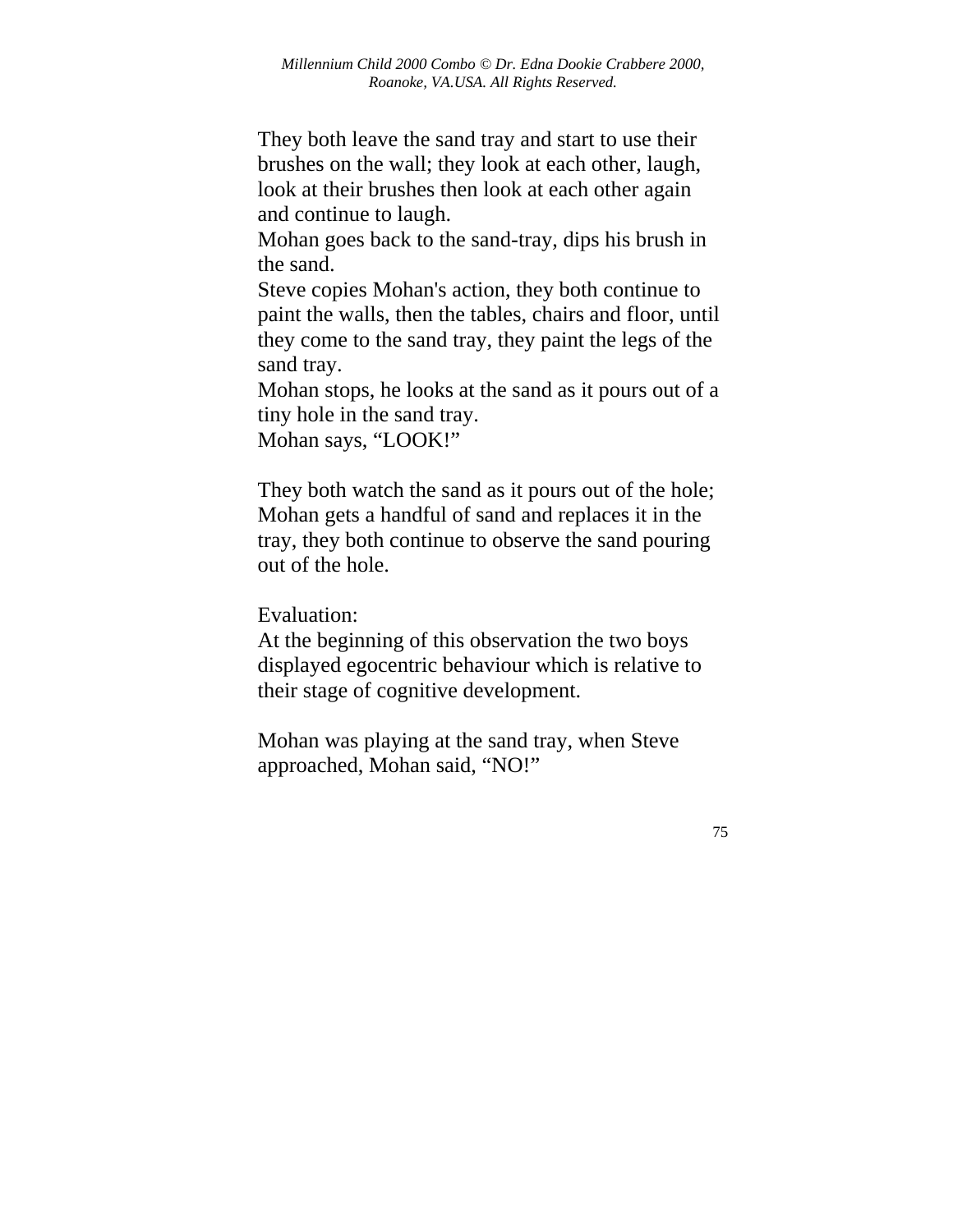They both leave the sand tray and start to use their brushes on the wall; they look at each other, laugh, look at their brushes then look at each other again and continue to laugh.
Mohan goes back to the sand-tray, dips his brush in the sand.
Steve copies Mohan's action, they both continue to paint the walls, then the tables, chairs and floor, until they come to the sand tray, they paint the legs of the sand tray.
Mohan stops, he looks at the sand as it pours out of a tiny hole in the sand tray.
Mohan says, “LOOK!”

They both watch the sand as it pours out of the hole; Mohan gets a handful of sand and replaces it in the tray, they both continue to observe the sand pouring out of the hole.

Evaluation:
At the beginning of this observation the two boys displayed egocentric behaviour which is relative to their stage of cognitive development.

Mohan was playing at the sand tray, when Steve approached, Mohan said, “NO!”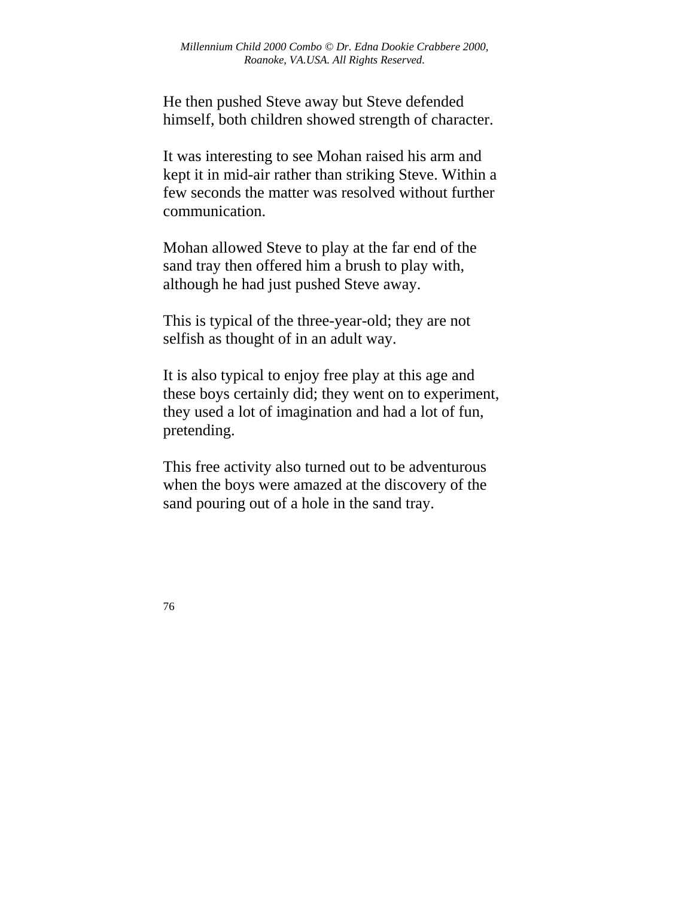He then pushed Steve away but Steve defended himself, both children showed strength of character.

It was interesting to see Mohan raised his arm and kept it in mid-air rather than striking Steve. Within a few seconds the matter was resolved without further communication.

Mohan allowed Steve to play at the far end of the sand tray then offered him a brush to play with, although he had just pushed Steve away.

This is typical of the three-year-old; they are not selfish as thought of in an adult way.

It is also typical to enjoy free play at this age and these boys certainly did; they went on to experiment, they used a lot of imagination and had a lot of fun, pretending.

This free activity also turned out to be adventurous when the boys were amazed at the discovery of the sand pouring out of a hole in the sand tray.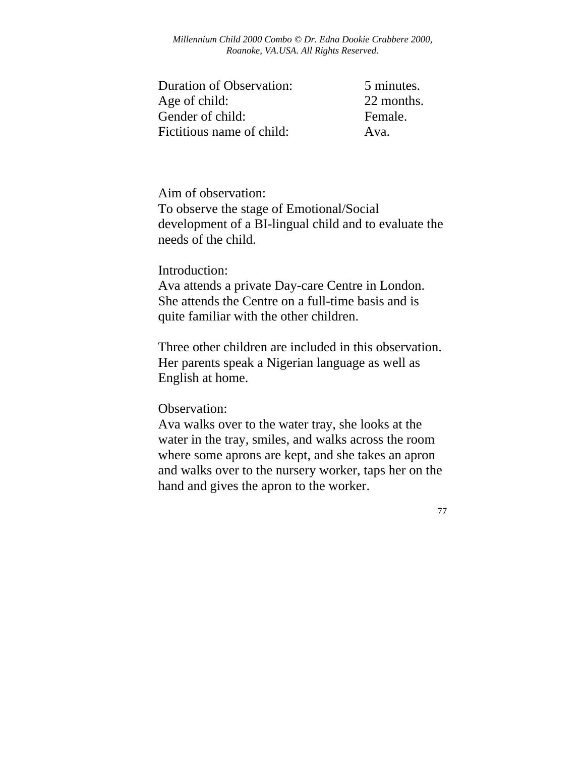| | |
|---|---|
| Duration of Observation: | 5 minutes. |
| Age of child: | 22 months. |
| Gender of child: | Female. |
| Fictitious name of child: | Ava. |

Aim of observation:
To observe the stage of Emotional/Social development of a BI-lingual child and to evaluate the needs of the child.

Introduction:
Ava attends a private Day-care Centre in London. She attends the Centre on a full-time basis and is quite familiar with the other children.

Three other children are included in this observation. Her parents speak a Nigerian language as well as English at home.

Observation:
Ava walks over to the water tray, she looks at the water in the tray, smiles, and walks across the room where some aprons are kept, and she takes an apron and walks over to the nursery worker, taps her on the hand and gives the apron to the worker.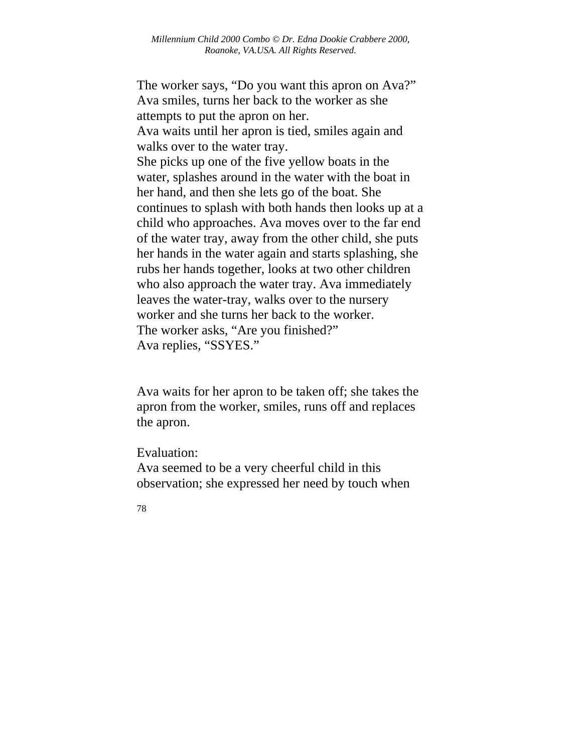The worker says, “Do you want this apron on Ava?”
Ava smiles, turns her back to the worker as she attempts to put the apron on her.
Ava waits until her apron is tied, smiles again and walks over to the water tray.
She picks up one of the five yellow boats in the water, splashes around in the water with the boat in her hand, and then she lets go of the boat. She continues to splash with both hands then looks up at a child who approaches. Ava moves over to the far end of the water tray, away from the other child, she puts her hands in the water again and starts splashing, she rubs her hands together, looks at two other children who also approach the water tray. Ava immediately leaves the water-tray, walks over to the nursery worker and she turns her back to the worker.
The worker asks, “Are you finished?”
Ava replies, “SSYES.”

Ava waits for her apron to be taken off; she takes the apron from the worker, smiles, runs off and replaces the apron.

Evaluation:
Ava seemed to be a very cheerful child in this observation; she expressed her need by touch when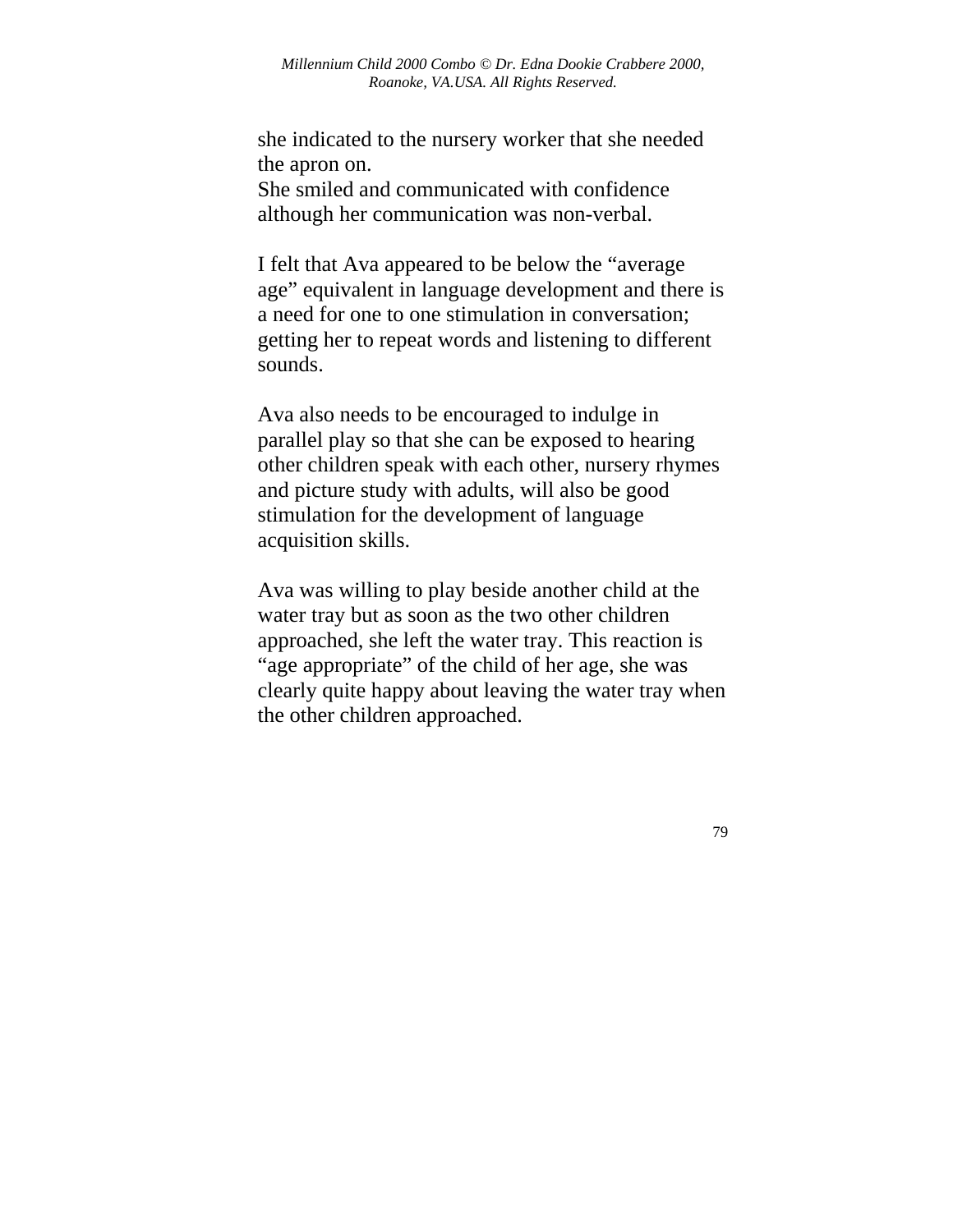she indicated to the nursery worker that she needed the apron on.
She smiled and communicated with confidence although her communication was non-verbal.

I felt that Ava appeared to be below the “average age” equivalent in language development and there is a need for one to one stimulation in conversation; getting her to repeat words and listening to different sounds.

Ava also needs to be encouraged to indulge in parallel play so that she can be exposed to hearing other children speak with each other, nursery rhymes and picture study with adults, will also be good stimulation for the development of language acquisition skills.

Ava was willing to play beside another child at the water tray but as soon as the two other children approached, she left the water tray. This reaction is “age appropriate” of the child of her age, she was clearly quite happy about leaving the water tray when the other children approached.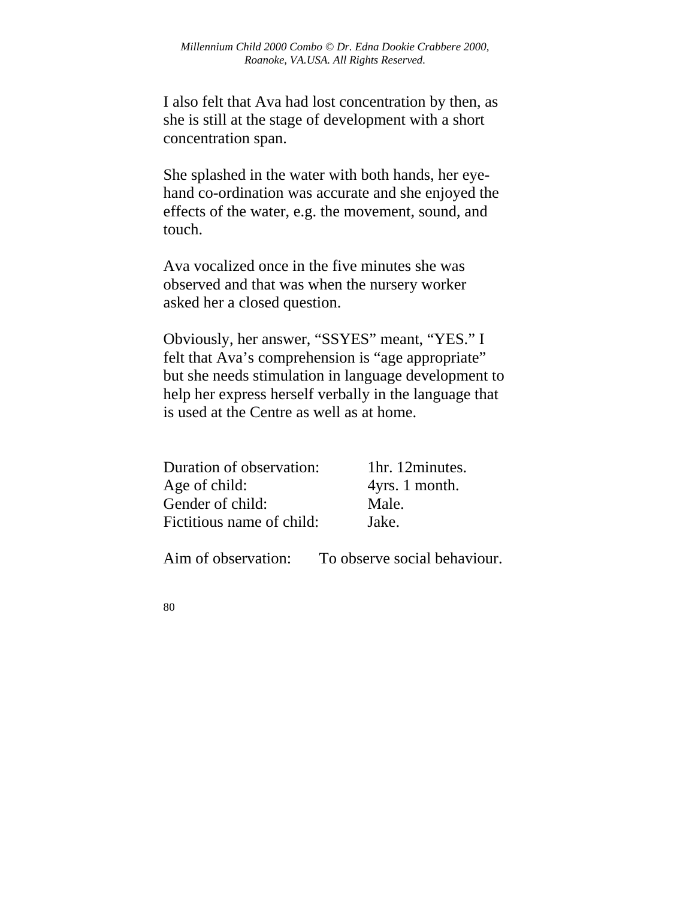I also felt that Ava had lost concentration by then, as she is still at the stage of development with a short concentration span.

She splashed in the water with both hands, her eye-hand co-ordination was accurate and she enjoyed the effects of the water, e.g. the movement, sound, and touch.

Ava vocalized once in the five minutes she was observed and that was when the nursery worker asked her a closed question.

Obviously, her answer, "SSYES" meant, "YES." I felt that Ava's comprehension is "age appropriate" but she needs stimulation in language development to help her express herself verbally in the language that is used at the Centre as well as at home.

Duration of observation: 1hr. 12minutes.
Age of child: 4yrs. 1 month.
Gender of child: Male.
Fictitious name of child: Jake.

Aim of observation: To observe social behaviour.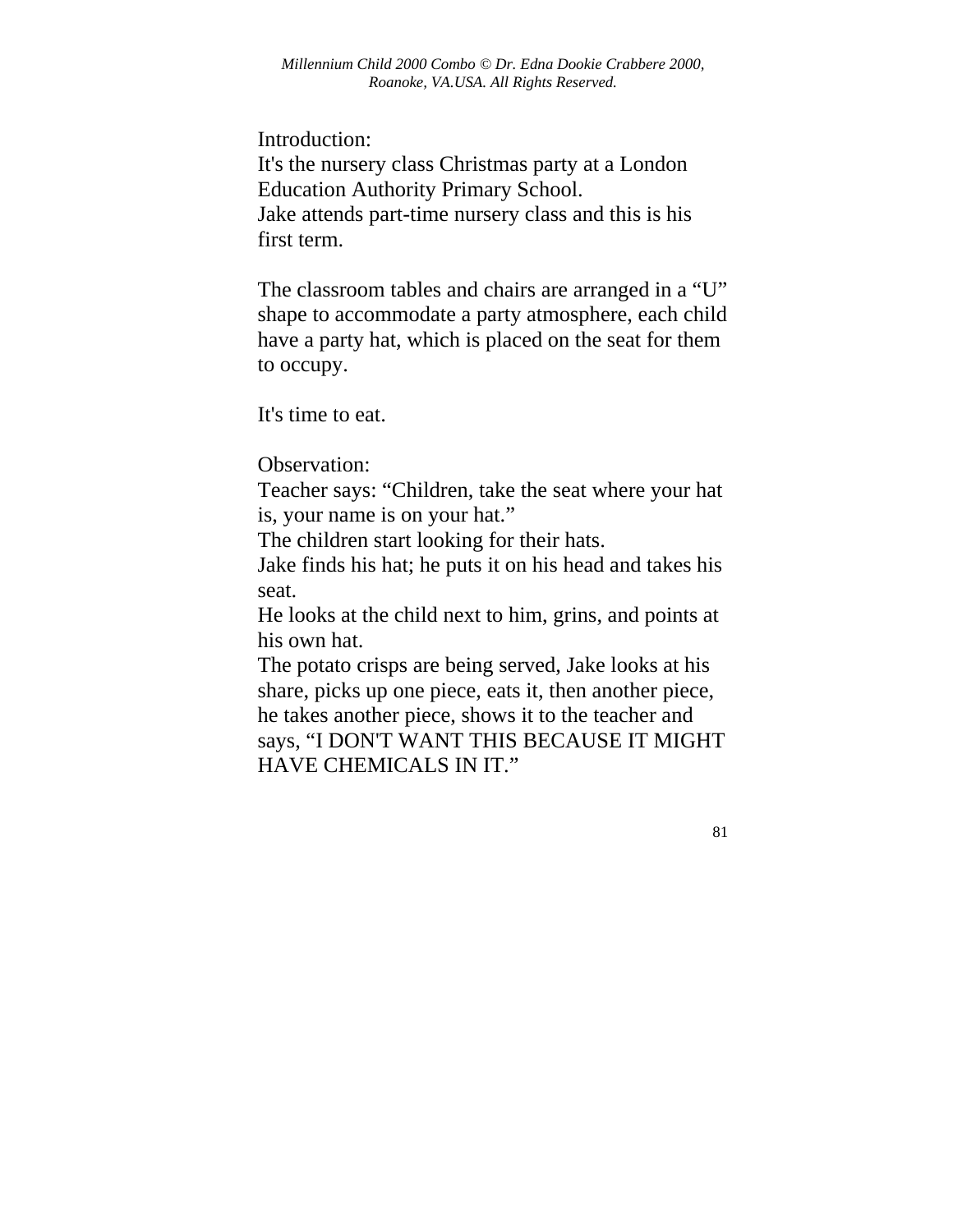Introduction:
It's the nursery class Christmas party at a London Education Authority Primary School.
Jake attends part-time nursery class and this is his first term.

The classroom tables and chairs are arranged in a “U” shape to accommodate a party atmosphere, each child have a party hat, which is placed on the seat for them to occupy.

It's time to eat.

Observation:
Teacher says: “Children, take the seat where your hat is, your name is on your hat.”
The children start looking for their hats.
Jake finds his hat; he puts it on his head and takes his seat.
He looks at the child next to him, grins, and points at his own hat.
The potato crisps are being served, Jake looks at his share, picks up one piece, eats it, then another piece, he takes another piece, shows it to the teacher and says, “I DON'T WANT THIS BECAUSE IT MIGHT HAVE CHEMICALS IN IT.”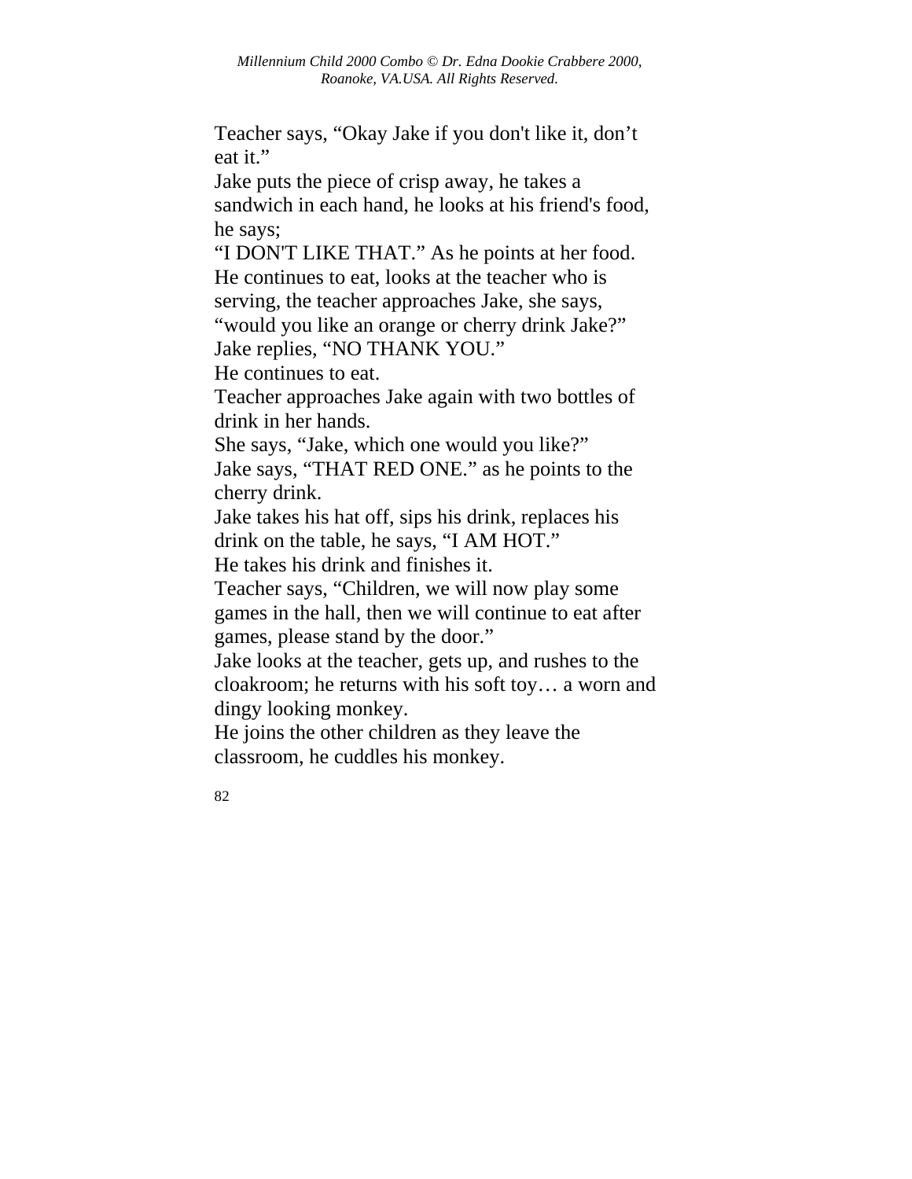Teacher says, “Okay Jake if you don't like it, don’t eat it.”

Jake puts the piece of crisp away, he takes a sandwich in each hand, he looks at his friend's food, he says;

“I DON'T LIKE THAT.” As he points at her food.

He continues to eat, looks at the teacher who is serving, the teacher approaches Jake, she says, “would you like an orange or cherry drink Jake?”

Jake replies, “NO THANK YOU.”

He continues to eat.

Teacher approaches Jake again with two bottles of drink in her hands.

She says, “Jake, which one would you like?”

Jake says, “THAT RED ONE.” as he points to the cherry drink.

Jake takes his hat off, sips his drink, replaces his drink on the table, he says, “I AM HOT.”

He takes his drink and finishes it.

Teacher says, “Children, we will now play some games in the hall, then we will continue to eat after games, please stand by the door.”

Jake looks at the teacher, gets up, and rushes to the cloakroom; he returns with his soft toy… a worn and dingy looking monkey.

He joins the other children as they leave the classroom, he cuddles his monkey.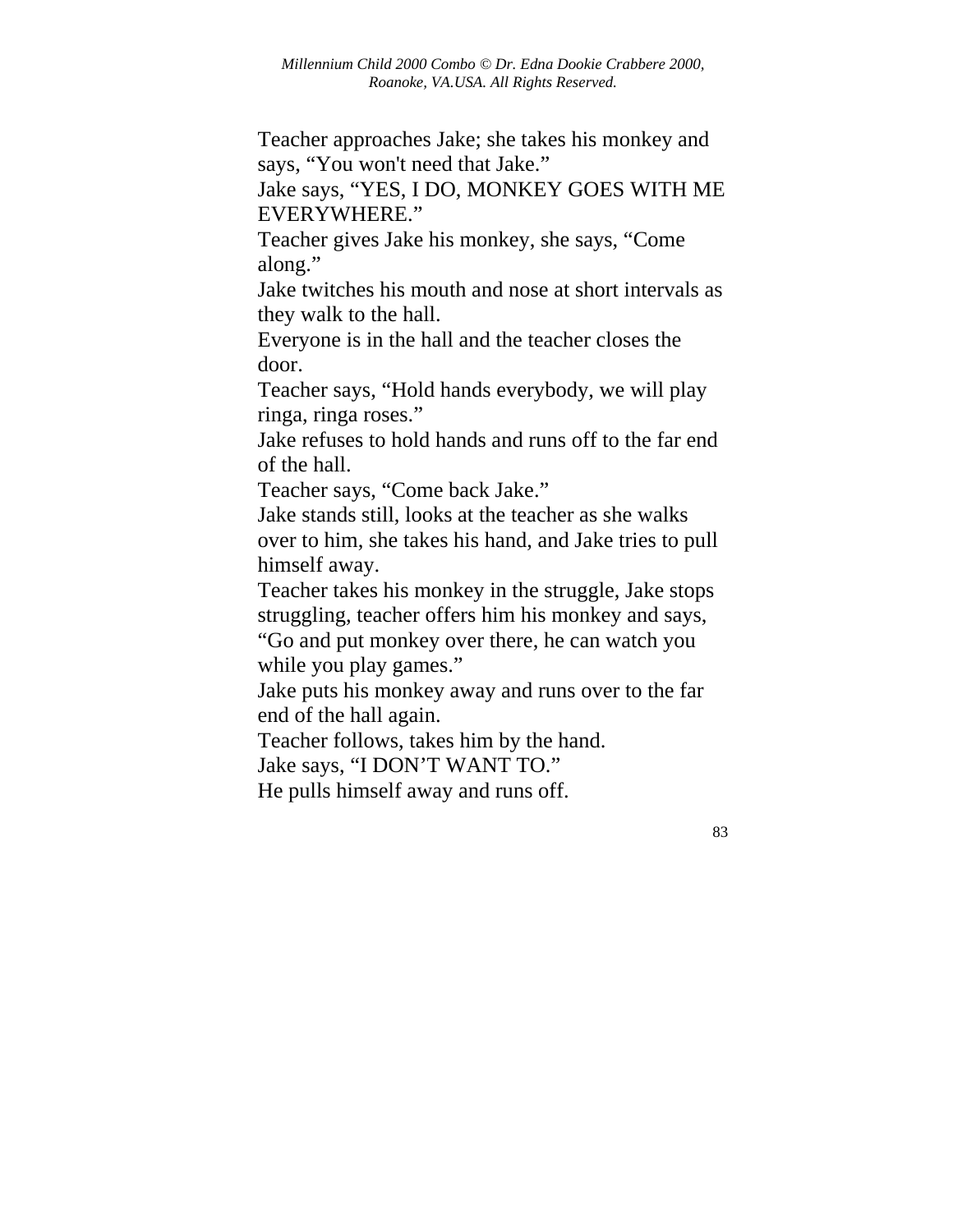Teacher approaches Jake; she takes his monkey and says, “You won't need that Jake.”

Jake says, “YES, I DO, MONKEY GOES WITH ME EVERYWHERE.”

Teacher gives Jake his monkey, she says, “Come along.”

Jake twitches his mouth and nose at short intervals as they walk to the hall.

Everyone is in the hall and the teacher closes the door.

Teacher says, “Hold hands everybody, we will play ringa, ringa roses.”

Jake refuses to hold hands and runs off to the far end of the hall.

Teacher says, “Come back Jake.”

Jake stands still, looks at the teacher as she walks over to him, she takes his hand, and Jake tries to pull himself away.

Teacher takes his monkey in the struggle, Jake stops struggling, teacher offers him his monkey and says, “Go and put monkey over there, he can watch you while you play games.”

Jake puts his monkey away and runs over to the far end of the hall again.

Teacher follows, takes him by the hand.

Jake says, “I DON’T WANT TO.”

He pulls himself away and runs off.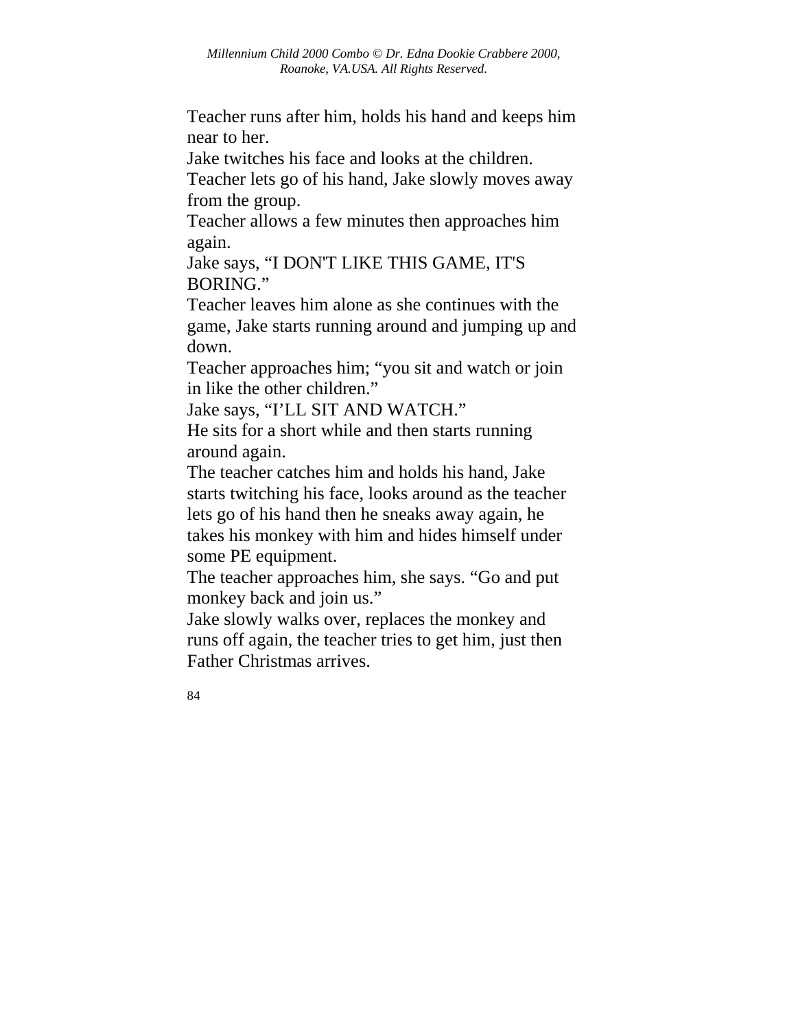Teacher runs after him, holds his hand and keeps him near to her.

Jake twitches his face and looks at the children.

Teacher lets go of his hand, Jake slowly moves away from the group.

Teacher allows a few minutes then approaches him again.

Jake says, “I DON'T LIKE THIS GAME, IT'S BORING.”

Teacher leaves him alone as she continues with the game, Jake starts running around and jumping up and down.

Teacher approaches him; “you sit and watch or join in like the other children.”

Jake says, “I’LL SIT AND WATCH.”

He sits for a short while and then starts running around again.

The teacher catches him and holds his hand, Jake starts twitching his face, looks around as the teacher lets go of his hand then he sneaks away again, he takes his monkey with him and hides himself under some PE equipment.

The teacher approaches him, she says. “Go and put monkey back and join us.”

Jake slowly walks over, replaces the monkey and runs off again, the teacher tries to get him, just then Father Christmas arrives.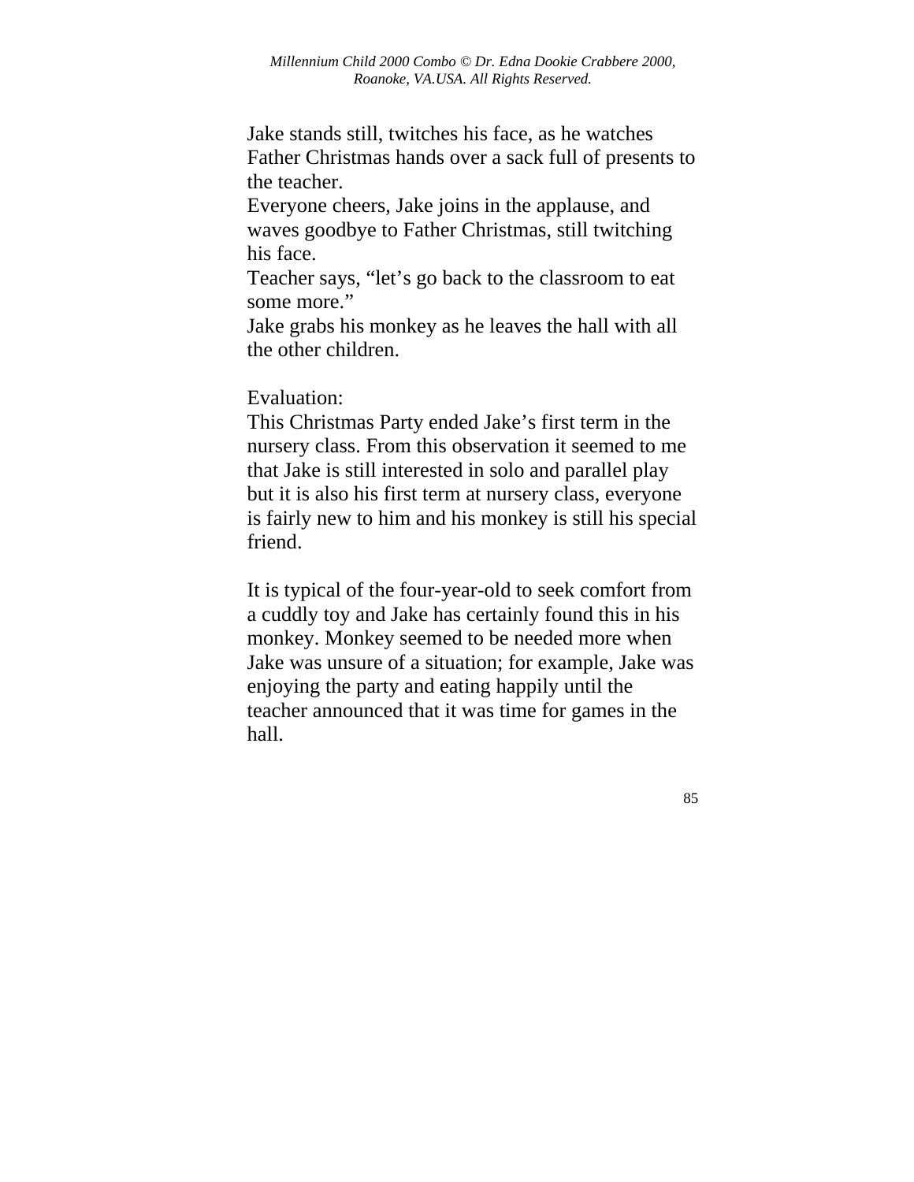Jake stands still, twitches his face, as he watches Father Christmas hands over a sack full of presents to the teacher.
Everyone cheers, Jake joins in the applause, and waves goodbye to Father Christmas, still twitching his face.
Teacher says, "let's go back to the classroom to eat some more."
Jake grabs his monkey as he leaves the hall with all the other children.

Evaluation:
This Christmas Party ended Jake's first term in the nursery class. From this observation it seemed to me that Jake is still interested in solo and parallel play but it is also his first term at nursery class, everyone is fairly new to him and his monkey is still his special friend.

It is typical of the four-year-old to seek comfort from a cuddly toy and Jake has certainly found this in his monkey. Monkey seemed to be needed more when Jake was unsure of a situation; for example, Jake was enjoying the party and eating happily until the teacher announced that it was time for games in the hall.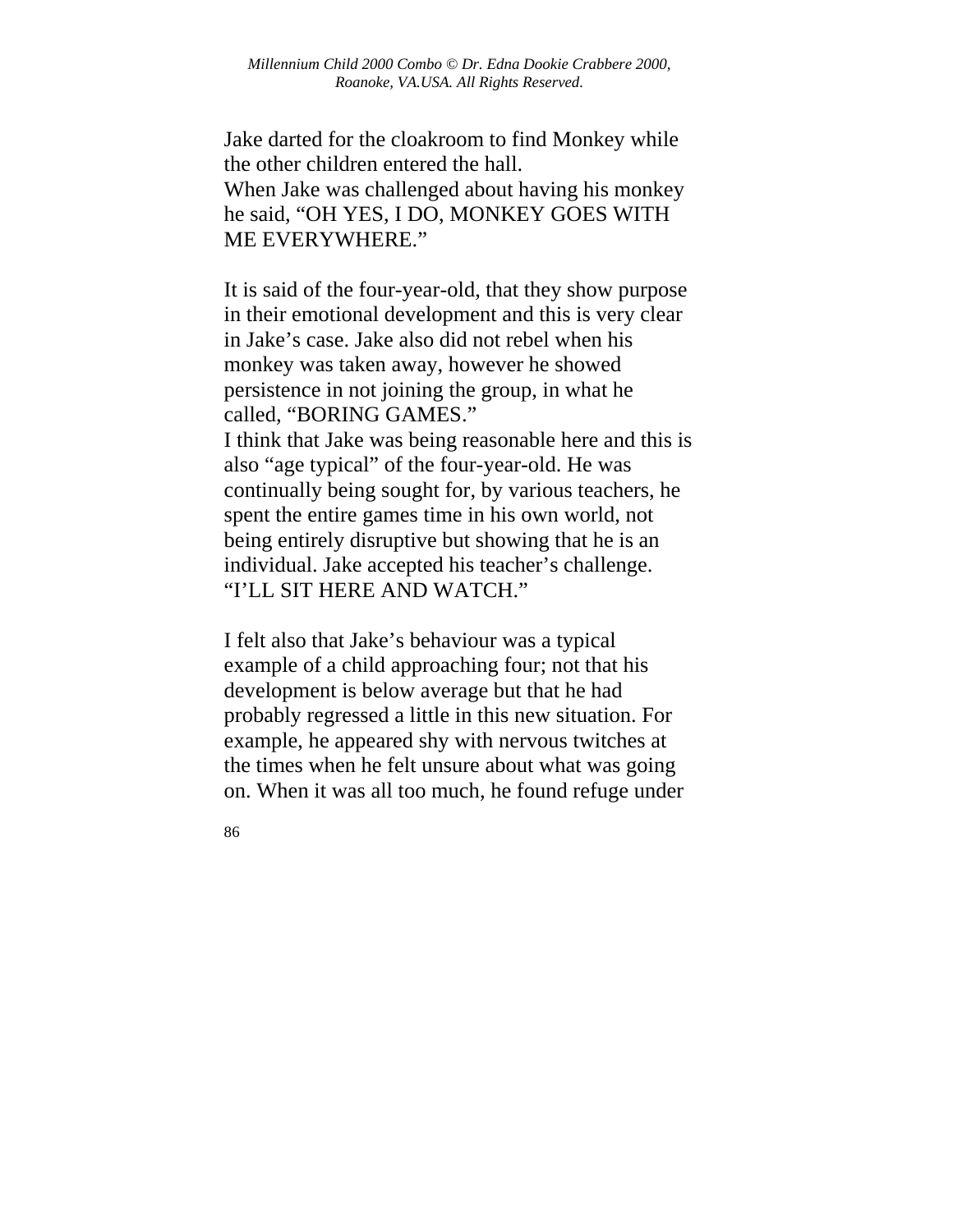Jake darted for the cloakroom to find Monkey while the other children entered the hall.
When Jake was challenged about having his monkey he said, "OH YES, I DO, MONKEY GOES WITH ME EVERYWHERE."

It is said of the four-year-old, that they show purpose in their emotional development and this is very clear in Jake's case. Jake also did not rebel when his monkey was taken away, however he showed persistence in not joining the group, in what he called, "BORING GAMES."
I think that Jake was being reasonable here and this is also "age typical" of the four-year-old. He was continually being sought for, by various teachers, he spent the entire games time in his own world, not being entirely disruptive but showing that he is an individual. Jake accepted his teacher's challenge. "I'LL SIT HERE AND WATCH."

I felt also that Jake's behaviour was a typical example of a child approaching four; not that his development is below average but that he had probably regressed a little in this new situation. For example, he appeared shy with nervous twitches at the times when he felt unsure about what was going on. When it was all too much, he found refuge under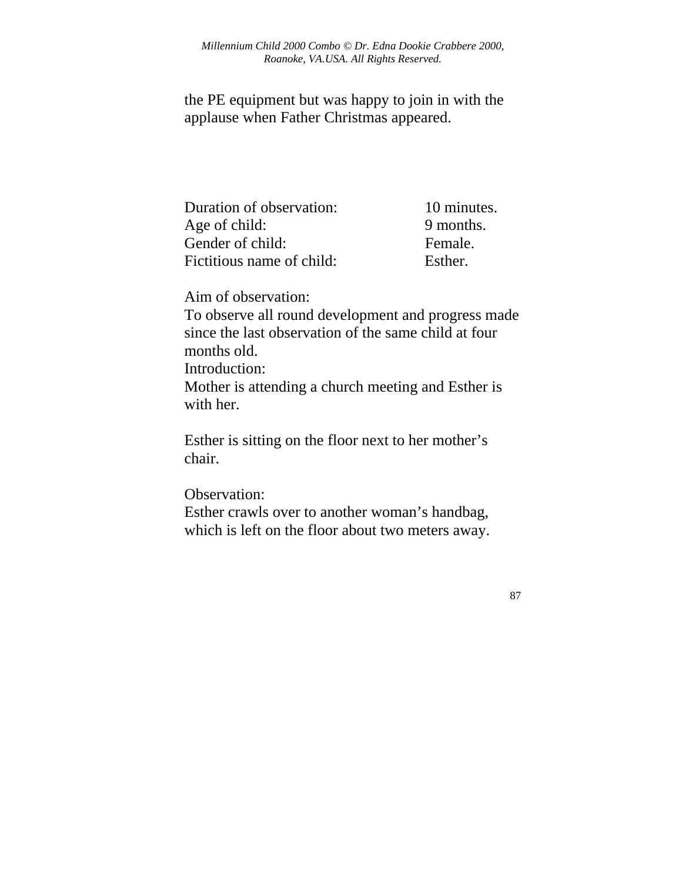the PE equipment but was happy to join in with the applause when Father Christmas appeared.

| | |
|---|---|
| Duration of observation: | 10 minutes. |
| Age of child: | 9 months. |
| Gender of child: | Female. |
| Fictitious name of child: | Esther. |

Aim of observation:
To observe all round development and progress made since the last observation of the same child at four months old.
Introduction:
Mother is attending a church meeting and Esther is with her.

Esther is sitting on the floor next to her mother's chair.

Observation:
Esther crawls over to another woman's handbag, which is left on the floor about two meters away.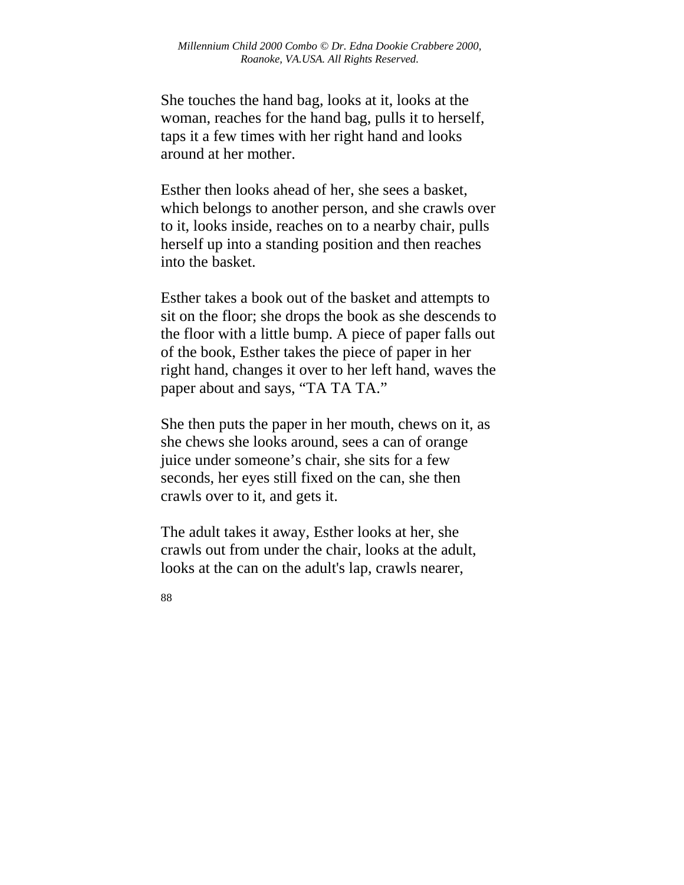She touches the hand bag, looks at it, looks at the woman, reaches for the hand bag, pulls it to herself, taps it a few times with her right hand and looks around at her mother.

Esther then looks ahead of her, she sees a basket, which belongs to another person, and she crawls over to it, looks inside, reaches on to a nearby chair, pulls herself up into a standing position and then reaches into the basket.

Esther takes a book out of the basket and attempts to sit on the floor; she drops the book as she descends to the floor with a little bump. A piece of paper falls out of the book, Esther takes the piece of paper in her right hand, changes it over to her left hand, waves the paper about and says, "TA TA TA."

She then puts the paper in her mouth, chews on it, as she chews she looks around, sees a can of orange juice under someone's chair, she sits for a few seconds, her eyes still fixed on the can, she then crawls over to it, and gets it.

The adult takes it away, Esther looks at her, she crawls out from under the chair, looks at the adult, looks at the can on the adult's lap, crawls nearer,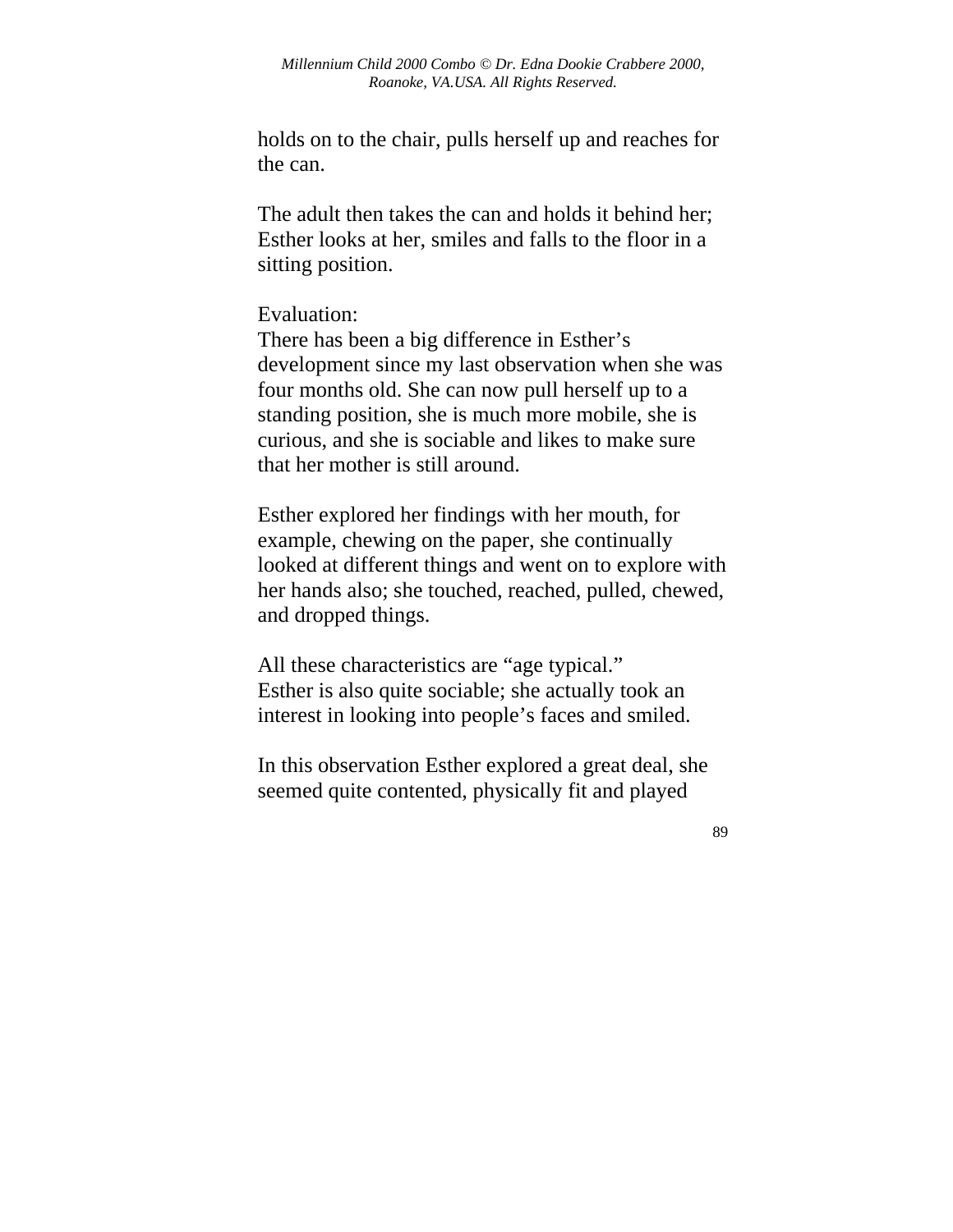holds on to the chair, pulls herself up and reaches for the can.

The adult then takes the can and holds it behind her; Esther looks at her, smiles and falls to the floor in a sitting position.

Evaluation:
There has been a big difference in Esther's development since my last observation when she was four months old. She can now pull herself up to a standing position, she is much more mobile, she is curious, and she is sociable and likes to make sure that her mother is still around.

Esther explored her findings with her mouth, for example, chewing on the paper, she continually looked at different things and went on to explore with her hands also; she touched, reached, pulled, chewed, and dropped things.

All these characteristics are "age typical."
Esther is also quite sociable; she actually took an interest in looking into people's faces and smiled.

In this observation Esther explored a great deal, she seemed quite contented, physically fit and played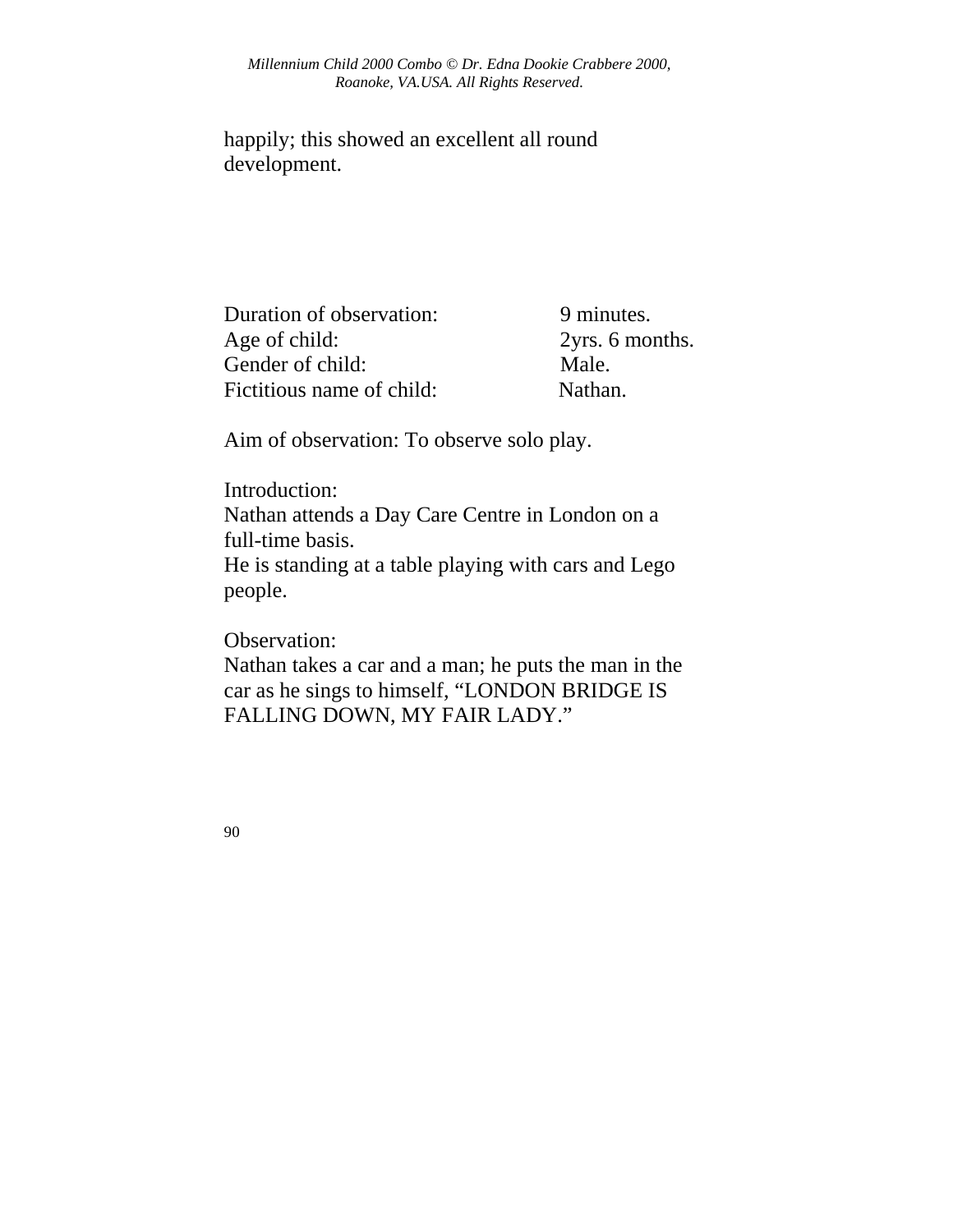happily; this showed an excellent all round development.

Duration of observation: 9 minutes.
Age of child: 2yrs. 6 months.
Gender of child: Male.
Fictitious name of child: Nathan.

Aim of observation: To observe solo play.

Introduction:
Nathan attends a Day Care Centre in London on a full-time basis.
He is standing at a table playing with cars and Lego people.

Observation:
Nathan takes a car and a man; he puts the man in the car as he sings to himself, "LONDON BRIDGE IS FALLING DOWN, MY FAIR LADY."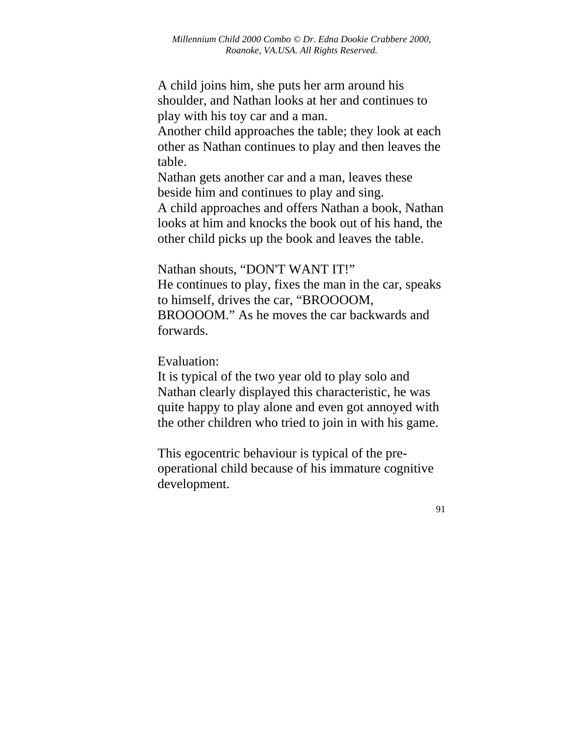A child joins him, she puts her arm around his shoulder, and Nathan looks at her and continues to play with his toy car and a man.
Another child approaches the table; they look at each other as Nathan continues to play and then leaves the table.
Nathan gets another car and a man, leaves these beside him and continues to play and sing.
A child approaches and offers Nathan a book, Nathan looks at him and knocks the book out of his hand, the other child picks up the book and leaves the table.

Nathan shouts, "DON'T WANT IT!"
He continues to play, fixes the man in the car, speaks to himself, drives the car, "BROOOOM, BROOOOM." As he moves the car backwards and forwards.

Evaluation:
It is typical of the two year old to play solo and Nathan clearly displayed this characteristic, he was quite happy to play alone and even got annoyed with the other children who tried to join in with his game.

This egocentric behaviour is typical of the pre-operational child because of his immature cognitive development.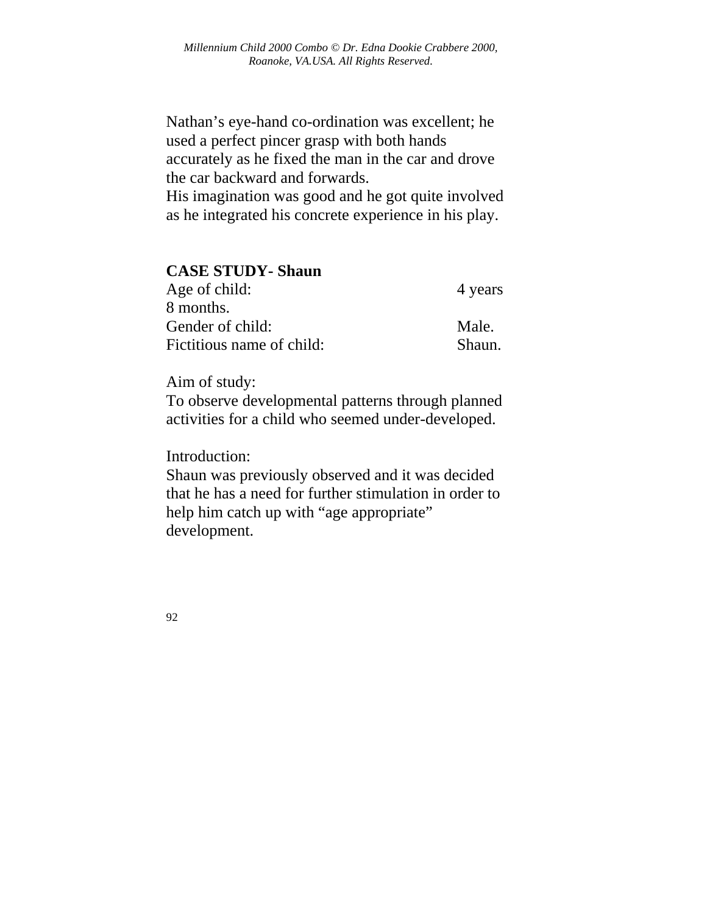Nathan's eye-hand co-ordination was excellent; he used a perfect pincer grasp with both hands accurately as he fixed the man in the car and drove the car backward and forwards.
His imagination was good and he got quite involved as he integrated his concrete experience in his play.

**CASE STUDY- Shaun**

Age of child: 4 years 8 months.
Gender of child: Male.
Fictitious name of child: Shaun.

Aim of study:
To observe developmental patterns through planned activities for a child who seemed under-developed.

Introduction:
Shaun was previously observed and it was decided that he has a need for further stimulation in order to help him catch up with "age appropriate" development.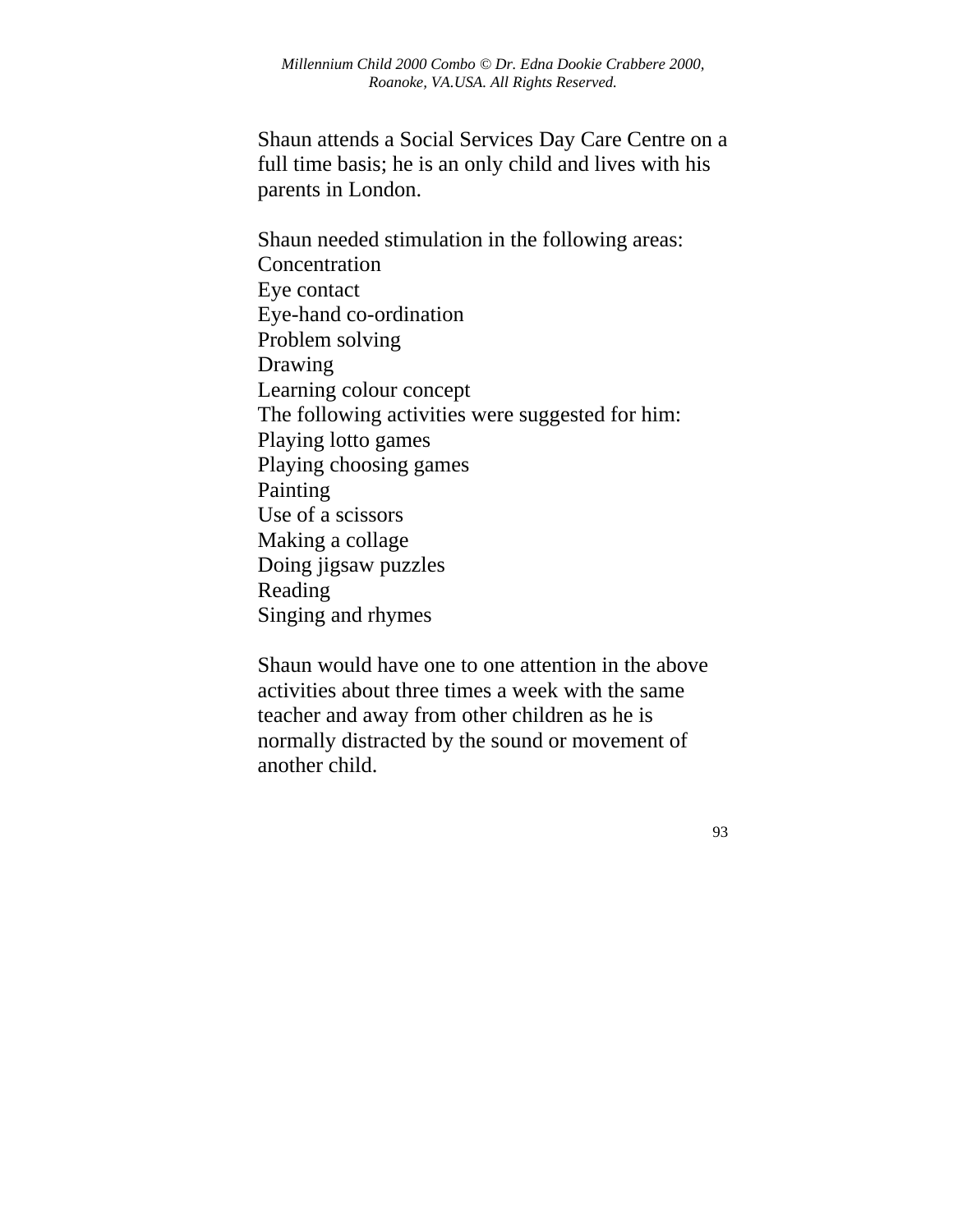Shaun attends a Social Services Day Care Centre on a full time basis; he is an only child and lives with his parents in London.

Shaun needed stimulation in the following areas:
Concentration
Eye contact
Eye-hand co-ordination
Problem solving
Drawing
Learning colour concept
The following activities were suggested for him:
Playing lotto games
Playing choosing games
Painting
Use of a scissors
Making a collage
Doing jigsaw puzzles
Reading
Singing and rhymes

Shaun would have one to one attention in the above activities about three times a week with the same teacher and away from other children as he is normally distracted by the sound or movement of another child.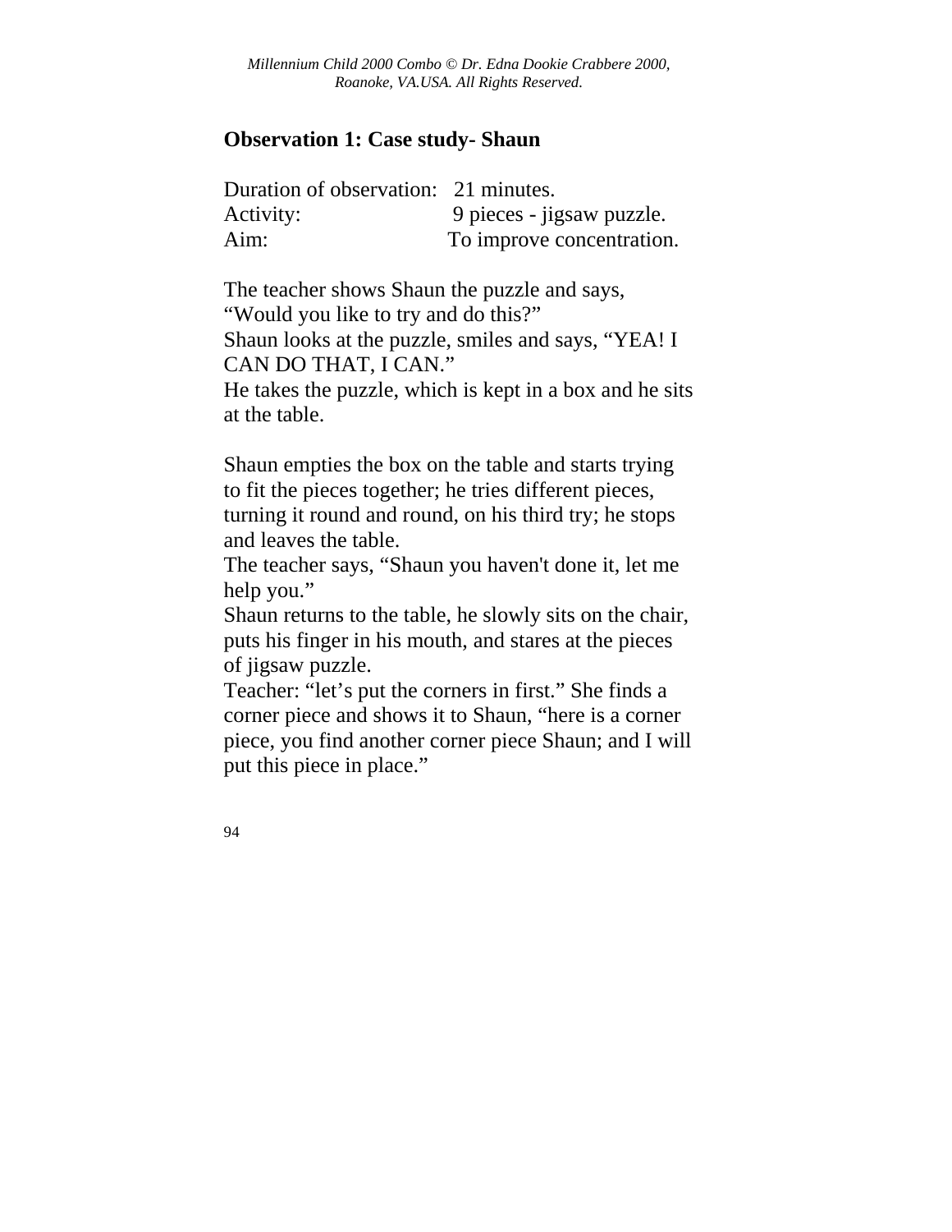## Observation 1: Case study- Shaun

Duration of observation: 21 minutes.
Activity: 9 pieces - jigsaw puzzle.
Aim: To improve concentration.

The teacher shows Shaun the puzzle and says, "Would you like to try and do this?"
Shaun looks at the puzzle, smiles and says, "YEA! I CAN DO THAT, I CAN."
He takes the puzzle, which is kept in a box and he sits at the table.

Shaun empties the box on the table and starts trying to fit the pieces together; he tries different pieces, turning it round and round, on his third try; he stops and leaves the table.
The teacher says, "Shaun you haven't done it, let me help you."
Shaun returns to the table, he slowly sits on the chair, puts his finger in his mouth, and stares at the pieces of jigsaw puzzle.
Teacher: "let's put the corners in first." She finds a corner piece and shows it to Shaun, "here is a corner piece, you find another corner piece Shaun; and I will put this piece in place."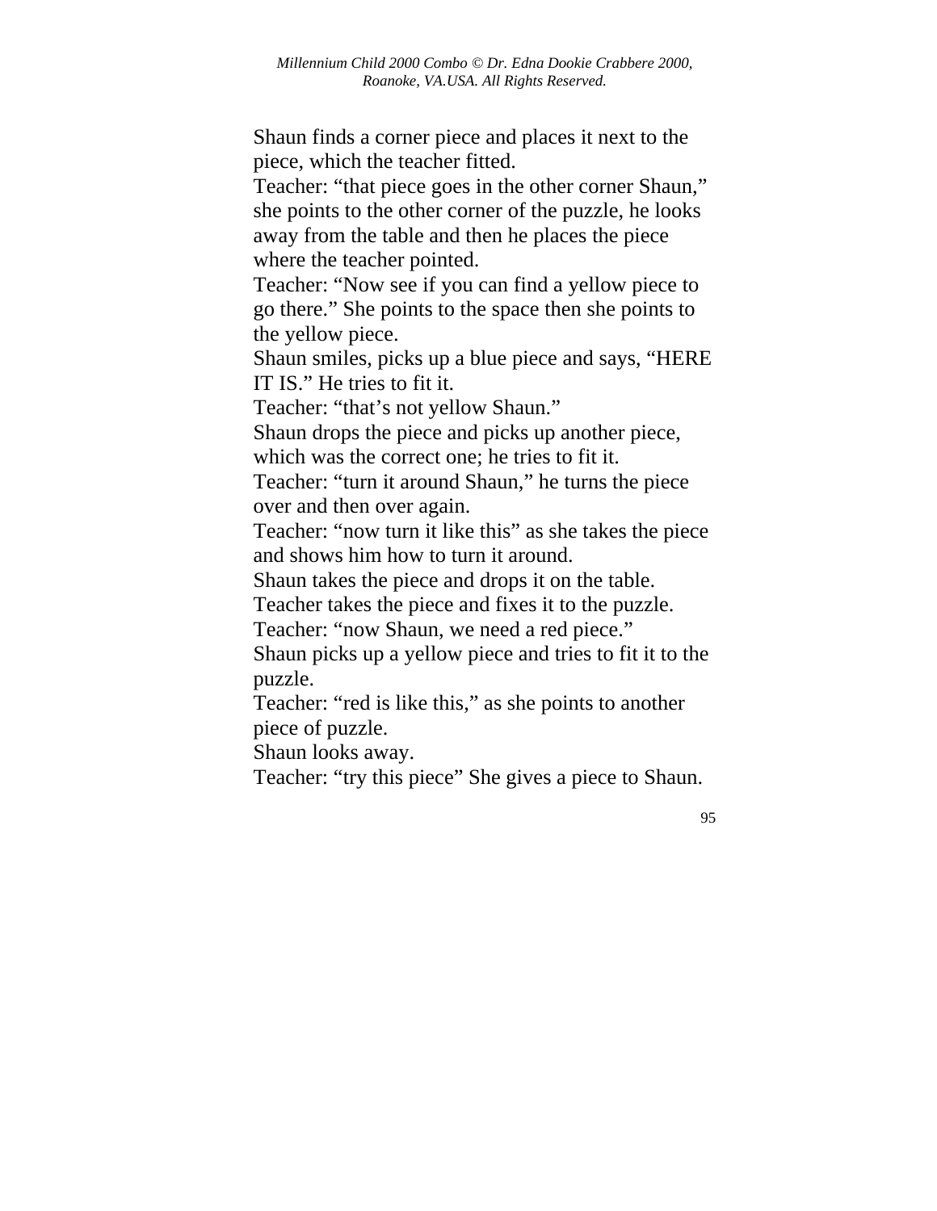Shaun finds a corner piece and places it next to the piece, which the teacher fitted.

Teacher: “that piece goes in the other corner Shaun,” she points to the other corner of the puzzle, he looks away from the table and then he places the piece where the teacher pointed.

Teacher: “Now see if you can find a yellow piece to go there.” She points to the space then she points to the yellow piece.

Shaun smiles, picks up a blue piece and says, “HERE IT IS.” He tries to fit it.

Teacher: “that’s not yellow Shaun.”

Shaun drops the piece and picks up another piece, which was the correct one; he tries to fit it.

Teacher: “turn it around Shaun,” he turns the piece over and then over again.

Teacher: “now turn it like this” as she takes the piece and shows him how to turn it around.

Shaun takes the piece and drops it on the table.

Teacher takes the piece and fixes it to the puzzle.

Teacher: “now Shaun, we need a red piece.”

Shaun picks up a yellow piece and tries to fit it to the puzzle.

Teacher: “red is like this,” as she points to another piece of puzzle.

Shaun looks away.

Teacher: “try this piece” She gives a piece to Shaun.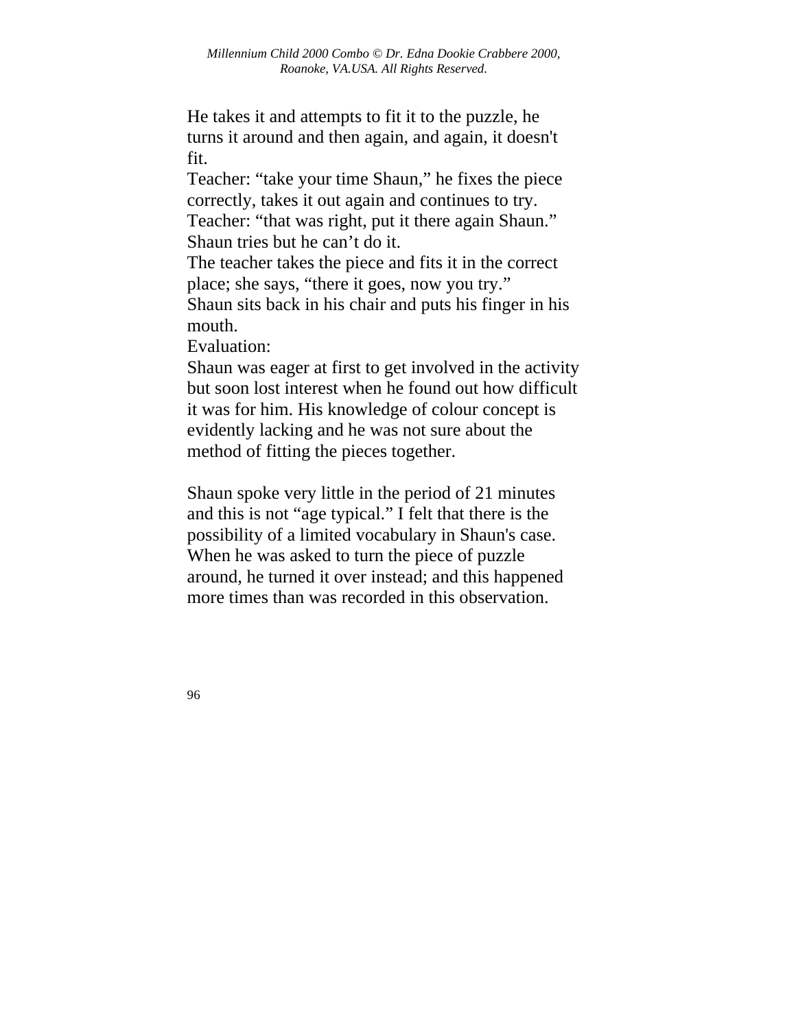He takes it and attempts to fit it to the puzzle, he turns it around and then again, and again, it doesn't fit.

Teacher: “take your time Shaun,” he fixes the piece correctly, takes it out again and continues to try.

Teacher: “that was right, put it there again Shaun.” Shaun tries but he can’t do it.

The teacher takes the piece and fits it in the correct place; she says, “there it goes, now you try.”

Shaun sits back in his chair and puts his finger in his mouth.

Evaluation:

Shaun was eager at first to get involved in the activity but soon lost interest when he found out how difficult it was for him. His knowledge of colour concept is evidently lacking and he was not sure about the method of fitting the pieces together.

Shaun spoke very little in the period of 21 minutes and this is not “age typical.” I felt that there is the possibility of a limited vocabulary in Shaun's case. When he was asked to turn the piece of puzzle around, he turned it over instead; and this happened more times than was recorded in this observation.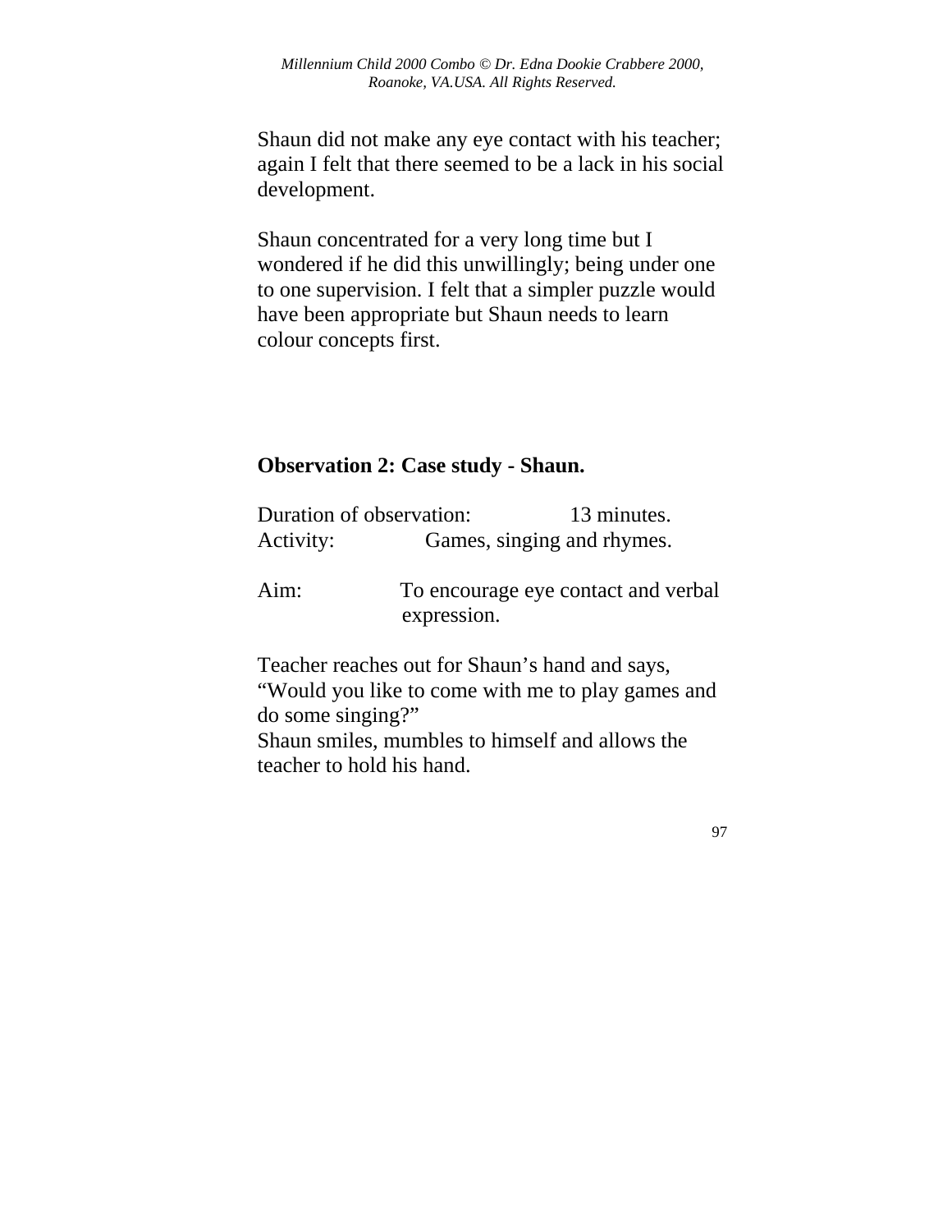Shaun did not make any eye contact with his teacher; again I felt that there seemed to be a lack in his social development.

Shaun concentrated for a very long time but I wondered if he did this unwillingly; being under one to one supervision. I felt that a simpler puzzle would have been appropriate but Shaun needs to learn colour concepts first.

**Observation 2: Case study - Shaun.**

Duration of observation: 13 minutes.
Activity: Games, singing and rhymes.

Aim: To encourage eye contact and verbal expression.

Teacher reaches out for Shaun's hand and says, "Would you like to come with me to play games and do some singing?"
Shaun smiles, mumbles to himself and allows the teacher to hold his hand.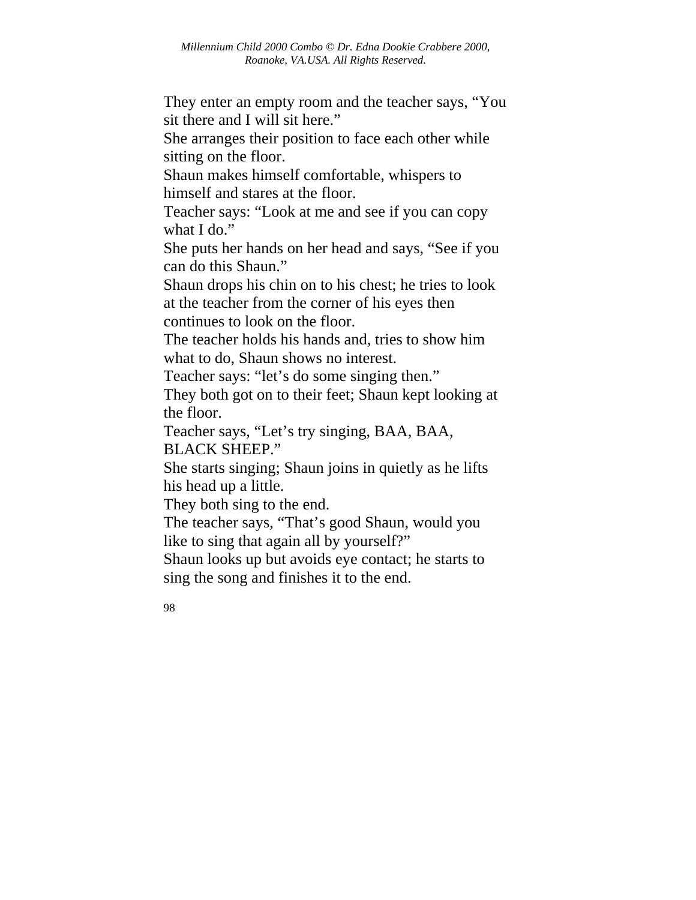They enter an empty room and the teacher says, “You sit there and I will sit here.”

She arranges their position to face each other while sitting on the floor.

Shaun makes himself comfortable, whispers to himself and stares at the floor.

Teacher says: “Look at me and see if you can copy what I do.”

She puts her hands on her head and says, “See if you can do this Shaun.”

Shaun drops his chin on to his chest; he tries to look at the teacher from the corner of his eyes then continues to look on the floor.

The teacher holds his hands and, tries to show him what to do, Shaun shows no interest.

Teacher says: “let’s do some singing then.”

They both got on to their feet; Shaun kept looking at the floor.

Teacher says, “Let’s try singing, BAA, BAA, BLACK SHEEP.”

She starts singing; Shaun joins in quietly as he lifts his head up a little.

They both sing to the end.

The teacher says, “That’s good Shaun, would you like to sing that again all by yourself?”

Shaun looks up but avoids eye contact; he starts to sing the song and finishes it to the end.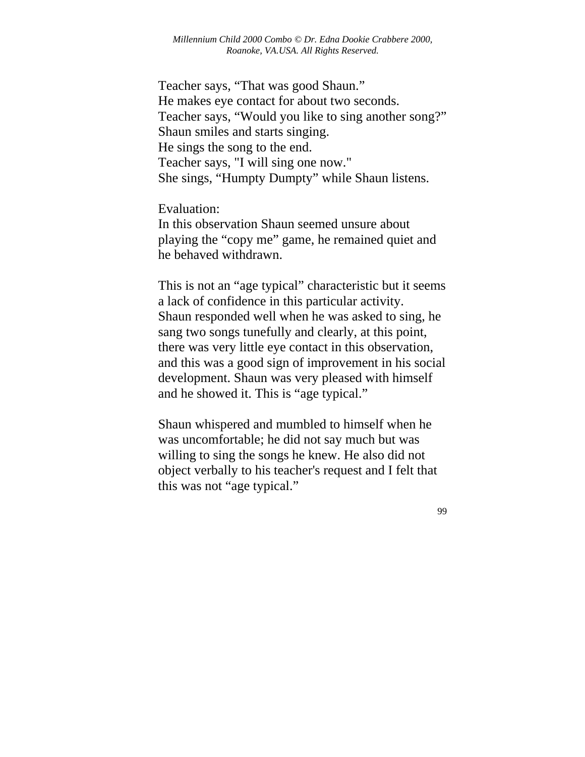Teacher says, “That was good Shaun.”  
He makes eye contact for about two seconds.  
Teacher says, “Would you like to sing another song?”  
Shaun smiles and starts singing.  
He sings the song to the end.  
Teacher says, "I will sing one now."  
She sings, “Humpty Dumpty” while Shaun listens.

Evaluation:  
In this observation Shaun seemed unsure about playing the “copy me” game, he remained quiet and he behaved withdrawn.

This is not an “age typical” characteristic but it seems a lack of confidence in this particular activity. Shaun responded well when he was asked to sing, he sang two songs tunefully and clearly, at this point, there was very little eye contact in this observation, and this was a good sign of improvement in his social development. Shaun was very pleased with himself and he showed it. This is “age typical.”

Shaun whispered and mumbled to himself when he was uncomfortable; he did not say much but was willing to sing the songs he knew. He also did not object verbally to his teacher's request and I felt that this was not “age typical.”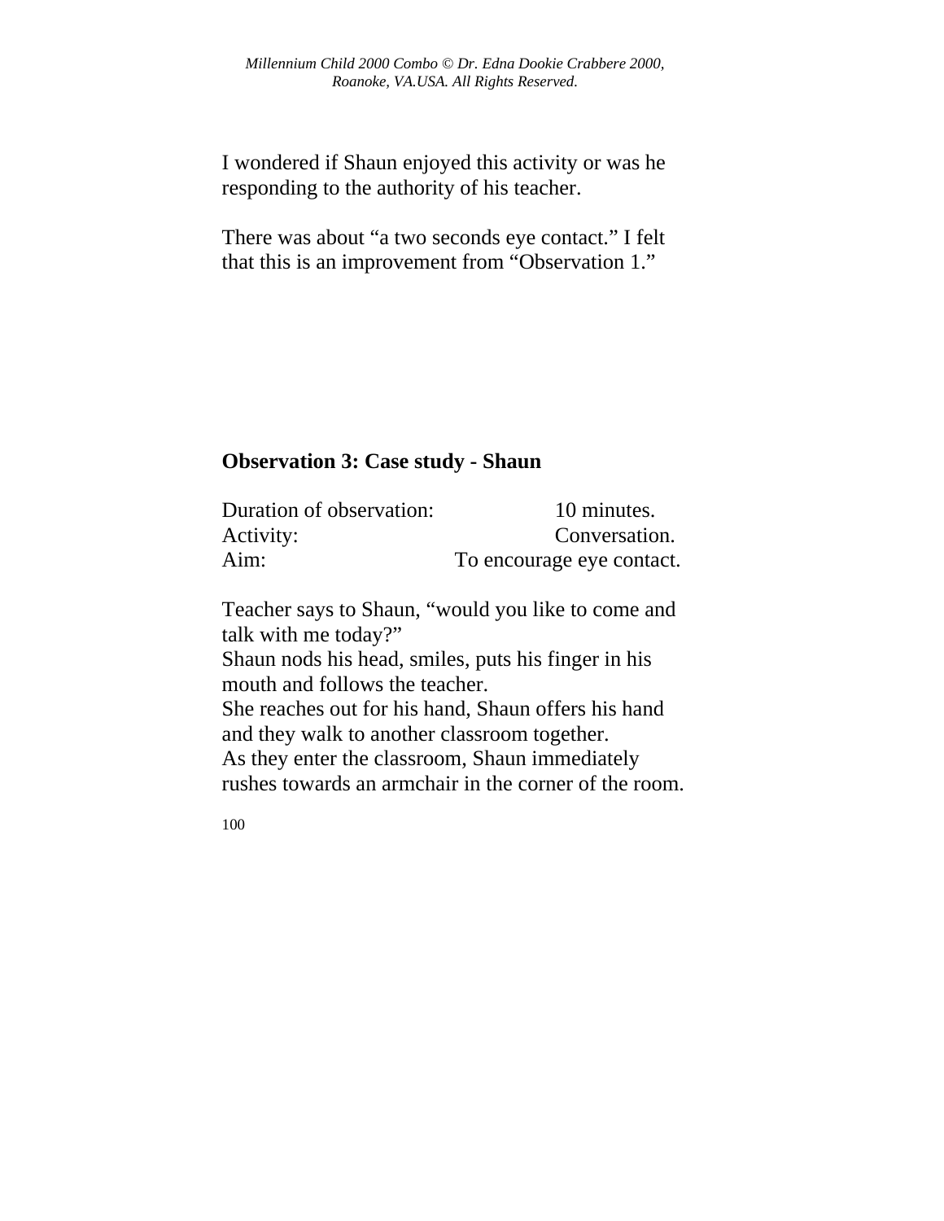I wondered if Shaun enjoyed this activity or was he responding to the authority of his teacher.

There was about "a two seconds eye contact." I felt that this is an improvement from "Observation 1."

**Observation 3: Case study - Shaun**

| | |
|---|---|
| Duration of observation: | 10 minutes. |
| Activity: | Conversation. |
| Aim: | To encourage eye contact. |

Teacher says to Shaun, "would you like to come and talk with me today?"
Shaun nods his head, smiles, puts his finger in his mouth and follows the teacher.
She reaches out for his hand, Shaun offers his hand and they walk to another classroom together.
As they enter the classroom, Shaun immediately rushes towards an armchair in the corner of the room.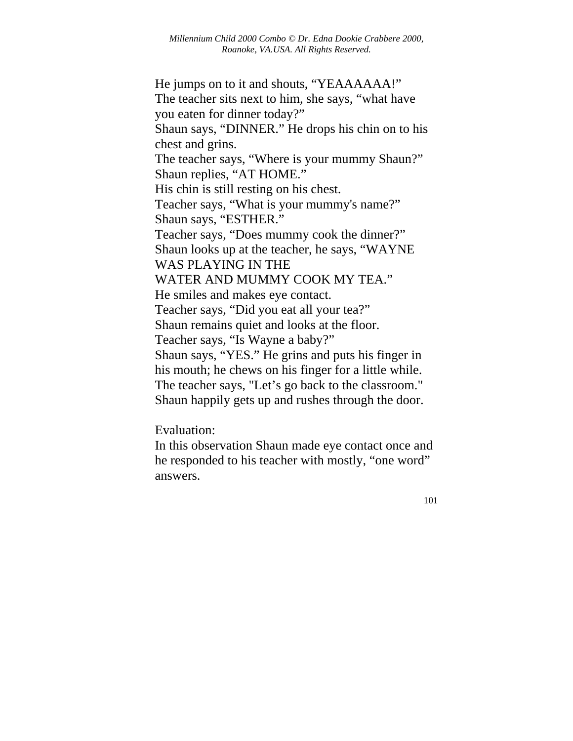He jumps on to it and shouts, “YEAAAAAA!”
The teacher sits next to him, she says, “what have you eaten for dinner today?”
Shaun says, “DINNER.” He drops his chin on to his chest and grins.
The teacher says, “Where is your mummy Shaun?”
Shaun replies, “AT HOME.”
His chin is still resting on his chest.
Teacher says, “What is your mummy's name?”
Shaun says, “ESTHER.”
Teacher says, “Does mummy cook the dinner?”
Shaun looks up at the teacher, he says, “WAYNE WAS PLAYING IN THE
WATER AND MUMMY COOK MY TEA.”
He smiles and makes eye contact.
Teacher says, “Did you eat all your tea?”
Shaun remains quiet and looks at the floor.
Teacher says, “Is Wayne a baby?”
Shaun says, “YES.” He grins and puts his finger in his mouth; he chews on his finger for a little while.
The teacher says, "Let’s go back to the classroom."
Shaun happily gets up and rushes through the door.

Evaluation:
In this observation Shaun made eye contact once and he responded to his teacher with mostly, “one word” answers.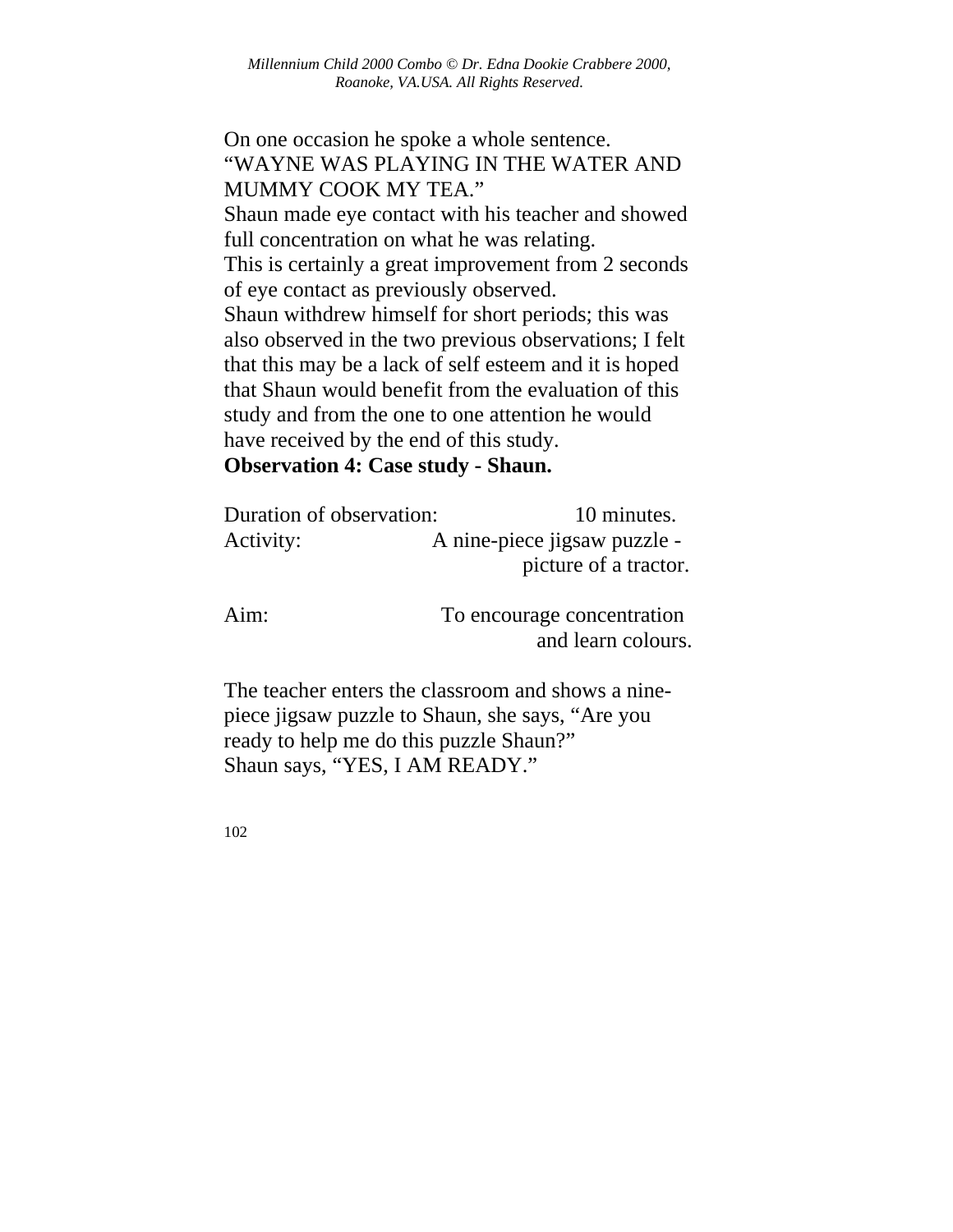On one occasion he spoke a whole sentence. "WAYNE WAS PLAYING IN THE WATER AND MUMMY COOK MY TEA."

Shaun made eye contact with his teacher and showed full concentration on what he was relating.

This is certainly a great improvement from 2 seconds of eye contact as previously observed.

Shaun withdrew himself for short periods; this was also observed in the two previous observations; I felt that this may be a lack of self esteem and it is hoped that Shaun would benefit from the evaluation of this study and from the one to one attention he would have received by the end of this study.

**Observation 4: Case study - Shaun.**

Duration of observation: 10 minutes.

Activity: A nine-piece jigsaw puzzle - picture of a tractor.

Aim: To encourage concentration and learn colours.

The teacher enters the classroom and shows a nine-piece jigsaw puzzle to Shaun, she says, "Are you ready to help me do this puzzle Shaun?"

Shaun says, "YES, I AM READY."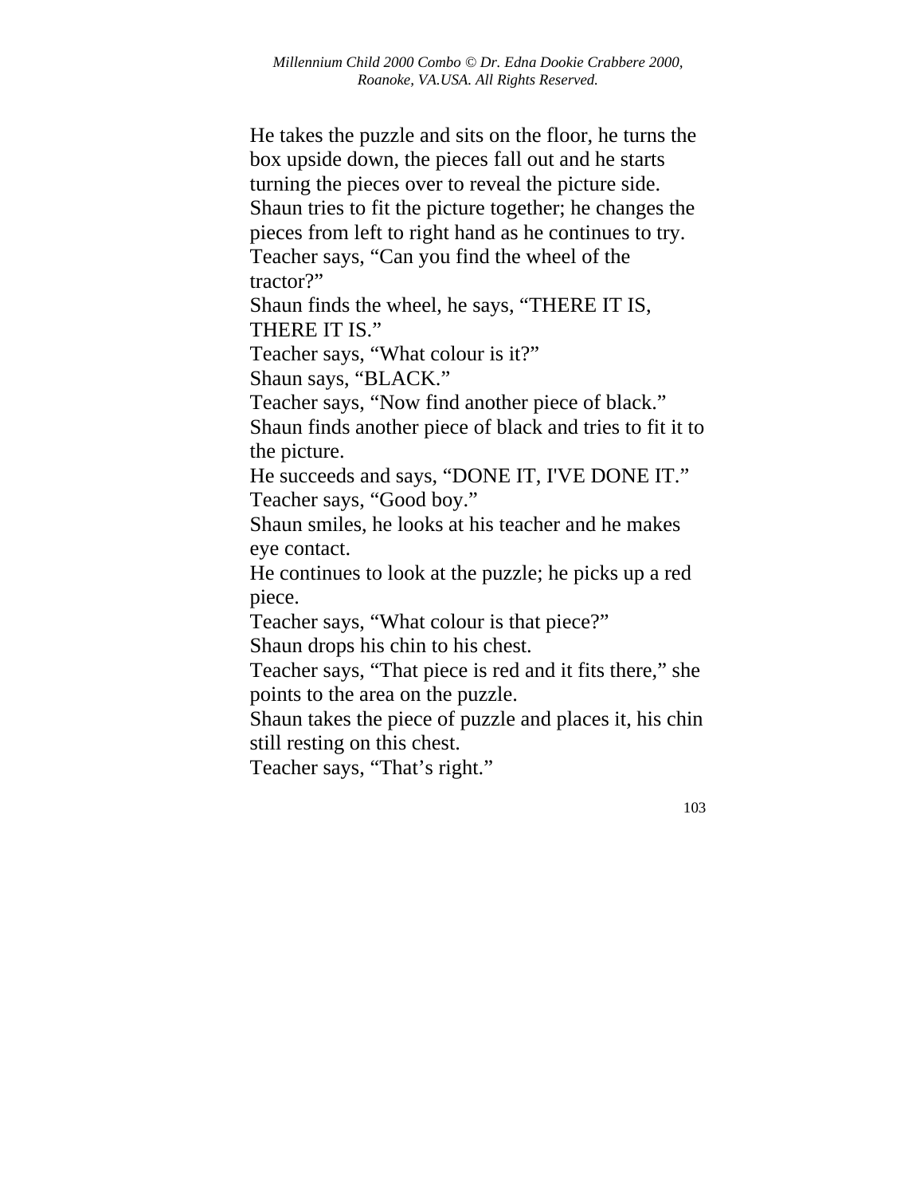He takes the puzzle and sits on the floor, he turns the box upside down, the pieces fall out and he starts turning the pieces over to reveal the picture side.
Shaun tries to fit the picture together; he changes the pieces from left to right hand as he continues to try.
Teacher says, “Can you find the wheel of the tractor?”
Shaun finds the wheel, he says, “THERE IT IS, THERE IT IS.”
Teacher says, “What colour is it?”
Shaun says, “BLACK.”
Teacher says, “Now find another piece of black.”
Shaun finds another piece of black and tries to fit it to the picture.
He succeeds and says, “DONE IT, I'VE DONE IT.”
Teacher says, “Good boy.”
Shaun smiles, he looks at his teacher and he makes eye contact.
He continues to look at the puzzle; he picks up a red piece.
Teacher says, “What colour is that piece?”
Shaun drops his chin to his chest.
Teacher says, “That piece is red and it fits there,” she points to the area on the puzzle.
Shaun takes the piece of puzzle and places it, his chin still resting on this chest.
Teacher says, “That’s right.”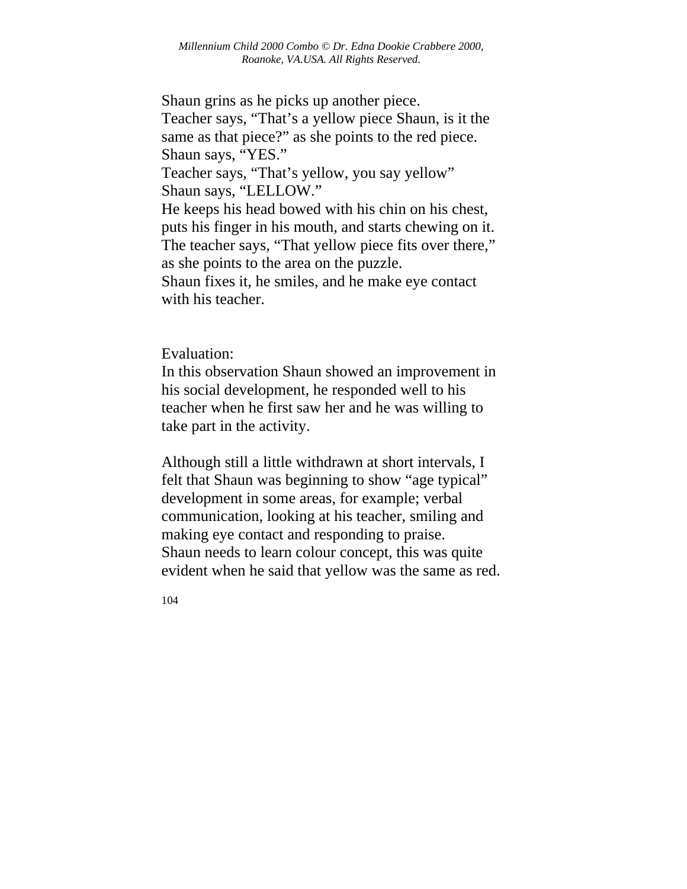Shaun grins as he picks up another piece.
Teacher says, “That’s a yellow piece Shaun, is it the same as that piece?” as she points to the red piece.
Shaun says, “YES.”
Teacher says, “That’s yellow, you say yellow”
Shaun says, “LELLOW.”
He keeps his head bowed with his chin on his chest, puts his finger in his mouth, and starts chewing on it.
The teacher says, “That yellow piece fits over there,” as she points to the area on the puzzle.
Shaun fixes it, he smiles, and he make eye contact with his teacher.

Evaluation:
In this observation Shaun showed an improvement in his social development, he responded well to his teacher when he first saw her and he was willing to take part in the activity.

Although still a little withdrawn at short intervals, I felt that Shaun was beginning to show “age typical” development in some areas, for example; verbal communication, looking at his teacher, smiling and making eye contact and responding to praise.
Shaun needs to learn colour concept, this was quite evident when he said that yellow was the same as red.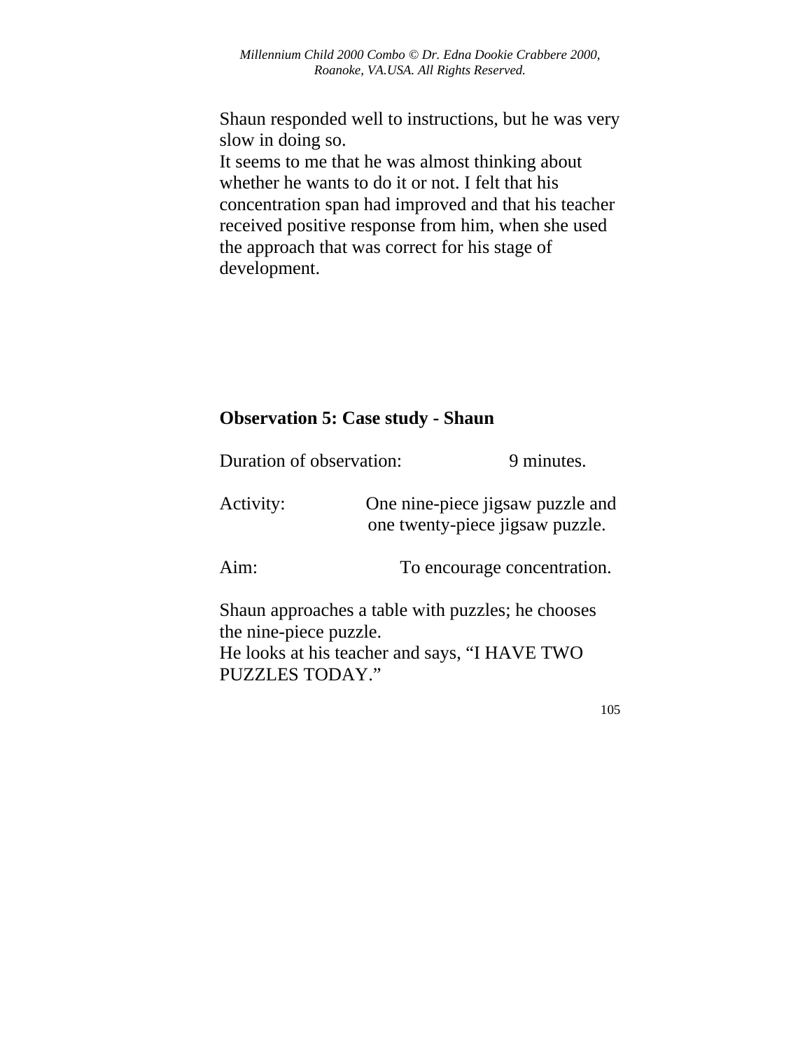Shaun responded well to instructions, but he was very slow in doing so.
It seems to me that he was almost thinking about whether he wants to do it or not. I felt that his concentration span had improved and that his teacher received positive response from him, when she used the approach that was correct for his stage of development.

**Observation 5: Case study - Shaun**

Duration of observation: 9 minutes.

Activity: One nine-piece jigsaw puzzle and one twenty-piece jigsaw puzzle.

Aim: To encourage concentration.

Shaun approaches a table with puzzles; he chooses the nine-piece puzzle.
He looks at his teacher and says, “I HAVE TWO PUZZLES TODAY.”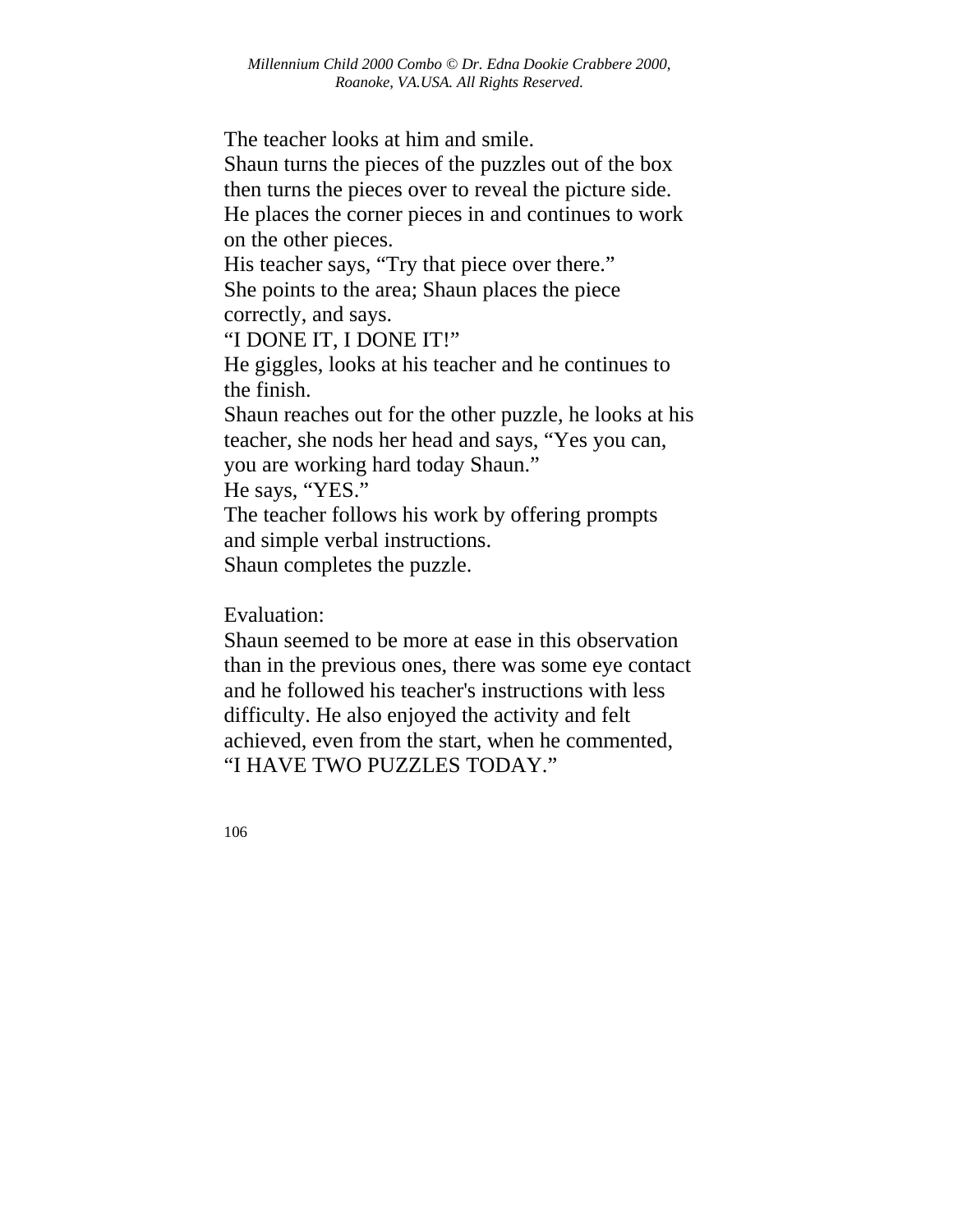The teacher looks at him and smile.
Shaun turns the pieces of the puzzles out of the box then turns the pieces over to reveal the picture side.
He places the corner pieces in and continues to work on the other pieces.
His teacher says, “Try that piece over there.”
She points to the area; Shaun places the piece correctly, and says.
“I DONE IT, I DONE IT!”
He giggles, looks at his teacher and he continues to the finish.
Shaun reaches out for the other puzzle, he looks at his teacher, she nods her head and says, “Yes you can, you are working hard today Shaun.”
He says, “YES.”
The teacher follows his work by offering prompts and simple verbal instructions.
Shaun completes the puzzle.

Evaluation:
Shaun seemed to be more at ease in this observation than in the previous ones, there was some eye contact and he followed his teacher's instructions with less difficulty. He also enjoyed the activity and felt achieved, even from the start, when he commented, “I HAVE TWO PUZZLES TODAY.”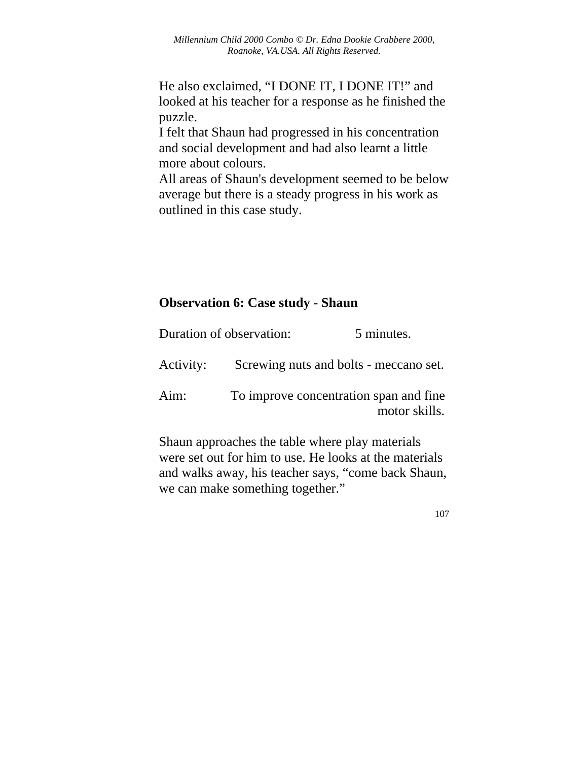He also exclaimed, "I DONE IT, I DONE IT!" and looked at his teacher for a response as he finished the puzzle.

I felt that Shaun had progressed in his concentration and social development and had also learnt a little more about colours.

All areas of Shaun's development seemed to be below average but there is a steady progress in his work as outlined in this case study.

**Observation 6: Case study - Shaun**

Duration of observation: 5 minutes.

Activity: Screwing nuts and bolts - meccano set.

Aim: To improve concentration span and fine motor skills.

Shaun approaches the table where play materials were set out for him to use. He looks at the materials and walks away, his teacher says, "come back Shaun, we can make something together."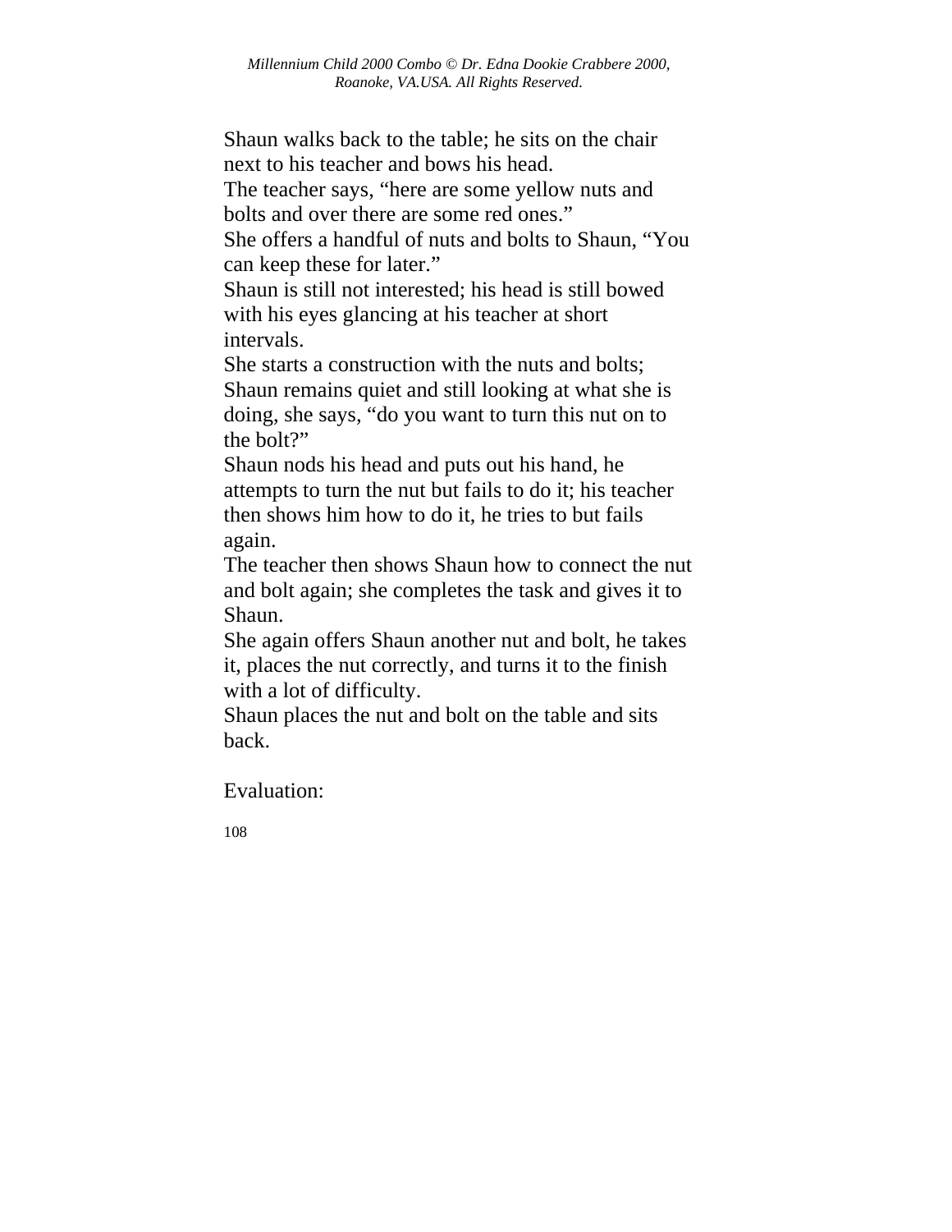Shaun walks back to the table; he sits on the chair next to his teacher and bows his head.

The teacher says, "here are some yellow nuts and bolts and over there are some red ones."

She offers a handful of nuts and bolts to Shaun, "You can keep these for later."

Shaun is still not interested; his head is still bowed with his eyes glancing at his teacher at short intervals.

She starts a construction with the nuts and bolts; Shaun remains quiet and still looking at what she is doing, she says, "do you want to turn this nut on to the bolt?"

Shaun nods his head and puts out his hand, he attempts to turn the nut but fails to do it; his teacher then shows him how to do it, he tries to but fails again.

The teacher then shows Shaun how to connect the nut and bolt again; she completes the task and gives it to Shaun.

She again offers Shaun another nut and bolt, he takes it, places the nut correctly, and turns it to the finish with a lot of difficulty.

Shaun places the nut and bolt on the table and sits back.

Evaluation: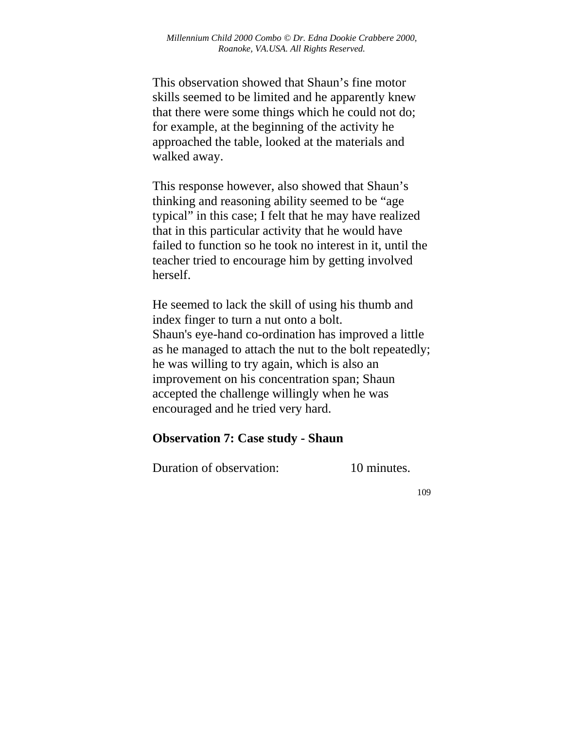This observation showed that Shaun's fine motor skills seemed to be limited and he apparently knew that there were some things which he could not do; for example, at the beginning of the activity he approached the table, looked at the materials and walked away.

This response however, also showed that Shaun's thinking and reasoning ability seemed to be "age typical" in this case; I felt that he may have realized that in this particular activity that he would have failed to function so he took no interest in it, until the teacher tried to encourage him by getting involved herself.

He seemed to lack the skill of using his thumb and index finger to turn a nut onto a bolt.
Shaun's eye-hand co-ordination has improved a little as he managed to attach the nut to the bolt repeatedly; he was willing to try again, which is also an improvement on his concentration span; Shaun accepted the challenge willingly when he was encouraged and he tried very hard.

**Observation 7: Case study - Shaun**

Duration of observation: 10 minutes.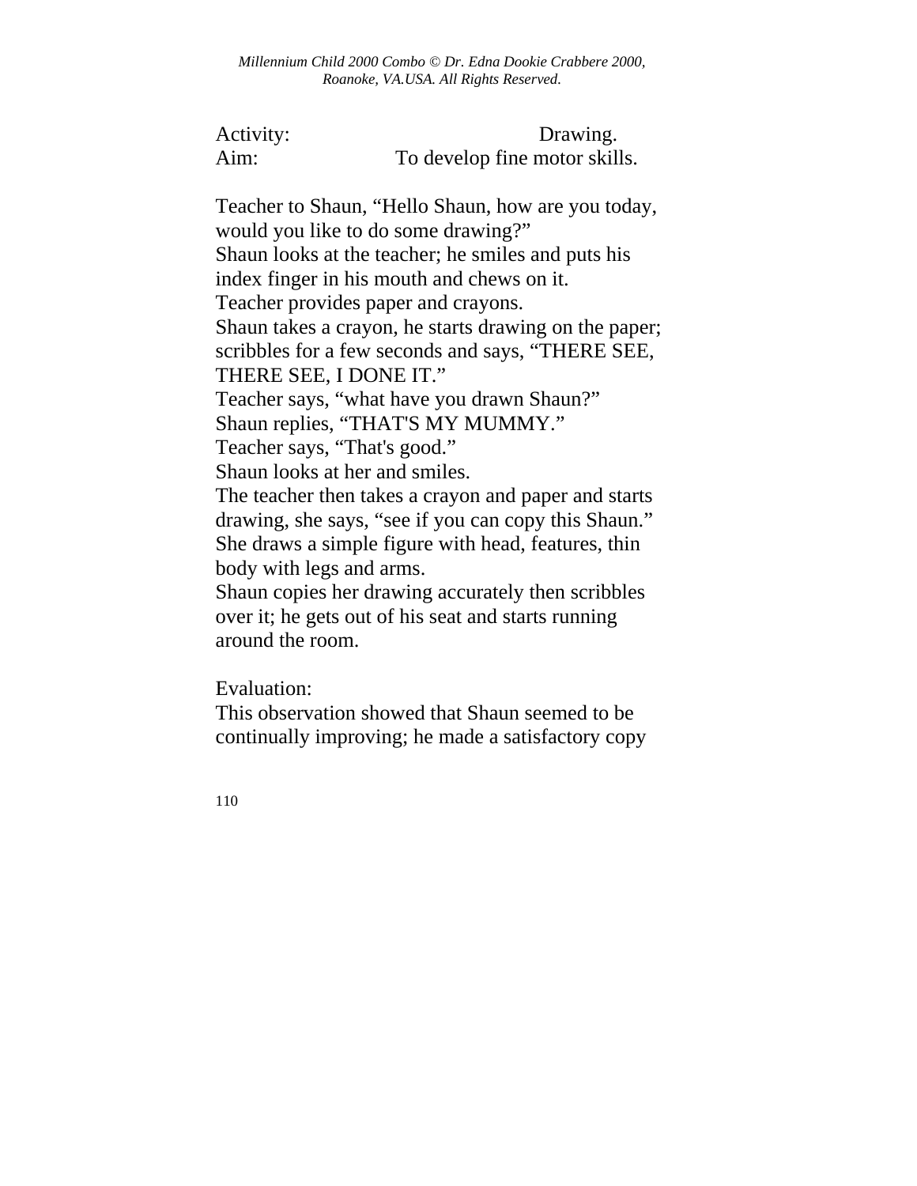Activity: Drawing.
Aim: To develop fine motor skills.

Teacher to Shaun, “Hello Shaun, how are you today, would you like to do some drawing?”
Shaun looks at the teacher; he smiles and puts his index finger in his mouth and chews on it.
Teacher provides paper and crayons.
Shaun takes a crayon, he starts drawing on the paper; scribbles for a few seconds and says, “THERE SEE, THERE SEE, I DONE IT.”
Teacher says, “what have you drawn Shaun?”
Shaun replies, “THAT'S MY MUMMY.”
Teacher says, “That's good.”
Shaun looks at her and smiles.
The teacher then takes a crayon and paper and starts drawing, she says, “see if you can copy this Shaun.”
She draws a simple figure with head, features, thin body with legs and arms.
Shaun copies her drawing accurately then scribbles over it; he gets out of his seat and starts running around the room.

Evaluation:
This observation showed that Shaun seemed to be continually improving; he made a satisfactory copy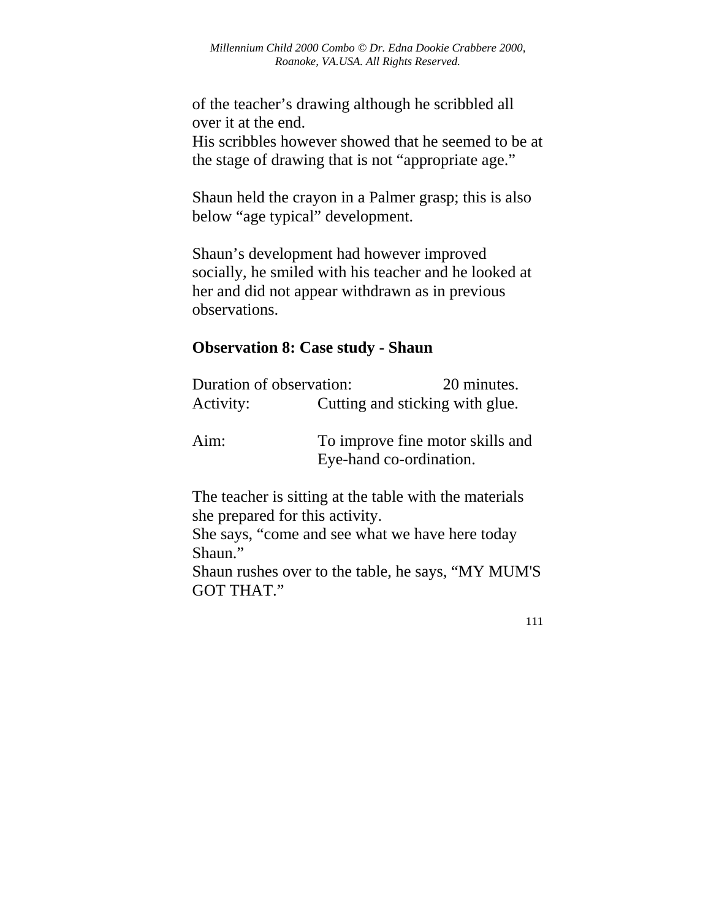of the teacher’s drawing although he scribbled all over it at the end.
His scribbles however showed that he seemed to be at the stage of drawing that is not “appropriate age.”

Shaun held the crayon in a Palmer grasp; this is also below “age typical” development.

Shaun’s development had however improved socially, he smiled with his teacher and he looked at her and did not appear withdrawn as in previous observations.

**Observation 8: Case study - Shaun**

Duration of observation: 20 minutes.
Activity: Cutting and sticking with glue.

Aim: To improve fine motor skills and Eye-hand co-ordination.

The teacher is sitting at the table with the materials she prepared for this activity.
She says, “come and see what we have here today Shaun.”
Shaun rushes over to the table, he says, “MY MUM'S GOT THAT.”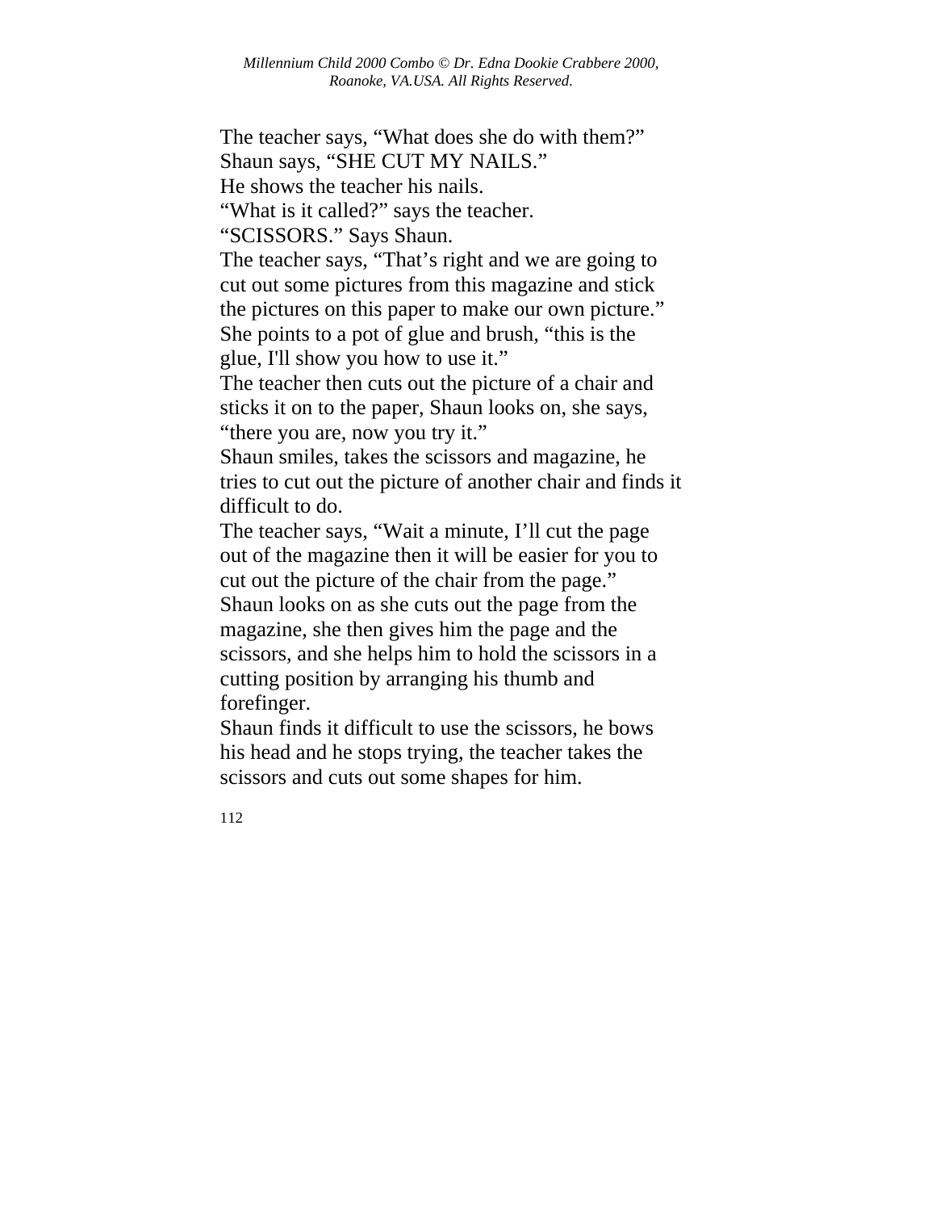The teacher says, “What does she do with them?”
Shaun says, “SHE CUT MY NAILS.”
He shows the teacher his nails.
“What is it called?” says the teacher.
“SCISSORS.” Says Shaun.
The teacher says, “That’s right and we are going to cut out some pictures from this magazine and stick the pictures on this paper to make our own picture.”
She points to a pot of glue and brush, “this is the glue, I'll show you how to use it.”
The teacher then cuts out the picture of a chair and sticks it on to the paper, Shaun looks on, she says, “there you are, now you try it.”
Shaun smiles, takes the scissors and magazine, he tries to cut out the picture of another chair and finds it difficult to do.
The teacher says, “Wait a minute, I’ll cut the page out of the magazine then it will be easier for you to cut out the picture of the chair from the page.”
Shaun looks on as she cuts out the page from the magazine, she then gives him the page and the scissors, and she helps him to hold the scissors in a cutting position by arranging his thumb and forefinger.
Shaun finds it difficult to use the scissors, he bows his head and he stops trying, the teacher takes the scissors and cuts out some shapes for him.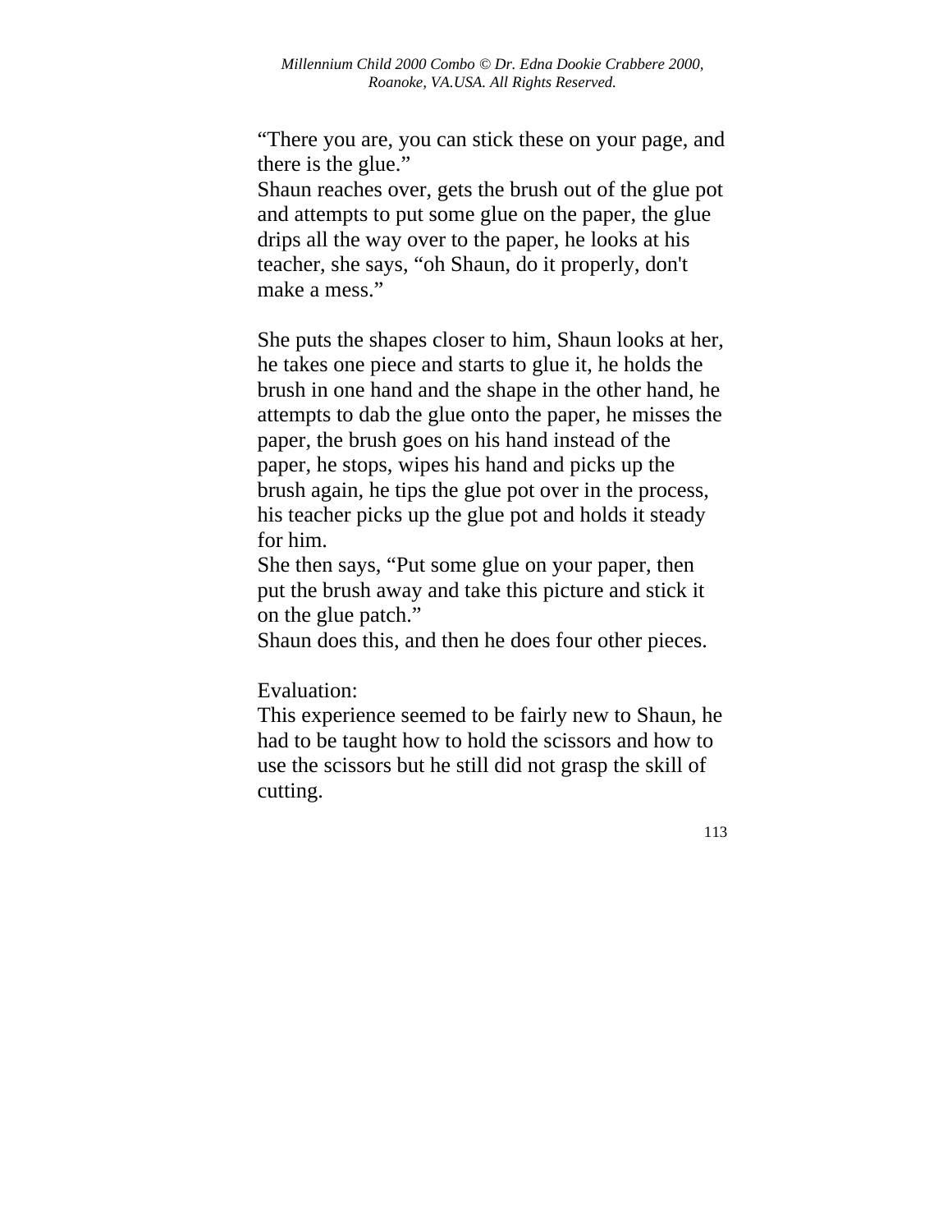“There you are, you can stick these on your page, and there is the glue.”
Shaun reaches over, gets the brush out of the glue pot and attempts to put some glue on the paper, the glue drips all the way over to the paper, he looks at his teacher, she says, “oh Shaun, do it properly, don't make a mess.”

She puts the shapes closer to him, Shaun looks at her, he takes one piece and starts to glue it, he holds the brush in one hand and the shape in the other hand, he attempts to dab the glue onto the paper, he misses the paper, the brush goes on his hand instead of the paper, he stops, wipes his hand and picks up the brush again, he tips the glue pot over in the process, his teacher picks up the glue pot and holds it steady for him.
She then says, “Put some glue on your paper, then put the brush away and take this picture and stick it on the glue patch.”
Shaun does this, and then he does four other pieces.

Evaluation:
This experience seemed to be fairly new to Shaun, he had to be taught how to hold the scissors and how to use the scissors but he still did not grasp the skill of cutting.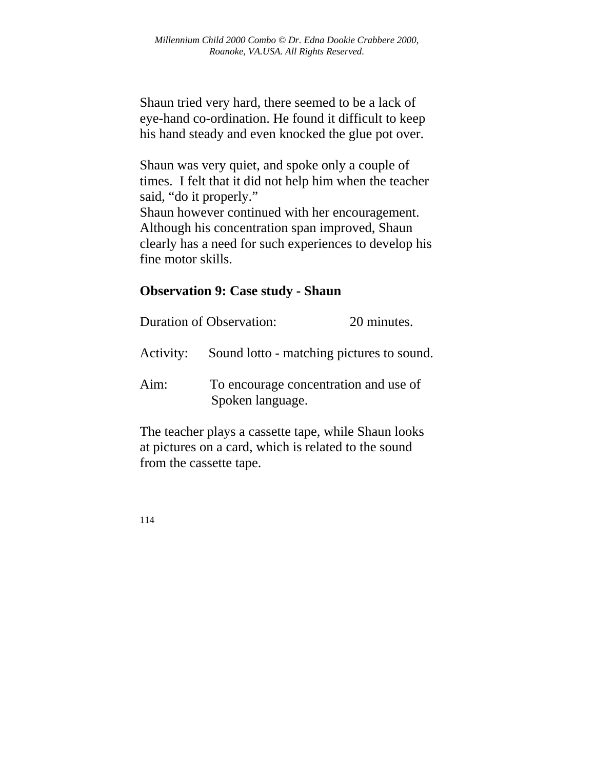Shaun tried very hard, there seemed to be a lack of eye-hand co-ordination. He found it difficult to keep his hand steady and even knocked the glue pot over.

Shaun was very quiet, and spoke only a couple of times. I felt that it did not help him when the teacher said, "do it properly."
Shaun however continued with her encouragement. Although his concentration span improved, Shaun clearly has a need for such experiences to develop his fine motor skills.

**Observation 9: Case study - Shaun**

Duration of Observation: 20 minutes.

Activity: Sound lotto - matching pictures to sound.

Aim: To encourage concentration and use of Spoken language.

The teacher plays a cassette tape, while Shaun looks at pictures on a card, which is related to the sound from the cassette tape.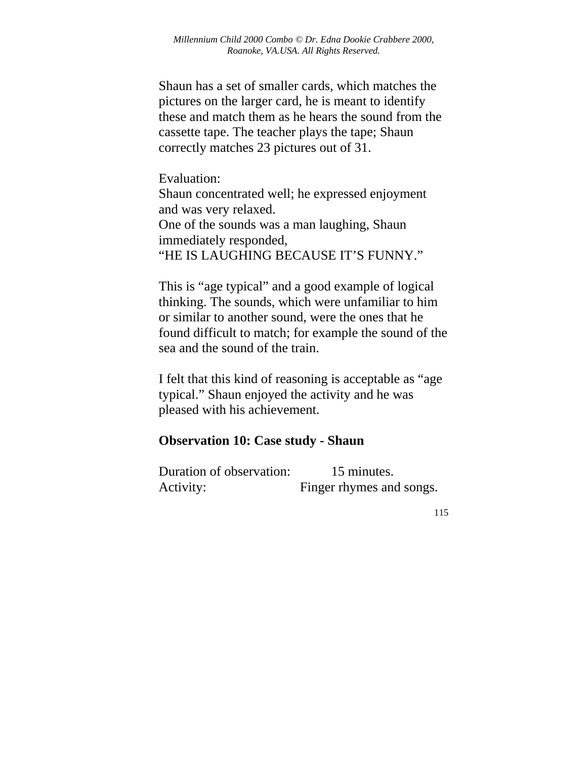Shaun has a set of smaller cards, which matches the pictures on the larger card, he is meant to identify these and match them as he hears the sound from the cassette tape. The teacher plays the tape; Shaun correctly matches 23 pictures out of 31.

Evaluation:
Shaun concentrated well; he expressed enjoyment and was very relaxed.
One of the sounds was a man laughing, Shaun immediately responded,
“HE IS LAUGHING BECAUSE IT’S FUNNY.”

This is “age typical” and a good example of logical thinking. The sounds, which were unfamiliar to him or similar to another sound, were the ones that he found difficult to match; for example the sound of the sea and the sound of the train.

I felt that this kind of reasoning is acceptable as “age typical.” Shaun enjoyed the activity and he was pleased with his achievement.

**Observation 10: Case study - Shaun**

Duration of observation: 15 minutes.
Activity: Finger rhymes and songs.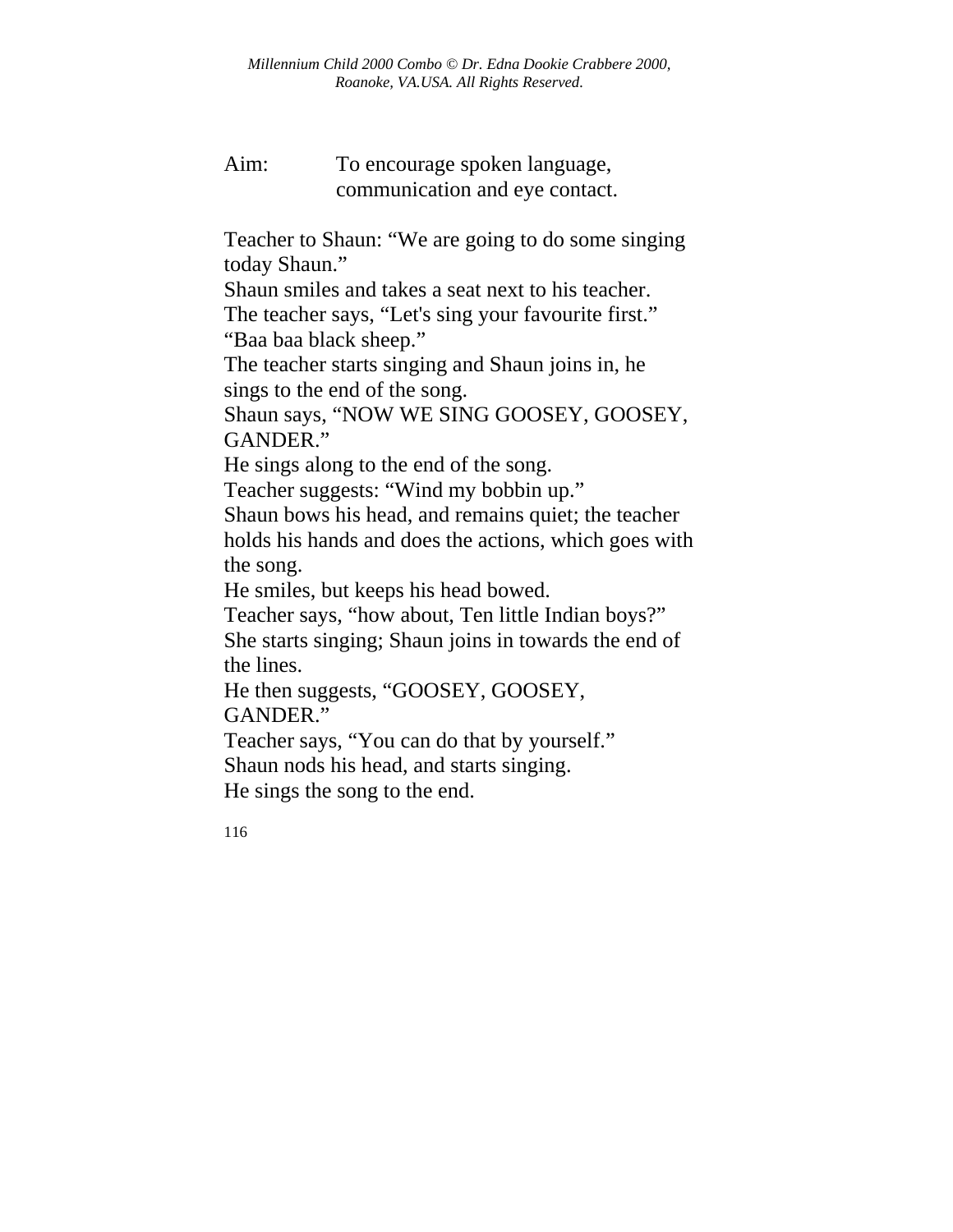Aim: To encourage spoken language, communication and eye contact.

Teacher to Shaun: “We are going to do some singing today Shaun.”
Shaun smiles and takes a seat next to his teacher.
The teacher says, “Let's sing your favourite first.”
“Baa baa black sheep.”
The teacher starts singing and Shaun joins in, he sings to the end of the song.
Shaun says, “NOW WE SING GOOSEY, GOOSEY, GANDER.”
He sings along to the end of the song.
Teacher suggests: “Wind my bobbin up.”
Shaun bows his head, and remains quiet; the teacher holds his hands and does the actions, which goes with the song.
He smiles, but keeps his head bowed.
Teacher says, “how about, Ten little Indian boys?”
She starts singing; Shaun joins in towards the end of the lines.
He then suggests, “GOOSEY, GOOSEY, GANDER.”
Teacher says, “You can do that by yourself.”
Shaun nods his head, and starts singing.
He sings the song to the end.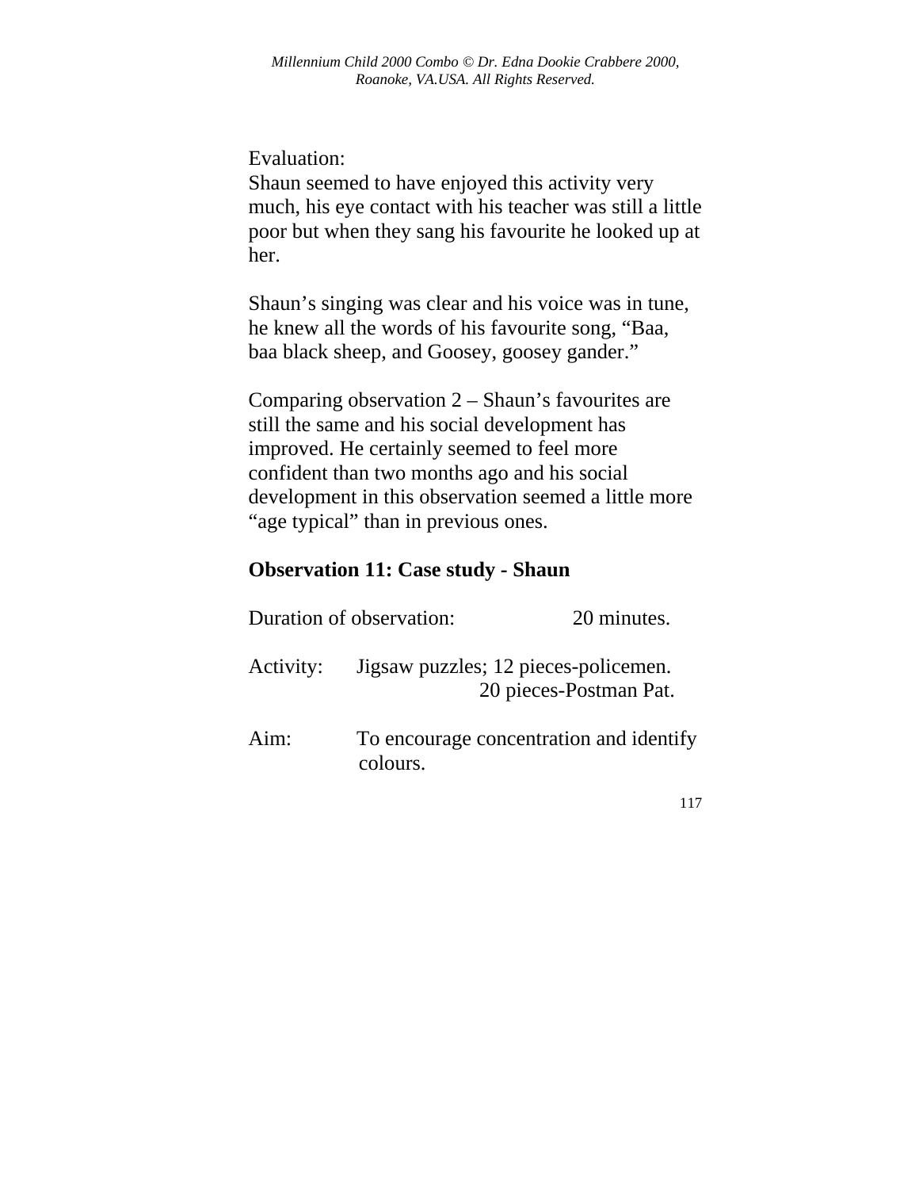Evaluation:
Shaun seemed to have enjoyed this activity very much, his eye contact with his teacher was still a little poor but when they sang his favourite he looked up at her.

Shaun's singing was clear and his voice was in tune, he knew all the words of his favourite song, "Baa, baa black sheep, and Goosey, goosey gander."

Comparing observation 2 – Shaun's favourites are still the same and his social development has improved. He certainly seemed to feel more confident than two months ago and his social development in this observation seemed a little more "age typical" than in previous ones.

**Observation 11: Case study - Shaun**

Duration of observation: 20 minutes.

Activity: Jigsaw puzzles; 12 pieces-policemen.
20 pieces-Postman Pat.

Aim: To encourage concentration and identify colours.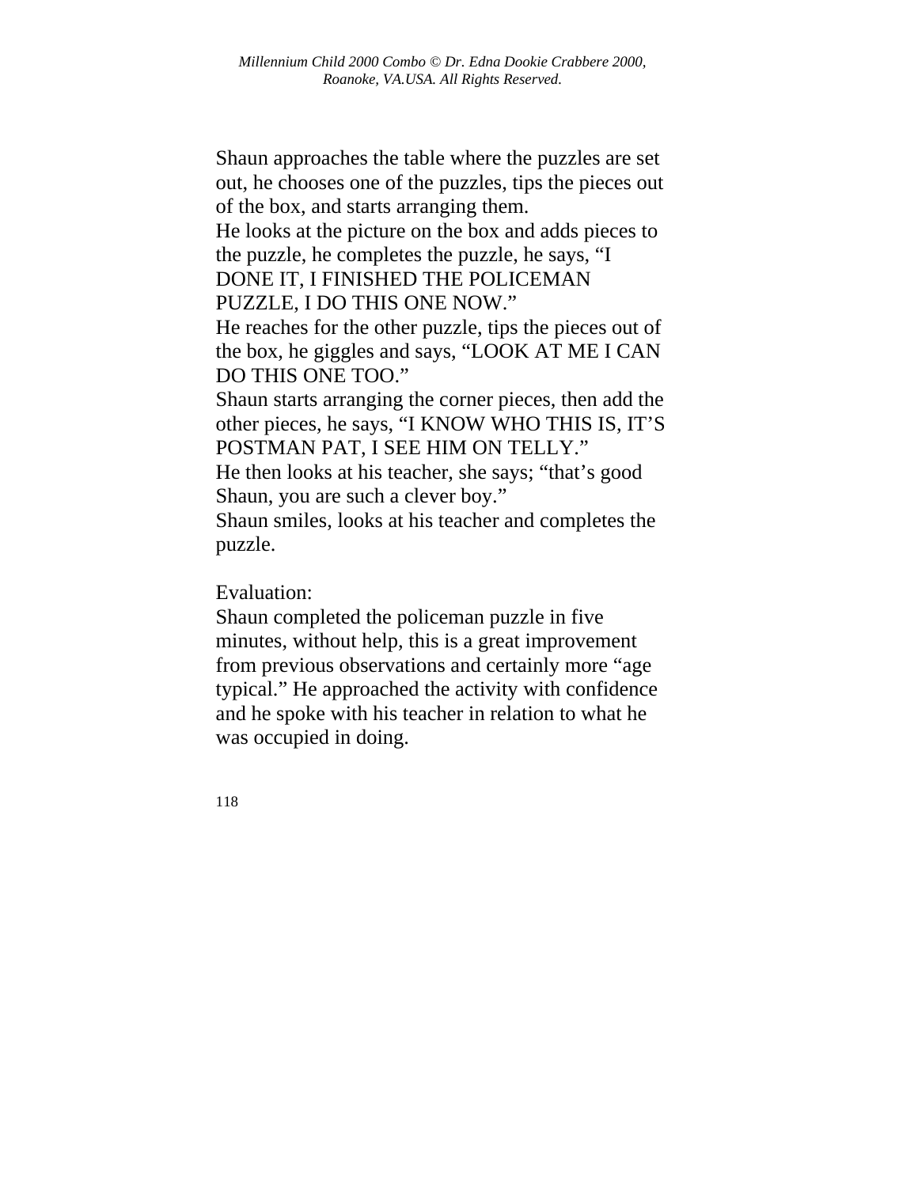Shaun approaches the table where the puzzles are set out, he chooses one of the puzzles, tips the pieces out of the box, and starts arranging them.
He looks at the picture on the box and adds pieces to the puzzle, he completes the puzzle, he says, "I DONE IT, I FINISHED THE POLICEMAN PUZZLE, I DO THIS ONE NOW."
He reaches for the other puzzle, tips the pieces out of the box, he giggles and says, "LOOK AT ME I CAN DO THIS ONE TOO."
Shaun starts arranging the corner pieces, then add the other pieces, he says, "I KNOW WHO THIS IS, IT'S POSTMAN PAT, I SEE HIM ON TELLY."
He then looks at his teacher, she says; "that's good Shaun, you are such a clever boy."
Shaun smiles, looks at his teacher and completes the puzzle.

Evaluation:
Shaun completed the policeman puzzle in five minutes, without help, this is a great improvement from previous observations and certainly more "age typical." He approached the activity with confidence and he spoke with his teacher in relation to what he was occupied in doing.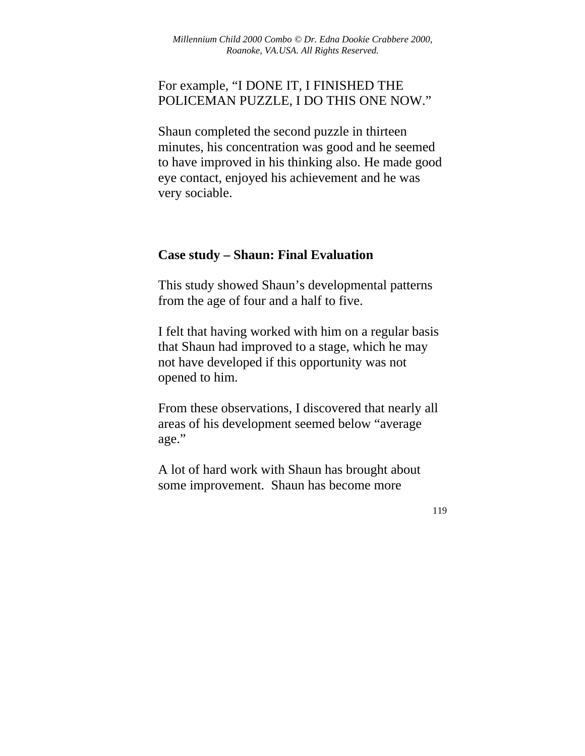For example, "I DONE IT, I FINISHED THE POLICEMAN PUZZLE, I DO THIS ONE NOW."

Shaun completed the second puzzle in thirteen minutes, his concentration was good and he seemed to have improved in his thinking also. He made good eye contact, enjoyed his achievement and he was very sociable.

**Case study – Shaun: Final Evaluation**

This study showed Shaun's developmental patterns from the age of four and a half to five.

I felt that having worked with him on a regular basis that Shaun had improved to a stage, which he may not have developed if this opportunity was not opened to him.

From these observations, I discovered that nearly all areas of his development seemed below "average age."

A lot of hard work with Shaun has brought about some improvement. Shaun has become more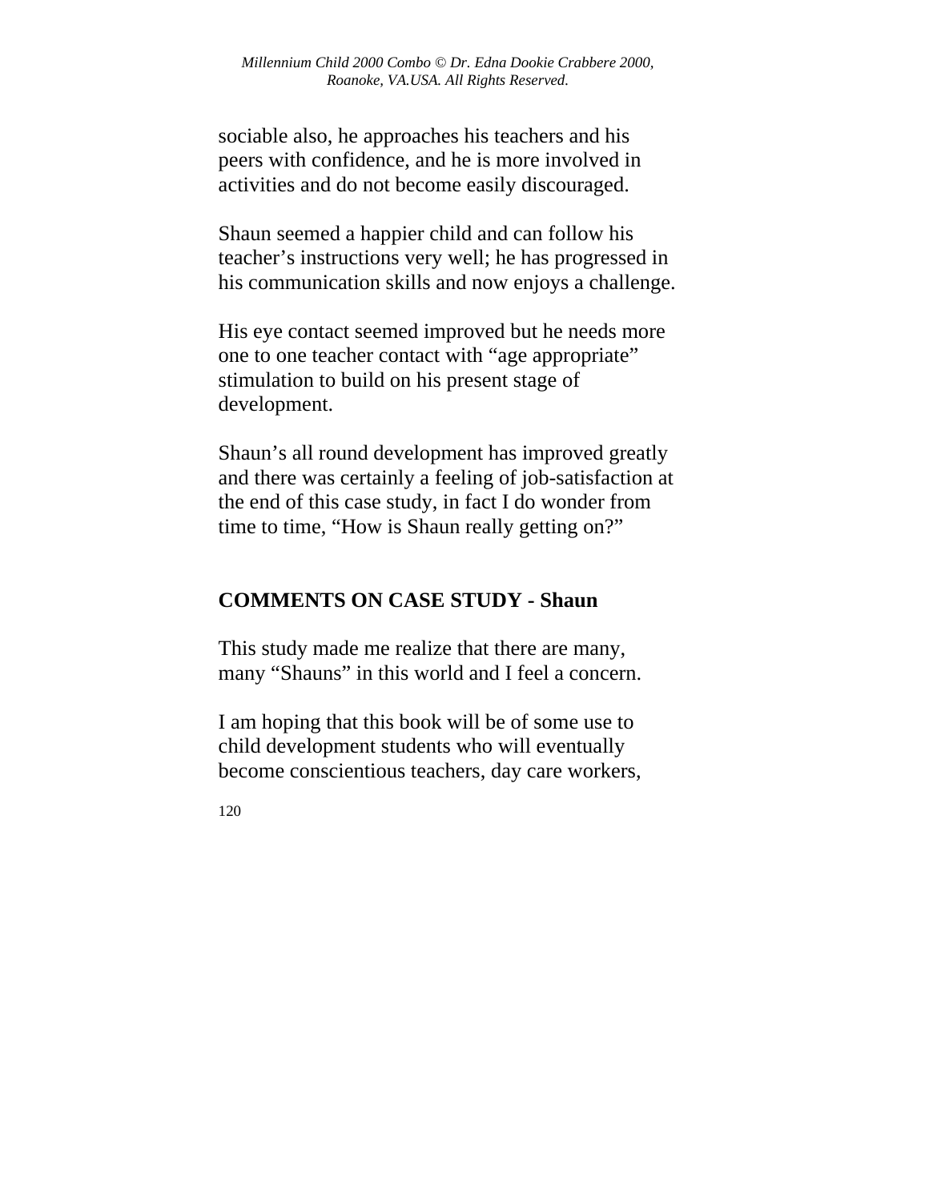sociable also, he approaches his teachers and his peers with confidence, and he is more involved in activities and do not become easily discouraged.

Shaun seemed a happier child and can follow his teacher’s instructions very well; he has progressed in his communication skills and now enjoys a challenge.

His eye contact seemed improved but he needs more one to one teacher contact with “age appropriate” stimulation to build on his present stage of development.

Shaun’s all round development has improved greatly and there was certainly a feeling of job-satisfaction at the end of this case study, in fact I do wonder from time to time, “How is Shaun really getting on?”

**COMMENTS ON CASE STUDY - Shaun**

This study made me realize that there are many, many “Shauns” in this world and I feel a concern.

I am hoping that this book will be of some use to child development students who will eventually become conscientious teachers, day care workers,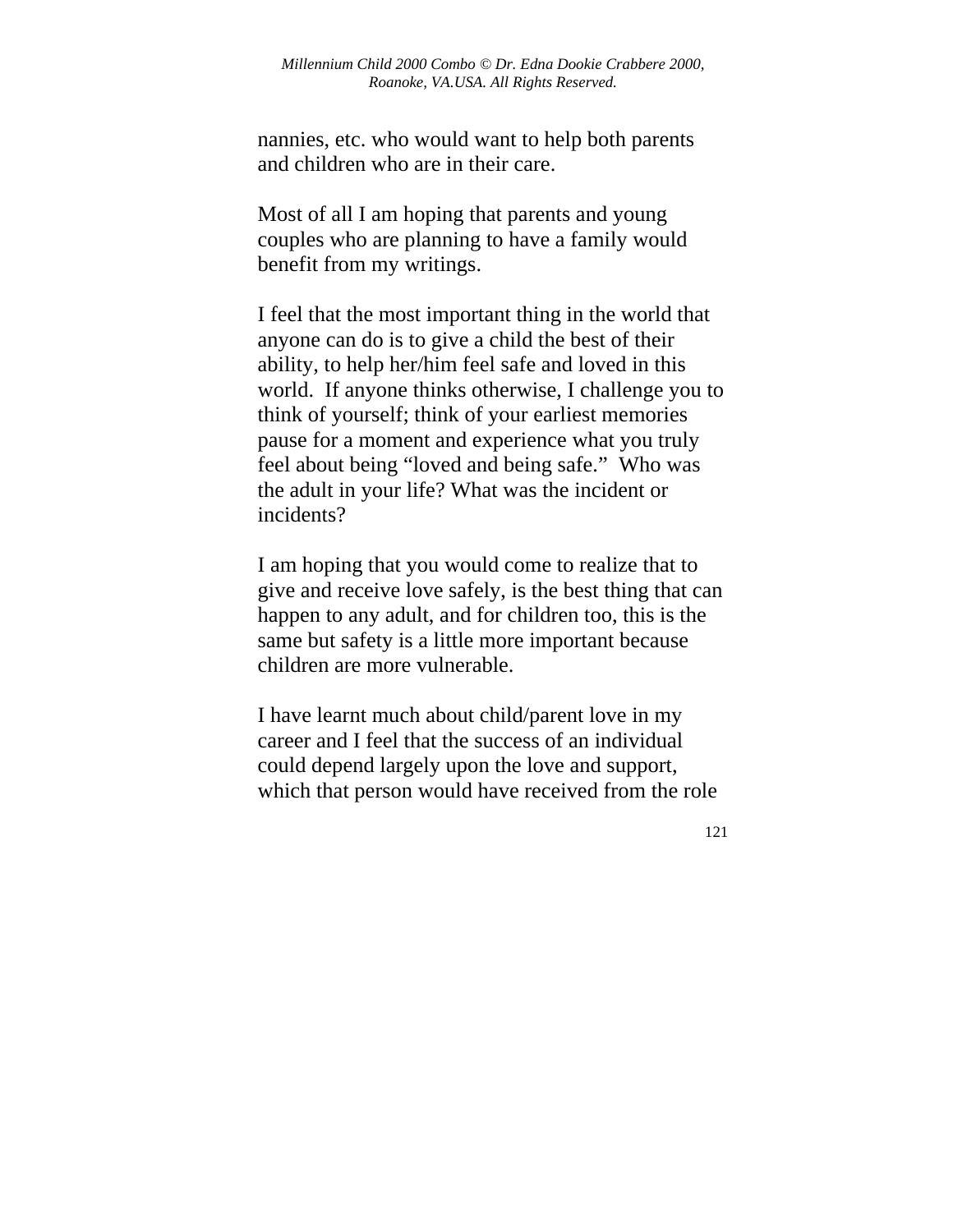nannies, etc. who would want to help both parents and children who are in their care.

Most of all I am hoping that parents and young couples who are planning to have a family would benefit from my writings.

I feel that the most important thing in the world that anyone can do is to give a child the best of their ability, to help her/him feel safe and loved in this world. If anyone thinks otherwise, I challenge you to think of yourself; think of your earliest memories pause for a moment and experience what you truly feel about being "loved and being safe." Who was the adult in your life? What was the incident or incidents?

I am hoping that you would come to realize that to give and receive love safely, is the best thing that can happen to any adult, and for children too, this is the same but safety is a little more important because children are more vulnerable.

I have learnt much about child/parent love in my career and I feel that the success of an individual could depend largely upon the love and support, which that person would have received from the role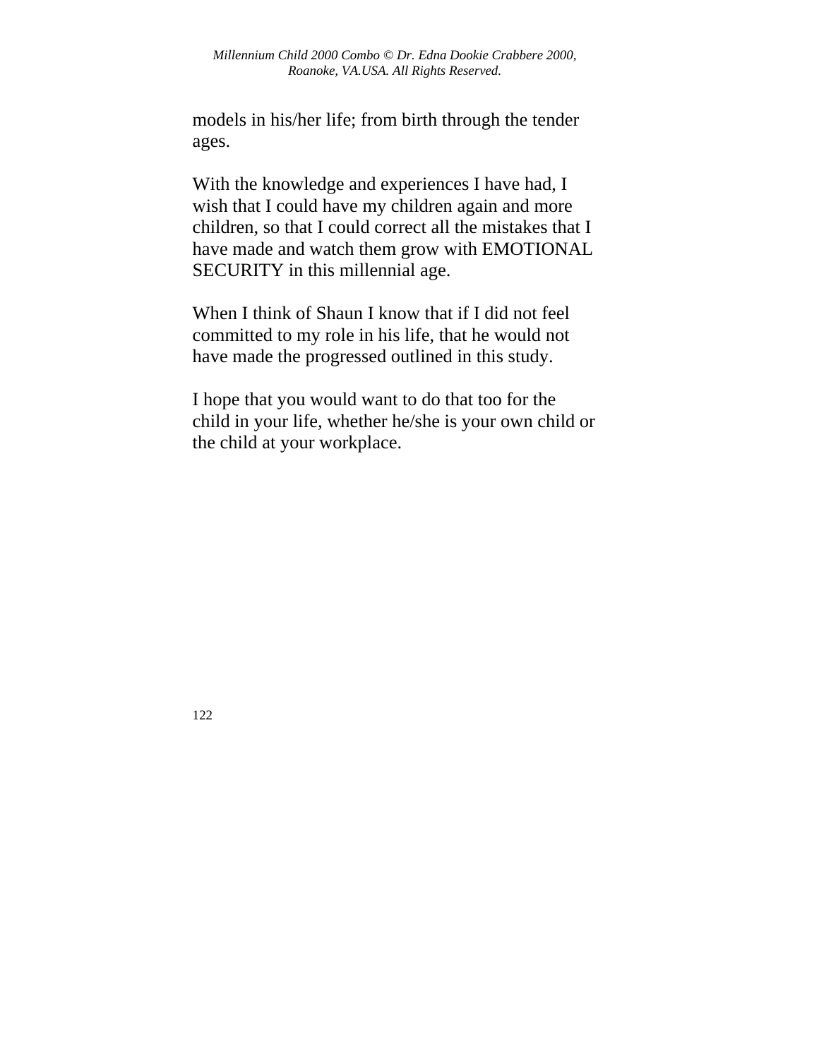models in his/her life; from birth through the tender ages.

With the knowledge and experiences I have had, I wish that I could have my children again and more children, so that I could correct all the mistakes that I have made and watch them grow with EMOTIONAL SECURITY in this millennial age.

When I think of Shaun I know that if I did not feel committed to my role in his life, that he would not have made the progressed outlined in this study.

I hope that you would want to do that too for the child in your life, whether he/she is your own child or the child at your workplace.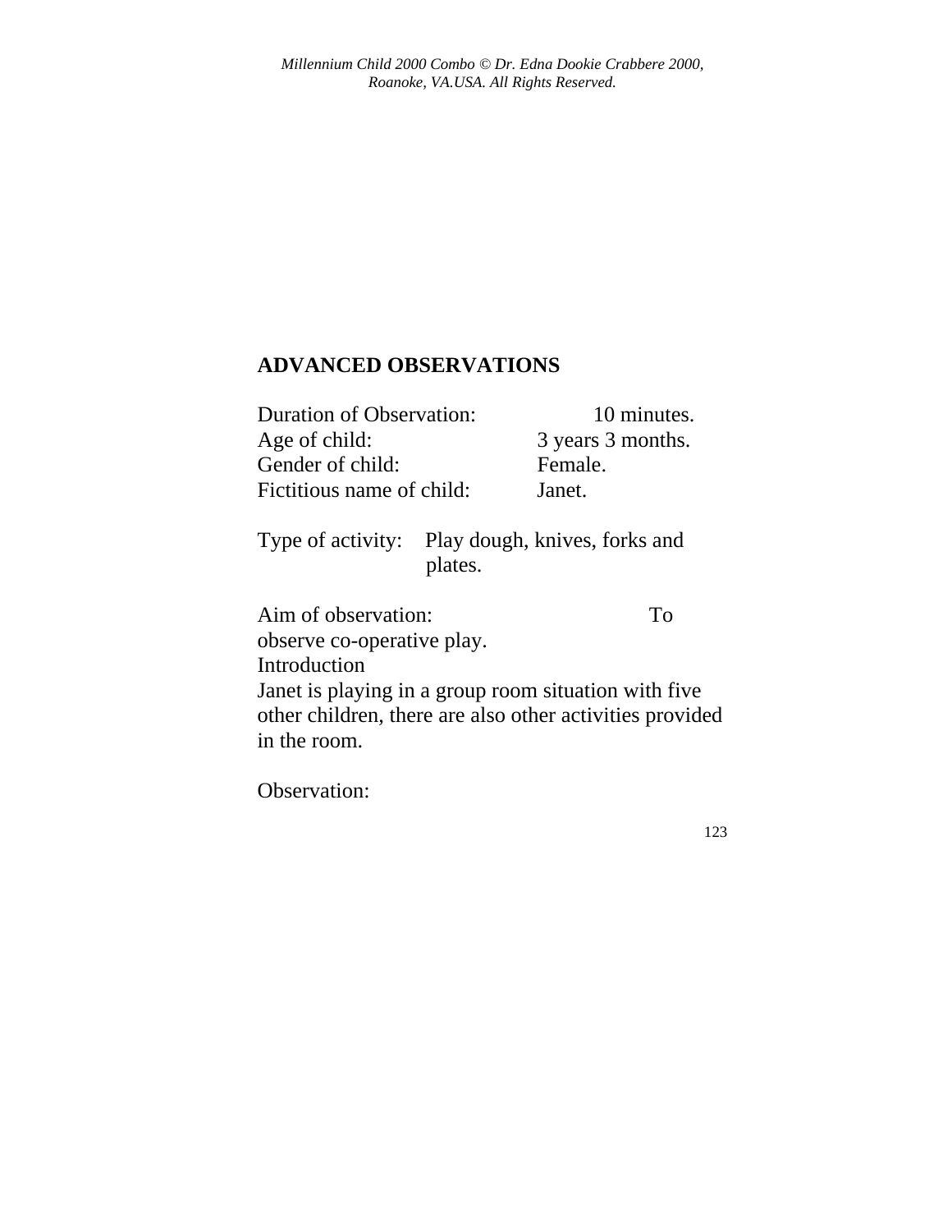## ADVANCED OBSERVATIONS

Duration of Observation: 10 minutes.
Age of child: 3 years 3 months.
Gender of child: Female.
Fictitious name of child: Janet.

Type of activity: Play dough, knives, forks and plates.

Aim of observation: To observe co-operative play.

Introduction

Janet is playing in a group room situation with five other children, there are also other activities provided in the room.

Observation: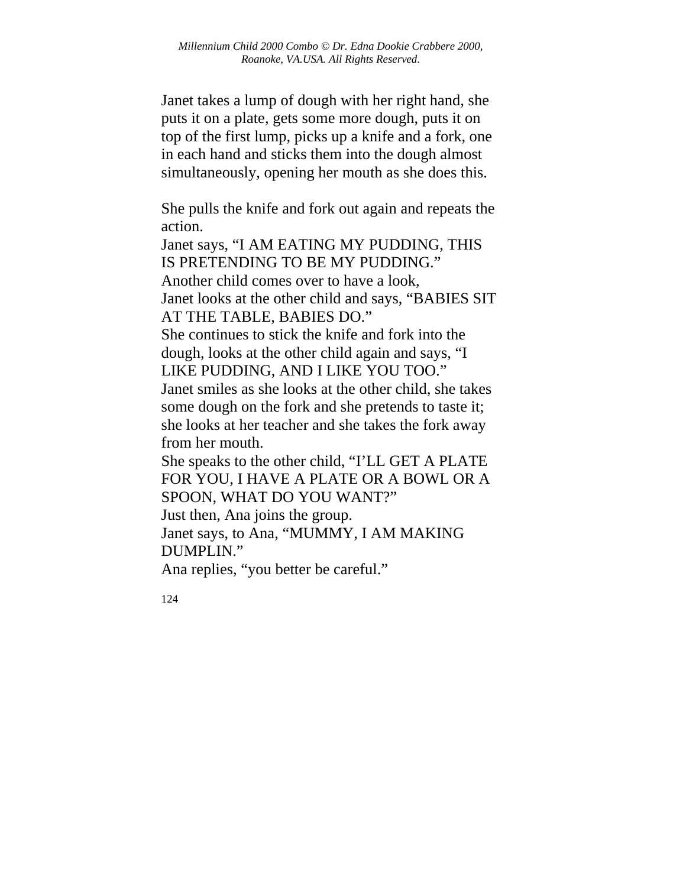Janet takes a lump of dough with her right hand, she puts it on a plate, gets some more dough, puts it on top of the first lump, picks up a knife and a fork, one in each hand and sticks them into the dough almost simultaneously, opening her mouth as she does this.

She pulls the knife and fork out again and repeats the action.
Janet says, “I AM EATING MY PUDDING, THIS IS PRETENDING TO BE MY PUDDING.”
Another child comes over to have a look,
Janet looks at the other child and says, “BABIES SIT AT THE TABLE, BABIES DO.”
She continues to stick the knife and fork into the dough, looks at the other child again and says, “I LIKE PUDDING, AND I LIKE YOU TOO.”
Janet smiles as she looks at the other child, she takes some dough on the fork and she pretends to taste it; she looks at her teacher and she takes the fork away from her mouth.
She speaks to the other child, “I’LL GET A PLATE FOR YOU, I HAVE A PLATE OR A BOWL OR A SPOON, WHAT DO YOU WANT?”
Just then, Ana joins the group.
Janet says, to Ana, “MUMMY, I AM MAKING DUMPLIN.”
Ana replies, “you better be careful.”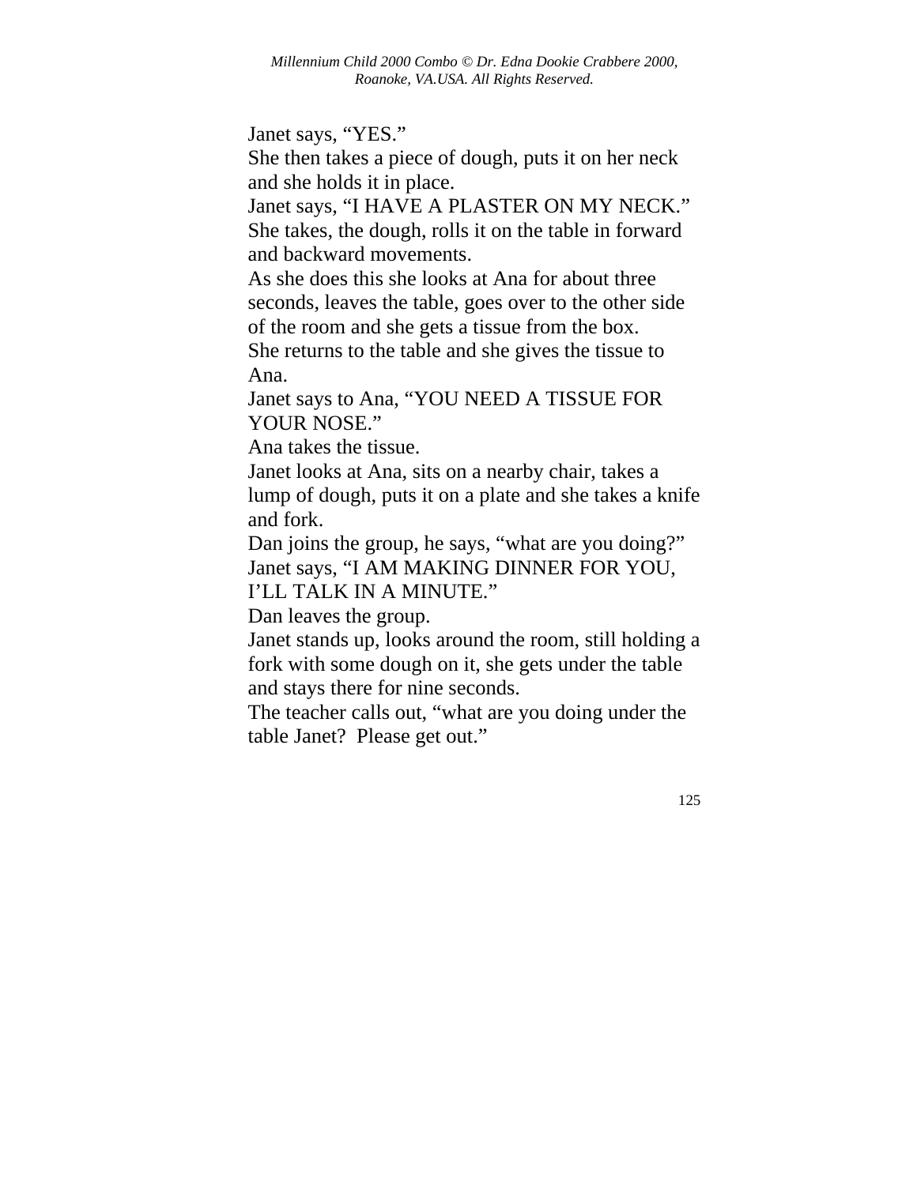Janet says, “YES.”
She then takes a piece of dough, puts it on her neck and she holds it in place.
Janet says, “I HAVE A PLASTER ON MY NECK.”
She takes, the dough, rolls it on the table in forward and backward movements.
As she does this she looks at Ana for about three seconds, leaves the table, goes over to the other side of the room and she gets a tissue from the box.
She returns to the table and she gives the tissue to Ana.
Janet says to Ana, “YOU NEED A TISSUE FOR YOUR NOSE.”
Ana takes the tissue.
Janet looks at Ana, sits on a nearby chair, takes a lump of dough, puts it on a plate and she takes a knife and fork.
Dan joins the group, he says, “what are you doing?”
Janet says, “I AM MAKING DINNER FOR YOU, I’LL TALK IN A MINUTE.”
Dan leaves the group.
Janet stands up, looks around the room, still holding a fork with some dough on it, she gets under the table and stays there for nine seconds.
The teacher calls out, “what are you doing under the table Janet? Please get out.”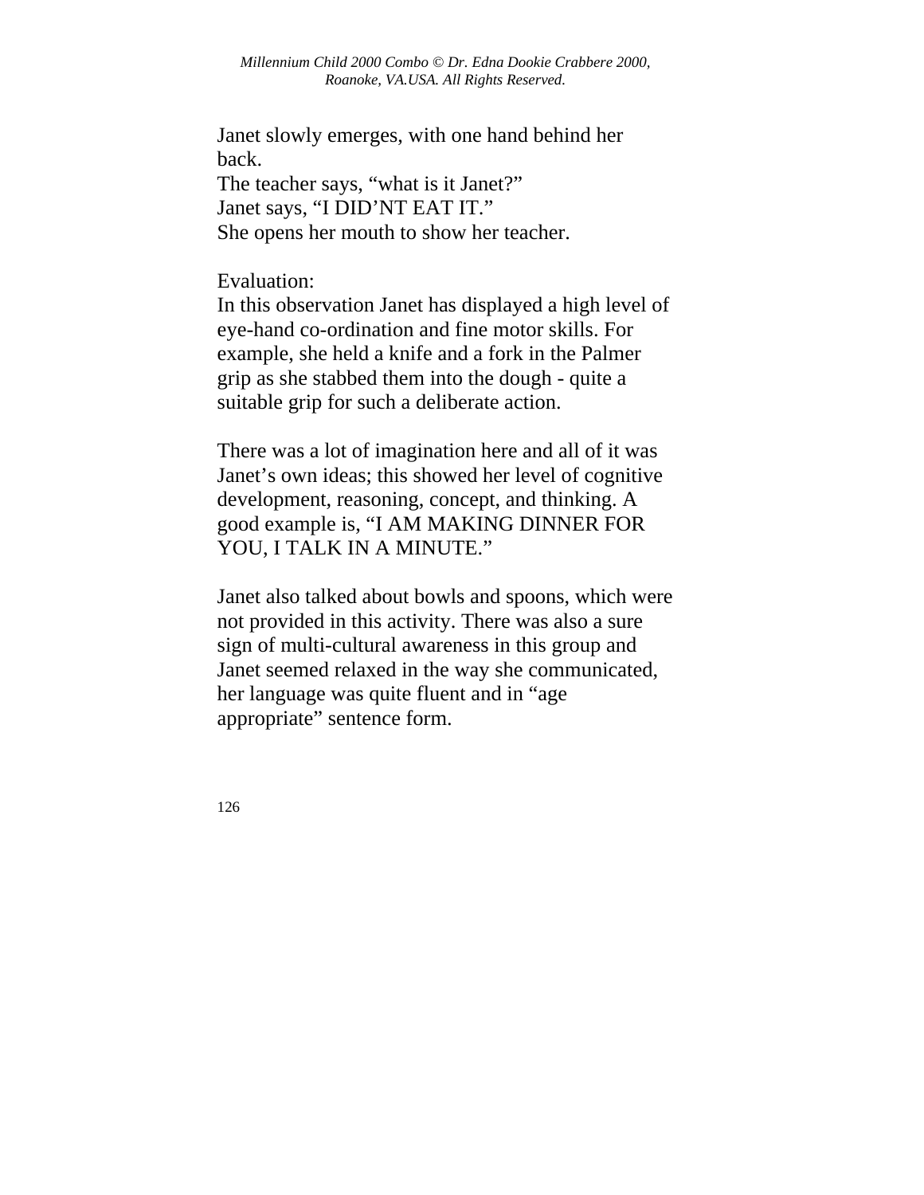Janet slowly emerges, with one hand behind her back.
The teacher says, “what is it Janet?”
Janet says, “I DID’NT EAT IT.”
She opens her mouth to show her teacher.

Evaluation:
In this observation Janet has displayed a high level of eye-hand co-ordination and fine motor skills. For example, she held a knife and a fork in the Palmer grip as she stabbed them into the dough - quite a suitable grip for such a deliberate action.

There was a lot of imagination here and all of it was Janet’s own ideas; this showed her level of cognitive development, reasoning, concept, and thinking. A good example is, “I AM MAKING DINNER FOR YOU, I TALK IN A MINUTE.”

Janet also talked about bowls and spoons, which were not provided in this activity. There was also a sure sign of multi-cultural awareness in this group and Janet seemed relaxed in the way she communicated, her language was quite fluent and in “age appropriate” sentence form.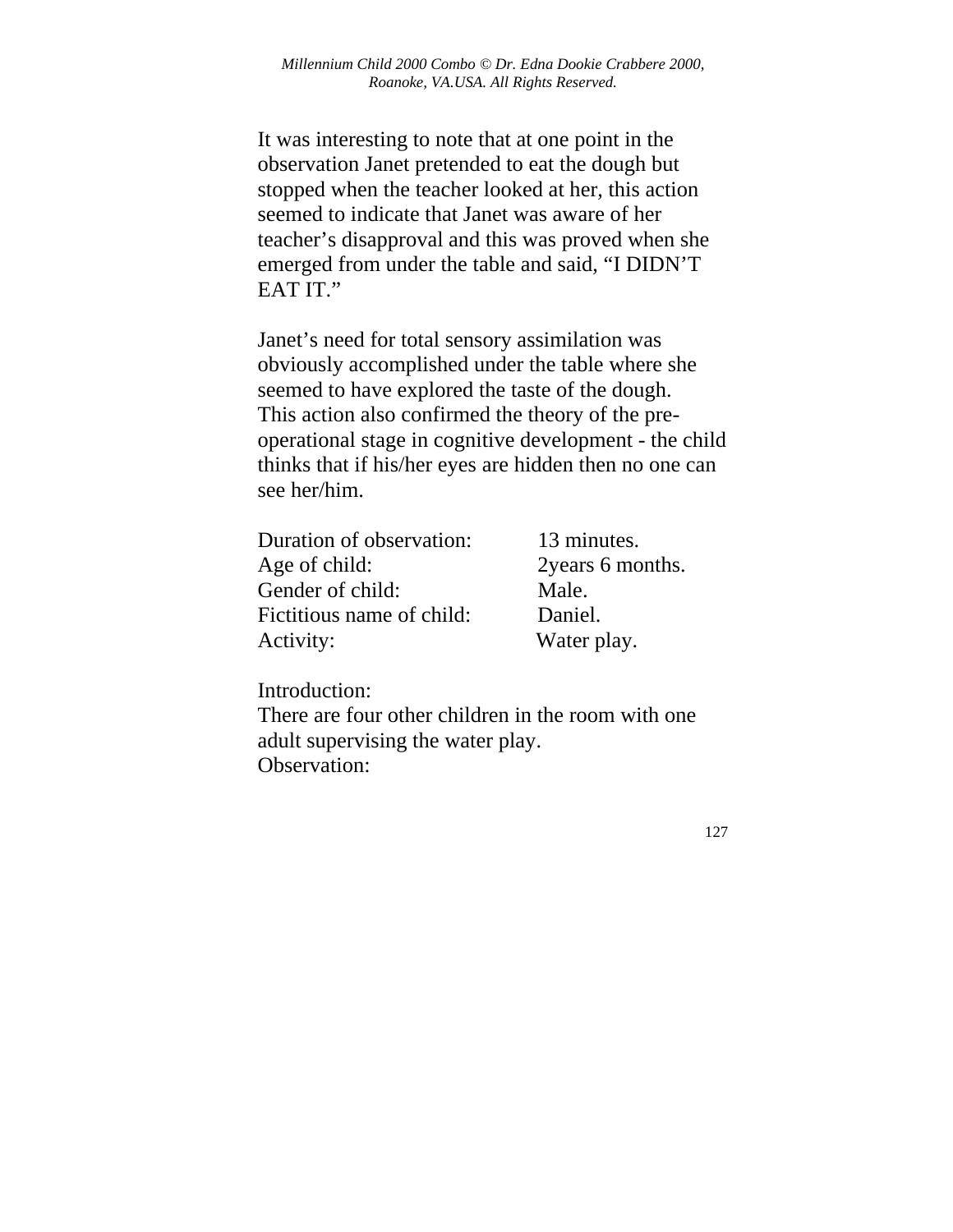It was interesting to note that at one point in the observation Janet pretended to eat the dough but stopped when the teacher looked at her, this action seemed to indicate that Janet was aware of her teacher's disapproval and this was proved when she emerged from under the table and said, "I DIDN'T EAT IT."

Janet's need for total sensory assimilation was obviously accomplished under the table where she seemed to have explored the taste of the dough. This action also confirmed the theory of the pre-operational stage in cognitive development - the child thinks that if his/her eyes are hidden then no one can see her/him.

| | |
|---|---|
| Duration of observation: | 13 minutes. |
| Age of child: | 2years 6 months. |
| Gender of child: | Male. |
| Fictitious name of child: | Daniel. |
| Activity: | Water play. |

Introduction:
There are four other children in the room with one adult supervising the water play.
Observation: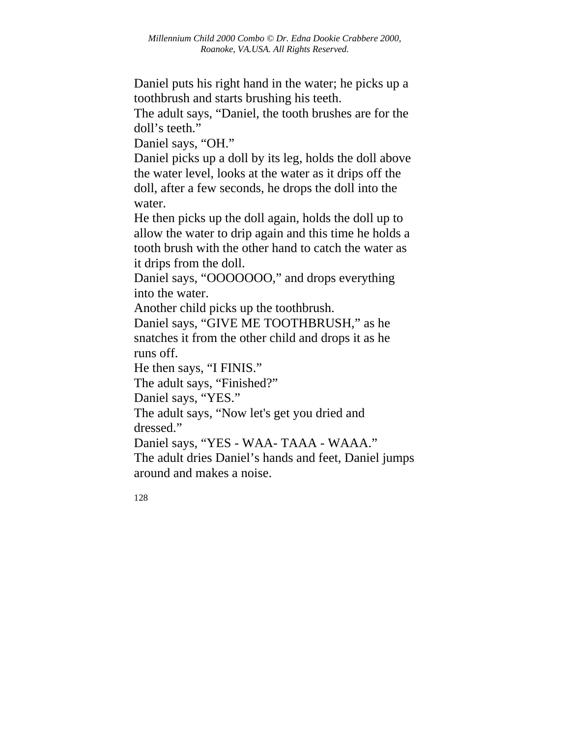Daniel puts his right hand in the water; he picks up a toothbrush and starts brushing his teeth.

The adult says, "Daniel, the tooth brushes are for the doll's teeth."

Daniel says, "OH."

Daniel picks up a doll by its leg, holds the doll above the water level, looks at the water as it drips off the doll, after a few seconds, he drops the doll into the water.

He then picks up the doll again, holds the doll up to allow the water to drip again and this time he holds a tooth brush with the other hand to catch the water as it drips from the doll.

Daniel says, "OOOOOOO," and drops everything into the water.

Another child picks up the toothbrush.

Daniel says, "GIVE ME TOOTHBRUSH," as he snatches it from the other child and drops it as he runs off.

He then says, "I FINIS."

The adult says, "Finished?"

Daniel says, "YES."

The adult says, "Now let's get you dried and dressed."

Daniel says, "YES - WAA- TAAA - WAAA."

The adult dries Daniel's hands and feet, Daniel jumps around and makes a noise.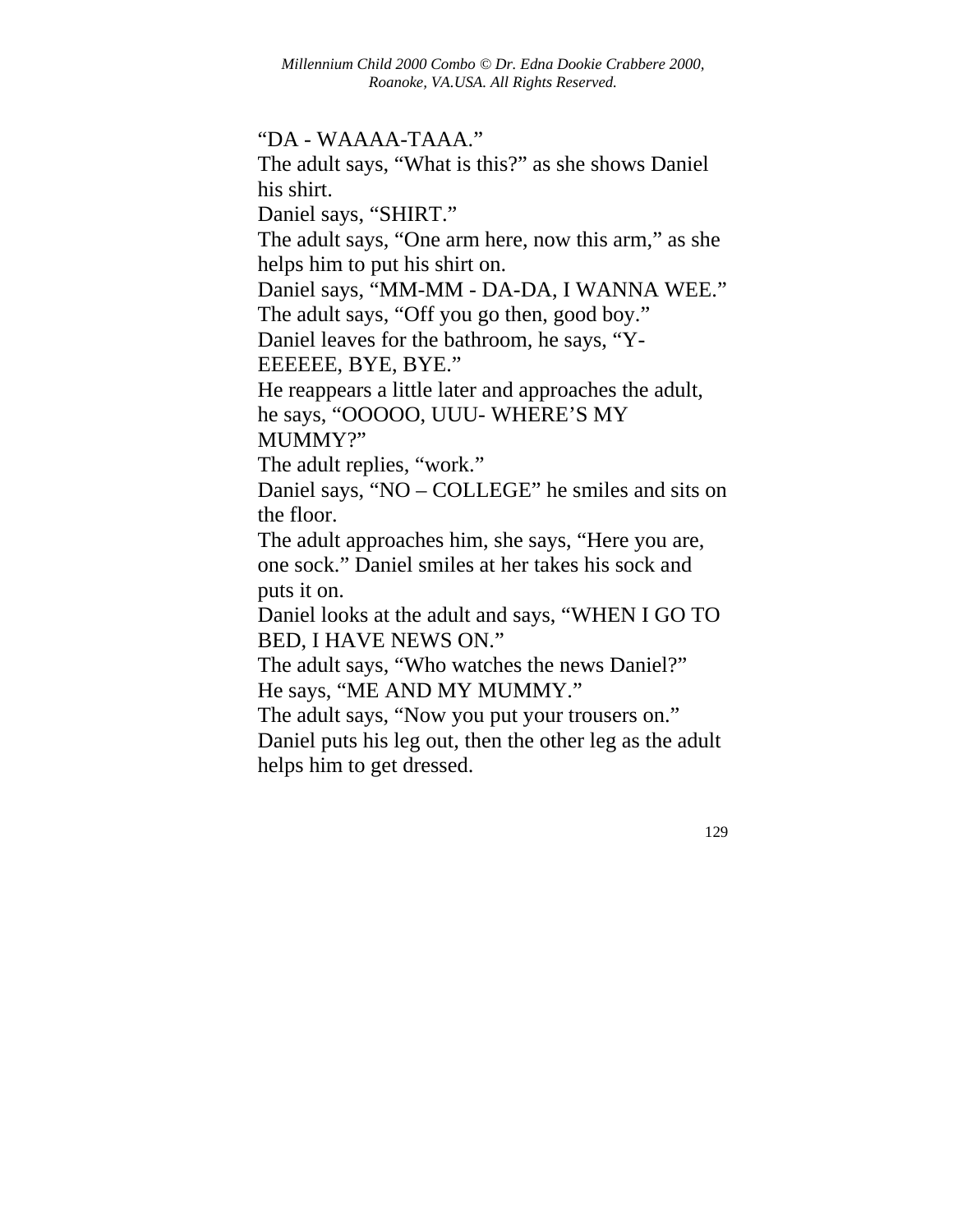"DA - WAAAA-TAAA."

The adult says, "What is this?" as she shows Daniel his shirt.

Daniel says, "SHIRT."

The adult says, "One arm here, now this arm," as she helps him to put his shirt on.

Daniel says, "MM-MM - DA-DA, I WANNA WEE."

The adult says, "Off you go then, good boy."

Daniel leaves for the bathroom, he says, "Y-EEEEEE, BYE, BYE."

He reappears a little later and approaches the adult, he says, "OOOOO, UUU- WHERE'S MY MUMMY?"

The adult replies, "work."

Daniel says, "NO – COLLEGE" he smiles and sits on the floor.

The adult approaches him, she says, "Here you are, one sock." Daniel smiles at her takes his sock and puts it on.

Daniel looks at the adult and says, "WHEN I GO TO BED, I HAVE NEWS ON."

The adult says, "Who watches the news Daniel?"

He says, "ME AND MY MUMMY."

The adult says, "Now you put your trousers on."

Daniel puts his leg out, then the other leg as the adult helps him to get dressed.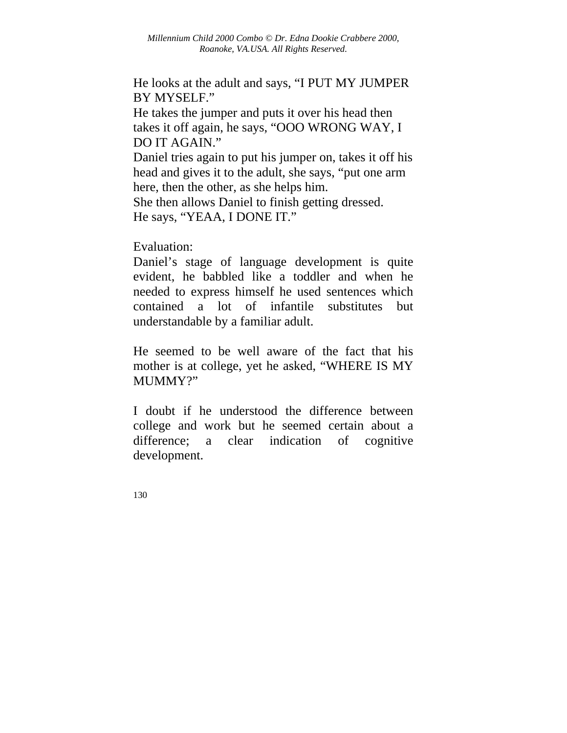He looks at the adult and says, “I PUT MY JUMPER BY MYSELF.”
He takes the jumper and puts it over his head then takes it off again, he says, “OOO WRONG WAY, I DO IT AGAIN.”
Daniel tries again to put his jumper on, takes it off his head and gives it to the adult, she says, “put one arm here, then the other, as she helps him.
She then allows Daniel to finish getting dressed.
He says, “YEAA, I DONE IT.”

Evaluation:
Daniel’s stage of language development is quite evident, he babbled like a toddler and when he needed to express himself he used sentences which contained a lot of infantile substitutes but understandable by a familiar adult.

He seemed to be well aware of the fact that his mother is at college, yet he asked, “WHERE IS MY MUMMY?”

I doubt if he understood the difference between college and work but he seemed certain about a difference; a clear indication of cognitive development.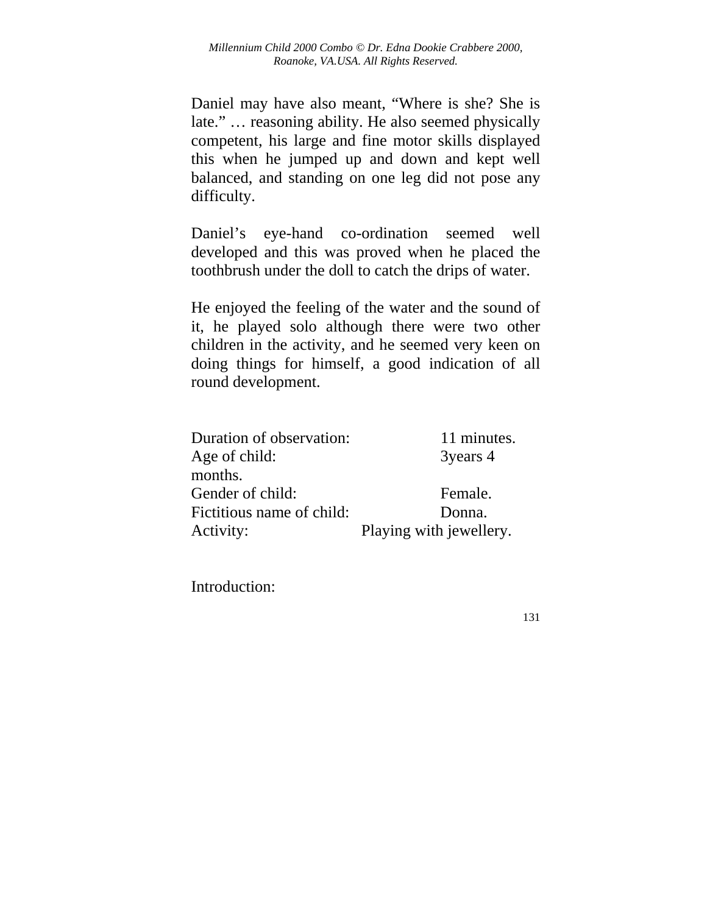Daniel may have also meant, “Where is she? She is late.” … reasoning ability. He also seemed physically competent, his large and fine motor skills displayed this when he jumped up and down and kept well balanced, and standing on one leg did not pose any difficulty.

Daniel’s eye-hand co-ordination seemed well developed and this was proved when he placed the toothbrush under the doll to catch the drips of water.

He enjoyed the feeling of the water and the sound of it, he played solo although there were two other children in the activity, and he seemed very keen on doing things for himself, a good indication of all round development.

Duration of observation: 11 minutes.
Age of child: 3years 4 months.
Gender of child: Female.
Fictitious name of child: Donna.
Activity: Playing with jewellery.

Introduction: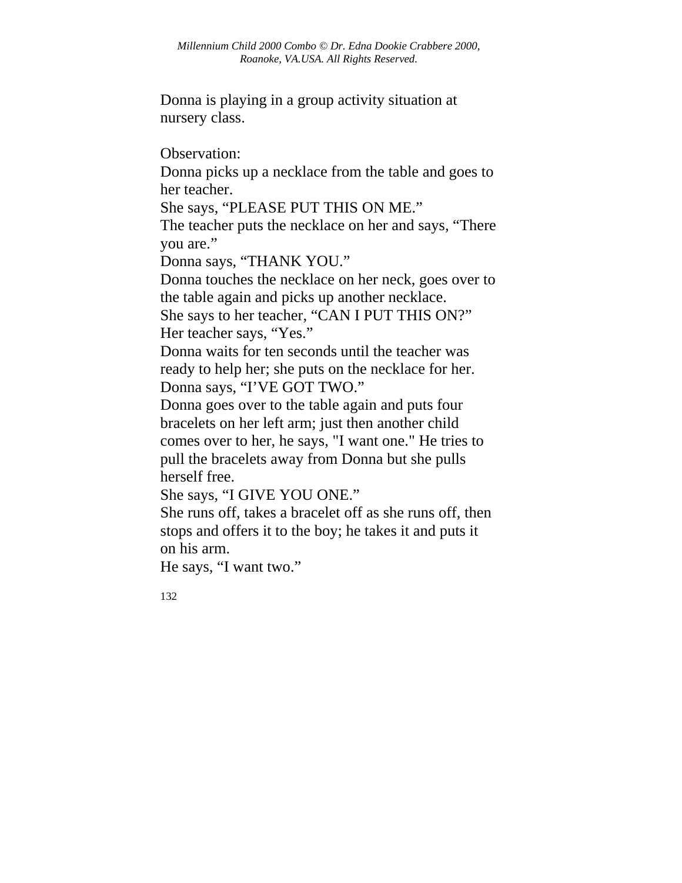Donna is playing in a group activity situation at nursery class.

Observation:
Donna picks up a necklace from the table and goes to her teacher.
She says, “PLEASE PUT THIS ON ME.”
The teacher puts the necklace on her and says, “There you are.”
Donna says, “THANK YOU.”
Donna touches the necklace on her neck, goes over to the table again and picks up another necklace.
She says to her teacher, “CAN I PUT THIS ON?”
Her teacher says, “Yes.”
Donna waits for ten seconds until the teacher was ready to help her; she puts on the necklace for her.
Donna says, “I’VE GOT TWO.”
Donna goes over to the table again and puts four bracelets on her left arm; just then another child comes over to her, he says, "I want one." He tries to pull the bracelets away from Donna but she pulls herself free.
She says, “I GIVE YOU ONE.”
She runs off, takes a bracelet off as she runs off, then stops and offers it to the boy; he takes it and puts it on his arm.
He says, “I want two.”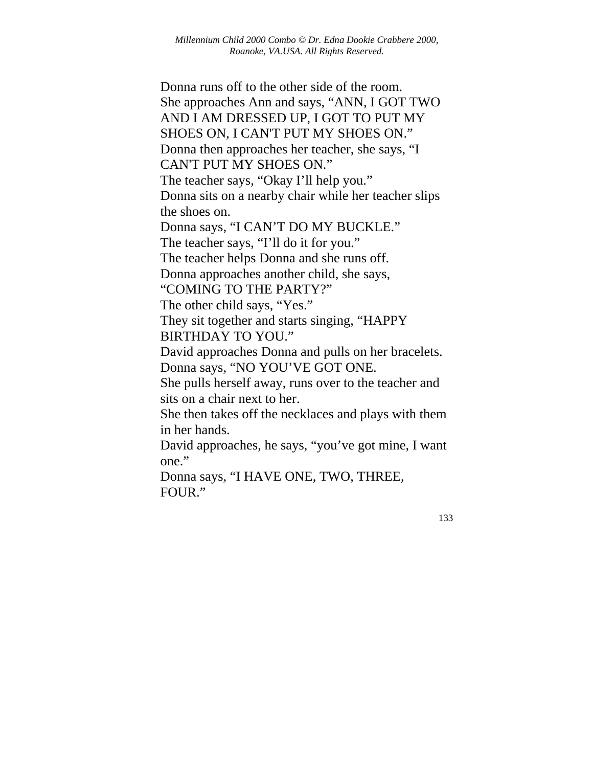Donna runs off to the other side of the room.
She approaches Ann and says, “ANN, I GOT TWO AND I AM DRESSED UP, I GOT TO PUT MY SHOES ON, I CAN'T PUT MY SHOES ON.”
Donna then approaches her teacher, she says, “I CAN'T PUT MY SHOES ON.”
The teacher says, “Okay I’ll help you.”
Donna sits on a nearby chair while her teacher slips the shoes on.
Donna says, “I CAN’T DO MY BUCKLE.”
The teacher says, “I’ll do it for you.”
The teacher helps Donna and she runs off.
Donna approaches another child, she says, “COMING TO THE PARTY?”
The other child says, “Yes.”
They sit together and starts singing, “HAPPY BIRTHDAY TO YOU.”
David approaches Donna and pulls on her bracelets.
Donna says, “NO YOU’VE GOT ONE.
She pulls herself away, runs over to the teacher and sits on a chair next to her.
She then takes off the necklaces and plays with them in her hands.
David approaches, he says, “you’ve got mine, I want one.”
Donna says, “I HAVE ONE, TWO, THREE, FOUR.”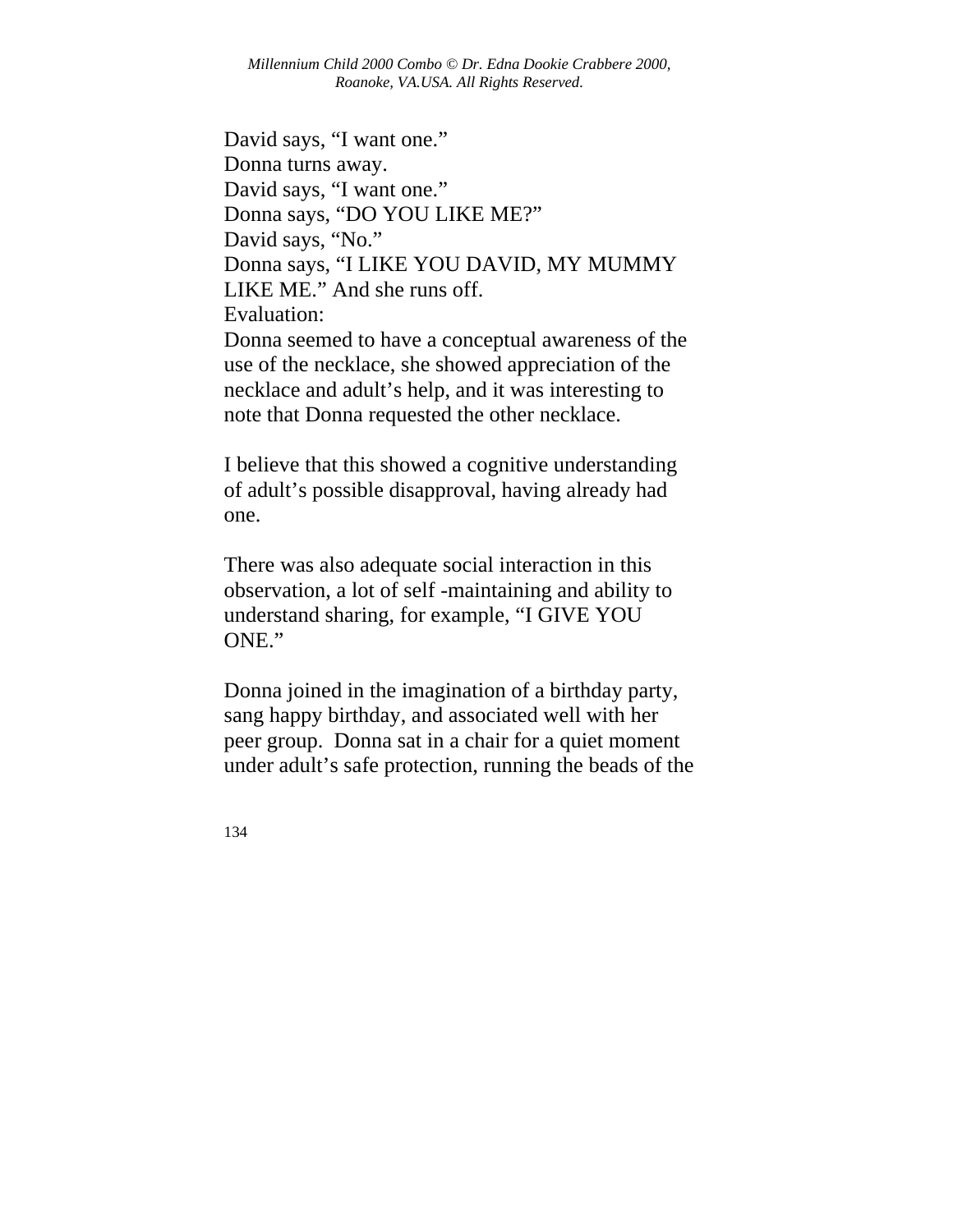David says, “I want one.”
Donna turns away.
David says, “I want one.”
Donna says, “DO YOU LIKE ME?”
David says, “No.”
Donna says, “I LIKE YOU DAVID, MY MUMMY LIKE ME.” And she runs off.
Evaluation:
Donna seemed to have a conceptual awareness of the use of the necklace, she showed appreciation of the necklace and adult’s help, and it was interesting to note that Donna requested the other necklace.

I believe that this showed a cognitive understanding of adult’s possible disapproval, having already had one.

There was also adequate social interaction in this observation, a lot of self -maintaining and ability to understand sharing, for example, “I GIVE YOU ONE.”

Donna joined in the imagination of a birthday party, sang happy birthday, and associated well with her peer group. Donna sat in a chair for a quiet moment under adult’s safe protection, running the beads of the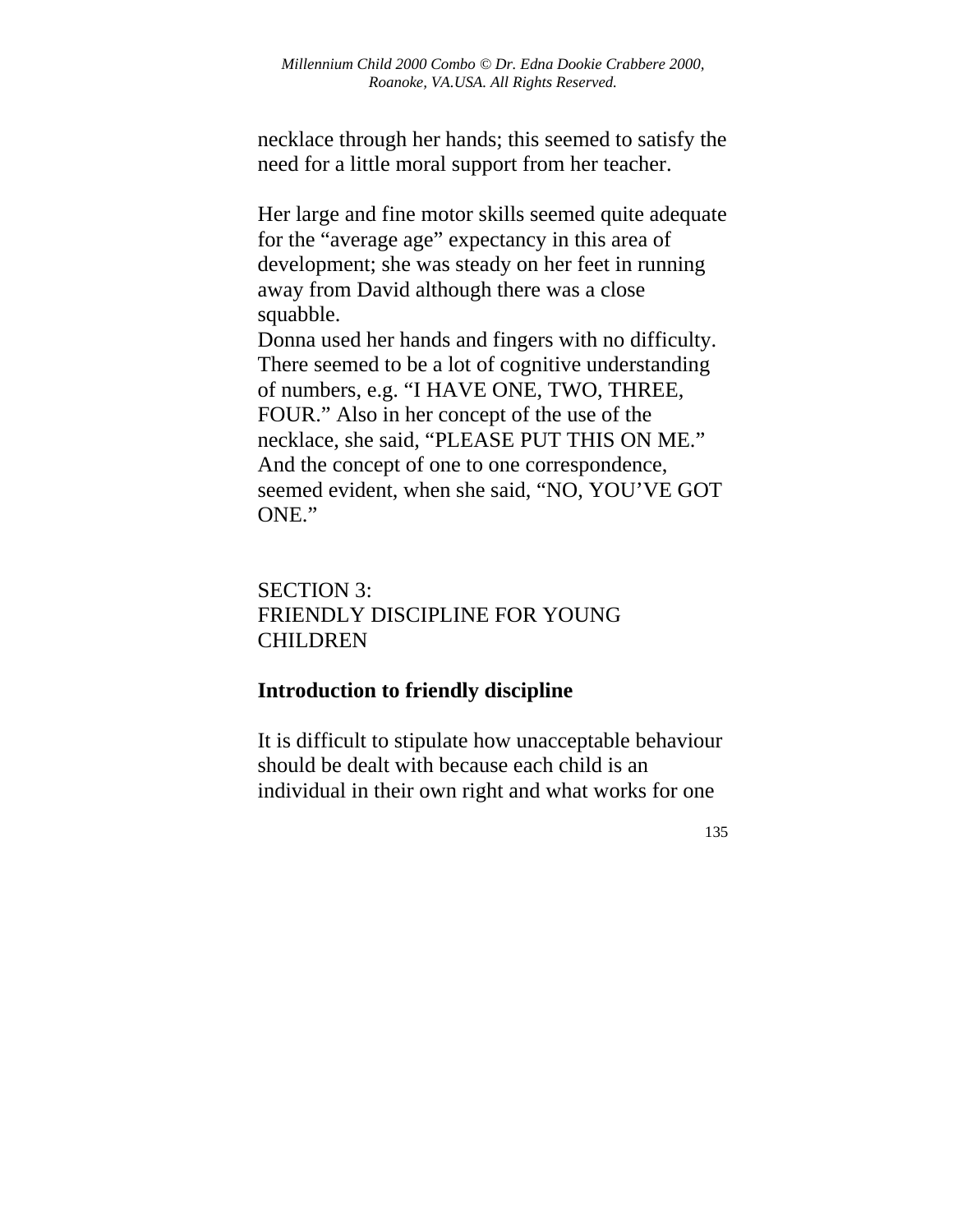necklace through her hands; this seemed to satisfy the need for a little moral support from her teacher.

Her large and fine motor skills seemed quite adequate for the "average age" expectancy in this area of development; she was steady on her feet in running away from David although there was a close squabble.
Donna used her hands and fingers with no difficulty. There seemed to be a lot of cognitive understanding of numbers, e.g. "I HAVE ONE, TWO, THREE, FOUR." Also in her concept of the use of the necklace, she said, "PLEASE PUT THIS ON ME." And the concept of one to one correspondence, seemed evident, when she said, "NO, YOU'VE GOT ONE."

## SECTION 3:
## FRIENDLY DISCIPLINE FOR YOUNG CHILDREN

### Introduction to friendly discipline

It is difficult to stipulate how unacceptable behaviour should be dealt with because each child is an individual in their own right and what works for one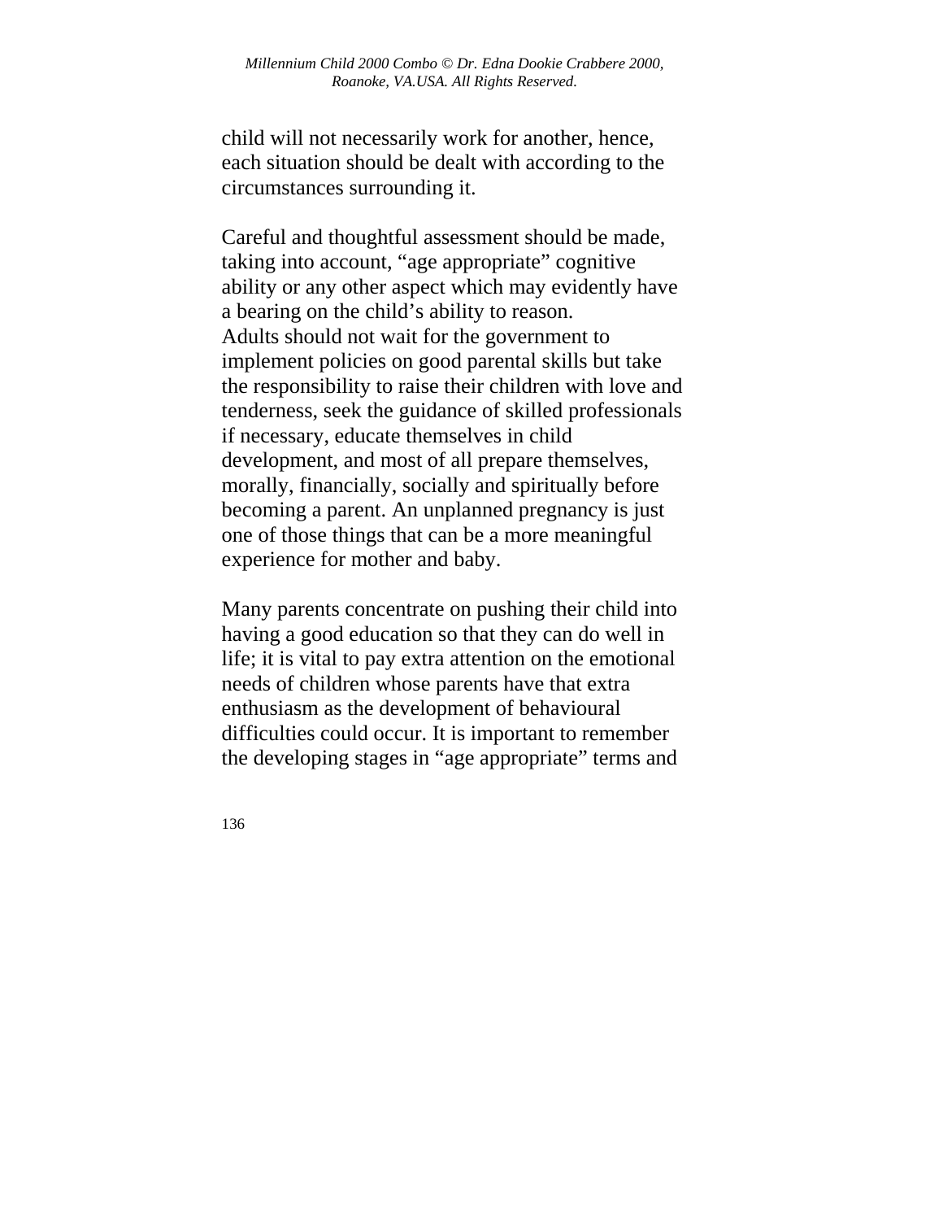child will not necessarily work for another, hence, each situation should be dealt with according to the circumstances surrounding it.

Careful and thoughtful assessment should be made, taking into account, “age appropriate” cognitive ability or any other aspect which may evidently have a bearing on the child’s ability to reason.
Adults should not wait for the government to implement policies on good parental skills but take the responsibility to raise their children with love and tenderness, seek the guidance of skilled professionals if necessary, educate themselves in child development, and most of all prepare themselves, morally, financially, socially and spiritually before becoming a parent. An unplanned pregnancy is just one of those things that can be a more meaningful experience for mother and baby.

Many parents concentrate on pushing their child into having a good education so that they can do well in life; it is vital to pay extra attention on the emotional needs of children whose parents have that extra enthusiasm as the development of behavioural difficulties could occur. It is important to remember the developing stages in “age appropriate” terms and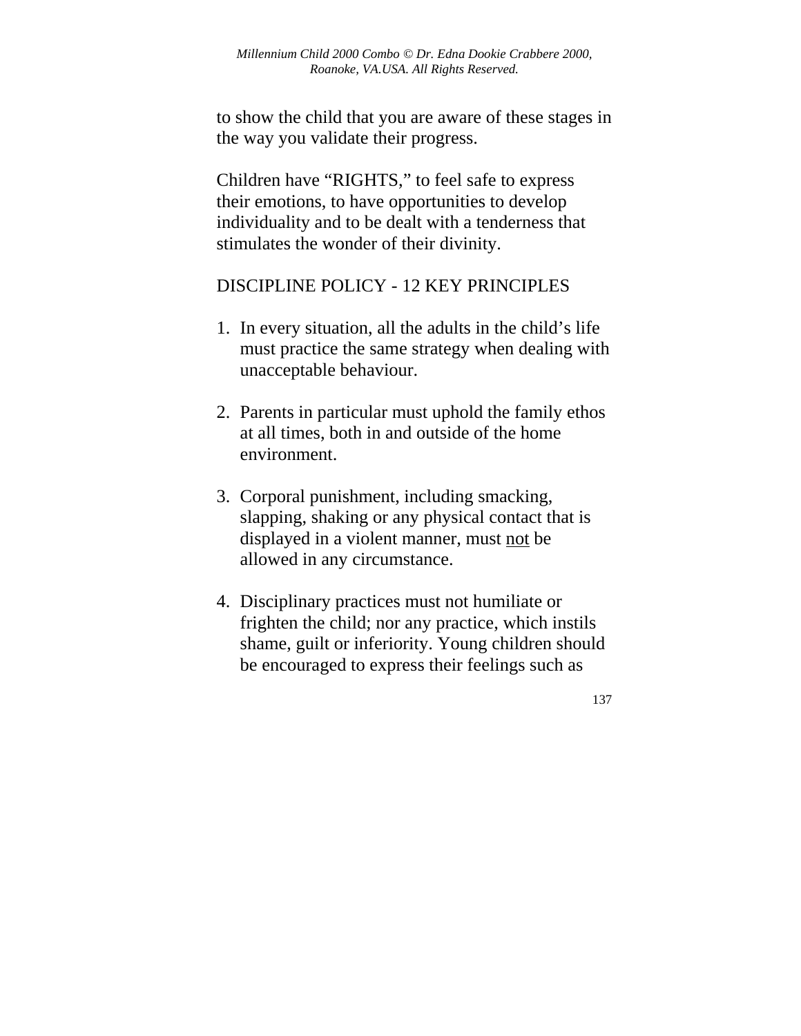to show the child that you are aware of these stages in the way you validate their progress.

Children have "RIGHTS," to feel safe to express their emotions, to have opportunities to develop individuality and to be dealt with a tenderness that stimulates the wonder of their divinity.

DISCIPLINE POLICY - 12 KEY PRINCIPLES

1. In every situation, all the adults in the child's life must practice the same strategy when dealing with unacceptable behaviour.

2. Parents in particular must uphold the family ethos at all times, both in and outside of the home environment.

3. Corporal punishment, including smacking, slapping, shaking or any physical contact that is displayed in a violent manner, must <u>not</u> be allowed in any circumstance.

4. Disciplinary practices must not humiliate or frighten the child; nor any practice, which instils shame, guilt or inferiority. Young children should be encouraged to express their feelings such as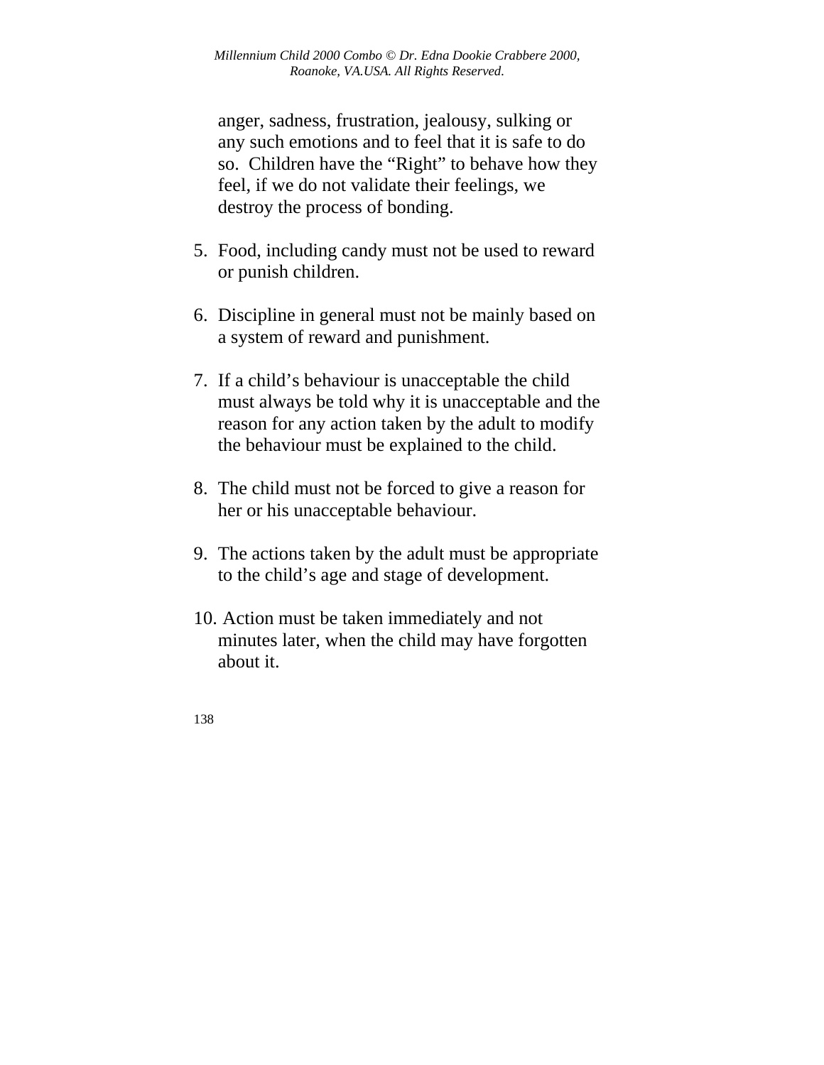anger, sadness, frustration, jealousy, sulking or any such emotions and to feel that it is safe to do so. Children have the "Right" to behave how they feel, if we do not validate their feelings, we destroy the process of bonding.

5. Food, including candy must not be used to reward or punish children.

6. Discipline in general must not be mainly based on a system of reward and punishment.

7. If a child's behaviour is unacceptable the child must always be told why it is unacceptable and the reason for any action taken by the adult to modify the behaviour must be explained to the child.

8. The child must not be forced to give a reason for her or his unacceptable behaviour.

9. The actions taken by the adult must be appropriate to the child's age and stage of development.

10. Action must be taken immediately and not minutes later, when the child may have forgotten about it.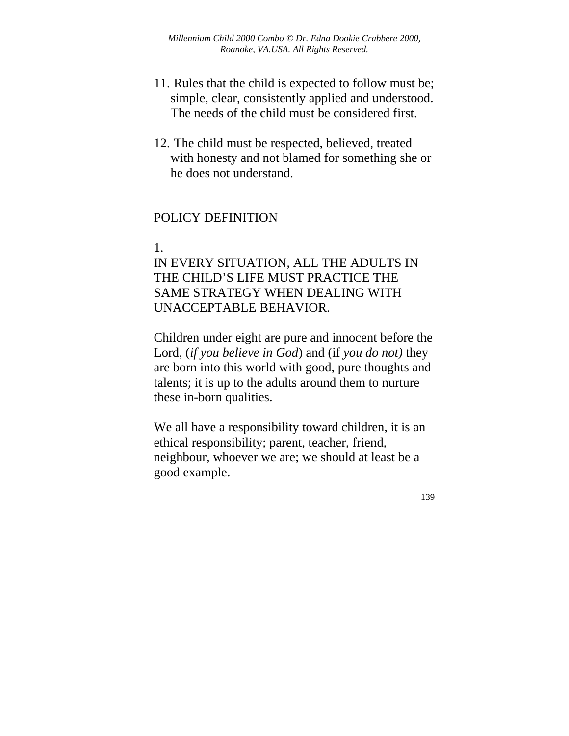11. Rules that the child is expected to follow must be; simple, clear, consistently applied and understood. The needs of the child must be considered first.

12. The child must be respected, believed, treated with honesty and not blamed for something she or he does not understand.

## POLICY DEFINITION

1.
IN EVERY SITUATION, ALL THE ADULTS IN THE CHILD'S LIFE MUST PRACTICE THE SAME STRATEGY WHEN DEALING WITH UNACCEPTABLE BEHAVIOR.

Children under eight are pure and innocent before the Lord, (*if you believe in God*) and (if *you do not)* they are born into this world with good, pure thoughts and talents; it is up to the adults around them to nurture these in-born qualities.

We all have a responsibility toward children, it is an ethical responsibility; parent, teacher, friend, neighbour, whoever we are; we should at least be a good example.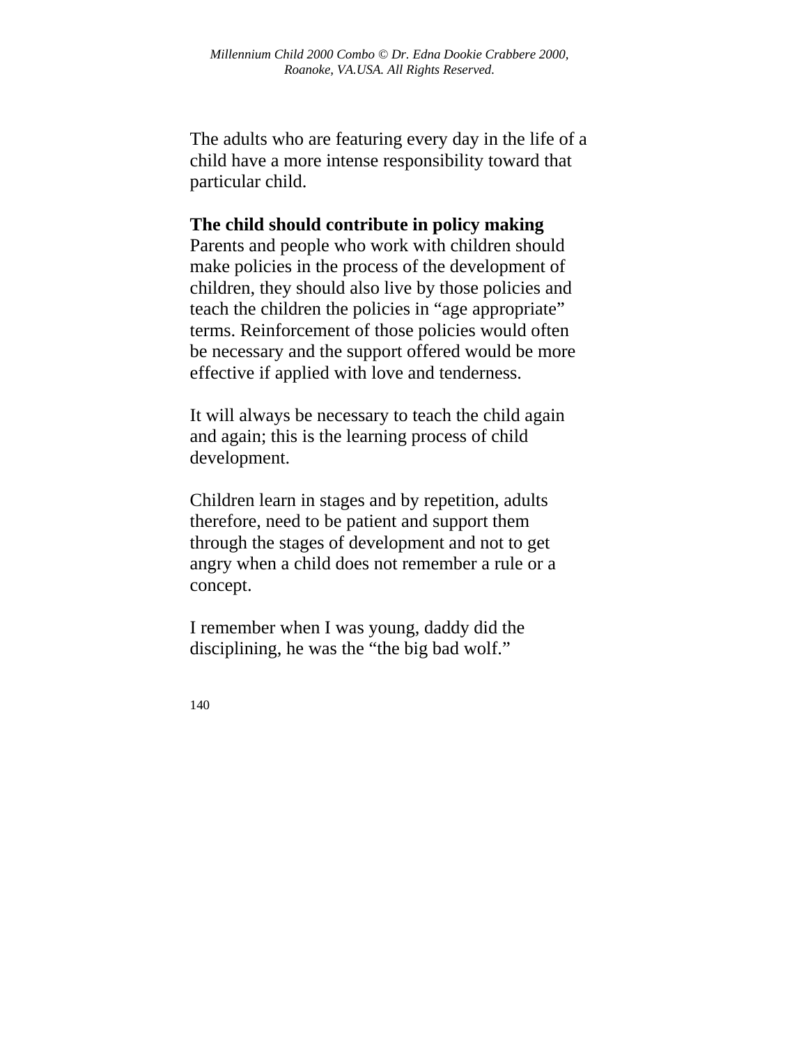The adults who are featuring every day in the life of a child have a more intense responsibility toward that particular child.

**The child should contribute in policy making**
Parents and people who work with children should make policies in the process of the development of children, they should also live by those policies and teach the children the policies in "age appropriate" terms. Reinforcement of those policies would often be necessary and the support offered would be more effective if applied with love and tenderness.

It will always be necessary to teach the child again and again; this is the learning process of child development.

Children learn in stages and by repetition, adults therefore, need to be patient and support them through the stages of development and not to get angry when a child does not remember a rule or a concept.

I remember when I was young, daddy did the disciplining, he was the "the big bad wolf."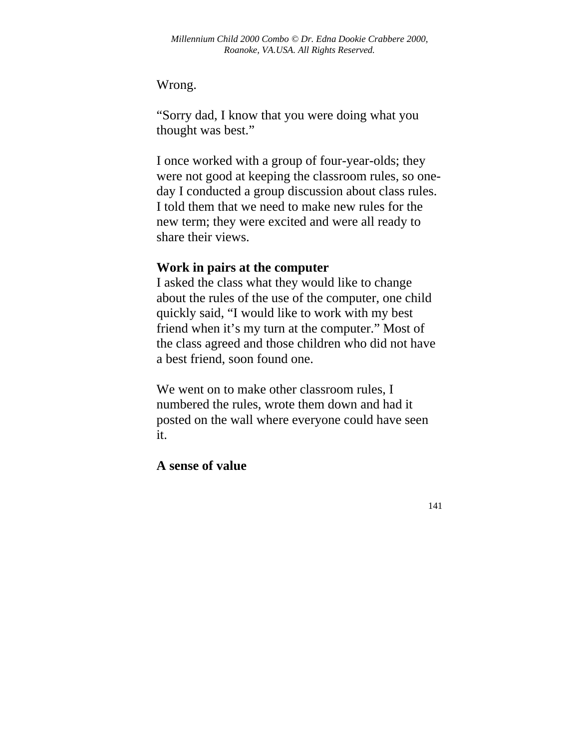Wrong.

“Sorry dad, I know that you were doing what you thought was best.”

I once worked with a group of four-year-olds; they were not good at keeping the classroom rules, so one-day I conducted a group discussion about class rules. I told them that we need to make new rules for the new term; they were excited and were all ready to share their views.

**Work in pairs at the computer**

I asked the class what they would like to change about the rules of the use of the computer, one child quickly said, “I would like to work with my best friend when it’s my turn at the computer.” Most of the class agreed and those children who did not have a best friend, soon found one.

We went on to make other classroom rules, I numbered the rules, wrote them down and had it posted on the wall where everyone could have seen it.

**A sense of value**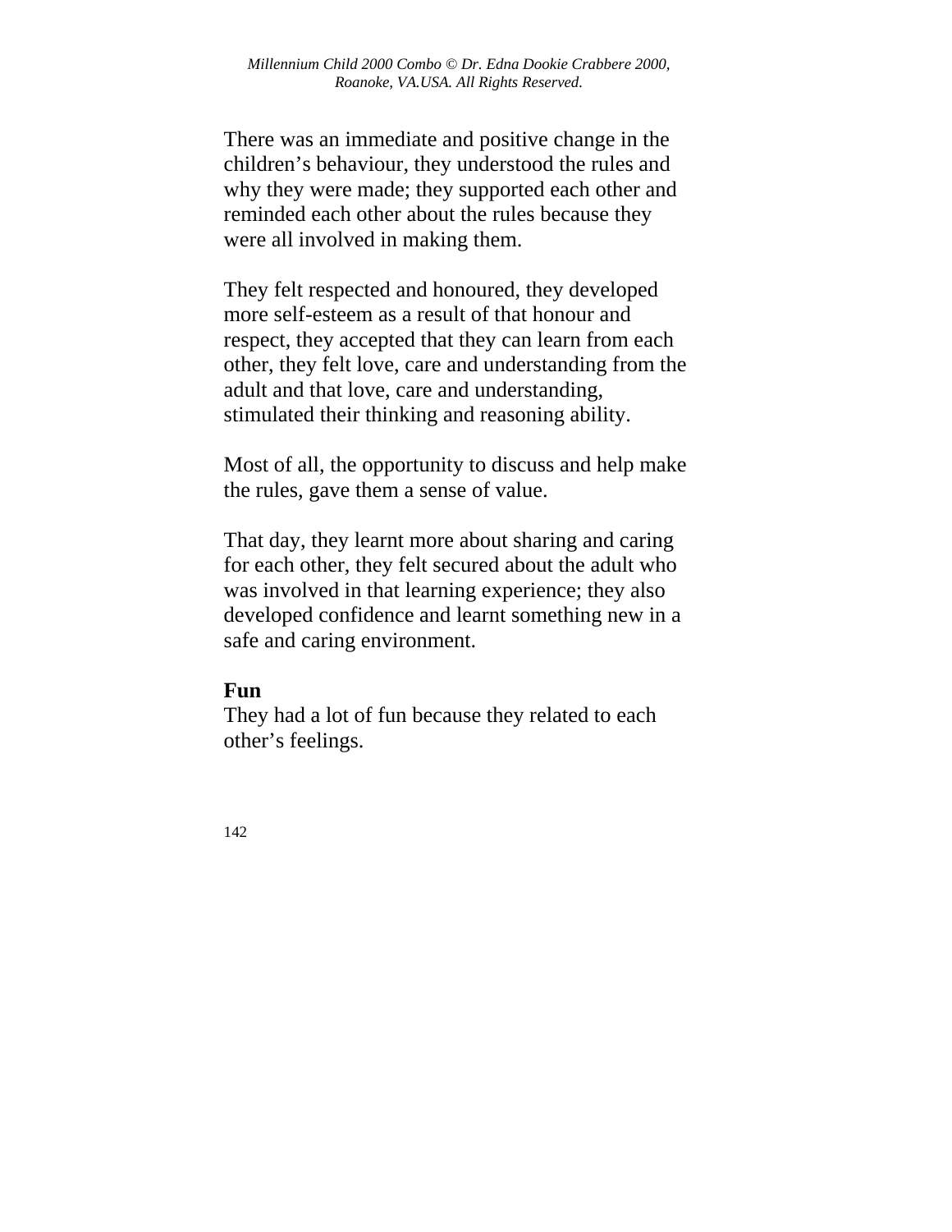There was an immediate and positive change in the children's behaviour, they understood the rules and why they were made; they supported each other and reminded each other about the rules because they were all involved in making them.

They felt respected and honoured, they developed more self-esteem as a result of that honour and respect, they accepted that they can learn from each other, they felt love, care and understanding from the adult and that love, care and understanding, stimulated their thinking and reasoning ability.

Most of all, the opportunity to discuss and help make the rules, gave them a sense of value.

That day, they learnt more about sharing and caring for each other, they felt secured about the adult who was involved in that learning experience; they also developed confidence and learnt something new in a safe and caring environment.

**Fun**

They had a lot of fun because they related to each other's feelings.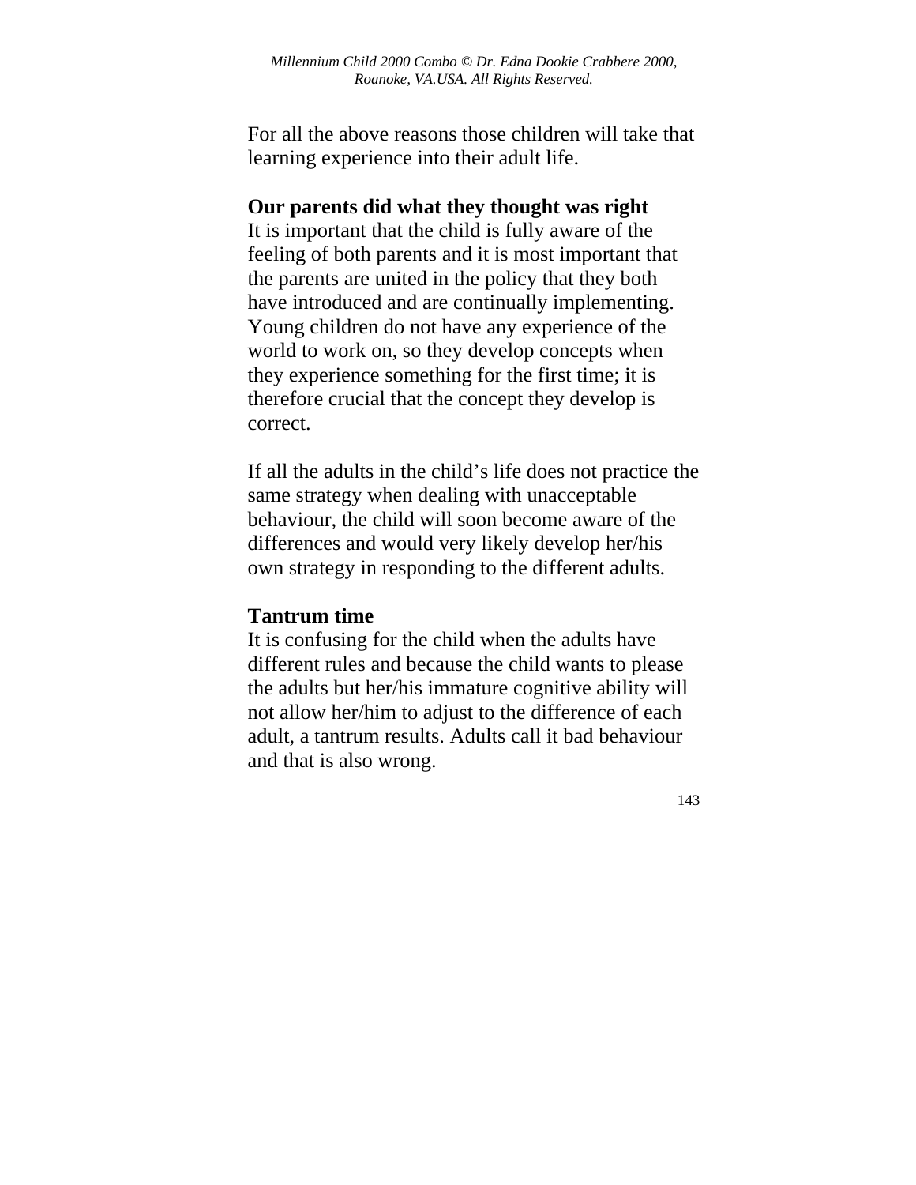For all the above reasons those children will take that learning experience into their adult life.

**Our parents did what they thought was right**

It is important that the child is fully aware of the feeling of both parents and it is most important that the parents are united in the policy that they both have introduced and are continually implementing. Young children do not have any experience of the world to work on, so they develop concepts when they experience something for the first time; it is therefore crucial that the concept they develop is correct.

If all the adults in the child's life does not practice the same strategy when dealing with unacceptable behaviour, the child will soon become aware of the differences and would very likely develop her/his own strategy in responding to the different adults.

**Tantrum time**

It is confusing for the child when the adults have different rules and because the child wants to please the adults but her/his immature cognitive ability will not allow her/him to adjust to the difference of each adult, a tantrum results. Adults call it bad behaviour and that is also wrong.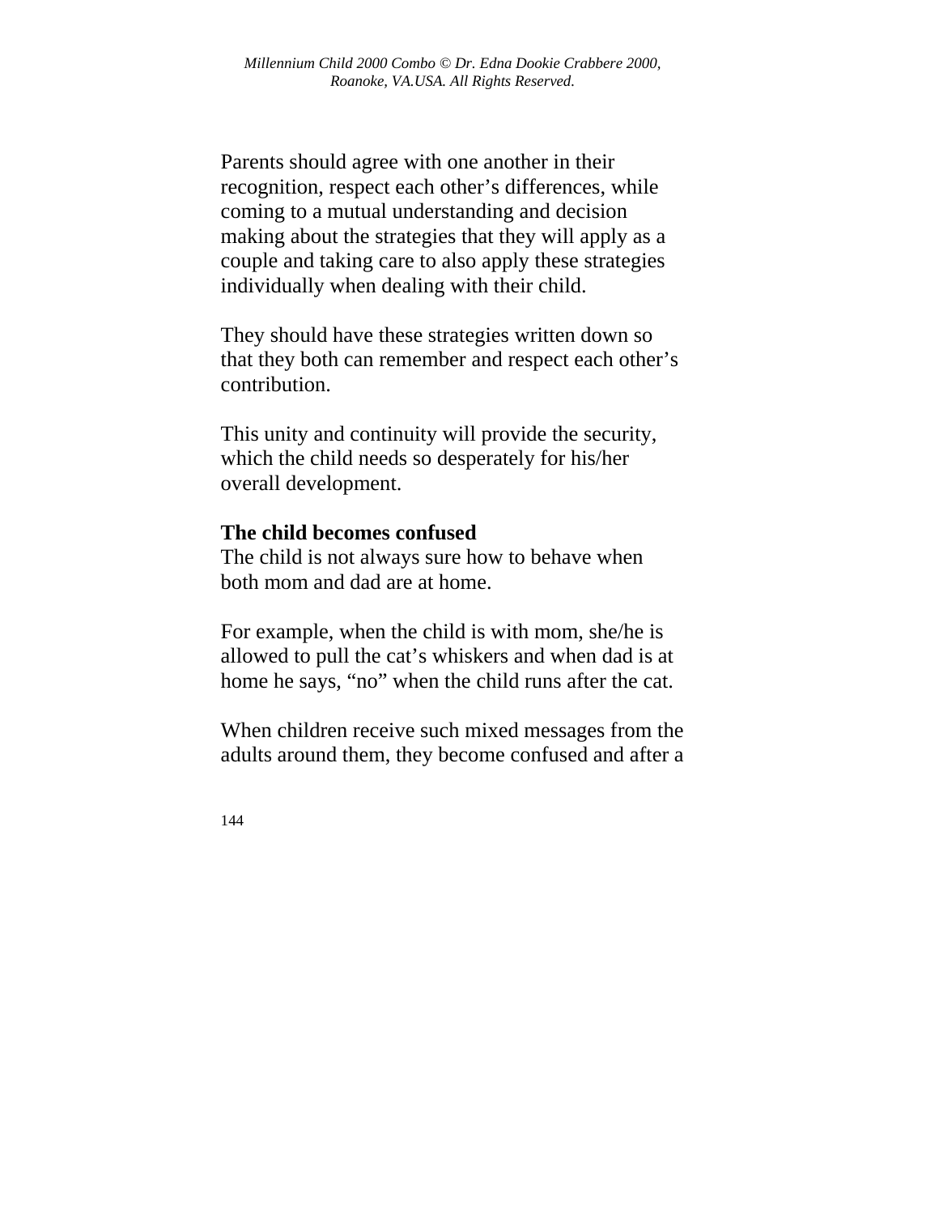Parents should agree with one another in their recognition, respect each other's differences, while coming to a mutual understanding and decision making about the strategies that they will apply as a couple and taking care to also apply these strategies individually when dealing with their child.

They should have these strategies written down so that they both can remember and respect each other's contribution.

This unity and continuity will provide the security, which the child needs so desperately for his/her overall development.

**The child becomes confused**

The child is not always sure how to behave when both mom and dad are at home.

For example, when the child is with mom, she/he is allowed to pull the cat's whiskers and when dad is at home he says, "no" when the child runs after the cat.

When children receive such mixed messages from the adults around them, they become confused and after a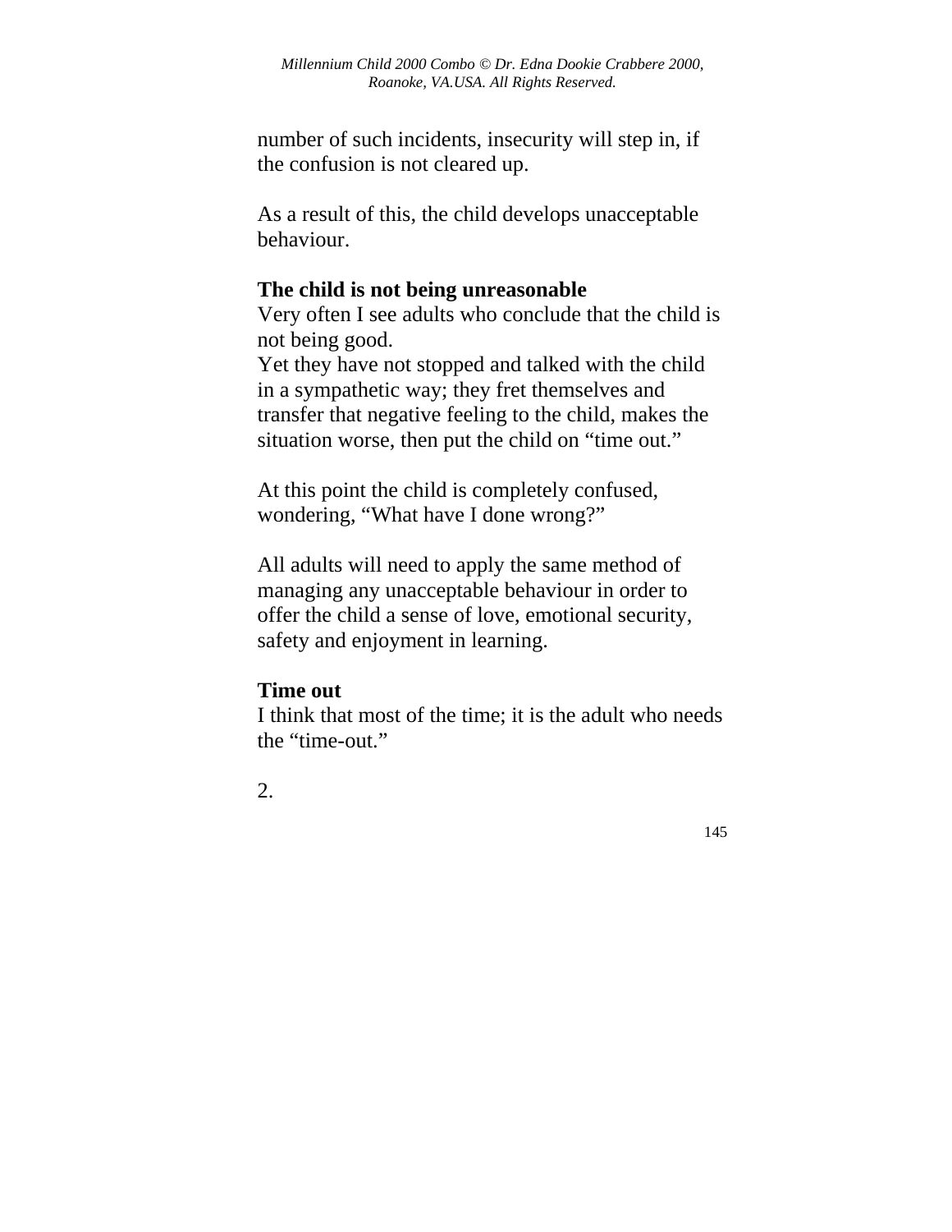number of such incidents, insecurity will step in, if the confusion is not cleared up.

As a result of this, the child develops unacceptable behaviour.

**The child is not being unreasonable**
Very often I see adults who conclude that the child is not being good.
Yet they have not stopped and talked with the child in a sympathetic way; they fret themselves and transfer that negative feeling to the child, makes the situation worse, then put the child on "time out."

At this point the child is completely confused, wondering, "What have I done wrong?"

All adults will need to apply the same method of managing any unacceptable behaviour in order to offer the child a sense of love, emotional security, safety and enjoyment in learning.

**Time out**
I think that most of the time; it is the adult who needs the "time-out."

2.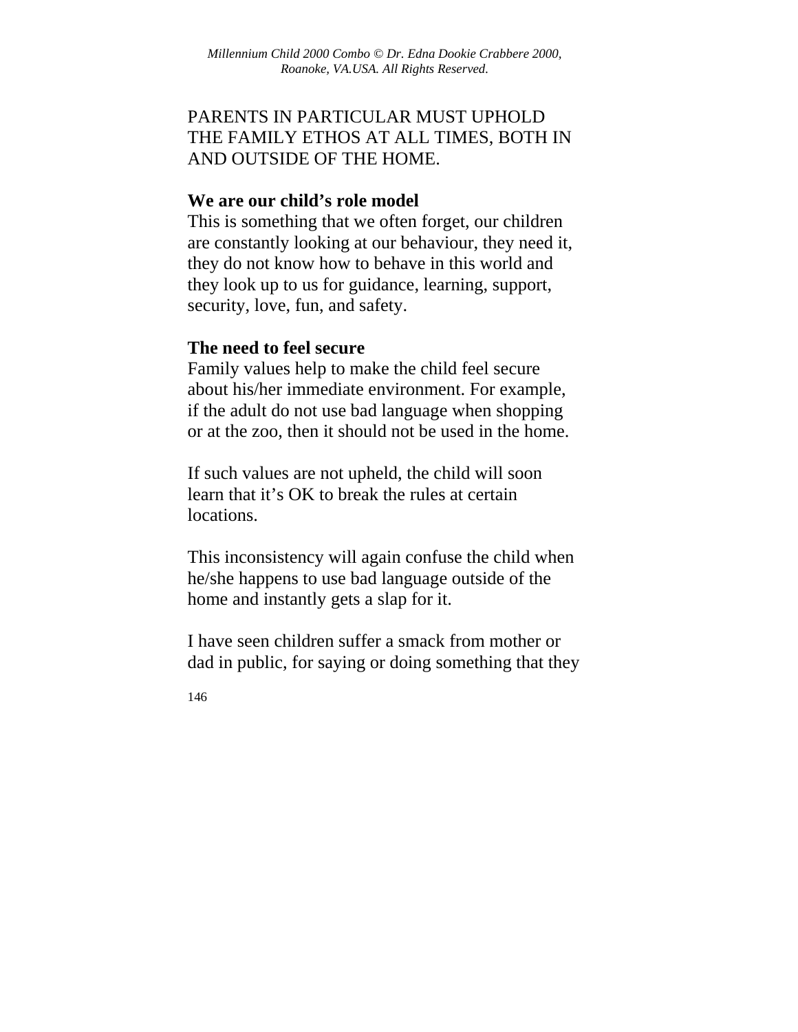PARENTS IN PARTICULAR MUST UPHOLD THE FAMILY ETHOS AT ALL TIMES, BOTH IN AND OUTSIDE OF THE HOME.

**We are our child's role model**
This is something that we often forget, our children are constantly looking at our behaviour, they need it, they do not know how to behave in this world and they look up to us for guidance, learning, support, security, love, fun, and safety.

**The need to feel secure**
Family values help to make the child feel secure about his/her immediate environment. For example, if the adult do not use bad language when shopping or at the zoo, then it should not be used in the home.

If such values are not upheld, the child will soon learn that it's OK to break the rules at certain locations.

This inconsistency will again confuse the child when he/she happens to use bad language outside of the home and instantly gets a slap for it.

I have seen children suffer a smack from mother or dad in public, for saying or doing something that they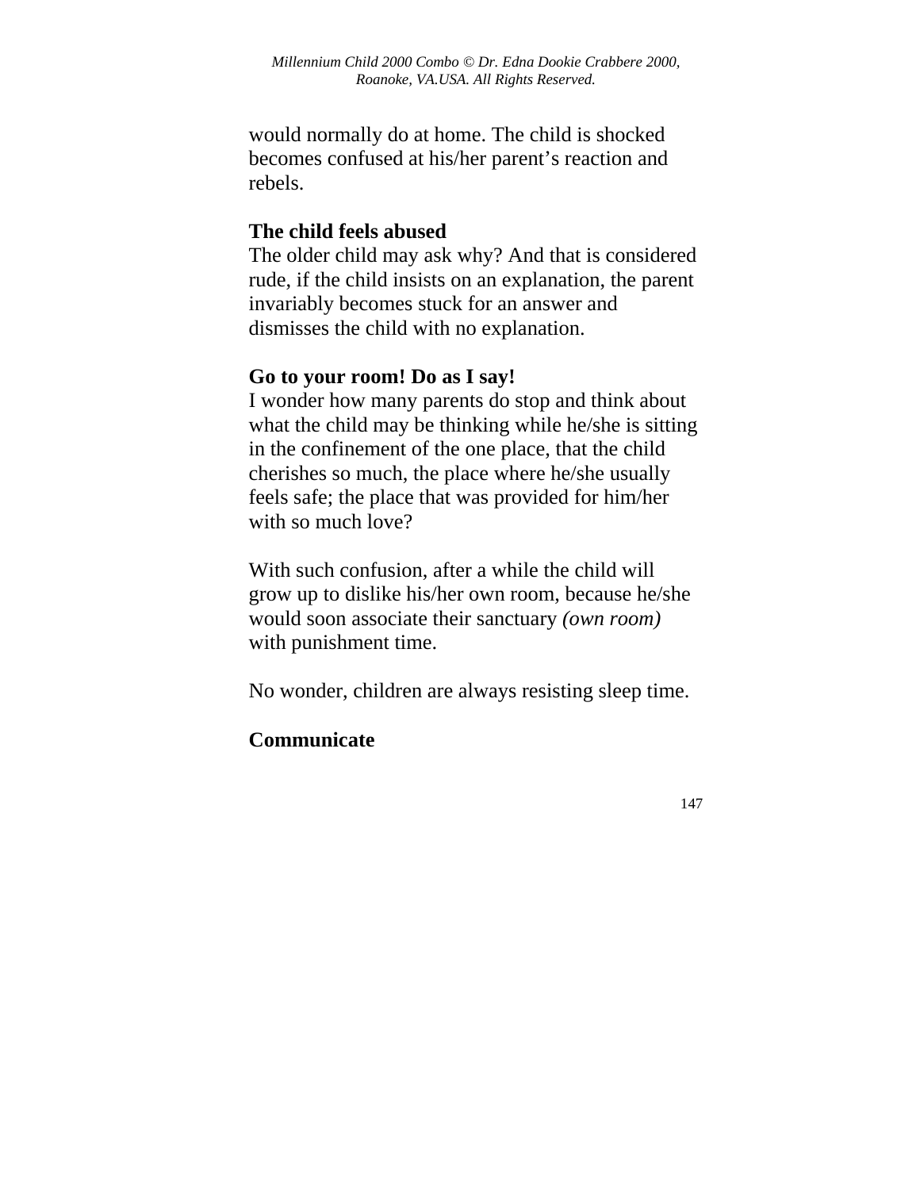would normally do at home. The child is shocked becomes confused at his/her parent's reaction and rebels.

**The child feels abused**

The older child may ask why? And that is considered rude, if the child insists on an explanation, the parent invariably becomes stuck for an answer and dismisses the child with no explanation.

**Go to your room! Do as I say!**

I wonder how many parents do stop and think about what the child may be thinking while he/she is sitting in the confinement of the one place, that the child cherishes so much, the place where he/she usually feels safe; the place that was provided for him/her with so much love?

With such confusion, after a while the child will grow up to dislike his/her own room, because he/she would soon associate their sanctuary *(own room)* with punishment time.

No wonder, children are always resisting sleep time.

**Communicate**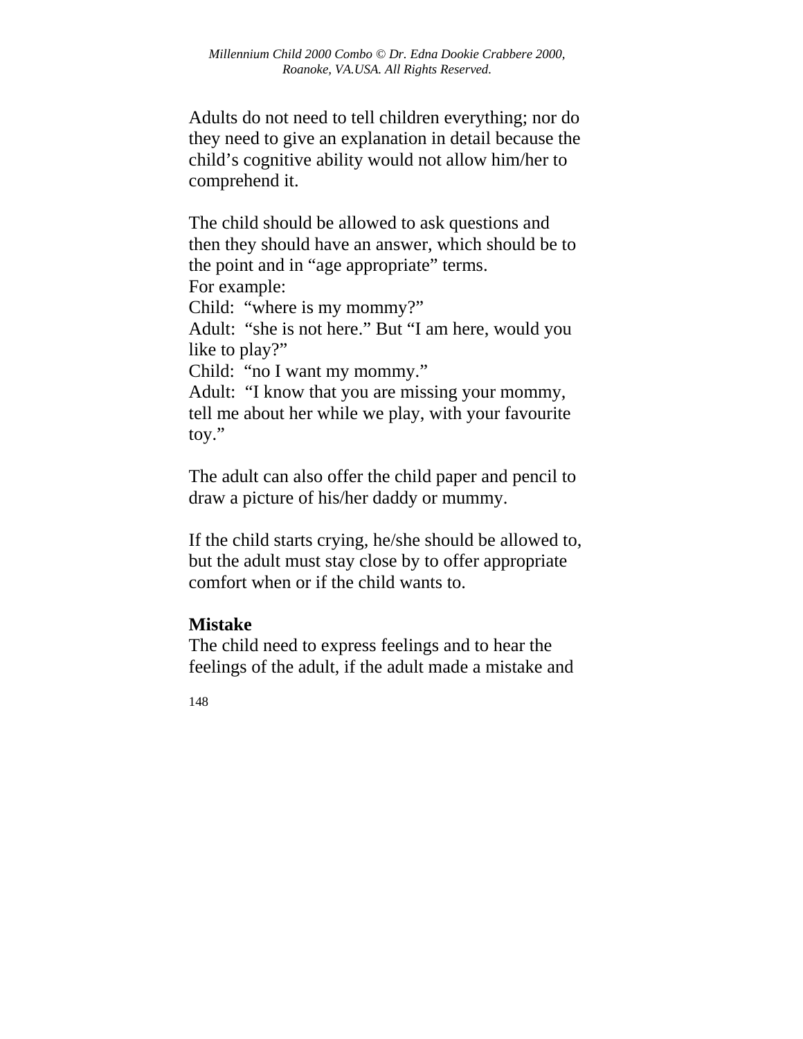Adults do not need to tell children everything; nor do they need to give an explanation in detail because the child's cognitive ability would not allow him/her to comprehend it.

The child should be allowed to ask questions and then they should have an answer, which should be to the point and in "age appropriate" terms.
For example:
Child: "where is my mommy?"
Adult: "she is not here." But "I am here, would you like to play?"
Child: "no I want my mommy."
Adult: "I know that you are missing your mommy, tell me about her while we play, with your favourite toy."

The adult can also offer the child paper and pencil to draw a picture of his/her daddy or mummy.

If the child starts crying, he/she should be allowed to, but the adult must stay close by to offer appropriate comfort when or if the child wants to.

**Mistake**

The child need to express feelings and to hear the feelings of the adult, if the adult made a mistake and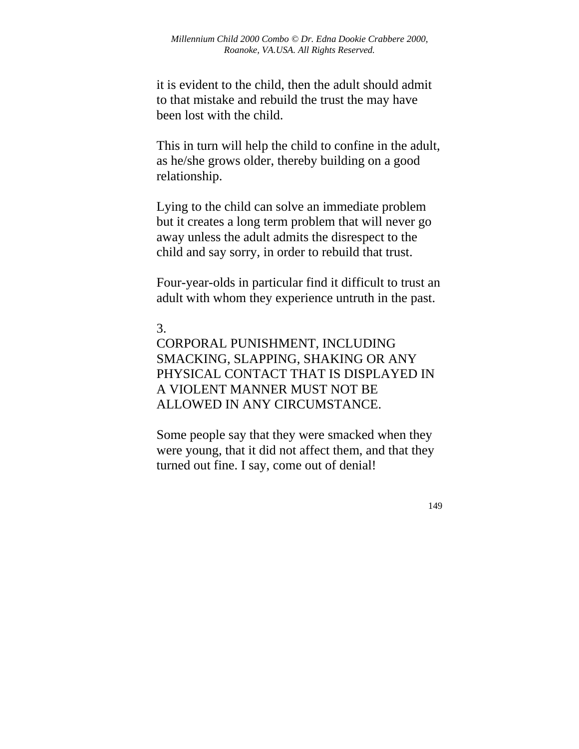it is evident to the child, then the adult should admit to that mistake and rebuild the trust the may have been lost with the child.

This in turn will help the child to confine in the adult, as he/she grows older, thereby building on a good relationship.

Lying to the child can solve an immediate problem but it creates a long term problem that will never go away unless the adult admits the disrespect to the child and say sorry, in order to rebuild that trust.

Four-year-olds in particular find it difficult to trust an adult with whom they experience untruth in the past.

3.
CORPORAL PUNISHMENT, INCLUDING SMACKING, SLAPPING, SHAKING OR ANY PHYSICAL CONTACT THAT IS DISPLAYED IN A VIOLENT MANNER MUST NOT BE ALLOWED IN ANY CIRCUMSTANCE.

Some people say that they were smacked when they were young, that it did not affect them, and that they turned out fine. I say, come out of denial!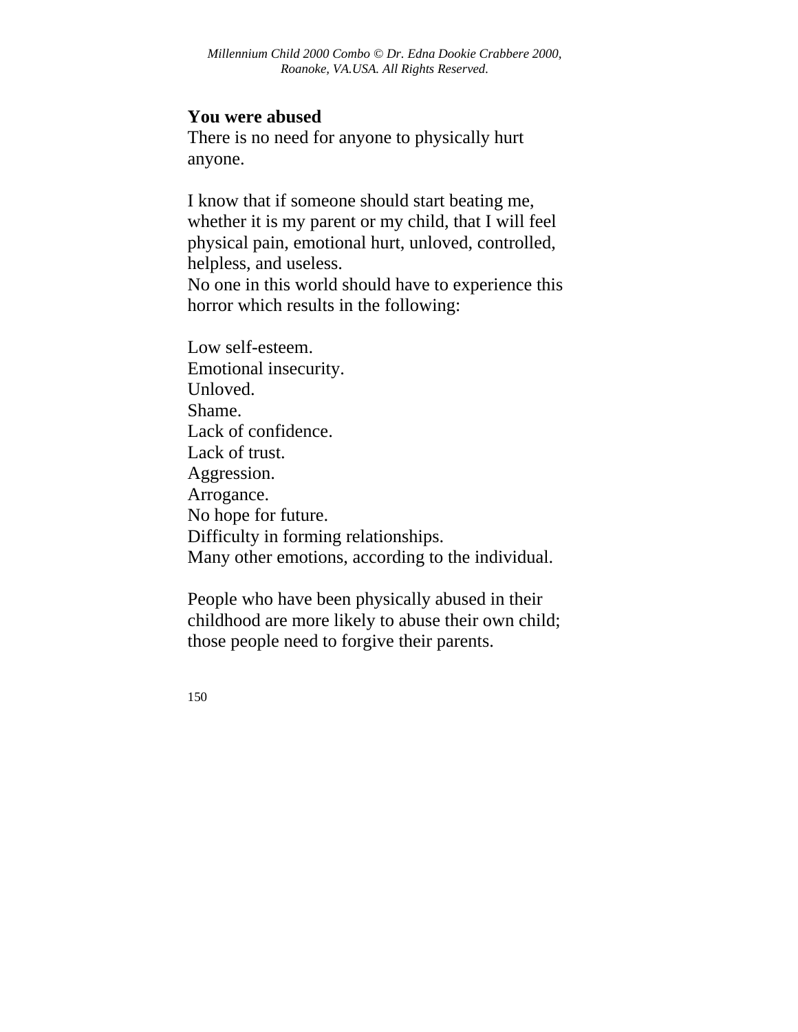**You were abused**

There is no need for anyone to physically hurt anyone.

I know that if someone should start beating me, whether it is my parent or my child, that I will feel physical pain, emotional hurt, unloved, controlled, helpless, and useless.
No one in this world should have to experience this horror which results in the following:

Low self-esteem.
Emotional insecurity.
Unloved.
Shame.
Lack of confidence.
Lack of trust.
Aggression.
Arrogance.
No hope for future.
Difficulty in forming relationships.
Many other emotions, according to the individual.

People who have been physically abused in their childhood are more likely to abuse their own child; those people need to forgive their parents.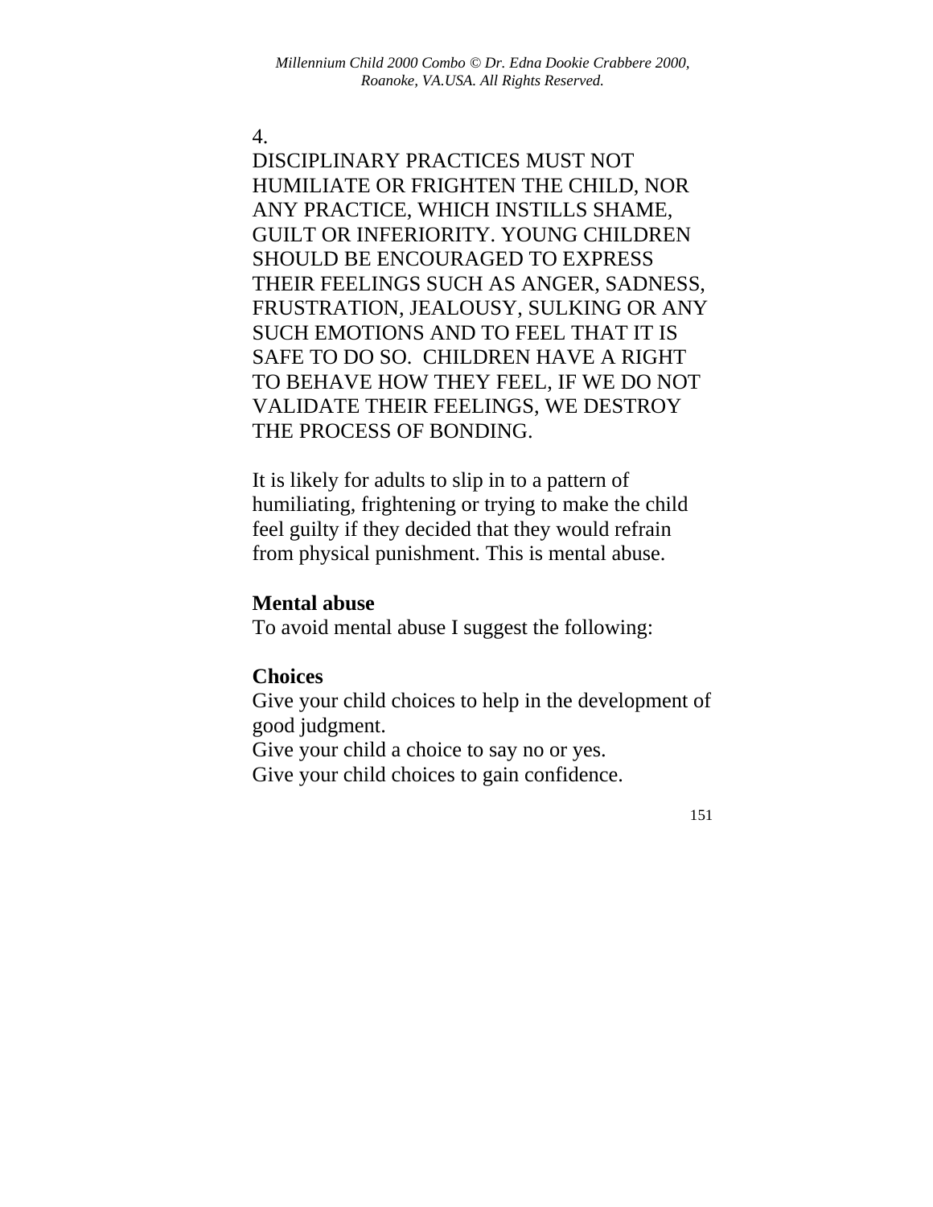4.

DISCIPLINARY PRACTICES MUST NOT HUMILIATE OR FRIGHTEN THE CHILD, NOR ANY PRACTICE, WHICH INSTILLS SHAME, GUILT OR INFERIORITY. YOUNG CHILDREN SHOULD BE ENCOURAGED TO EXPRESS THEIR FEELINGS SUCH AS ANGER, SADNESS, FRUSTRATION, JEALOUSY, SULKING OR ANY SUCH EMOTIONS AND TO FEEL THAT IT IS SAFE TO DO SO.  CHILDREN HAVE A RIGHT TO BEHAVE HOW THEY FEEL, IF WE DO NOT VALIDATE THEIR FEELINGS, WE DESTROY THE PROCESS OF BONDING.

It is likely for adults to slip in to a pattern of humiliating, frightening or trying to make the child feel guilty if they decided that they would refrain from physical punishment. This is mental abuse.

**Mental abuse**
To avoid mental abuse I suggest the following:

**Choices**
Give your child choices to help in the development of good judgment.
Give your child a choice to say no or yes.
Give your child choices to gain confidence.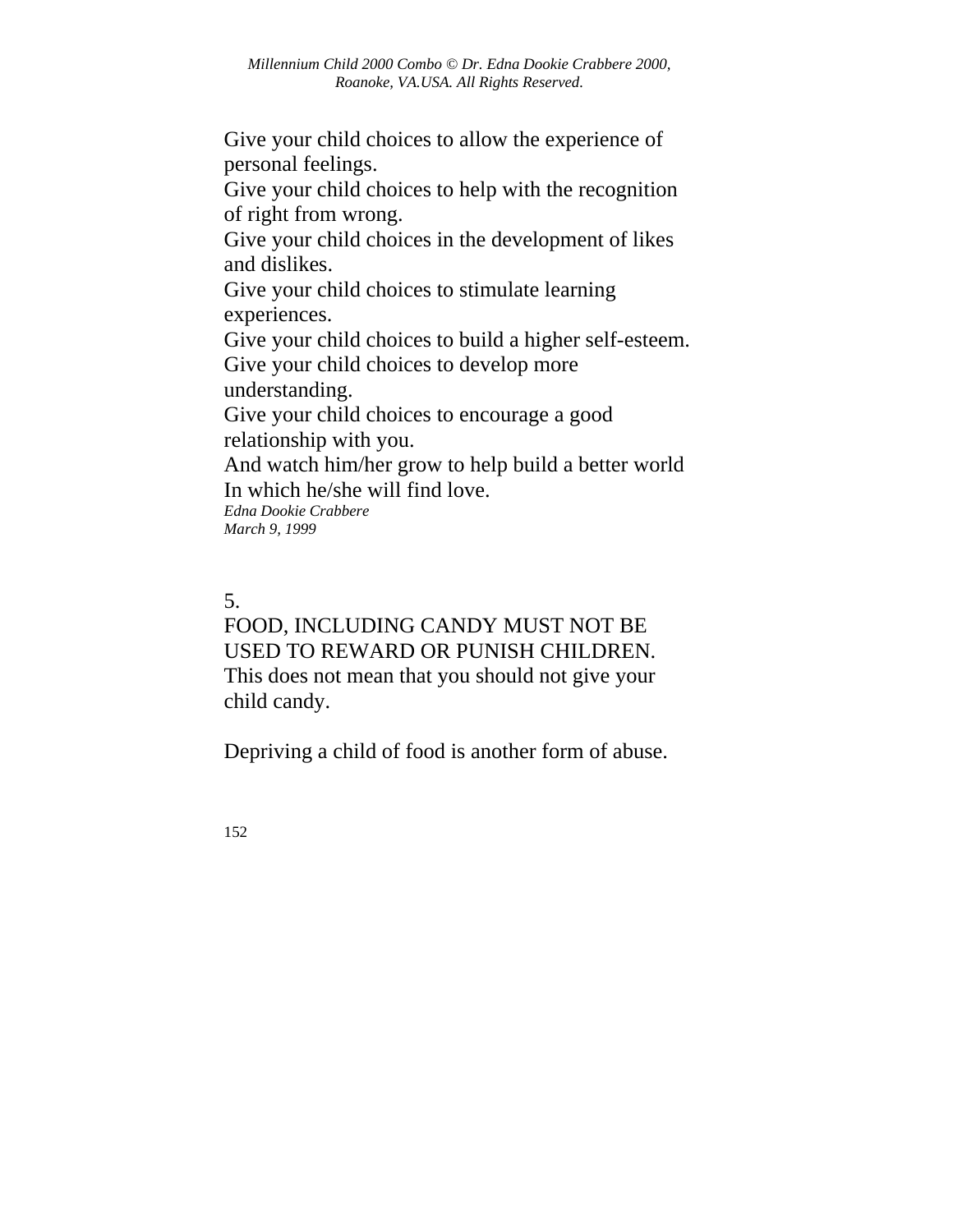Give your child choices to allow the experience of personal feelings.
Give your child choices to help with the recognition of right from wrong.
Give your child choices in the development of likes and dislikes.
Give your child choices to stimulate learning experiences.
Give your child choices to build a higher self-esteem.
Give your child choices to develop more understanding.
Give your child choices to encourage a good relationship with you.
And watch him/her grow to help build a better world
In which he/she will find love.
*Edna Dookie Crabbere*
*March 9, 1999*

5.
FOOD, INCLUDING CANDY MUST NOT BE USED TO REWARD OR PUNISH CHILDREN.
This does not mean that you should not give your child candy.

Depriving a child of food is another form of abuse.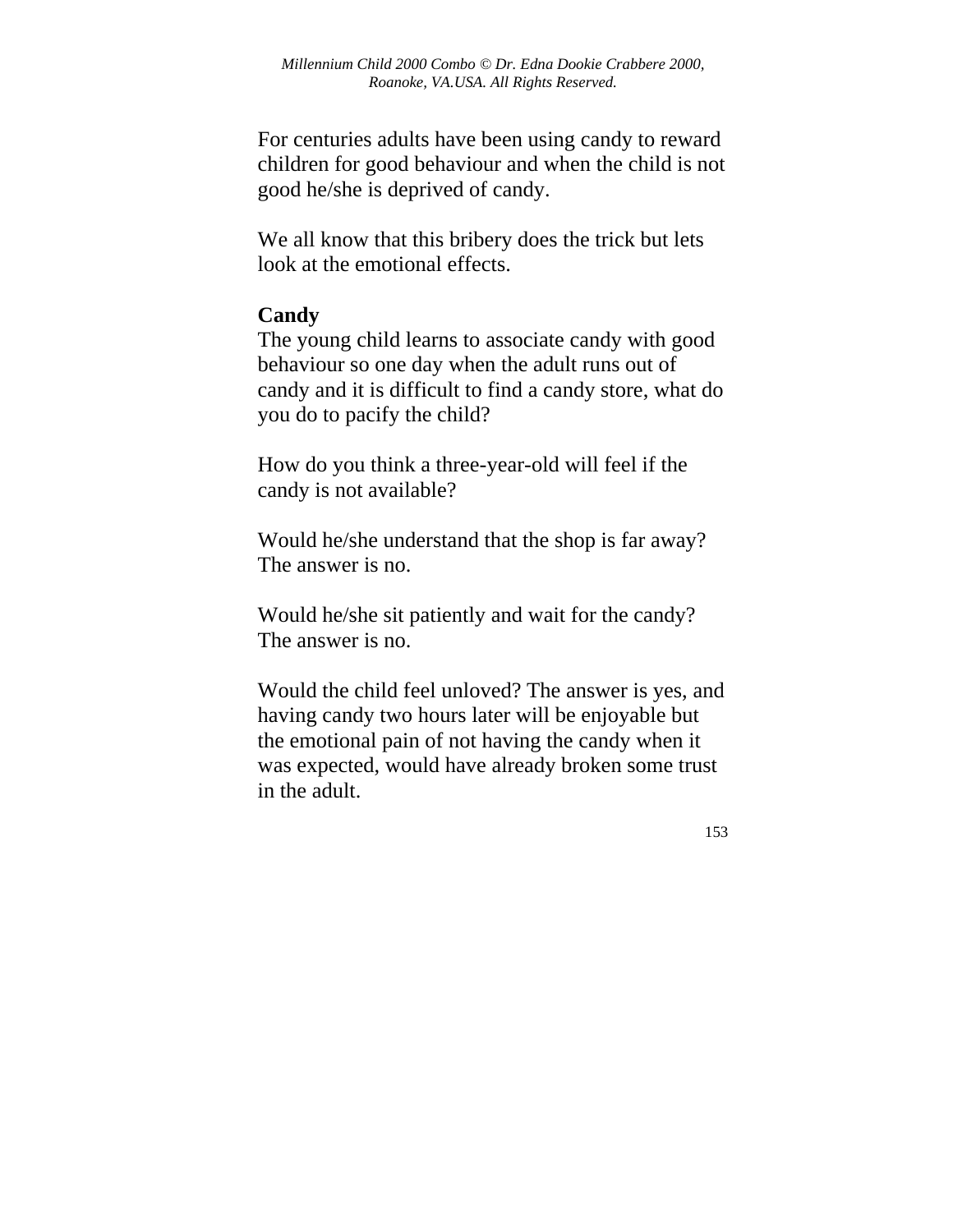For centuries adults have been using candy to reward children for good behaviour and when the child is not good he/she is deprived of candy.

We all know that this bribery does the trick but lets look at the emotional effects.

**Candy**

The young child learns to associate candy with good behaviour so one day when the adult runs out of candy and it is difficult to find a candy store, what do you do to pacify the child?

How do you think a three-year-old will feel if the candy is not available?

Would he/she understand that the shop is far away? The answer is no.

Would he/she sit patiently and wait for the candy? The answer is no.

Would the child feel unloved? The answer is yes, and having candy two hours later will be enjoyable but the emotional pain of not having the candy when it was expected, would have already broken some trust in the adult.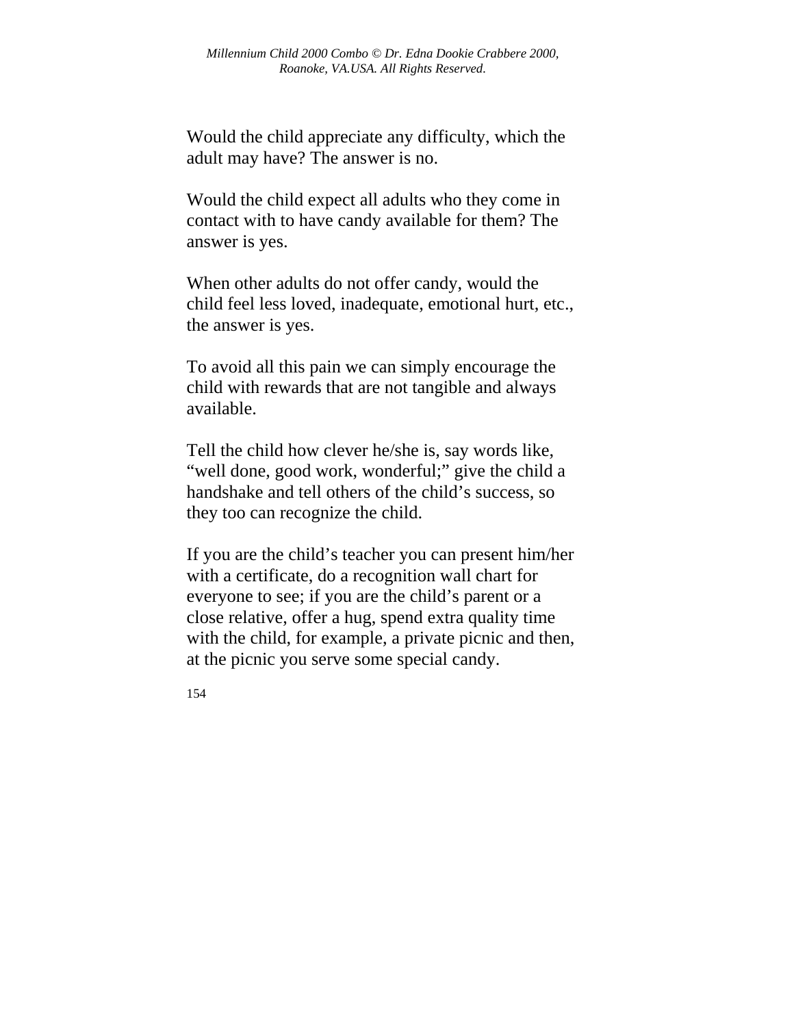Would the child appreciate any difficulty, which the adult may have? The answer is no.

Would the child expect all adults who they come in contact with to have candy available for them? The answer is yes.

When other adults do not offer candy, would the child feel less loved, inadequate, emotional hurt, etc., the answer is yes.

To avoid all this pain we can simply encourage the child with rewards that are not tangible and always available.

Tell the child how clever he/she is, say words like, “well done, good work, wonderful;” give the child a handshake and tell others of the child’s success, so they too can recognize the child.

If you are the child’s teacher you can present him/her with a certificate, do a recognition wall chart for everyone to see; if you are the child’s parent or a close relative, offer a hug, spend extra quality time with the child, for example, a private picnic and then, at the picnic you serve some special candy.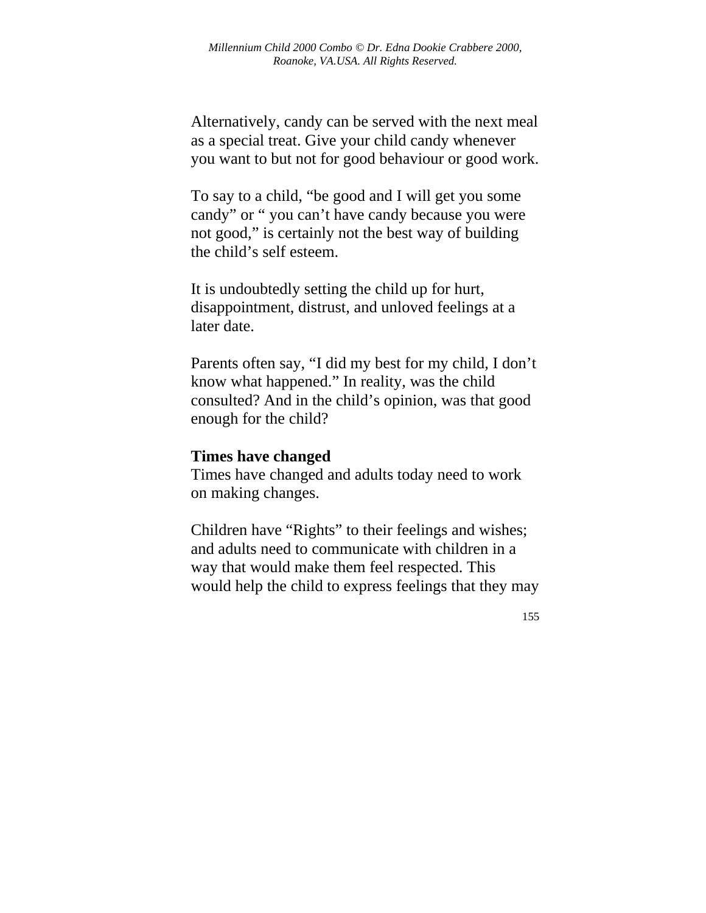Alternatively, candy can be served with the next meal as a special treat. Give your child candy whenever you want to but not for good behaviour or good work.

To say to a child, “be good and I will get you some candy” or “ you can’t have candy because you were not good,” is certainly not the best way of building the child’s self esteem.

It is undoubtedly setting the child up for hurt, disappointment, distrust, and unloved feelings at a later date.

Parents often say, “I did my best for my child, I don’t know what happened.” In reality, was the child consulted? And in the child’s opinion, was that good enough for the child?

**Times have changed**

Times have changed and adults today need to work on making changes.

Children have “Rights” to their feelings and wishes; and adults need to communicate with children in a way that would make them feel respected. This would help the child to express feelings that they may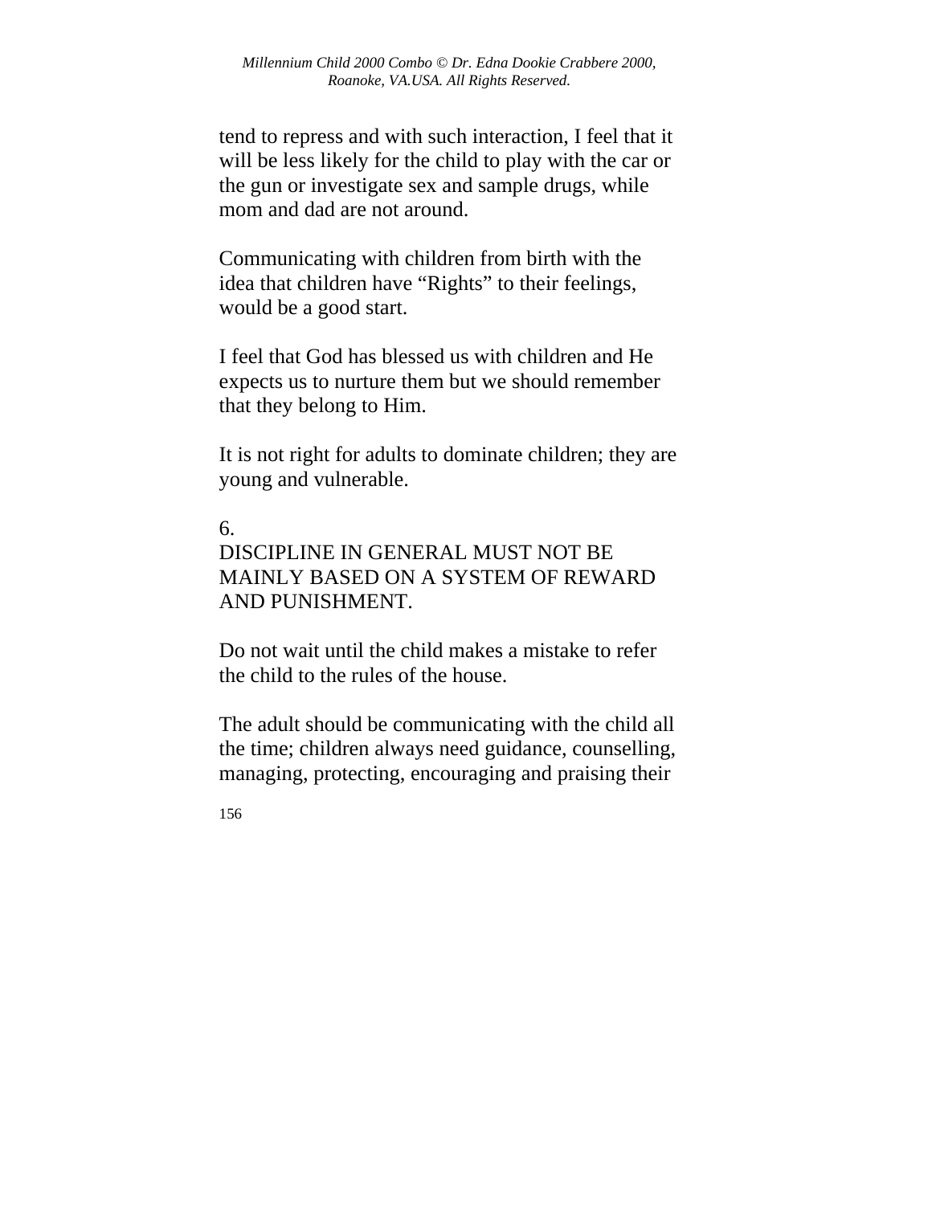tend to repress and with such interaction, I feel that it will be less likely for the child to play with the car or the gun or investigate sex and sample drugs, while mom and dad are not around.

Communicating with children from birth with the idea that children have “Rights” to their feelings, would be a good start.

I feel that God has blessed us with children and He expects us to nurture them but we should remember that they belong to Him.

It is not right for adults to dominate children; they are young and vulnerable.

6.
DISCIPLINE IN GENERAL MUST NOT BE MAINLY BASED ON A SYSTEM OF REWARD AND PUNISHMENT.

Do not wait until the child makes a mistake to refer the child to the rules of the house.

The adult should be communicating with the child all the time; children always need guidance, counselling, managing, protecting, encouraging and praising their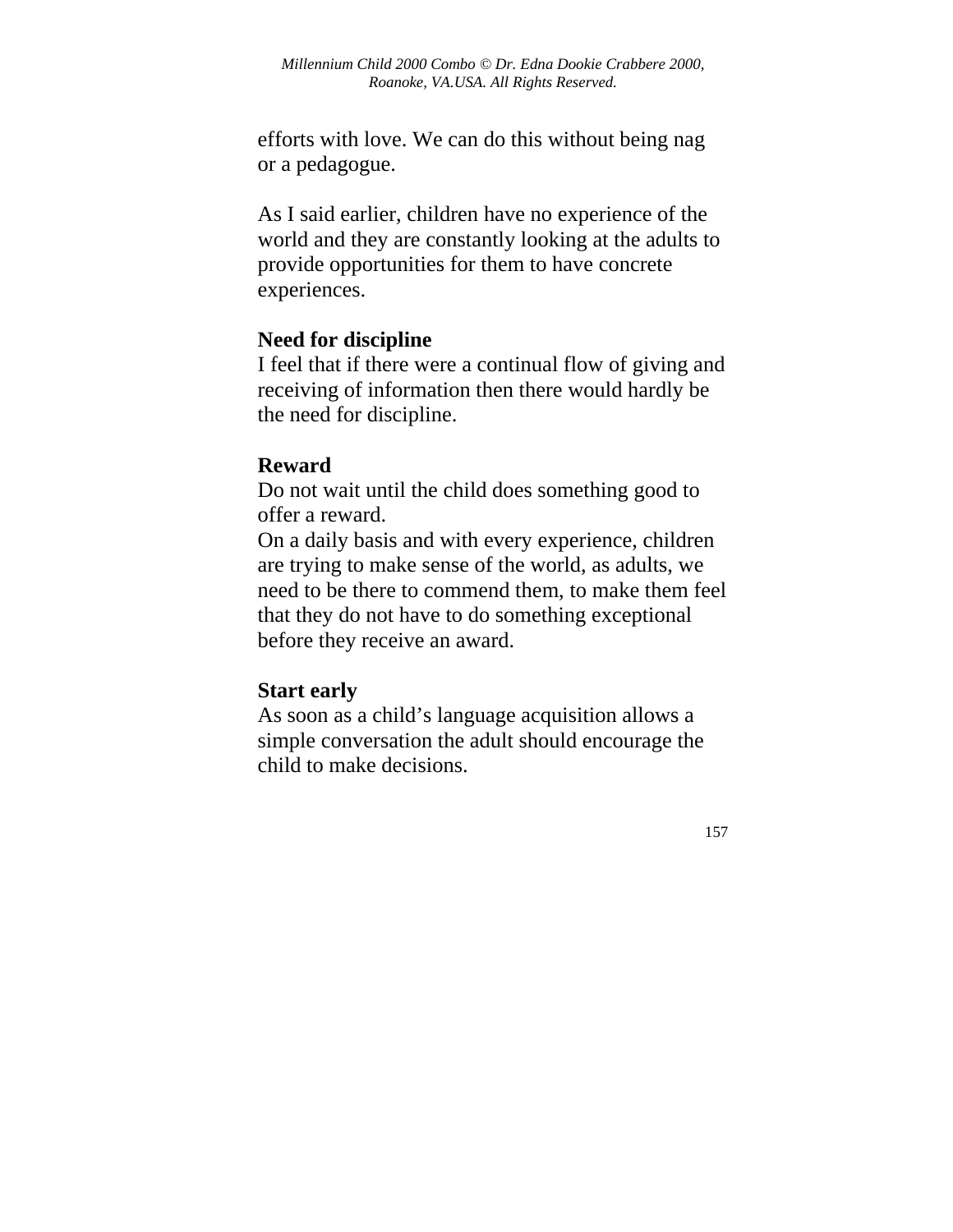efforts with love. We can do this without being nag or a pedagogue.

As I said earlier, children have no experience of the world and they are constantly looking at the adults to provide opportunities for them to have concrete experiences.

**Need for discipline**
I feel that if there were a continual flow of giving and receiving of information then there would hardly be the need for discipline.

**Reward**
Do not wait until the child does something good to offer a reward.
On a daily basis and with every experience, children are trying to make sense of the world, as adults, we need to be there to commend them, to make them feel that they do not have to do something exceptional before they receive an award.

**Start early**
As soon as a child's language acquisition allows a simple conversation the adult should encourage the child to make decisions.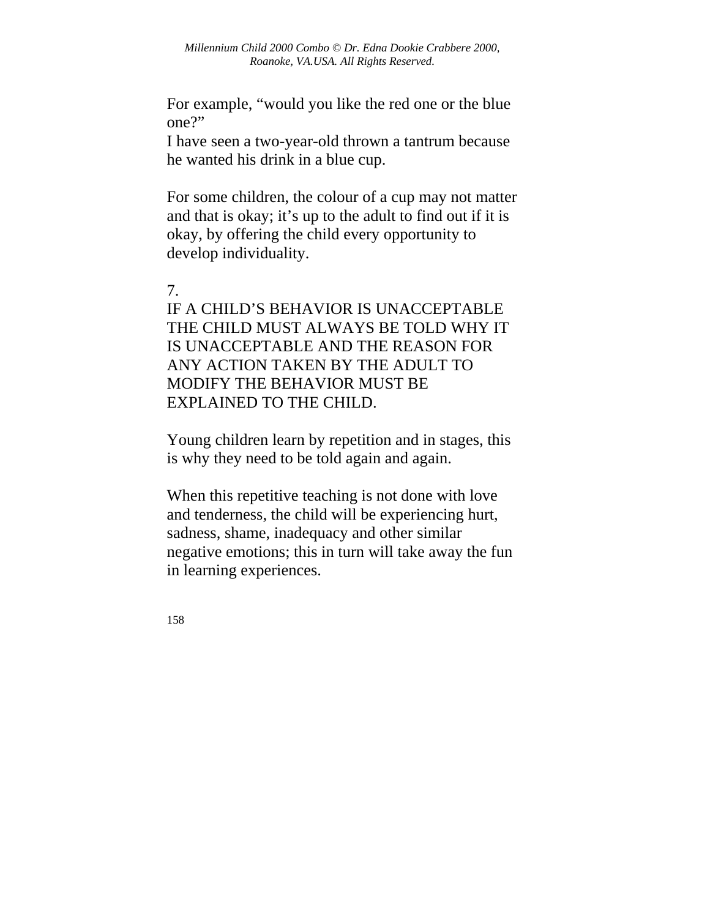For example, “would you like the red one or the blue one?”
I have seen a two-year-old thrown a tantrum because he wanted his drink in a blue cup.

For some children, the colour of a cup may not matter and that is okay; it’s up to the adult to find out if it is okay, by offering the child every opportunity to develop individuality.

7.
IF A CHILD’S BEHAVIOR IS UNACCEPTABLE THE CHILD MUST ALWAYS BE TOLD WHY IT IS UNACCEPTABLE AND THE REASON FOR ANY ACTION TAKEN BY THE ADULT TO MODIFY THE BEHAVIOR MUST BE EXPLAINED TO THE CHILD.

Young children learn by repetition and in stages, this is why they need to be told again and again.

When this repetitive teaching is not done with love and tenderness, the child will be experiencing hurt, sadness, shame, inadequacy and other similar negative emotions; this in turn will take away the fun in learning experiences.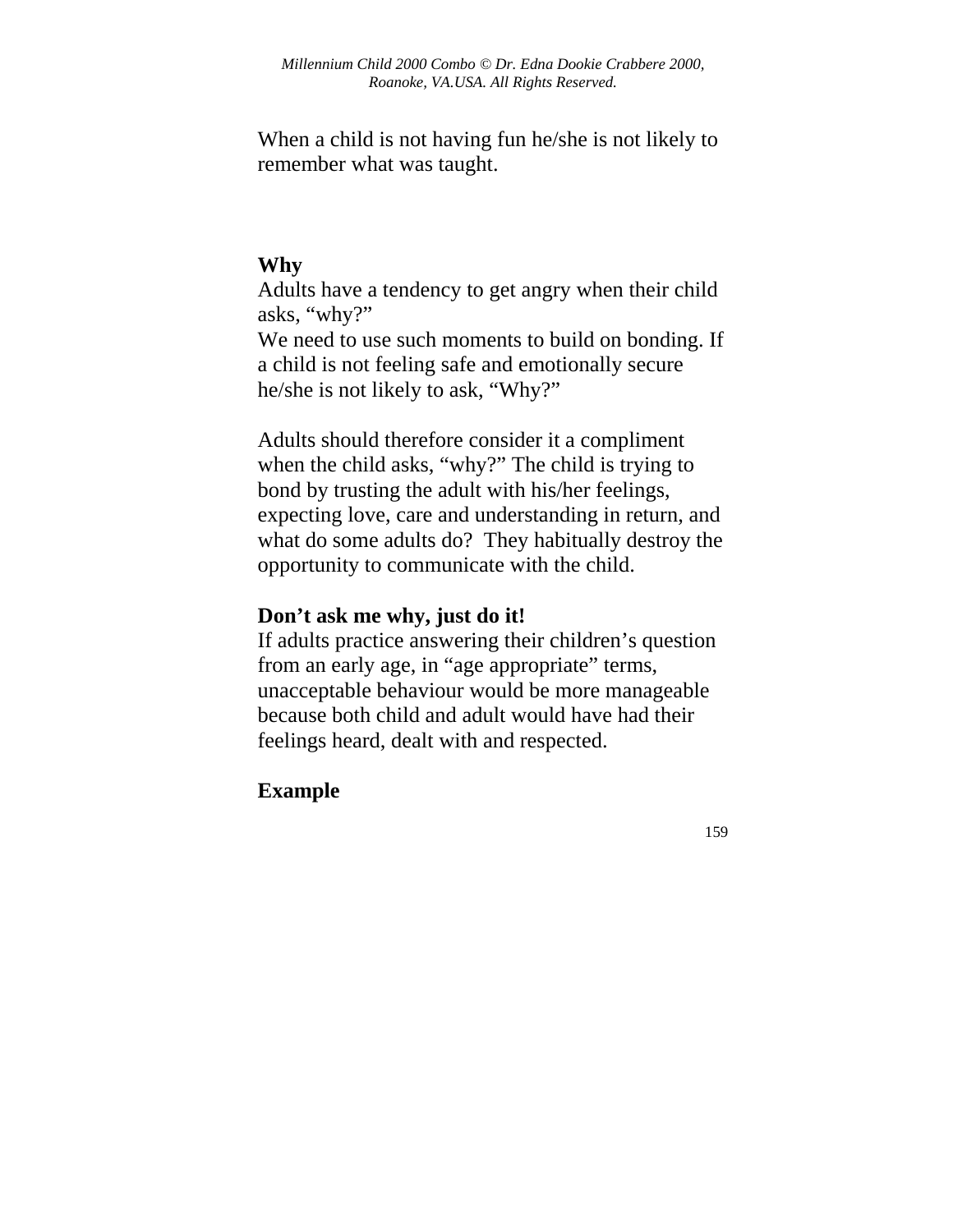When a child is not having fun he/she is not likely to remember what was taught.

**Why**

Adults have a tendency to get angry when their child asks, “why?”
We need to use such moments to build on bonding. If a child is not feeling safe and emotionally secure he/she is not likely to ask, “Why?”

Adults should therefore consider it a compliment when the child asks, “why?” The child is trying to bond by trusting the adult with his/her feelings, expecting love, care and understanding in return, and what do some adults do? They habitually destroy the opportunity to communicate with the child.

**Don’t ask me why, just do it!**

If adults practice answering their children’s question from an early age, in “age appropriate” terms, unacceptable behaviour would be more manageable because both child and adult would have had their feelings heard, dealt with and respected.

**Example**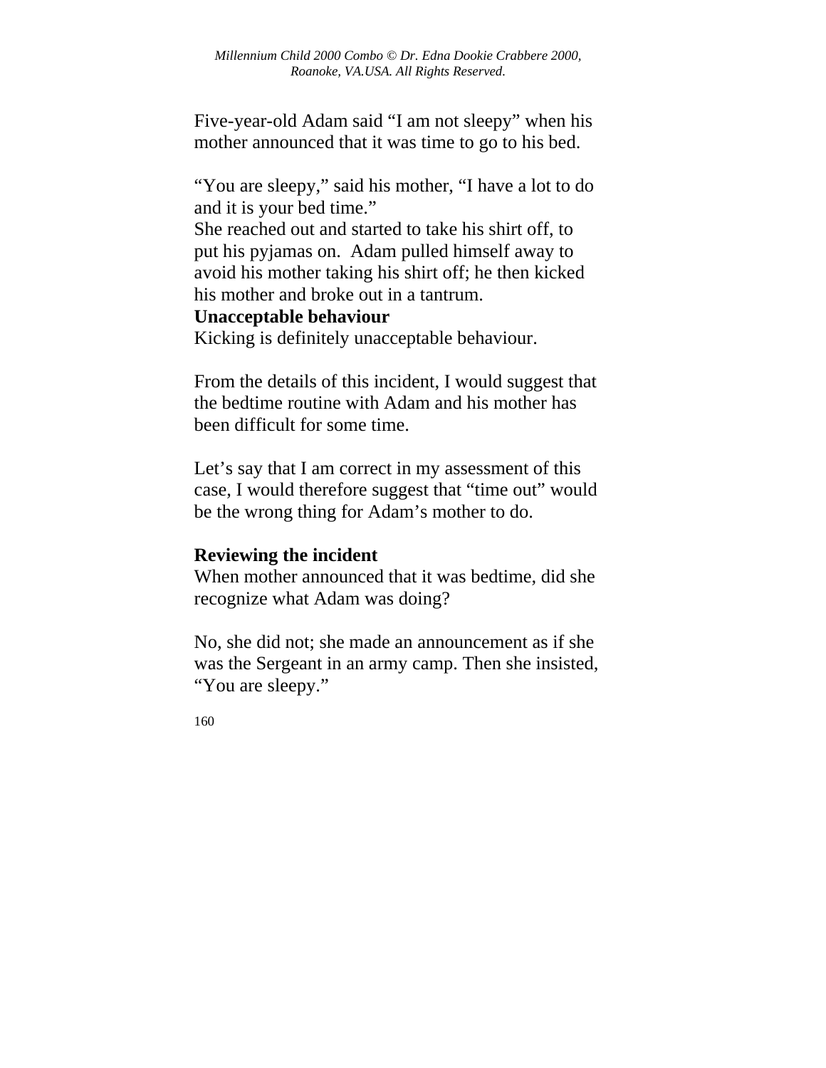Five-year-old Adam said "I am not sleepy" when his mother announced that it was time to go to his bed.

"You are sleepy," said his mother, "I have a lot to do and it is your bed time."
She reached out and started to take his shirt off, to put his pyjamas on. Adam pulled himself away to avoid his mother taking his shirt off; he then kicked his mother and broke out in a tantrum.

**Unacceptable behaviour**

Kicking is definitely unacceptable behaviour.

From the details of this incident, I would suggest that the bedtime routine with Adam and his mother has been difficult for some time.

Let's say that I am correct in my assessment of this case, I would therefore suggest that "time out" would be the wrong thing for Adam's mother to do.

**Reviewing the incident**

When mother announced that it was bedtime, did she recognize what Adam was doing?

No, she did not; she made an announcement as if she was the Sergeant in an army camp. Then she insisted, "You are sleepy."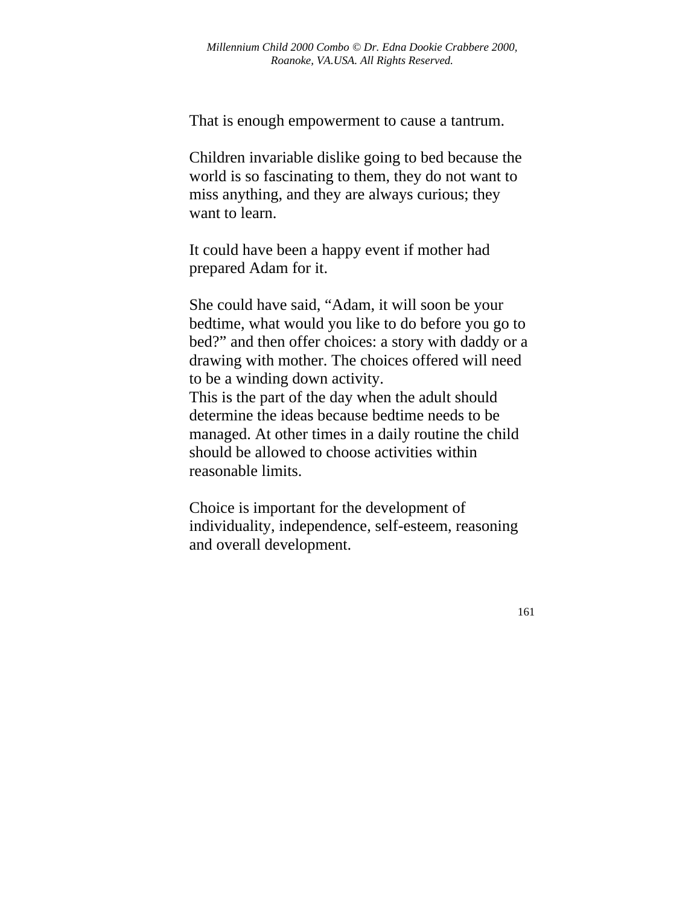That is enough empowerment to cause a tantrum.

Children invariable dislike going to bed because the world is so fascinating to them, they do not want to miss anything, and they are always curious; they want to learn.

It could have been a happy event if mother had prepared Adam for it.

She could have said, "Adam, it will soon be your bedtime, what would you like to do before you go to bed?" and then offer choices: a story with daddy or a drawing with mother. The choices offered will need to be a winding down activity.
This is the part of the day when the adult should determine the ideas because bedtime needs to be managed. At other times in a daily routine the child should be allowed to choose activities within reasonable limits.

Choice is important for the development of individuality, independence, self-esteem, reasoning and overall development.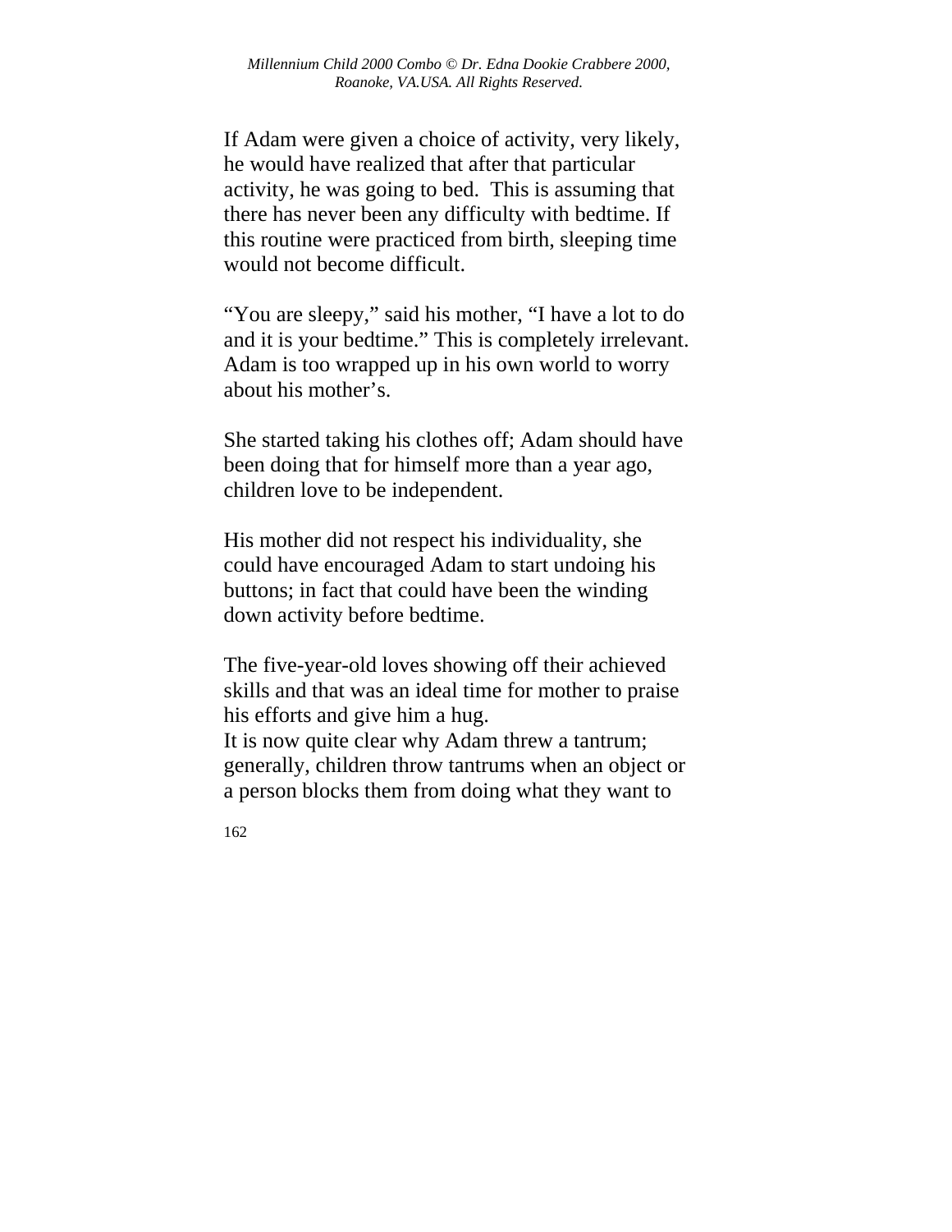If Adam were given a choice of activity, very likely, he would have realized that after that particular activity, he was going to bed. This is assuming that there has never been any difficulty with bedtime. If this routine were practiced from birth, sleeping time would not become difficult.

"You are sleepy," said his mother, "I have a lot to do and it is your bedtime." This is completely irrelevant. Adam is too wrapped up in his own world to worry about his mother's.

She started taking his clothes off; Adam should have been doing that for himself more than a year ago, children love to be independent.

His mother did not respect his individuality, she could have encouraged Adam to start undoing his buttons; in fact that could have been the winding down activity before bedtime.

The five-year-old loves showing off their achieved skills and that was an ideal time for mother to praise his efforts and give him a hug.
It is now quite clear why Adam threw a tantrum; generally, children throw tantrums when an object or a person blocks them from doing what they want to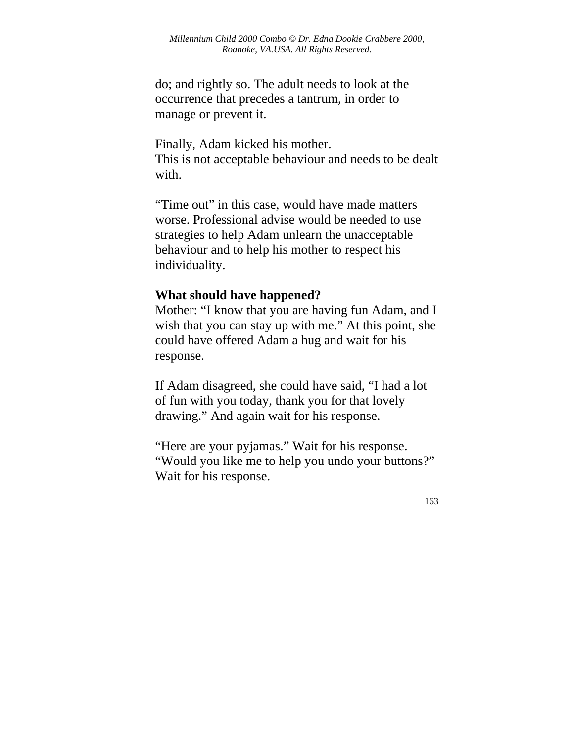do; and rightly so. The adult needs to look at the occurrence that precedes a tantrum, in order to manage or prevent it.

Finally, Adam kicked his mother.
This is not acceptable behaviour and needs to be dealt with.

"Time out" in this case, would have made matters worse. Professional advise would be needed to use strategies to help Adam unlearn the unacceptable behaviour and to help his mother to respect his individuality.

**What should have happened?**
Mother: "I know that you are having fun Adam, and I wish that you can stay up with me." At this point, she could have offered Adam a hug and wait for his response.

If Adam disagreed, she could have said, "I had a lot of fun with you today, thank you for that lovely drawing." And again wait for his response.

"Here are your pyjamas." Wait for his response.
"Would you like me to help you undo your buttons?" Wait for his response.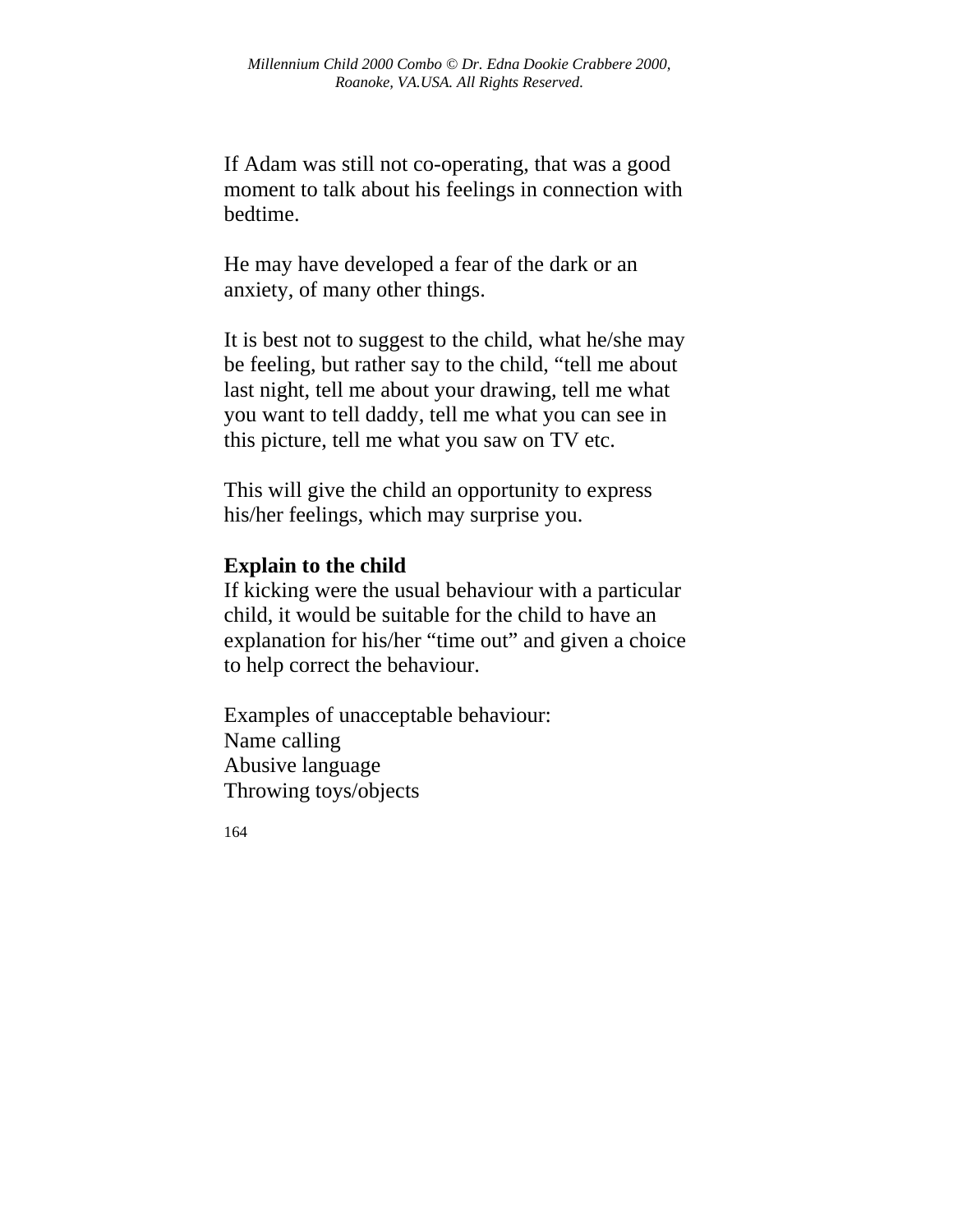If Adam was still not co-operating, that was a good moment to talk about his feelings in connection with bedtime.

He may have developed a fear of the dark or an anxiety, of many other things.

It is best not to suggest to the child, what he/she may be feeling, but rather say to the child, "tell me about last night, tell me about your drawing, tell me what you want to tell daddy, tell me what you can see in this picture, tell me what you saw on TV etc.

This will give the child an opportunity to express his/her feelings, which may surprise you.

**Explain to the child**

If kicking were the usual behaviour with a particular child, it would be suitable for the child to have an explanation for his/her "time out" and given a choice to help correct the behaviour.

Examples of unacceptable behaviour:
Name calling
Abusive language
Throwing toys/objects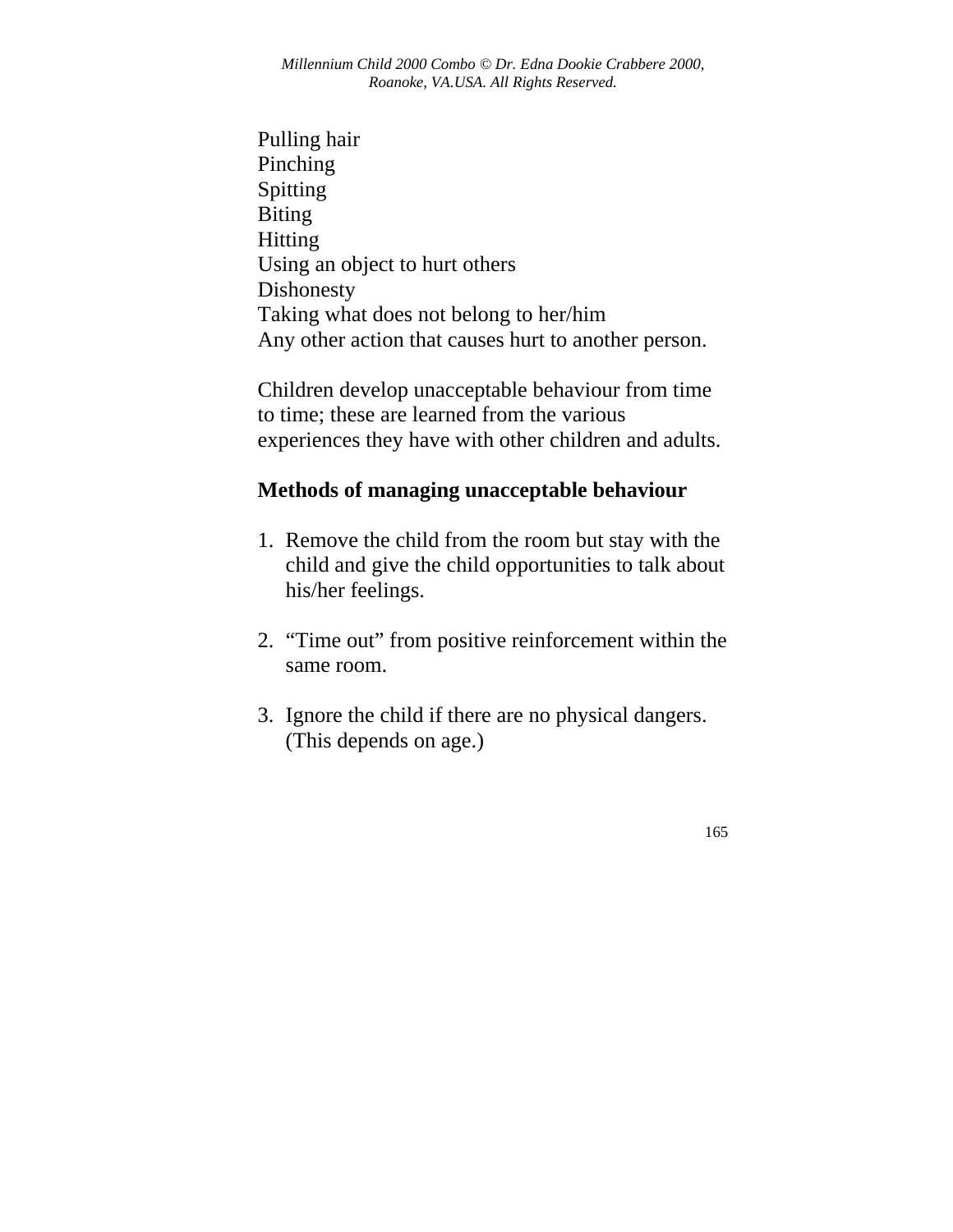Pulling hair
Pinching
Spitting
Biting
Hitting
Using an object to hurt others
Dishonesty
Taking what does not belong to her/him
Any other action that causes hurt to another person.

Children develop unacceptable behaviour from time to time; these are learned from the various experiences they have with other children and adults.

**Methods of managing unacceptable behaviour**

1. Remove the child from the room but stay with the child and give the child opportunities to talk about his/her feelings.

2. "Time out" from positive reinforcement within the same room.

3. Ignore the child if there are no physical dangers. (This depends on age.)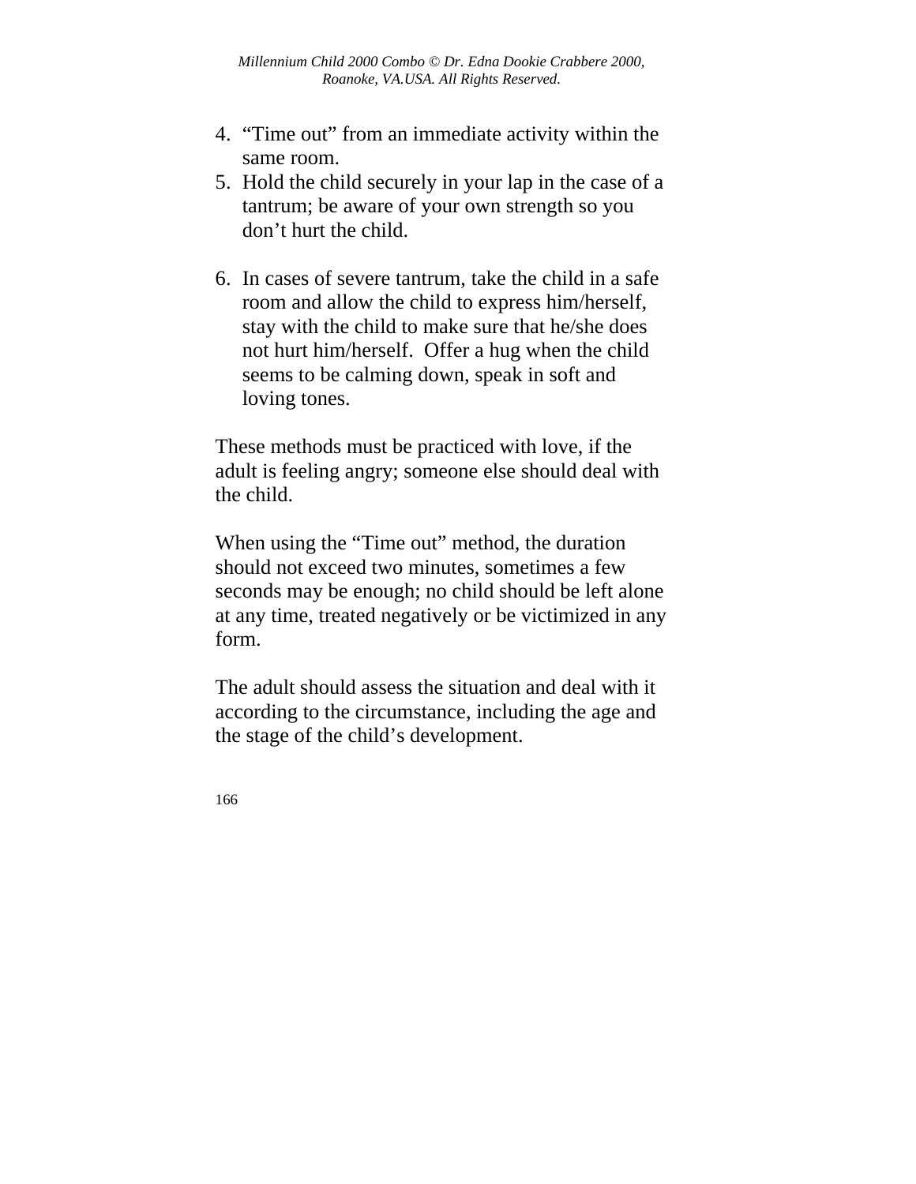4. "Time out" from an immediate activity within the same room.
5. Hold the child securely in your lap in the case of a tantrum; be aware of your own strength so you don't hurt the child.

6. In cases of severe tantrum, take the child in a safe room and allow the child to express him/herself, stay with the child to make sure that he/she does not hurt him/herself. Offer a hug when the child seems to be calming down, speak in soft and loving tones.

These methods must be practiced with love, if the adult is feeling angry; someone else should deal with the child.

When using the "Time out" method, the duration should not exceed two minutes, sometimes a few seconds may be enough; no child should be left alone at any time, treated negatively or be victimized in any form.

The adult should assess the situation and deal with it according to the circumstance, including the age and the stage of the child's development.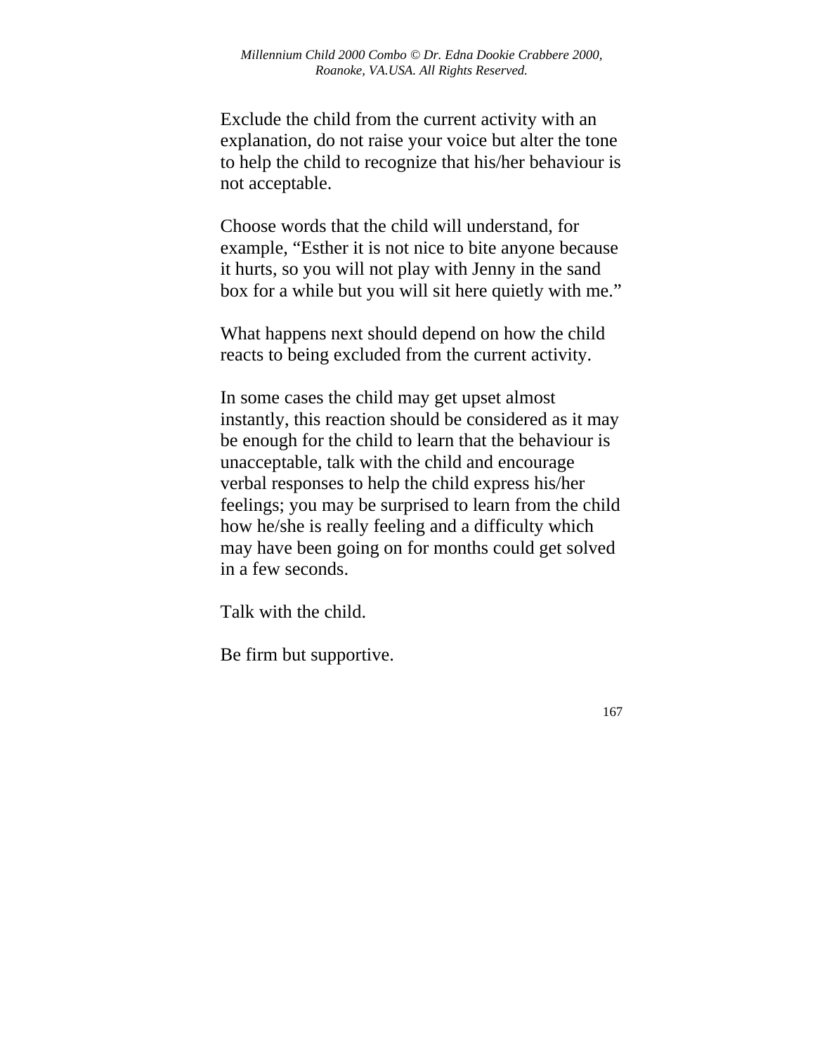Exclude the child from the current activity with an explanation, do not raise your voice but alter the tone to help the child to recognize that his/her behaviour is not acceptable.

Choose words that the child will understand, for example, “Esther it is not nice to bite anyone because it hurts, so you will not play with Jenny in the sand box for a while but you will sit here quietly with me.”

What happens next should depend on how the child reacts to being excluded from the current activity.

In some cases the child may get upset almost instantly, this reaction should be considered as it may be enough for the child to learn that the behaviour is unacceptable, talk with the child and encourage verbal responses to help the child express his/her feelings; you may be surprised to learn from the child how he/she is really feeling and a difficulty which may have been going on for months could get solved in a few seconds.

Talk with the child.

Be firm but supportive.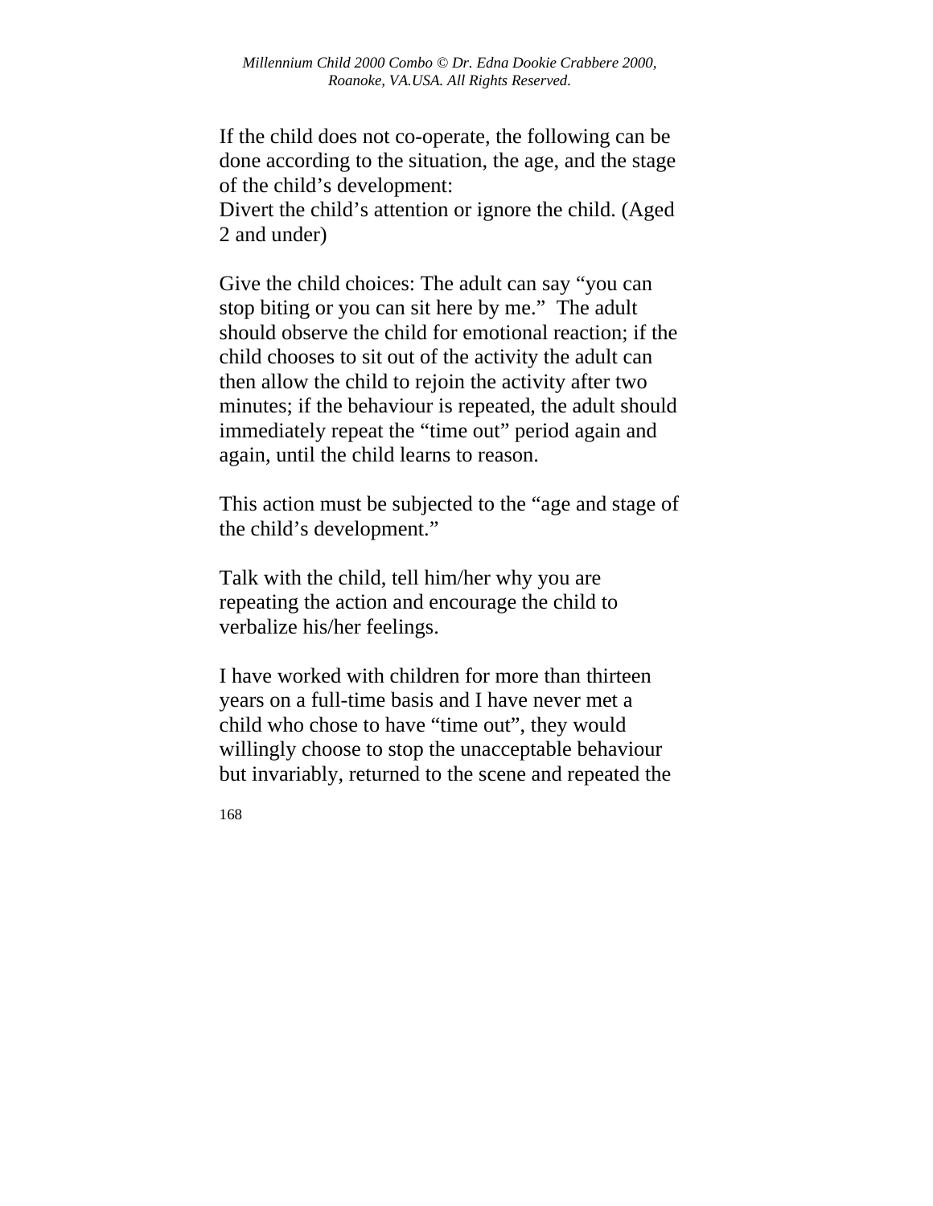If the child does not co-operate, the following can be done according to the situation, the age, and the stage of the child's development:
Divert the child's attention or ignore the child. (Aged 2 and under)

Give the child choices: The adult can say "you can stop biting or you can sit here by me." The adult should observe the child for emotional reaction; if the child chooses to sit out of the activity the adult can then allow the child to rejoin the activity after two minutes; if the behaviour is repeated, the adult should immediately repeat the "time out" period again and again, until the child learns to reason.

This action must be subjected to the "age and stage of the child's development."

Talk with the child, tell him/her why you are repeating the action and encourage the child to verbalize his/her feelings.

I have worked with children for more than thirteen years on a full-time basis and I have never met a child who chose to have "time out", they would willingly choose to stop the unacceptable behaviour but invariably, returned to the scene and repeated the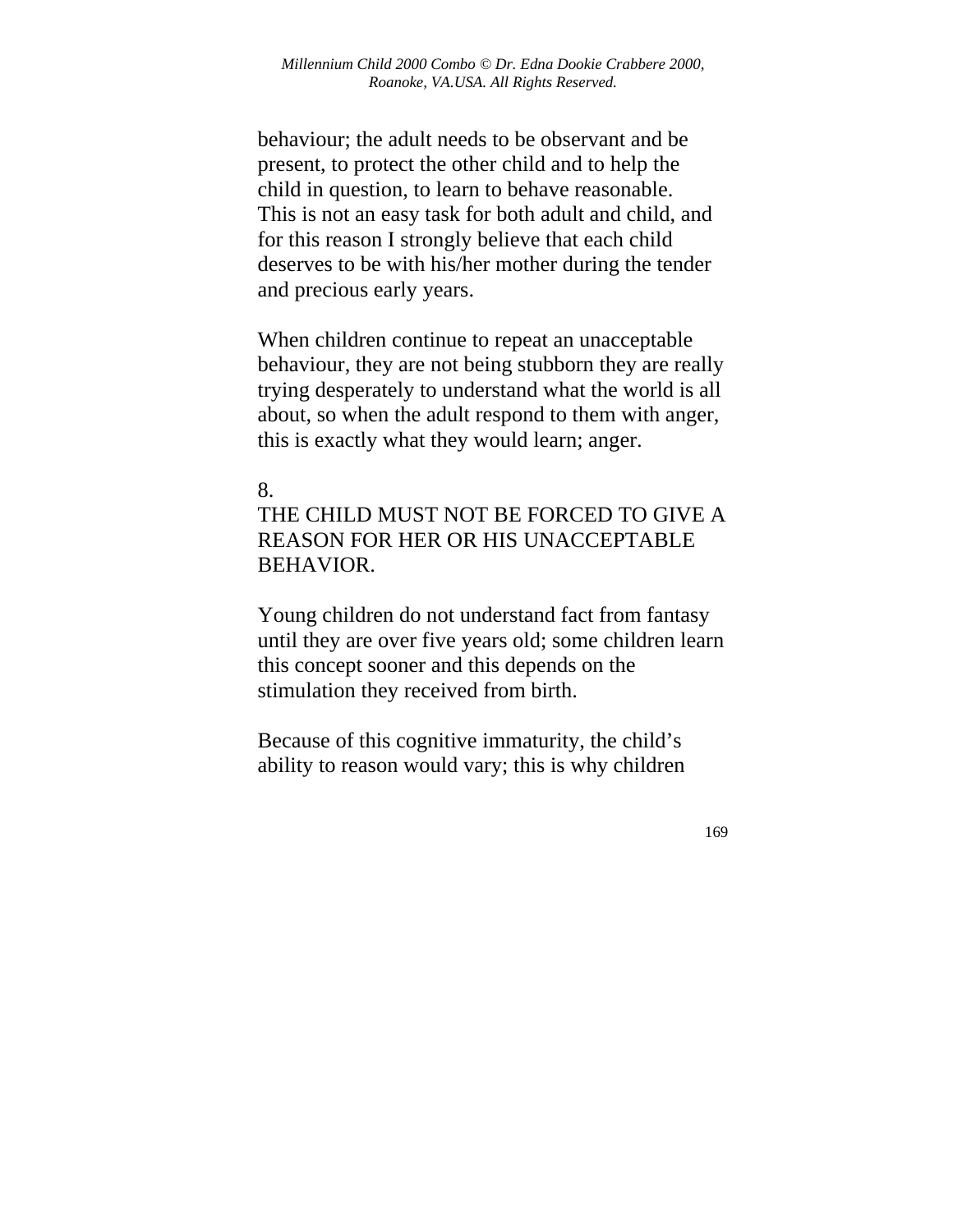behaviour; the adult needs to be observant and be present, to protect the other child and to help the child in question, to learn to behave reasonable. This is not an easy task for both adult and child, and for this reason I strongly believe that each child deserves to be with his/her mother during the tender and precious early years.

When children continue to repeat an unacceptable behaviour, they are not being stubborn they are really trying desperately to understand what the world is all about, so when the adult respond to them with anger, this is exactly what they would learn; anger.

8.
THE CHILD MUST NOT BE FORCED TO GIVE A REASON FOR HER OR HIS UNACCEPTABLE BEHAVIOR.

Young children do not understand fact from fantasy until they are over five years old; some children learn this concept sooner and this depends on the stimulation they received from birth.

Because of this cognitive immaturity, the child's ability to reason would vary; this is why children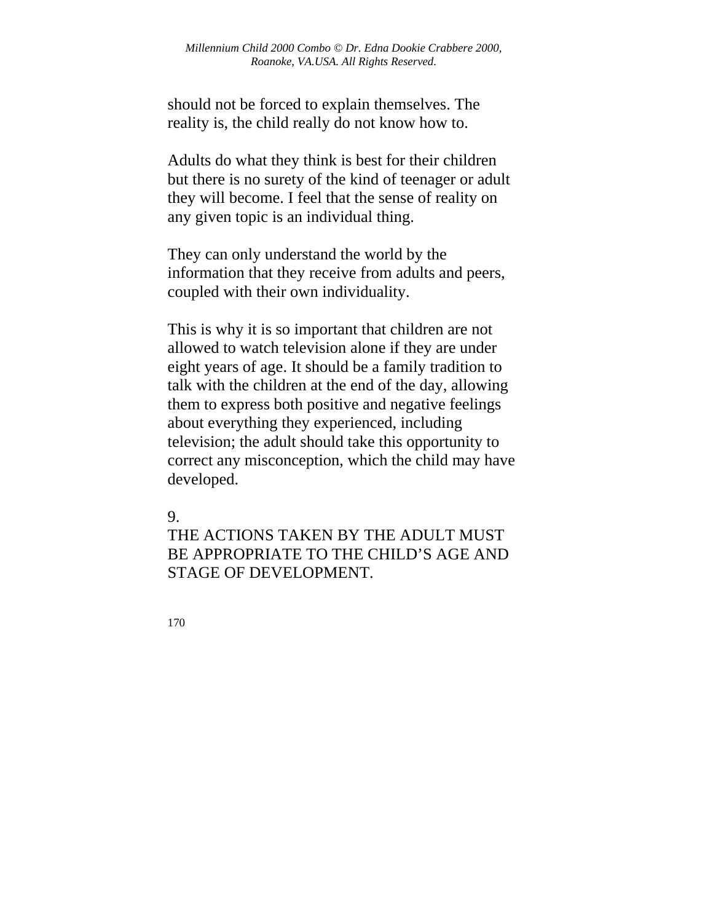should not be forced to explain themselves. The reality is, the child really do not know how to.

Adults do what they think is best for their children but there is no surety of the kind of teenager or adult they will become. I feel that the sense of reality on any given topic is an individual thing.

They can only understand the world by the information that they receive from adults and peers, coupled with their own individuality.

This is why it is so important that children are not allowed to watch television alone if they are under eight years of age. It should be a family tradition to talk with the children at the end of the day, allowing them to express both positive and negative feelings about everything they experienced, including television; the adult should take this opportunity to correct any misconception, which the child may have developed.

9.
THE ACTIONS TAKEN BY THE ADULT MUST BE APPROPRIATE TO THE CHILD'S AGE AND STAGE OF DEVELOPMENT.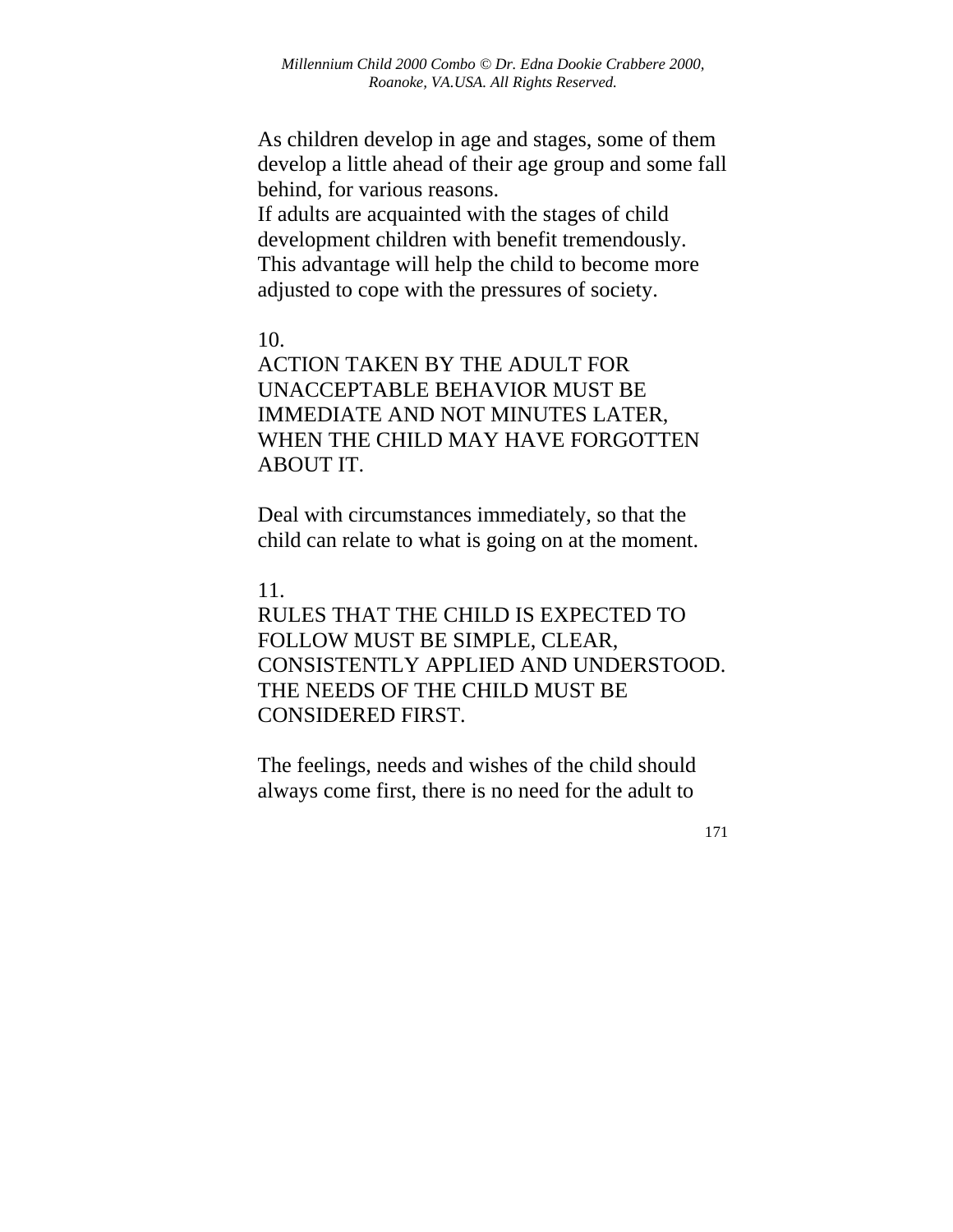As children develop in age and stages, some of them develop a little ahead of their age group and some fall behind, for various reasons.
If adults are acquainted with the stages of child development children with benefit tremendously. This advantage will help the child to become more adjusted to cope with the pressures of society.

10.
ACTION TAKEN BY THE ADULT FOR UNACCEPTABLE BEHAVIOR MUST BE IMMEDIATE AND NOT MINUTES LATER, WHEN THE CHILD MAY HAVE FORGOTTEN ABOUT IT.

Deal with circumstances immediately, so that the child can relate to what is going on at the moment.

11.
RULES THAT THE CHILD IS EXPECTED TO FOLLOW MUST BE SIMPLE, CLEAR, CONSISTENTLY APPLIED AND UNDERSTOOD. THE NEEDS OF THE CHILD MUST BE CONSIDERED FIRST.

The feelings, needs and wishes of the child should always come first, there is no need for the adult to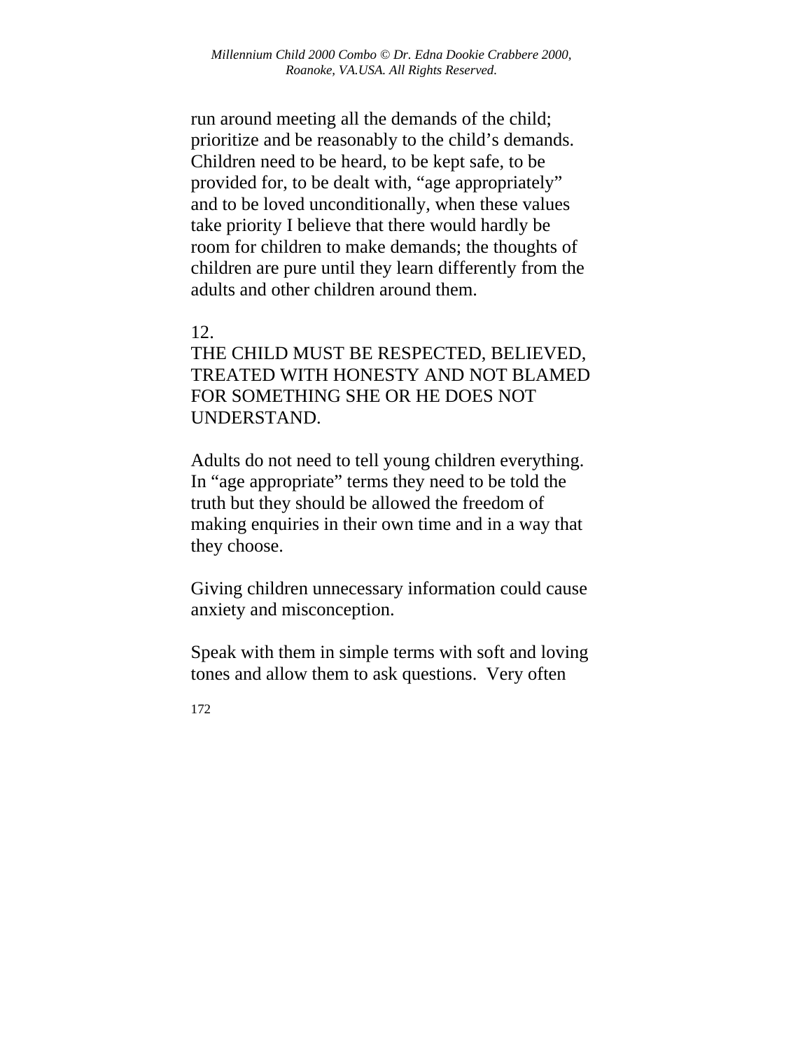run around meeting all the demands of the child; prioritize and be reasonably to the child's demands. Children need to be heard, to be kept safe, to be provided for, to be dealt with, "age appropriately" and to be loved unconditionally, when these values take priority I believe that there would hardly be room for children to make demands; the thoughts of children are pure until they learn differently from the adults and other children around them.

12.
THE CHILD MUST BE RESPECTED, BELIEVED, TREATED WITH HONESTY AND NOT BLAMED FOR SOMETHING SHE OR HE DOES NOT UNDERSTAND.

Adults do not need to tell young children everything. In "age appropriate" terms they need to be told the truth but they should be allowed the freedom of making enquiries in their own time and in a way that they choose.

Giving children unnecessary information could cause anxiety and misconception.

Speak with them in simple terms with soft and loving tones and allow them to ask questions. Very often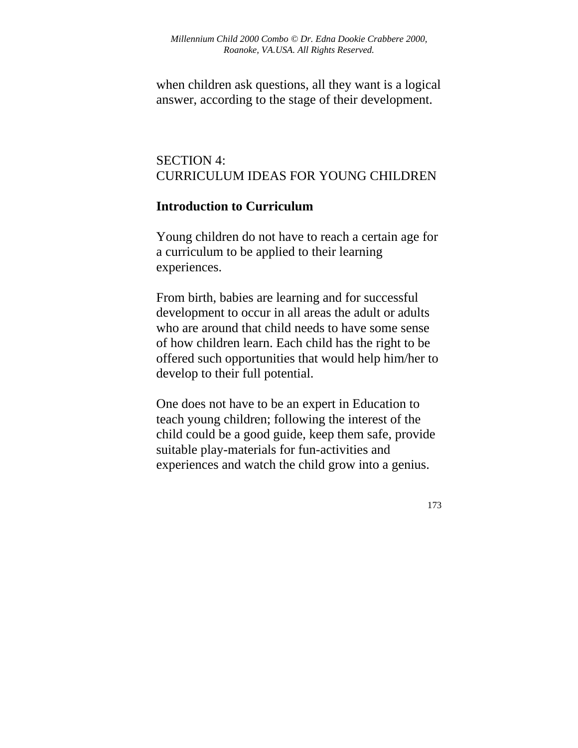when children ask questions, all they want is a logical answer, according to the stage of their development.

## SECTION 4:
## CURRICULUM IDEAS FOR YOUNG CHILDREN

### Introduction to Curriculum

Young children do not have to reach a certain age for a curriculum to be applied to their learning experiences.

From birth, babies are learning and for successful development to occur in all areas the adult or adults who are around that child needs to have some sense of how children learn. Each child has the right to be offered such opportunities that would help him/her to develop to their full potential.

One does not have to be an expert in Education to teach young children; following the interest of the child could be a good guide, keep them safe, provide suitable play-materials for fun-activities and experiences and watch the child grow into a genius.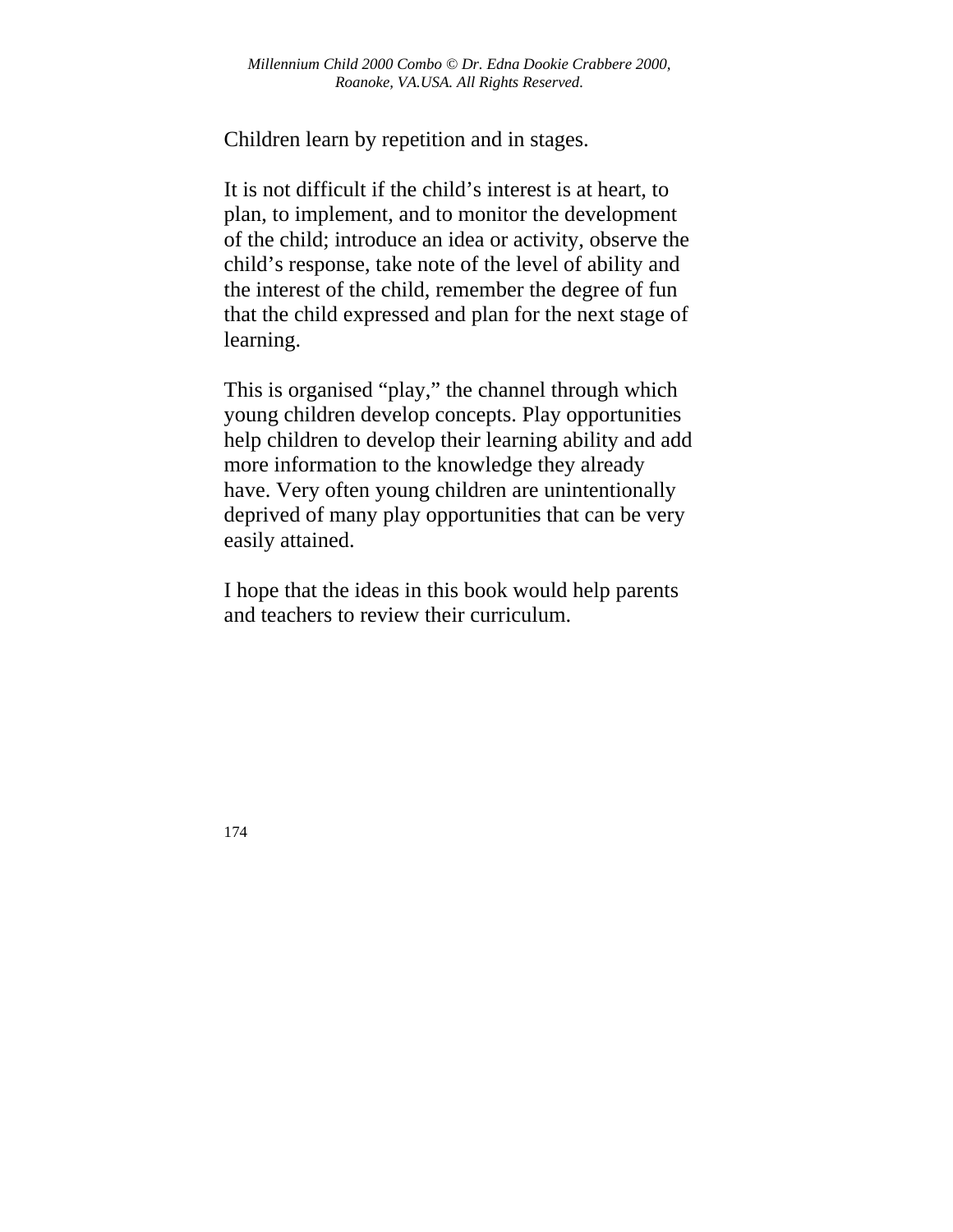Children learn by repetition and in stages.

It is not difficult if the child's interest is at heart, to plan, to implement, and to monitor the development of the child; introduce an idea or activity, observe the child's response, take note of the level of ability and the interest of the child, remember the degree of fun that the child expressed and plan for the next stage of learning.

This is organised "play," the channel through which young children develop concepts. Play opportunities help children to develop their learning ability and add more information to the knowledge they already have. Very often young children are unintentionally deprived of many play opportunities that can be very easily attained.

I hope that the ideas in this book would help parents and teachers to review their curriculum.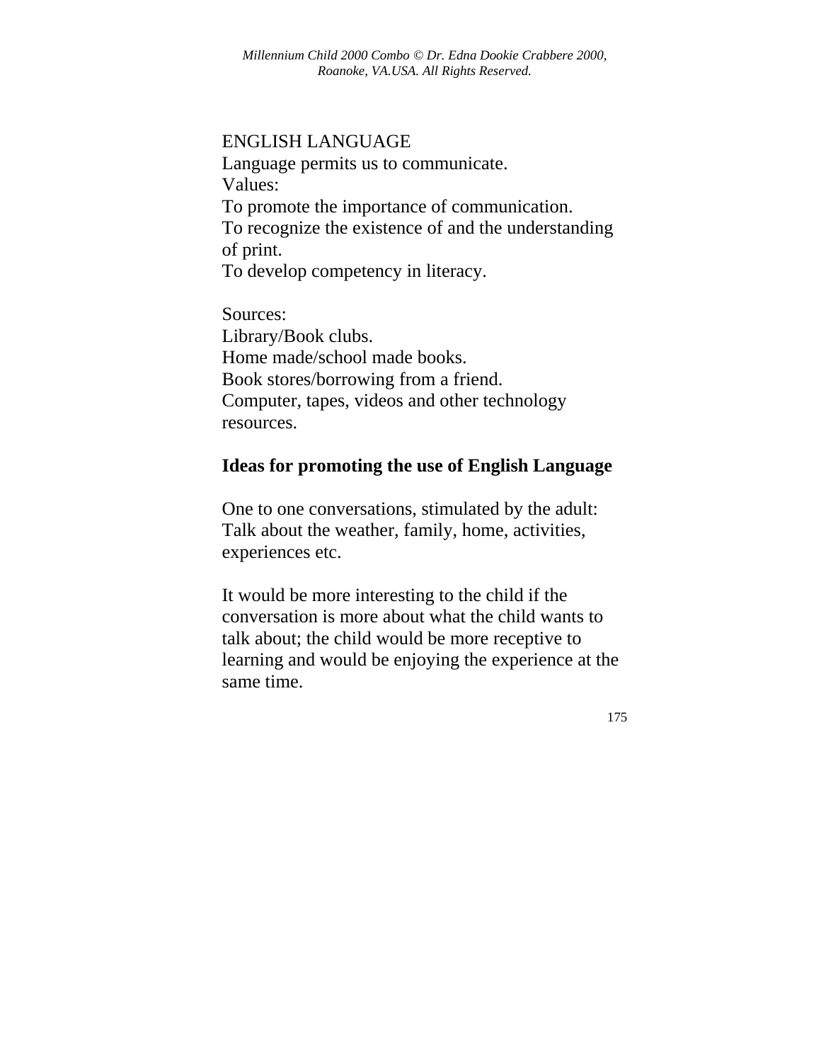ENGLISH LANGUAGE
Language permits us to communicate.
Values:
To promote the importance of communication.
To recognize the existence of and the understanding of print.
To develop competency in literacy.

Sources:
Library/Book clubs.
Home made/school made books.
Book stores/borrowing from a friend.
Computer, tapes, videos and other technology resources.

**Ideas for promoting the use of English Language**

One to one conversations, stimulated by the adult: Talk about the weather, family, home, activities, experiences etc.

It would be more interesting to the child if the conversation is more about what the child wants to talk about; the child would be more receptive to learning and would be enjoying the experience at the same time.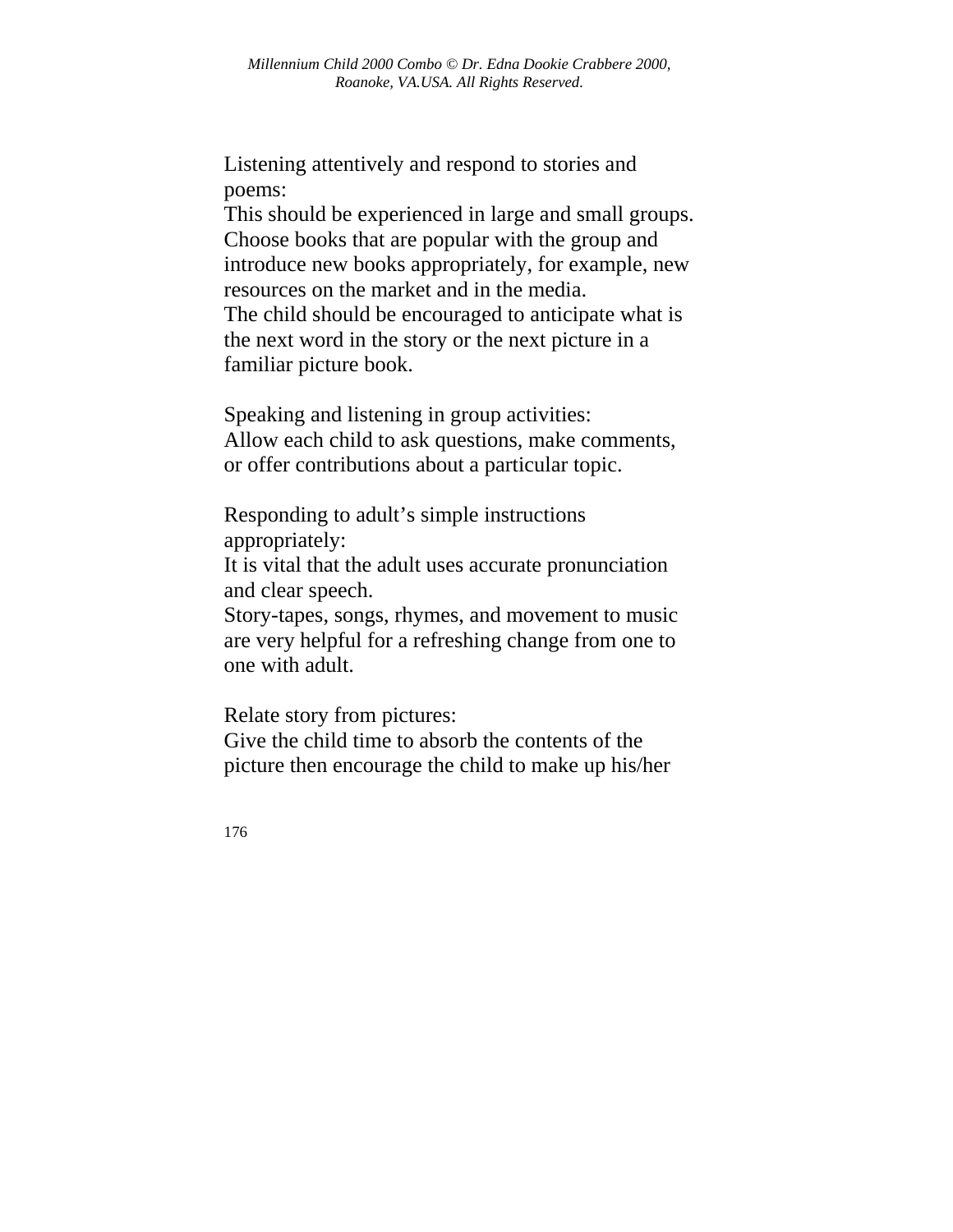Listening attentively and respond to stories and poems:
This should be experienced in large and small groups. Choose books that are popular with the group and introduce new books appropriately, for example, new resources on the market and in the media.
The child should be encouraged to anticipate what is the next word in the story or the next picture in a familiar picture book.

Speaking and listening in group activities:
Allow each child to ask questions, make comments, or offer contributions about a particular topic.

Responding to adult's simple instructions appropriately:
It is vital that the adult uses accurate pronunciation and clear speech.
Story-tapes, songs, rhymes, and movement to music are very helpful for a refreshing change from one to one with adult.

Relate story from pictures:
Give the child time to absorb the contents of the picture then encourage the child to make up his/her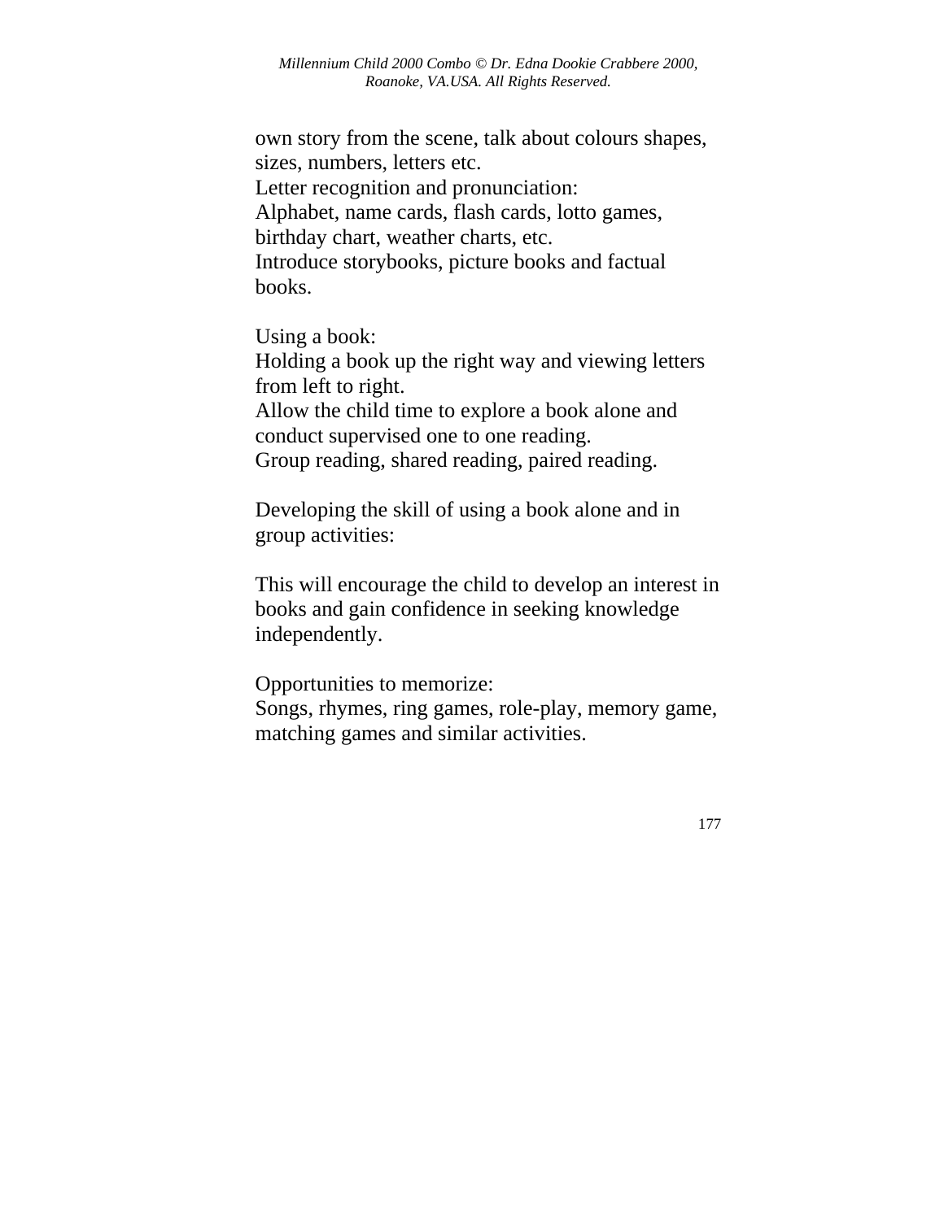own story from the scene, talk about colours shapes, sizes, numbers, letters etc.
Letter recognition and pronunciation:
Alphabet, name cards, flash cards, lotto games, birthday chart, weather charts, etc.
Introduce storybooks, picture books and factual books.

Using a book:
Holding a book up the right way and viewing letters from left to right.
Allow the child time to explore a book alone and conduct supervised one to one reading.
Group reading, shared reading, paired reading.

Developing the skill of using a book alone and in group activities:

This will encourage the child to develop an interest in books and gain confidence in seeking knowledge independently.

Opportunities to memorize:
Songs, rhymes, ring games, role-play, memory game, matching games and similar activities.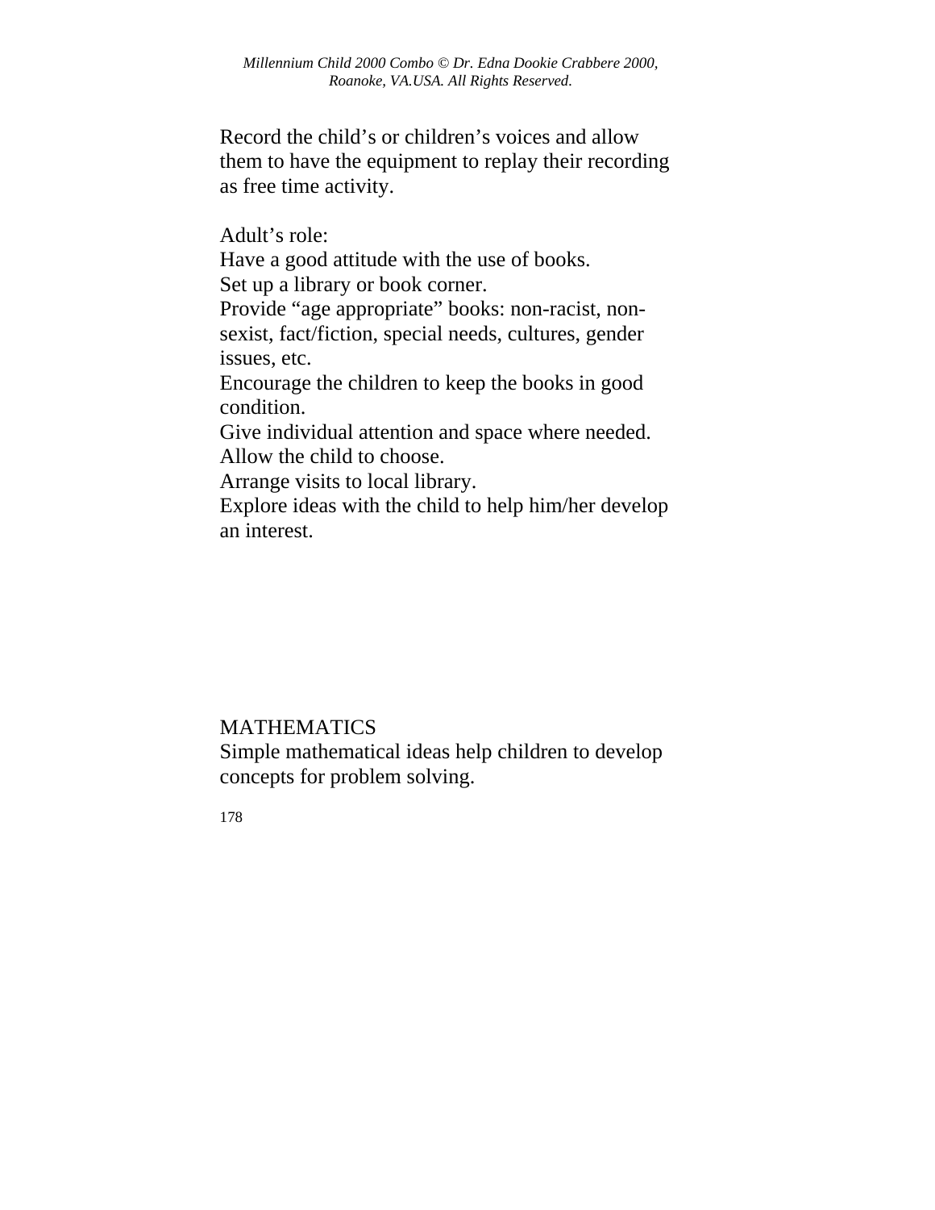Record the child’s or children’s voices and allow them to have the equipment to replay their recording as free time activity.

Adult’s role:
Have a good attitude with the use of books.
Set up a library or book corner.
Provide “age appropriate” books: non-racist, non-sexist, fact/fiction, special needs, cultures, gender issues, etc.
Encourage the children to keep the books in good condition.
Give individual attention and space where needed.
Allow the child to choose.
Arrange visits to local library.
Explore ideas with the child to help him/her develop an interest.

MATHEMATICS
Simple mathematical ideas help children to develop concepts for problem solving.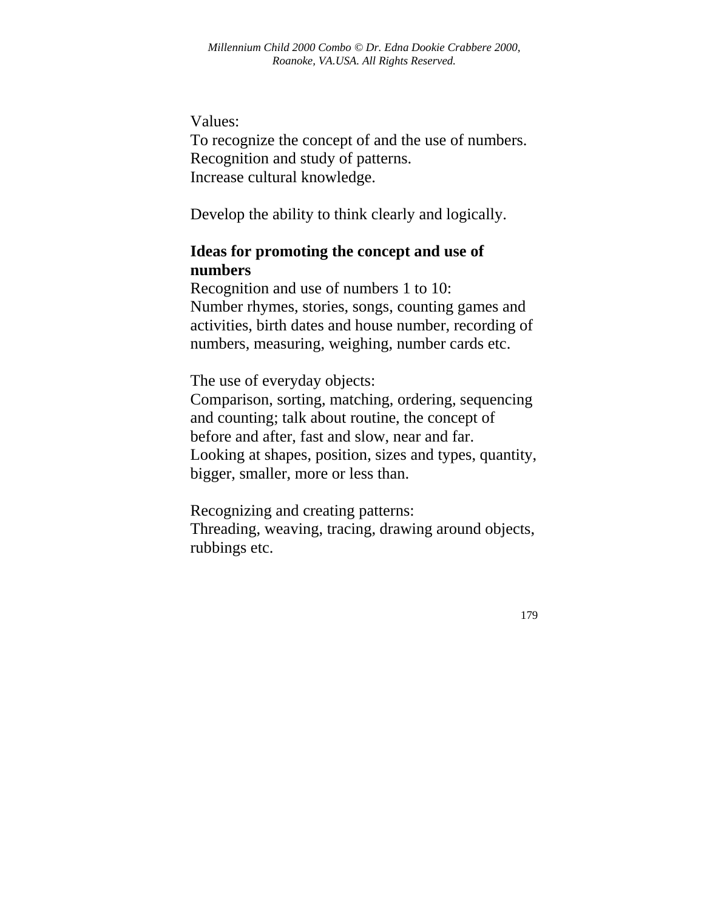Values:
To recognize the concept of and the use of numbers.
Recognition and study of patterns.
Increase cultural knowledge.

Develop the ability to think clearly and logically.

**Ideas for promoting the concept and use of numbers**
Recognition and use of numbers 1 to 10:
Number rhymes, stories, songs, counting games and activities, birth dates and house number, recording of numbers, measuring, weighing, number cards etc.

The use of everyday objects:
Comparison, sorting, matching, ordering, sequencing and counting; talk about routine, the concept of before and after, fast and slow, near and far.
Looking at shapes, position, sizes and types, quantity, bigger, smaller, more or less than.

Recognizing and creating patterns:
Threading, weaving, tracing, drawing around objects, rubbings etc.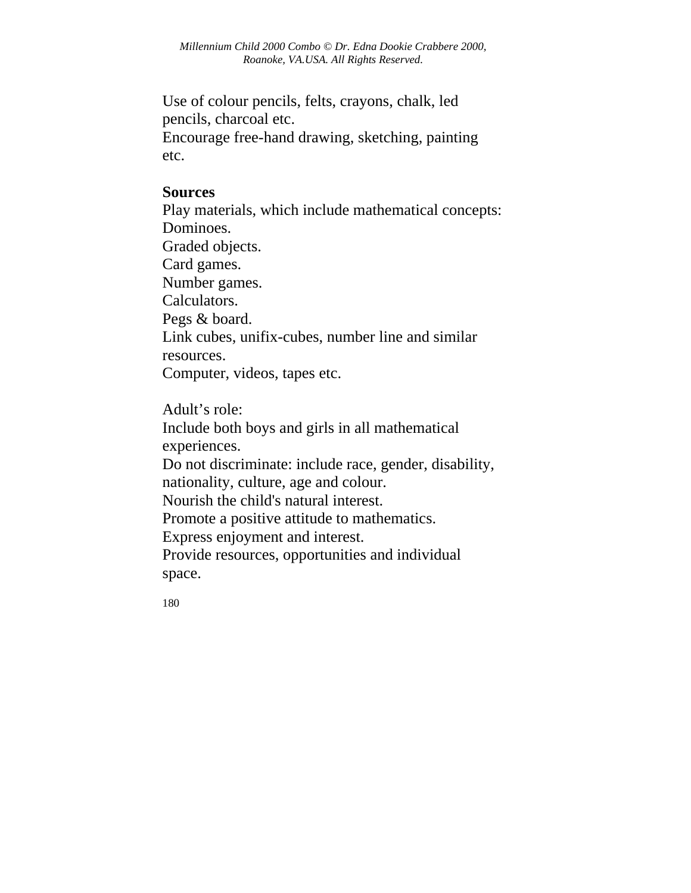Use of colour pencils, felts, crayons, chalk, led pencils, charcoal etc.
Encourage free-hand drawing, sketching, painting etc.

**Sources**
Play materials, which include mathematical concepts:
Dominoes.
Graded objects.
Card games.
Number games.
Calculators.
Pegs & board.
Link cubes, unifix-cubes, number line and similar resources.
Computer, videos, tapes etc.

Adult's role:
Include both boys and girls in all mathematical experiences.
Do not discriminate: include race, gender, disability, nationality, culture, age and colour.
Nourish the child's natural interest.
Promote a positive attitude to mathematics.
Express enjoyment and interest.
Provide resources, opportunities and individual space.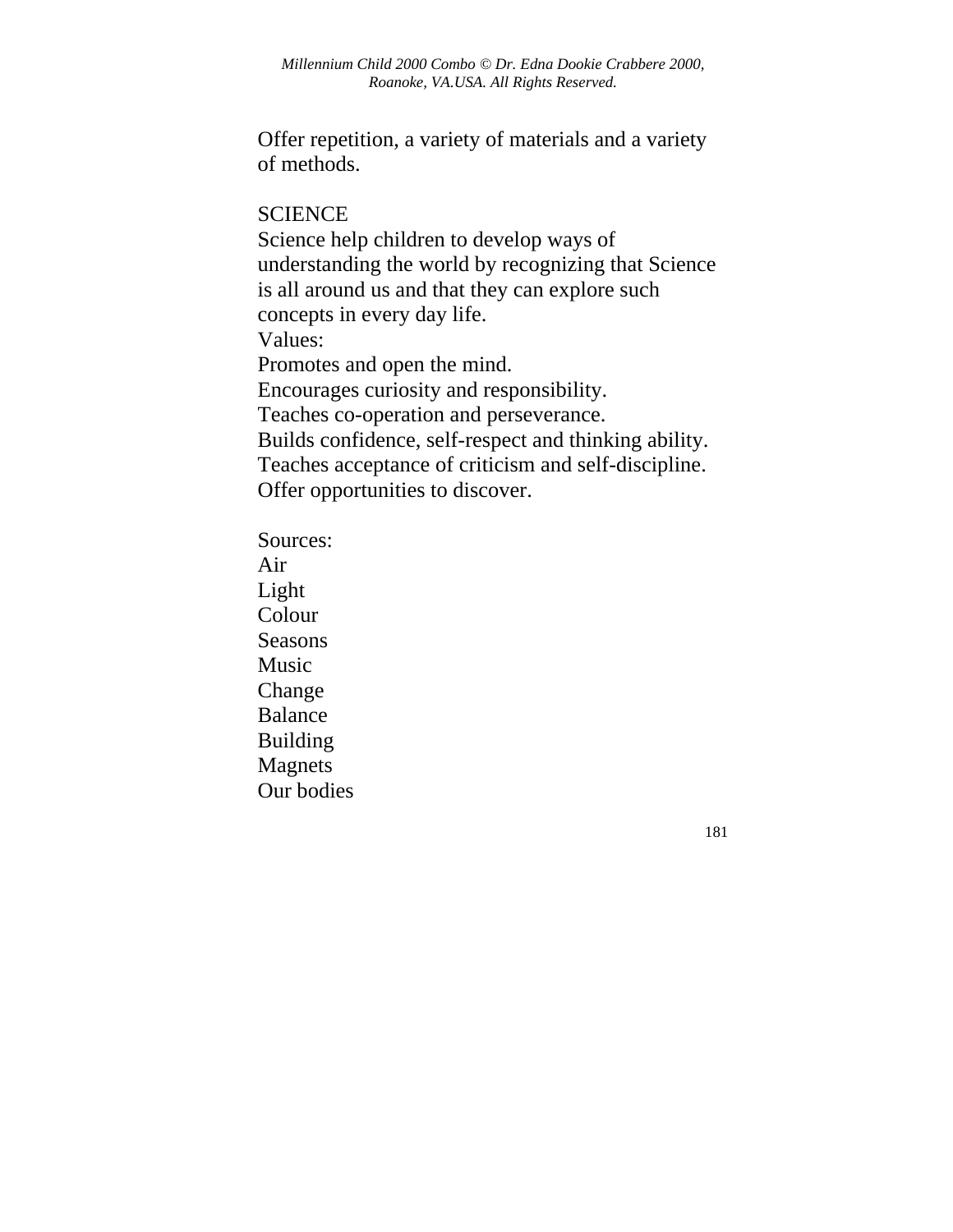Offer repetition, a variety of materials and a variety of methods.

SCIENCE

Science help children to develop ways of understanding the world by recognizing that Science is all around us and that they can explore such concepts in every day life.

Values:

Promotes and open the mind.
Encourages curiosity and responsibility.
Teaches co-operation and perseverance.
Builds confidence, self-respect and thinking ability.
Teaches acceptance of criticism and self-discipline.
Offer opportunities to discover.

Sources:

Air
Light
Colour
Seasons
Music
Change
Balance
Building
Magnets
Our bodies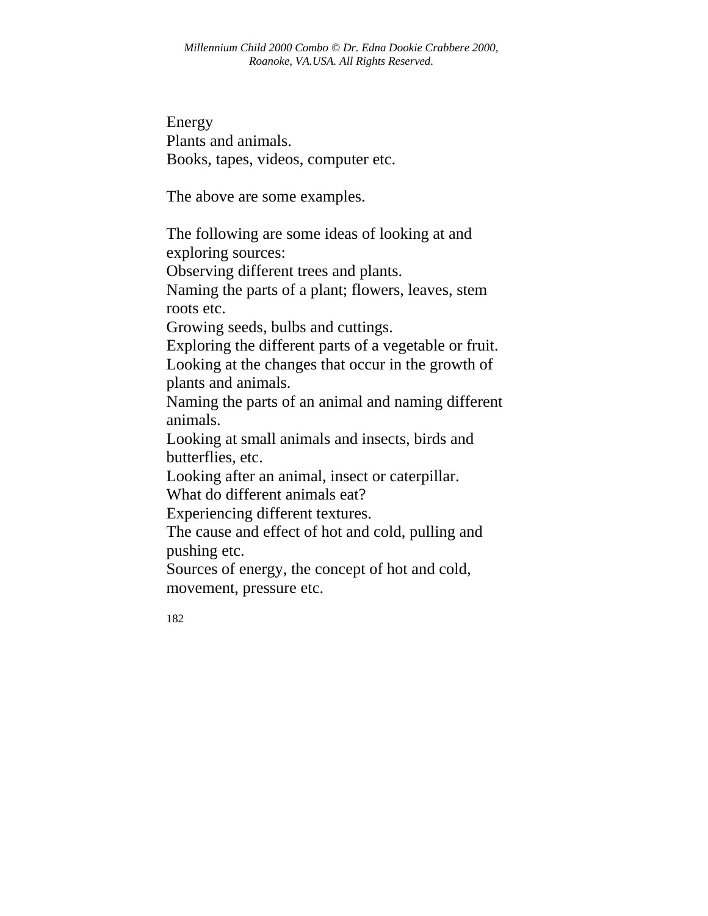Energy
Plants and animals.
Books, tapes, videos, computer etc.

The above are some examples.

The following are some ideas of looking at and exploring sources:
Observing different trees and plants.
Naming the parts of a plant; flowers, leaves, stem roots etc.
Growing seeds, bulbs and cuttings.
Exploring the different parts of a vegetable or fruit.
Looking at the changes that occur in the growth of plants and animals.
Naming the parts of an animal and naming different animals.
Looking at small animals and insects, birds and butterflies, etc.
Looking after an animal, insect or caterpillar.
What do different animals eat?
Experiencing different textures.
The cause and effect of hot and cold, pulling and pushing etc.
Sources of energy, the concept of hot and cold, movement, pressure etc.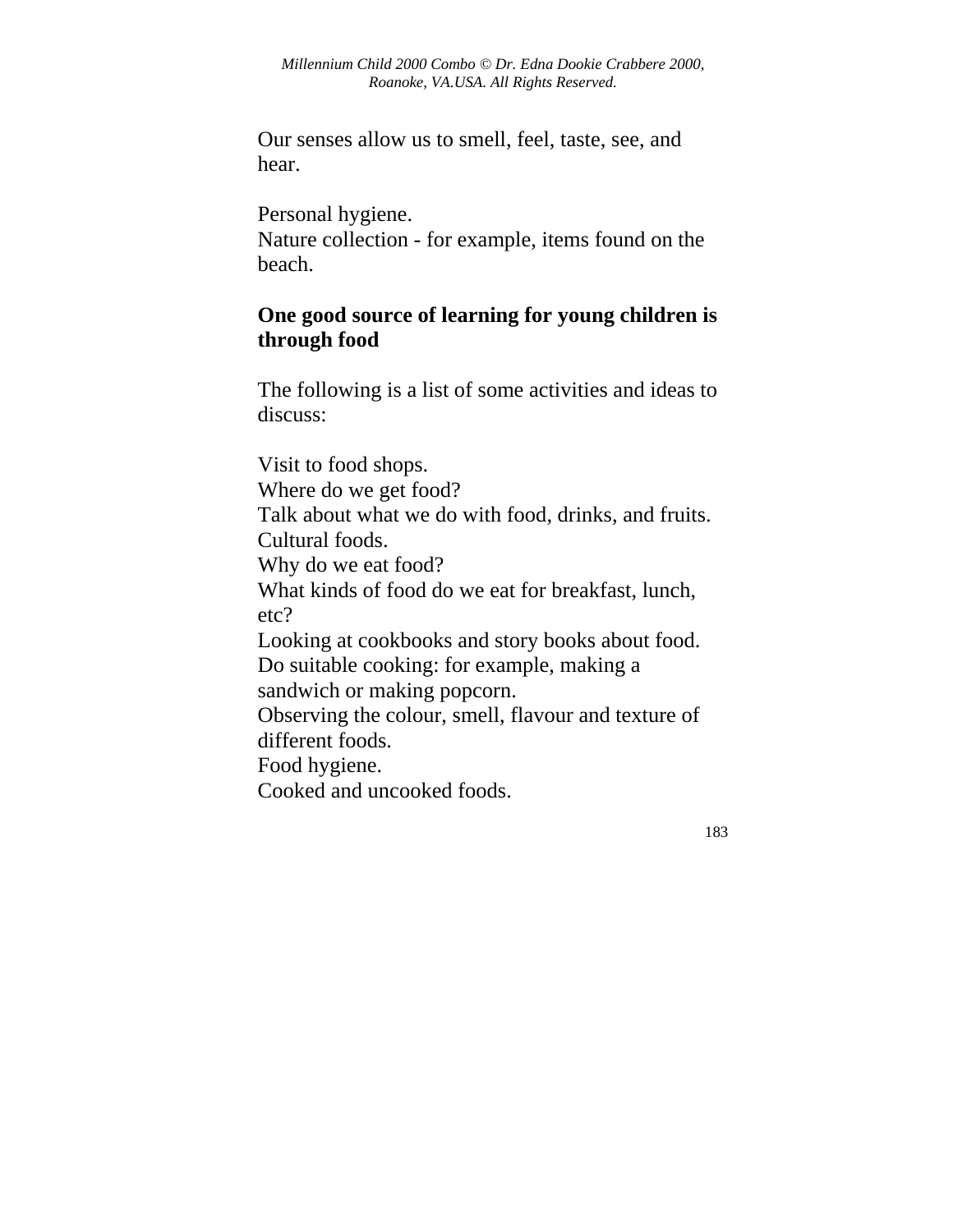Our senses allow us to smell, feel, taste, see, and hear.

Personal hygiene.
Nature collection - for example, items found on the beach.

**One good source of learning for young children is through food**

The following is a list of some activities and ideas to discuss:

Visit to food shops.
Where do we get food?
Talk about what we do with food, drinks, and fruits.
Cultural foods.
Why do we eat food?
What kinds of food do we eat for breakfast, lunch, etc?
Looking at cookbooks and story books about food.
Do suitable cooking: for example, making a sandwich or making popcorn.
Observing the colour, smell, flavour and texture of different foods.
Food hygiene.
Cooked and uncooked foods.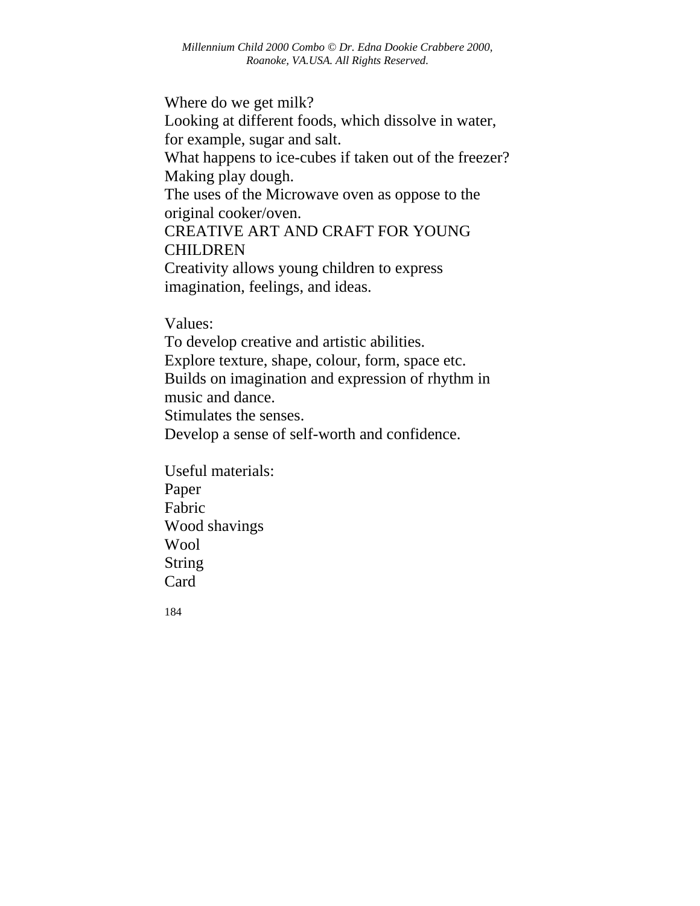Where do we get milk?
Looking at different foods, which dissolve in water, for example, sugar and salt.
What happens to ice-cubes if taken out of the freezer?
Making play dough.
The uses of the Microwave oven as oppose to the original cooker/oven.

## CREATIVE ART AND CRAFT FOR YOUNG CHILDREN

Creativity allows young children to express imagination, feelings, and ideas.

Values:
To develop creative and artistic abilities.
Explore texture, shape, colour, form, space etc.
Builds on imagination and expression of rhythm in music and dance.
Stimulates the senses.
Develop a sense of self-worth and confidence.

Useful materials:
Paper
Fabric
Wood shavings
Wool
String
Card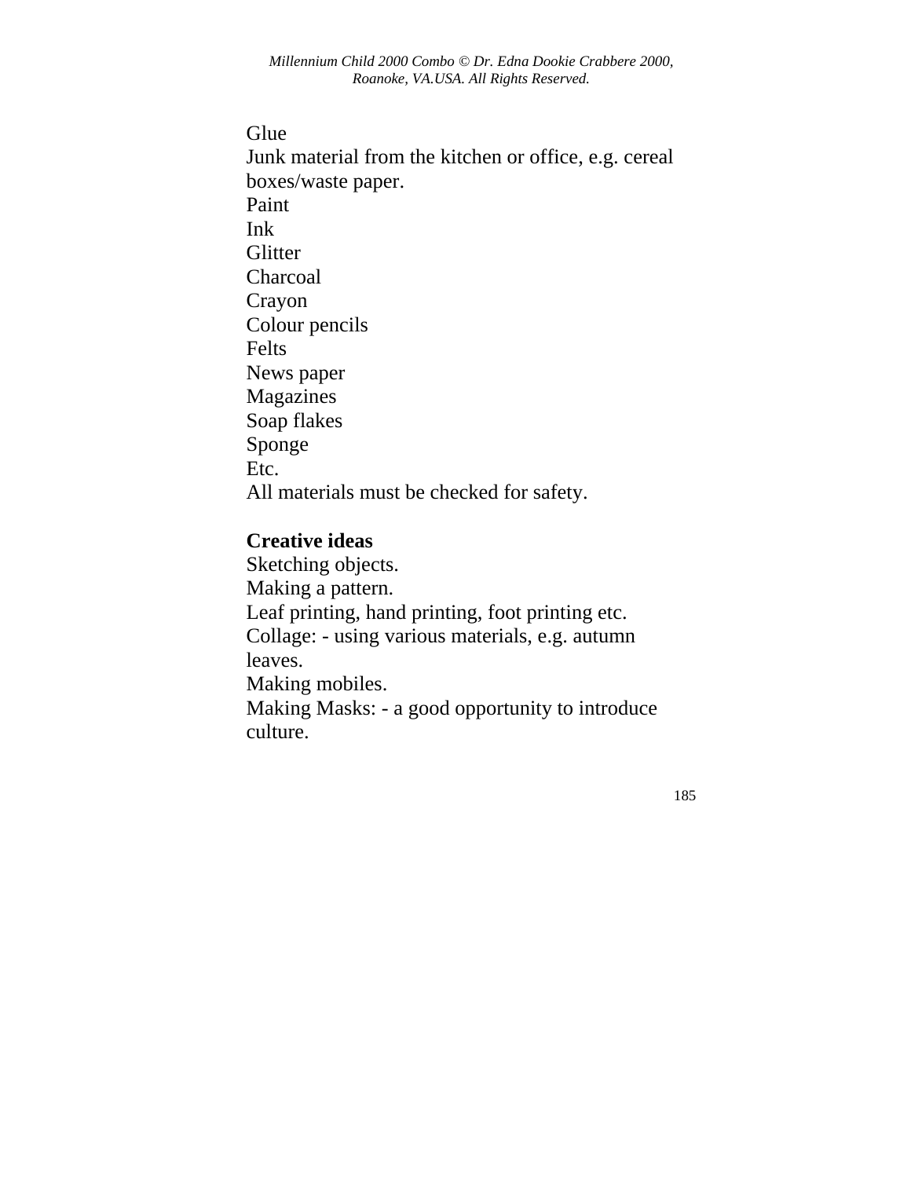Glue
Junk material from the kitchen or office, e.g. cereal boxes/waste paper.
Paint
Ink
Glitter
Charcoal
Crayon
Colour pencils
Felts
News paper
Magazines
Soap flakes
Sponge
Etc.
All materials must be checked for safety.

**Creative ideas**
Sketching objects.
Making a pattern.
Leaf printing, hand printing, foot printing etc.
Collage: - using various materials, e.g. autumn leaves.
Making mobiles.
Making Masks: - a good opportunity to introduce culture.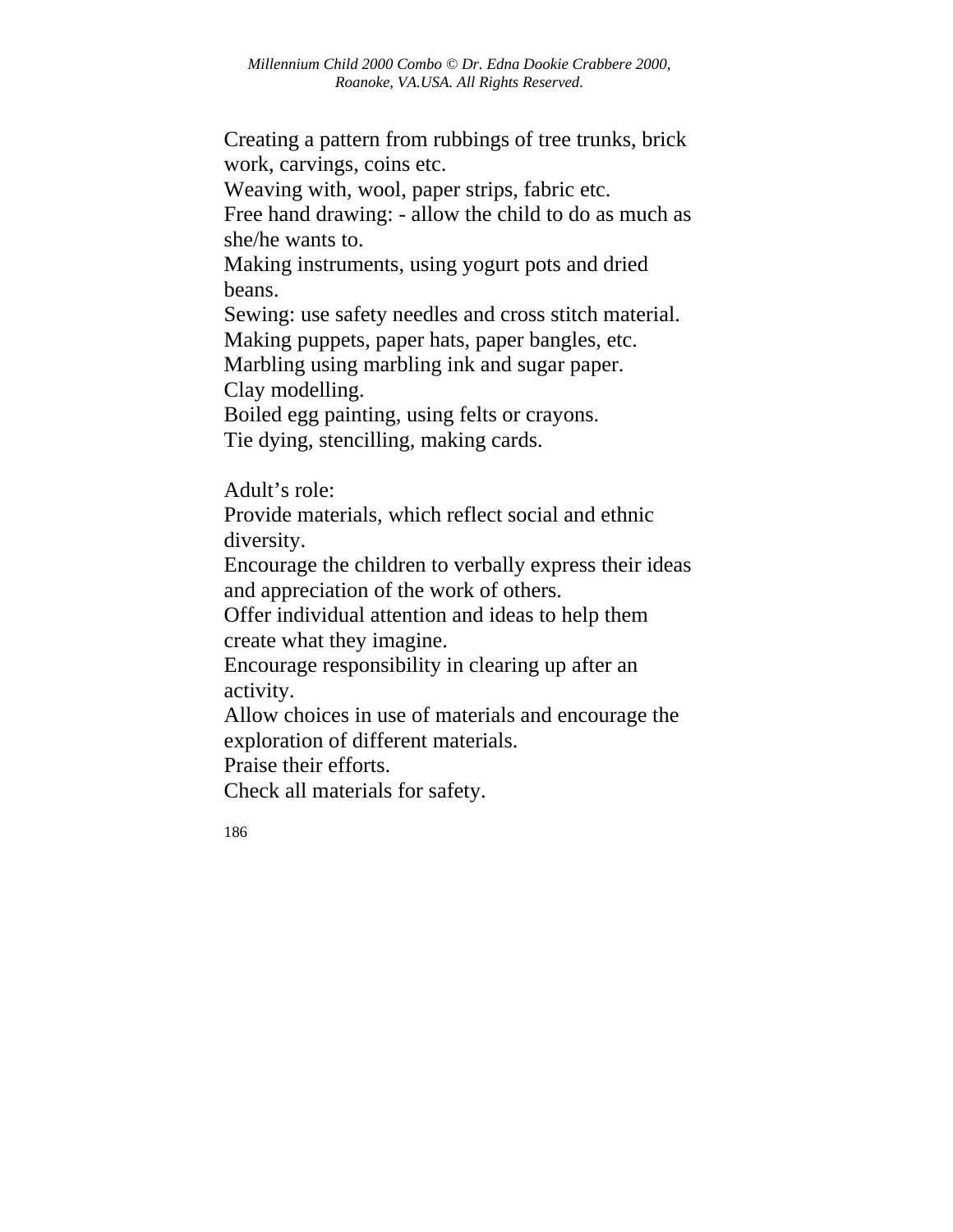Creating a pattern from rubbings of tree trunks, brick work, carvings, coins etc.
Weaving with, wool, paper strips, fabric etc.
Free hand drawing: - allow the child to do as much as she/he wants to.
Making instruments, using yogurt pots and dried beans.
Sewing: use safety needles and cross stitch material.
Making puppets, paper hats, paper bangles, etc.
Marbling using marbling ink and sugar paper.
Clay modelling.
Boiled egg painting, using felts or crayons.
Tie dying, stencilling, making cards.

Adult's role:
Provide materials, which reflect social and ethnic diversity.
Encourage the children to verbally express their ideas and appreciation of the work of others.
Offer individual attention and ideas to help them create what they imagine.
Encourage responsibility in clearing up after an activity.
Allow choices in use of materials and encourage the exploration of different materials.
Praise their efforts.
Check all materials for safety.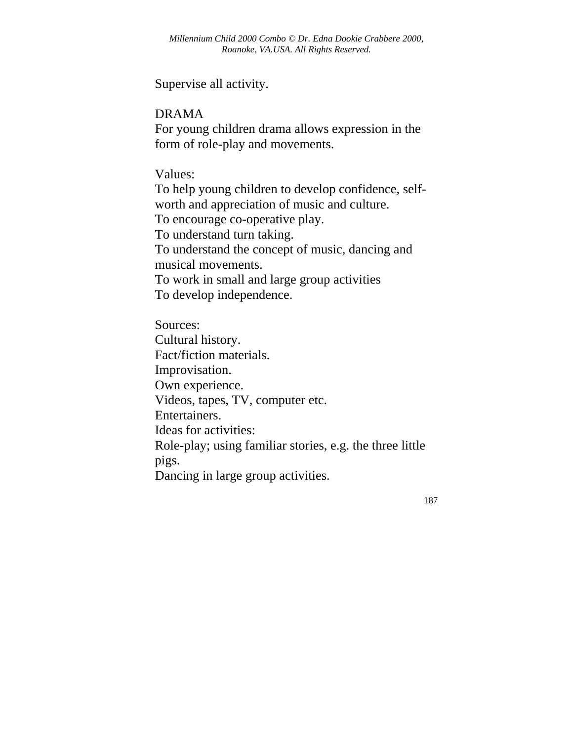Supervise all activity.

## DRAMA

For young children drama allows expression in the form of role-play and movements.

Values:
To help young children to develop confidence, self-worth and appreciation of music and culture.
To encourage co-operative play.
To understand turn taking.
To understand the concept of music, dancing and musical movements.
To work in small and large group activities
To develop independence.

Sources:
Cultural history.
Fact/fiction materials.
Improvisation.
Own experience.
Videos, tapes, TV, computer etc.
Entertainers.
Ideas for activities:
Role-play; using familiar stories, e.g. the three little pigs.
Dancing in large group activities.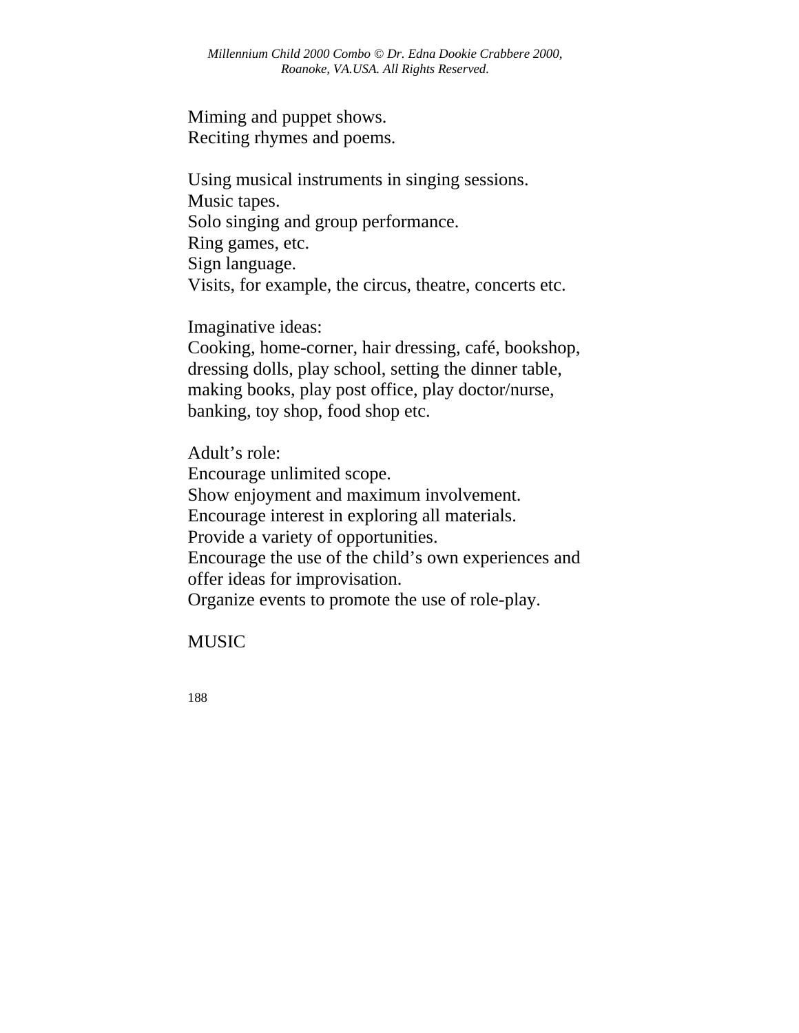Miming and puppet shows.
Reciting rhymes and poems.

Using musical instruments in singing sessions.
Music tapes.
Solo singing and group performance.
Ring games, etc.
Sign language.
Visits, for example, the circus, theatre, concerts etc.

Imaginative ideas:
Cooking, home-corner, hair dressing, café, bookshop, dressing dolls, play school, setting the dinner table, making books, play post office, play doctor/nurse, banking, toy shop, food shop etc.

Adult's role:
Encourage unlimited scope.
Show enjoyment and maximum involvement.
Encourage interest in exploring all materials.
Provide a variety of opportunities.
Encourage the use of the child's own experiences and offer ideas for improvisation.
Organize events to promote the use of role-play.

MUSIC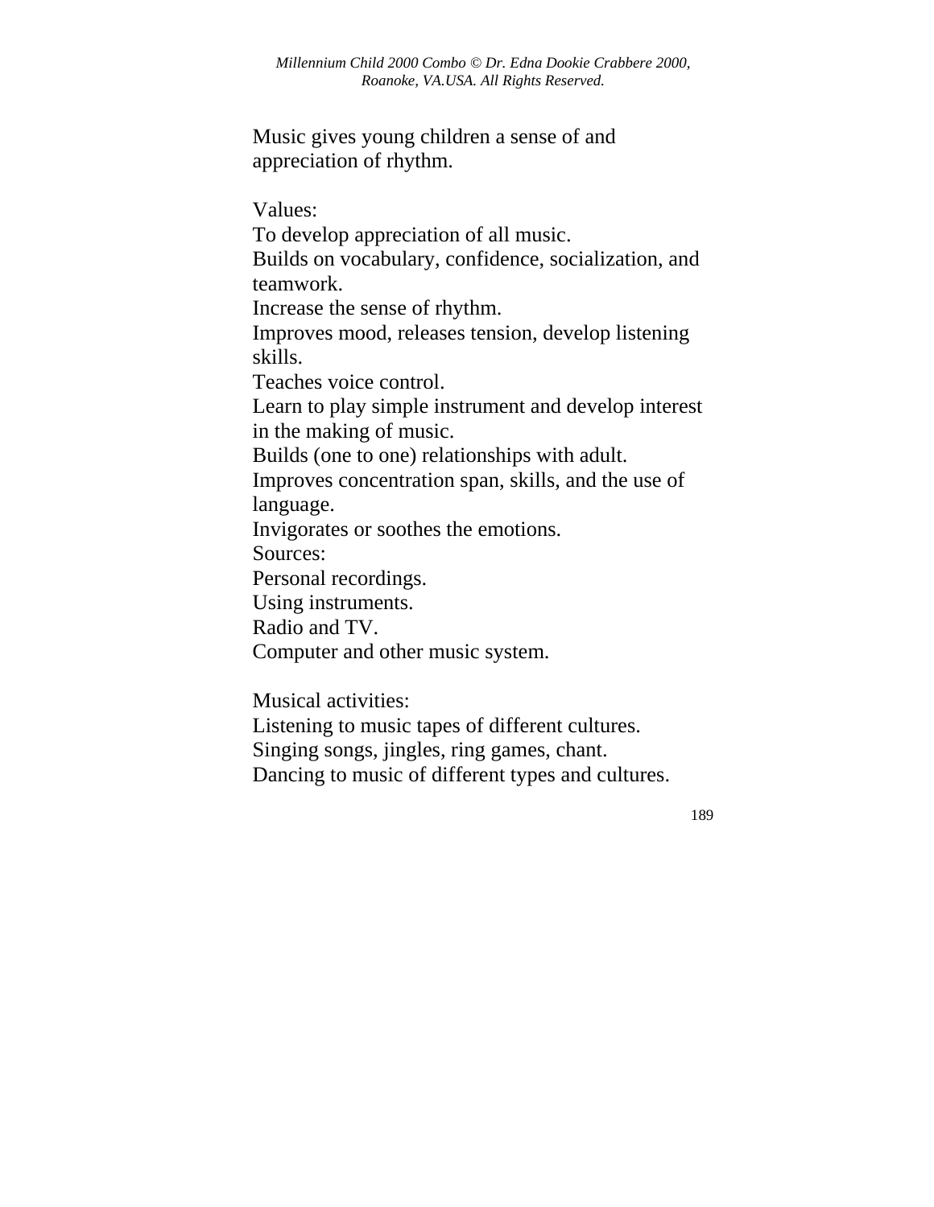Music gives young children a sense of and appreciation of rhythm.

Values:
To develop appreciation of all music.
Builds on vocabulary, confidence, socialization, and teamwork.
Increase the sense of rhythm.
Improves mood, releases tension, develop listening skills.
Teaches voice control.
Learn to play simple instrument and develop interest in the making of music.
Builds (one to one) relationships with adult.
Improves concentration span, skills, and the use of language.
Invigorates or soothes the emotions.
Sources:
Personal recordings.
Using instruments.
Radio and TV.
Computer and other music system.

Musical activities:
Listening to music tapes of different cultures.
Singing songs, jingles, ring games, chant.
Dancing to music of different types and cultures.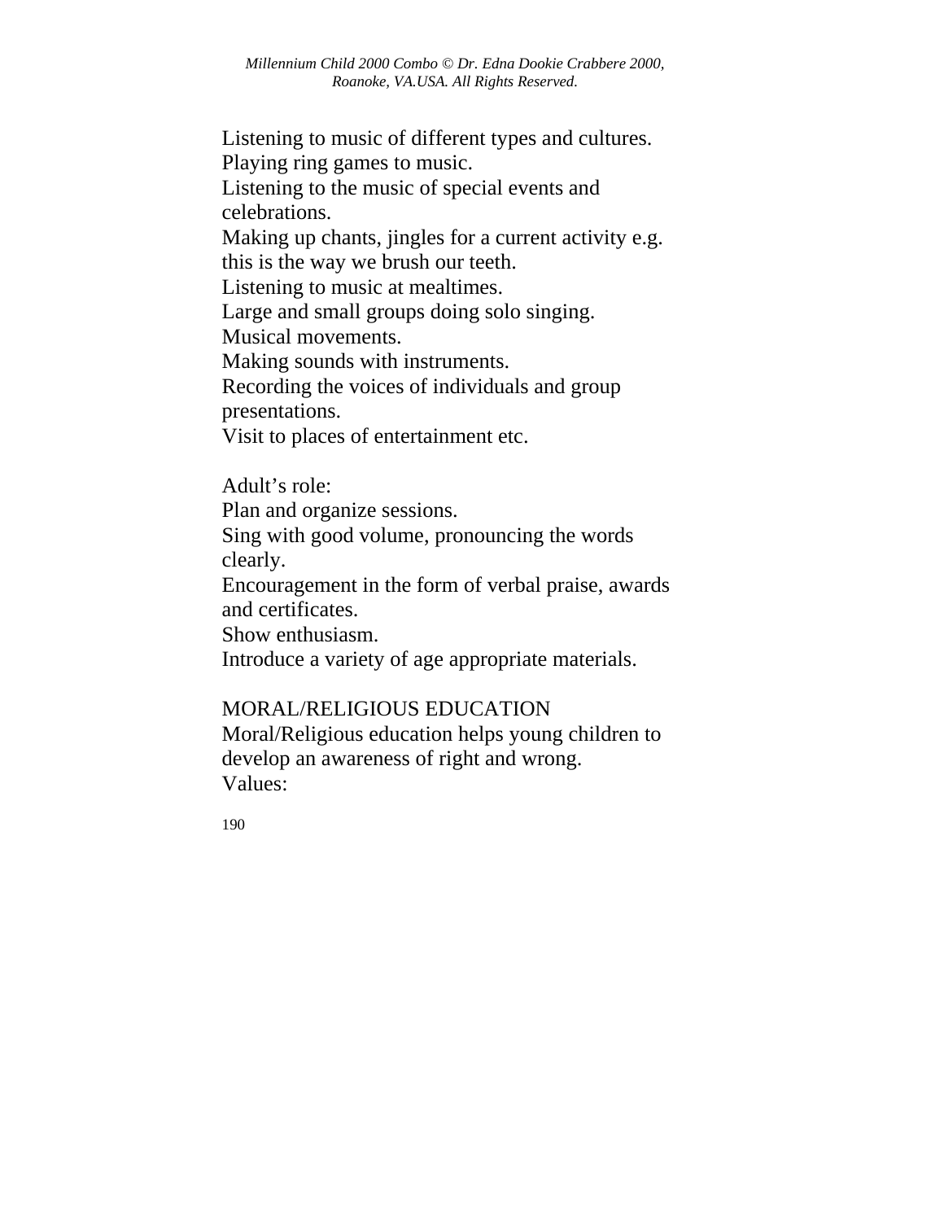Listening to music of different types and cultures.
Playing ring games to music.
Listening to the music of special events and celebrations.
Making up chants, jingles for a current activity e.g. this is the way we brush our teeth.
Listening to music at mealtimes.
Large and small groups doing solo singing.
Musical movements.
Making sounds with instruments.
Recording the voices of individuals and group presentations.
Visit to places of entertainment etc.

Adult's role:
Plan and organize sessions.
Sing with good volume, pronouncing the words clearly.
Encouragement in the form of verbal praise, awards and certificates.
Show enthusiasm.
Introduce a variety of age appropriate materials.

MORAL/RELIGIOUS EDUCATION
Moral/Religious education helps young children to develop an awareness of right and wrong.
Values: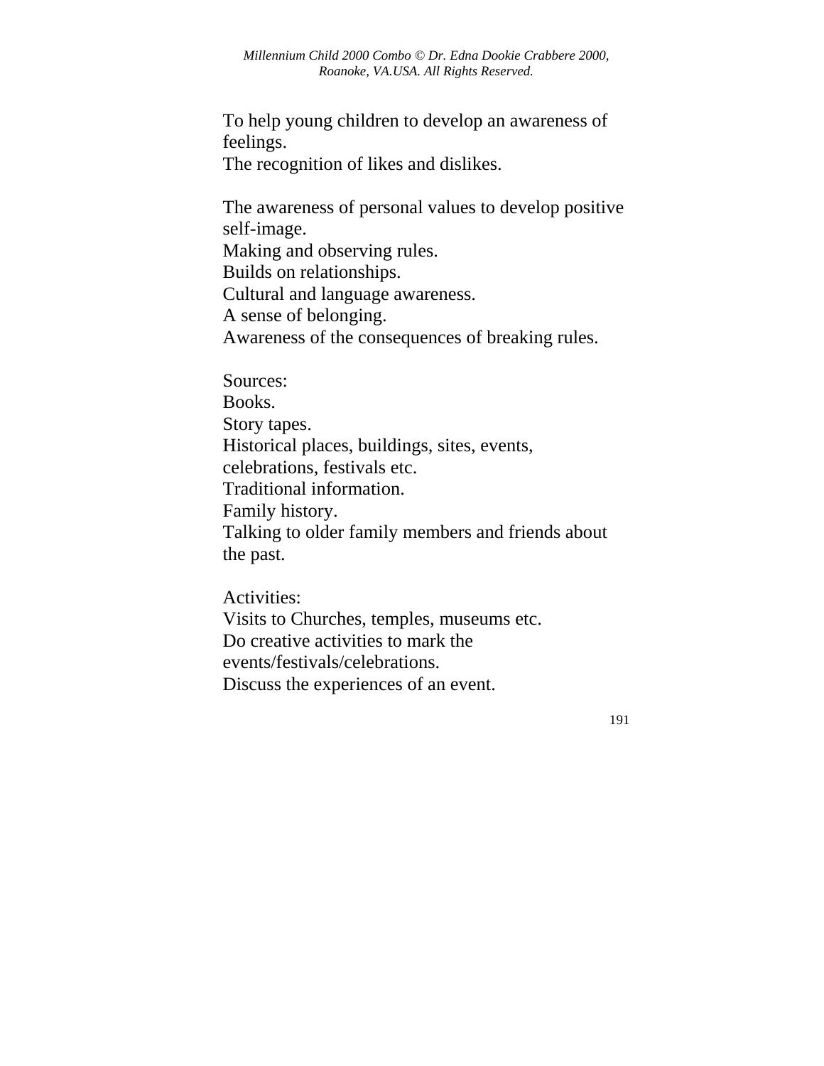To help young children to develop an awareness of feelings.
The recognition of likes and dislikes.

The awareness of personal values to develop positive self-image.
Making and observing rules.
Builds on relationships.
Cultural and language awareness.
A sense of belonging.
Awareness of the consequences of breaking rules.

Sources:
Books.
Story tapes.
Historical places, buildings, sites, events, celebrations, festivals etc.
Traditional information.
Family history.
Talking to older family members and friends about the past.

Activities:
Visits to Churches, temples, museums etc.
Do creative activities to mark the events/festivals/celebrations.
Discuss the experiences of an event.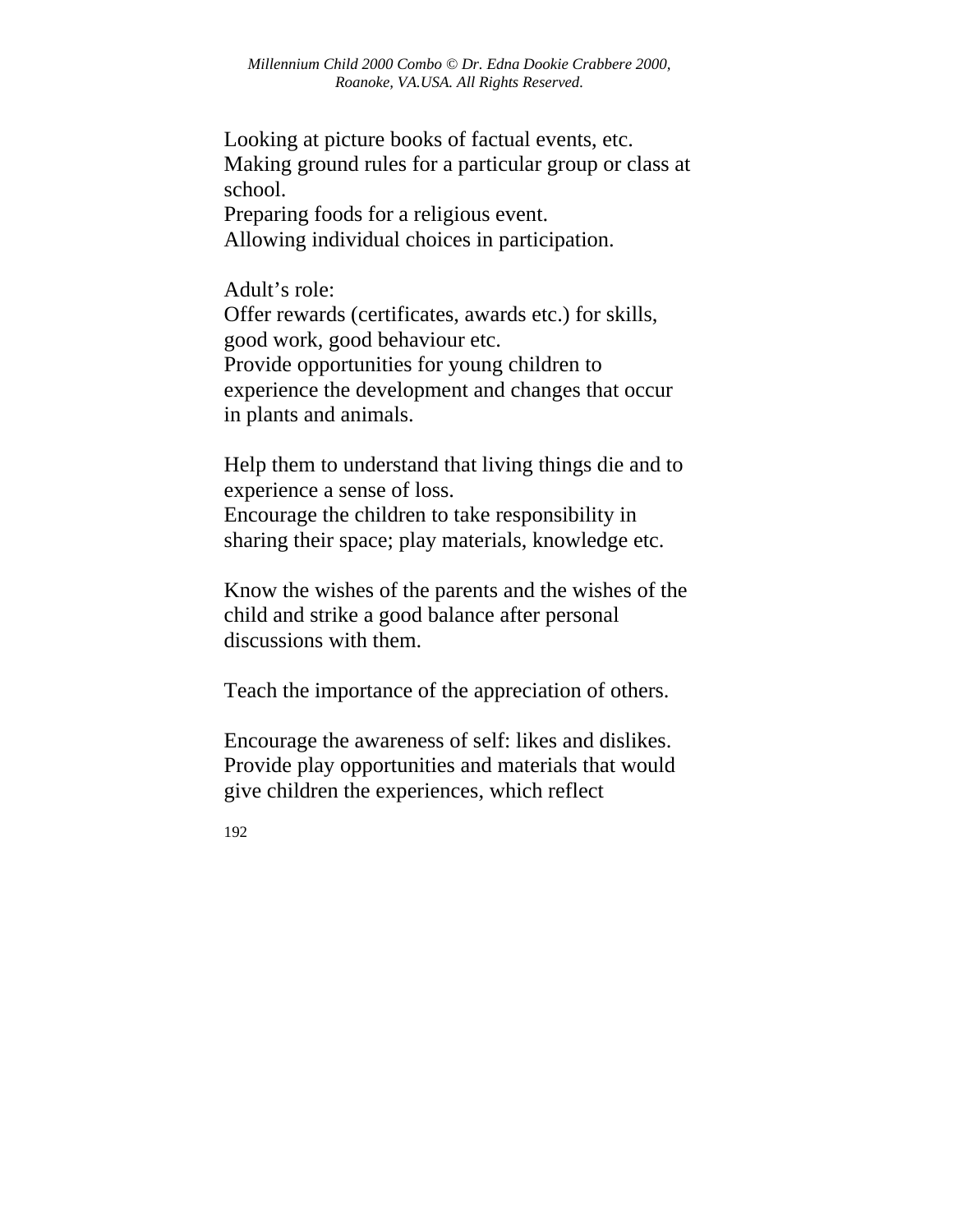Looking at picture books of factual events, etc.
Making ground rules for a particular group or class at school.
Preparing foods for a religious event.
Allowing individual choices in participation.

Adult's role:
Offer rewards (certificates, awards etc.) for skills, good work, good behaviour etc.
Provide opportunities for young children to experience the development and changes that occur in plants and animals.

Help them to understand that living things die and to experience a sense of loss.
Encourage the children to take responsibility in sharing their space; play materials, knowledge etc.

Know the wishes of the parents and the wishes of the child and strike a good balance after personal discussions with them.

Teach the importance of the appreciation of others.

Encourage the awareness of self: likes and dislikes.
Provide play opportunities and materials that would give children the experiences, which reflect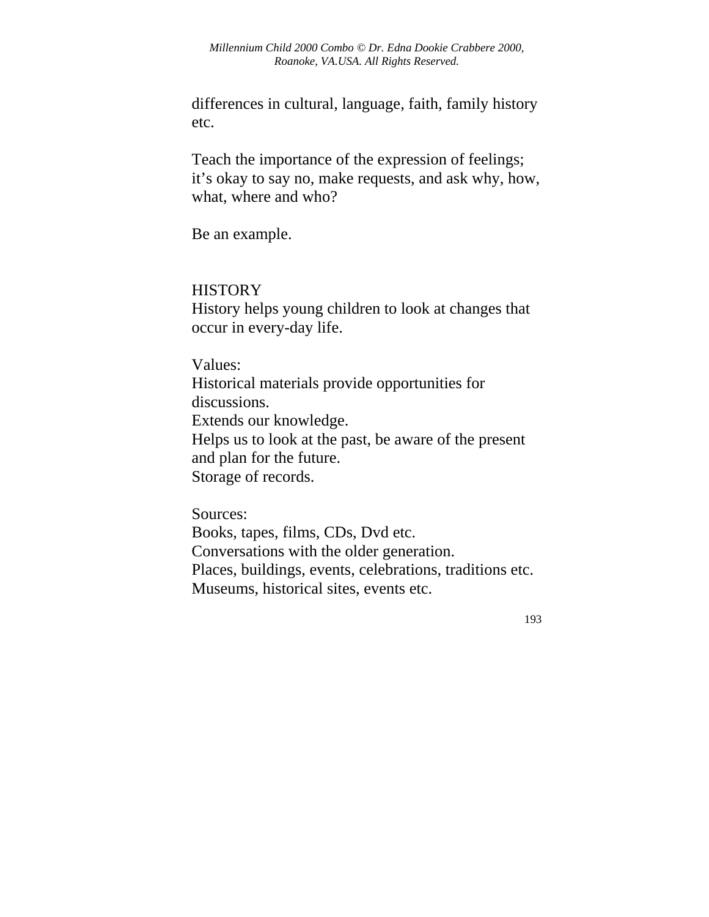differences in cultural, language, faith, family history etc.

Teach the importance of the expression of feelings; it's okay to say no, make requests, and ask why, how, what, where and who?

Be an example.

## HISTORY

History helps young children to look at changes that occur in every-day life.

Values:
Historical materials provide opportunities for discussions.
Extends our knowledge.
Helps us to look at the past, be aware of the present and plan for the future.
Storage of records.

Sources:
Books, tapes, films, CDs, Dvd etc.
Conversations with the older generation.
Places, buildings, events, celebrations, traditions etc.
Museums, historical sites, events etc.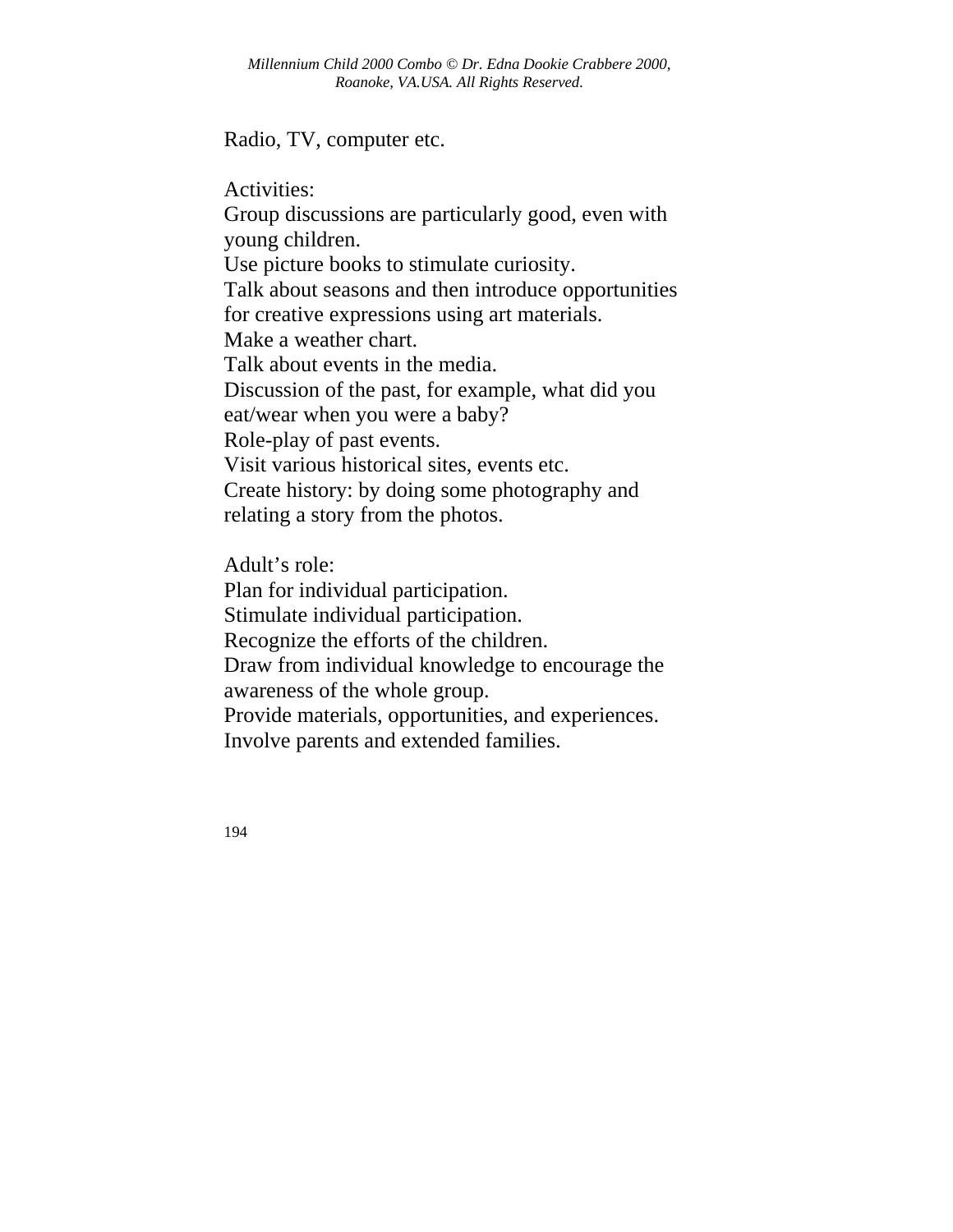Radio, TV, computer etc.

Activities:
Group discussions are particularly good, even with young children.
Use picture books to stimulate curiosity.
Talk about seasons and then introduce opportunities for creative expressions using art materials.
Make a weather chart.
Talk about events in the media.
Discussion of the past, for example, what did you eat/wear when you were a baby?
Role-play of past events.
Visit various historical sites, events etc.
Create history: by doing some photography and relating a story from the photos.

Adult's role:
Plan for individual participation.
Stimulate individual participation.
Recognize the efforts of the children.
Draw from individual knowledge to encourage the awareness of the whole group.
Provide materials, opportunities, and experiences.
Involve parents and extended families.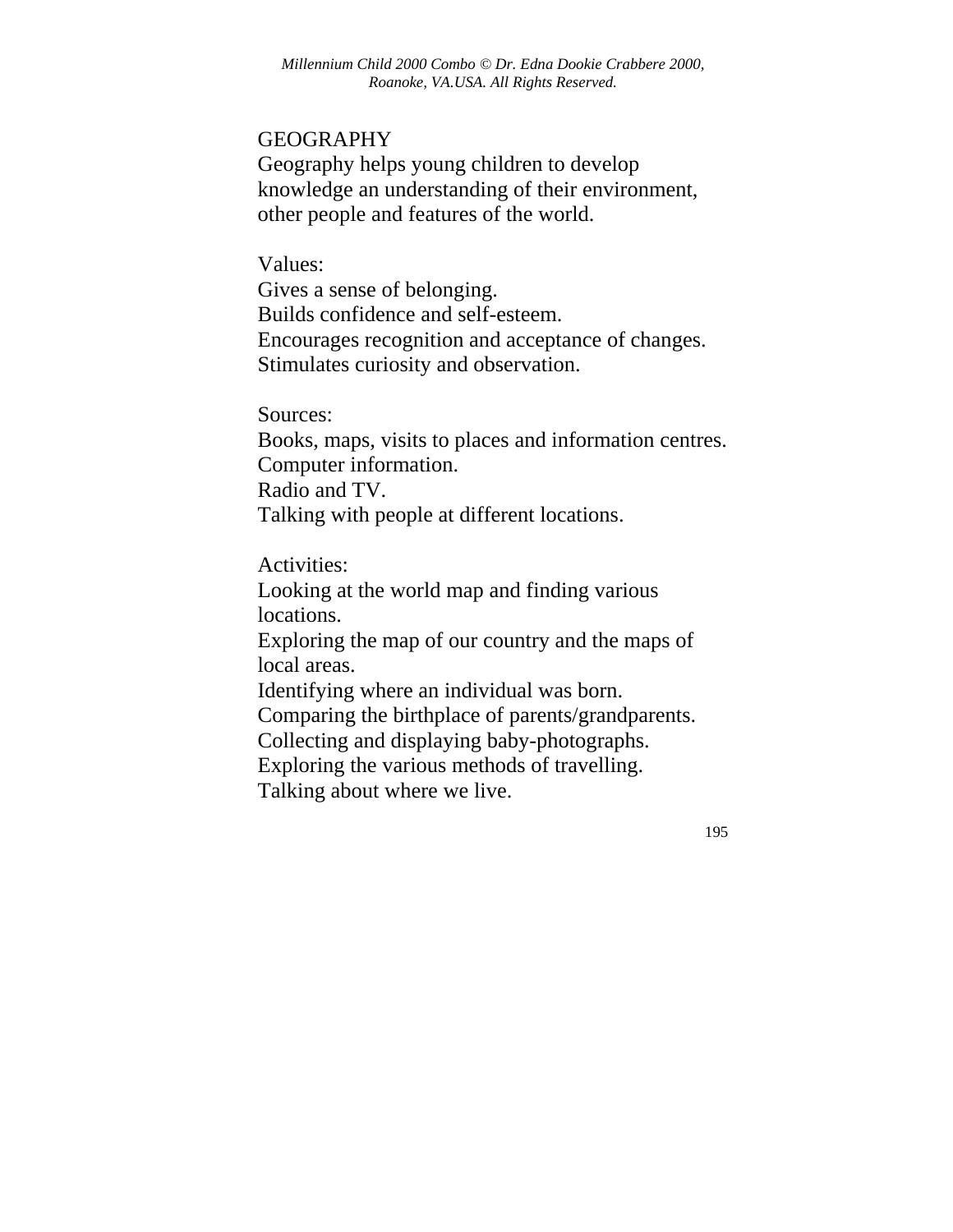## GEOGRAPHY

Geography helps young children to develop knowledge an understanding of their environment, other people and features of the world.

Values:
Gives a sense of belonging.
Builds confidence and self-esteem.
Encourages recognition and acceptance of changes.
Stimulates curiosity and observation.

Sources:
Books, maps, visits to places and information centres.
Computer information.
Radio and TV.
Talking with people at different locations.

Activities:
Looking at the world map and finding various locations.
Exploring the map of our country and the maps of local areas.
Identifying where an individual was born.
Comparing the birthplace of parents/grandparents.
Collecting and displaying baby-photographs.
Exploring the various methods of travelling.
Talking about where we live.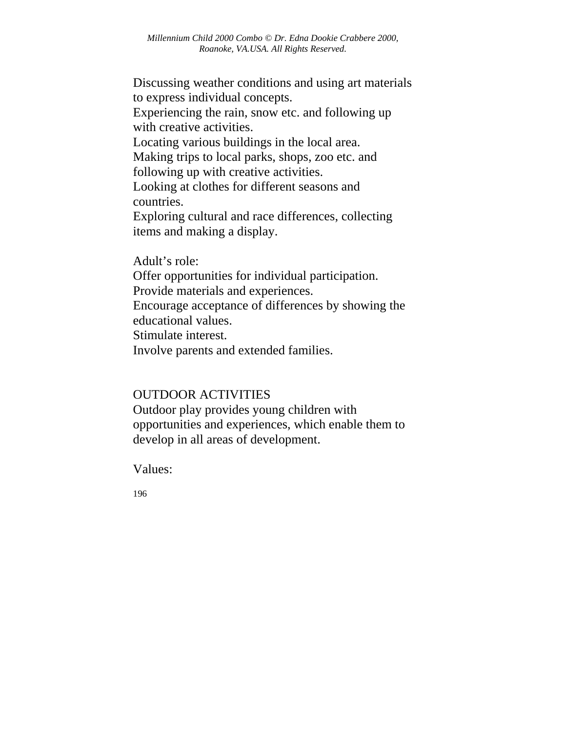Discussing weather conditions and using art materials to express individual concepts.
Experiencing the rain, snow etc. and following up with creative activities.
Locating various buildings in the local area.
Making trips to local parks, shops, zoo etc. and following up with creative activities.
Looking at clothes for different seasons and countries.
Exploring cultural and race differences, collecting items and making a display.

Adult's role:
Offer opportunities for individual participation.
Provide materials and experiences.
Encourage acceptance of differences by showing the educational values.
Stimulate interest.
Involve parents and extended families.

## OUTDOOR ACTIVITIES

Outdoor play provides young children with opportunities and experiences, which enable them to develop in all areas of development.

Values: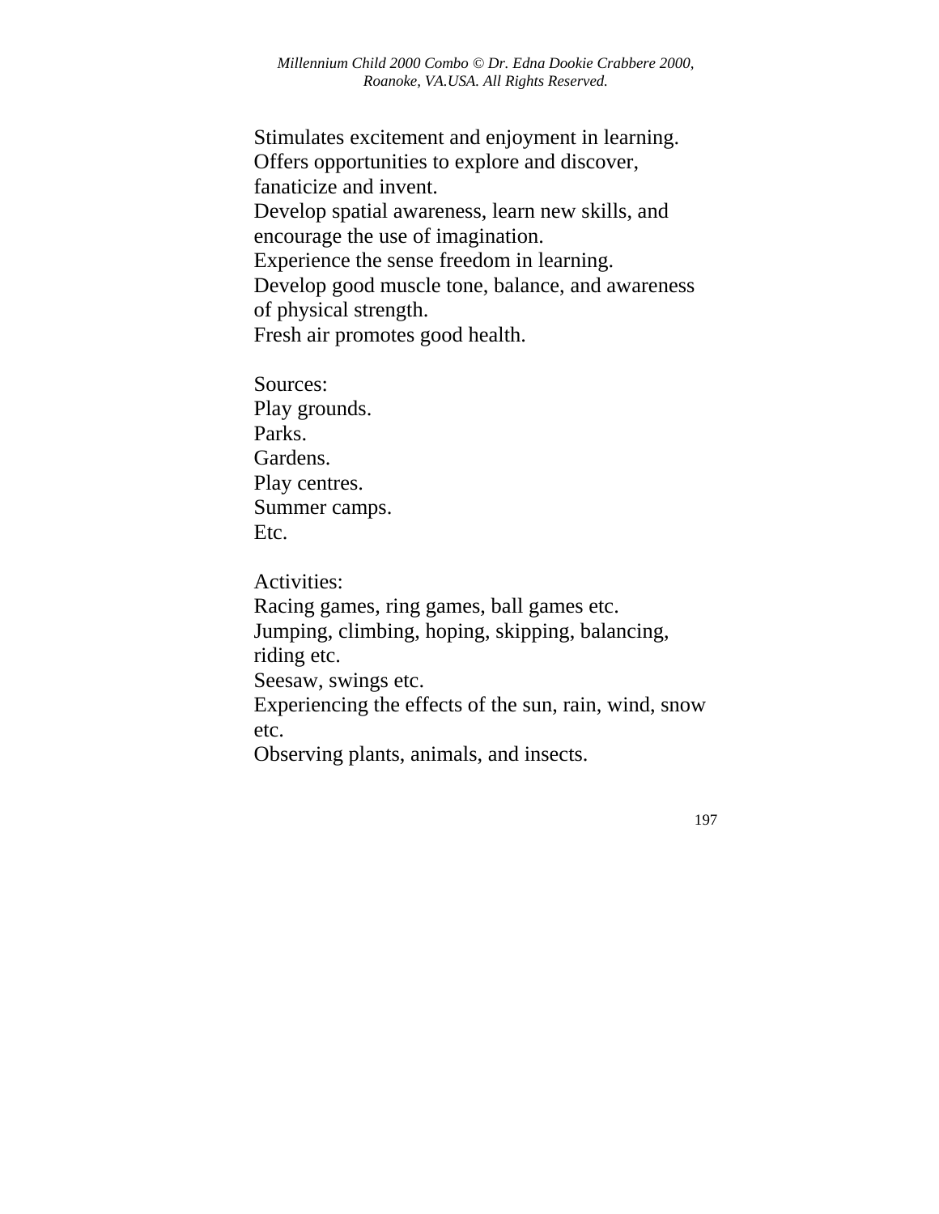Stimulates excitement and enjoyment in learning.
Offers opportunities to explore and discover, fanaticize and invent.
Develop spatial awareness, learn new skills, and encourage the use of imagination.
Experience the sense freedom in learning.
Develop good muscle tone, balance, and awareness of physical strength.
Fresh air promotes good health.

Sources:
Play grounds.
Parks.
Gardens.
Play centres.
Summer camps.
Etc.

Activities:
Racing games, ring games, ball games etc.
Jumping, climbing, hoping, skipping, balancing, riding etc.
Seesaw, swings etc.
Experiencing the effects of the sun, rain, wind, snow etc.
Observing plants, animals, and insects.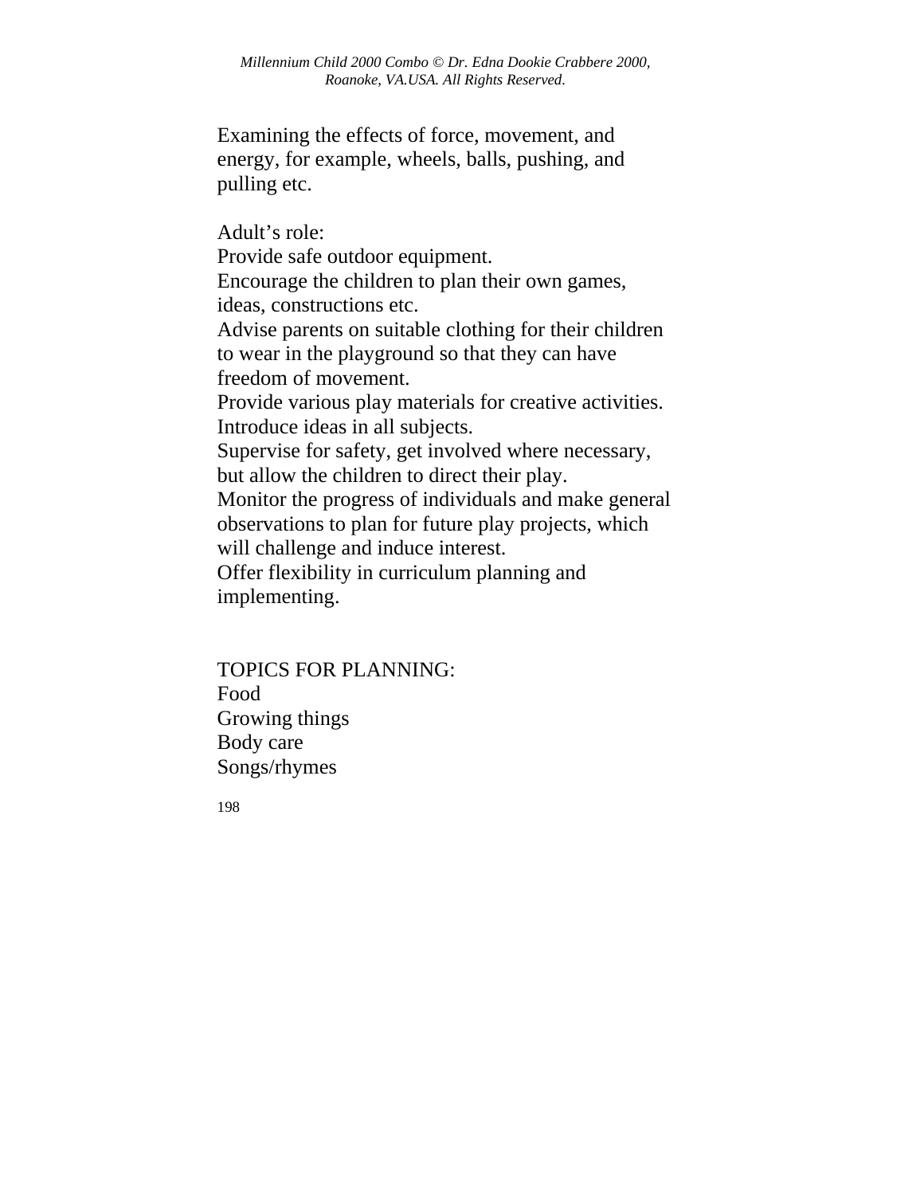Examining the effects of force, movement, and energy, for example, wheels, balls, pushing, and pulling etc.

Adult's role:
Provide safe outdoor equipment.
Encourage the children to plan their own games, ideas, constructions etc.
Advise parents on suitable clothing for their children to wear in the playground so that they can have freedom of movement.
Provide various play materials for creative activities.
Introduce ideas in all subjects.
Supervise for safety, get involved where necessary, but allow the children to direct their play.
Monitor the progress of individuals and make general observations to plan for future play projects, which will challenge and induce interest.
Offer flexibility in curriculum planning and implementing.

TOPICS FOR PLANNING:
Food
Growing things
Body care
Songs/rhymes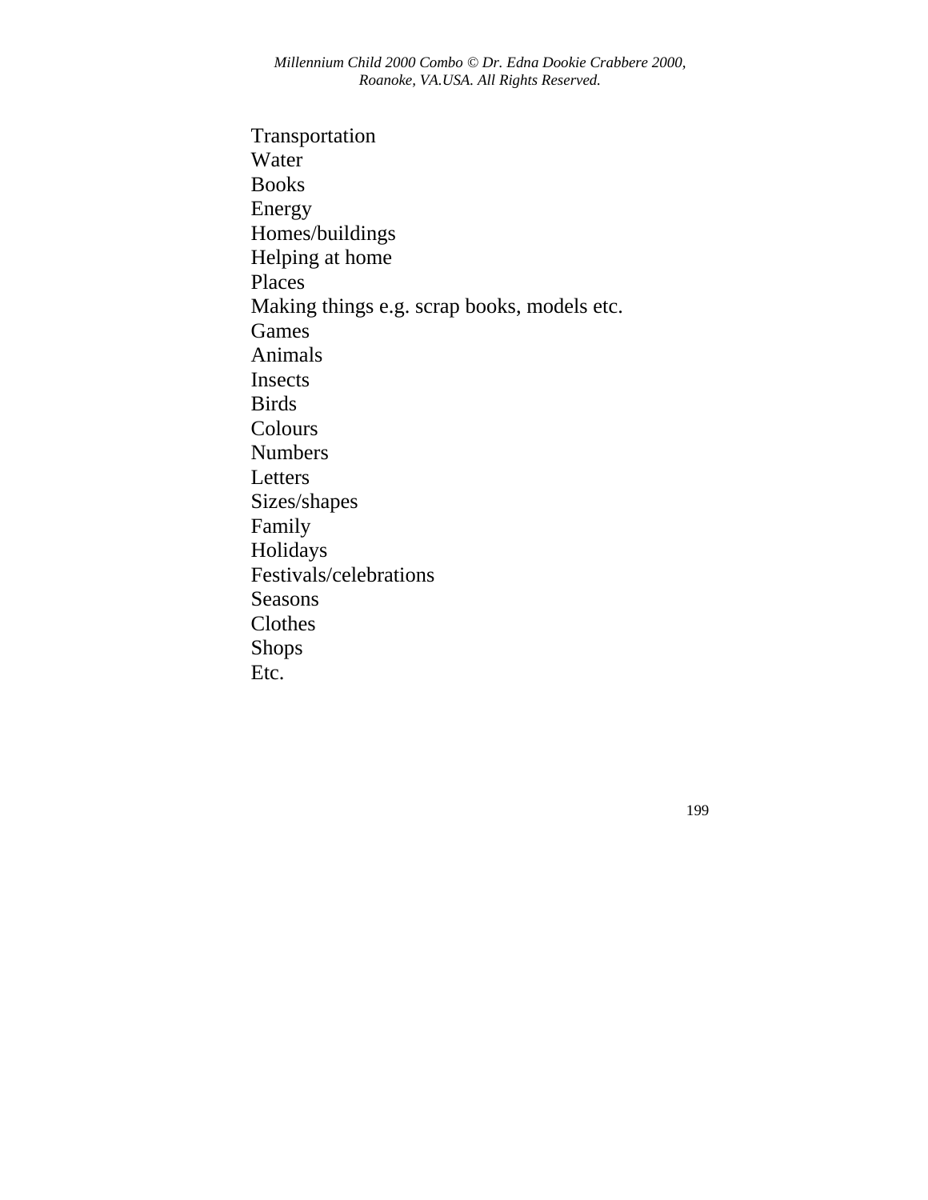Transportation
Water
Books
Energy
Homes/buildings
Helping at home
Places
Making things e.g. scrap books, models etc.
Games
Animals
Insects
Birds
Colours
Numbers
Letters
Sizes/shapes
Family
Holidays
Festivals/celebrations
Seasons
Clothes
Shops
Etc.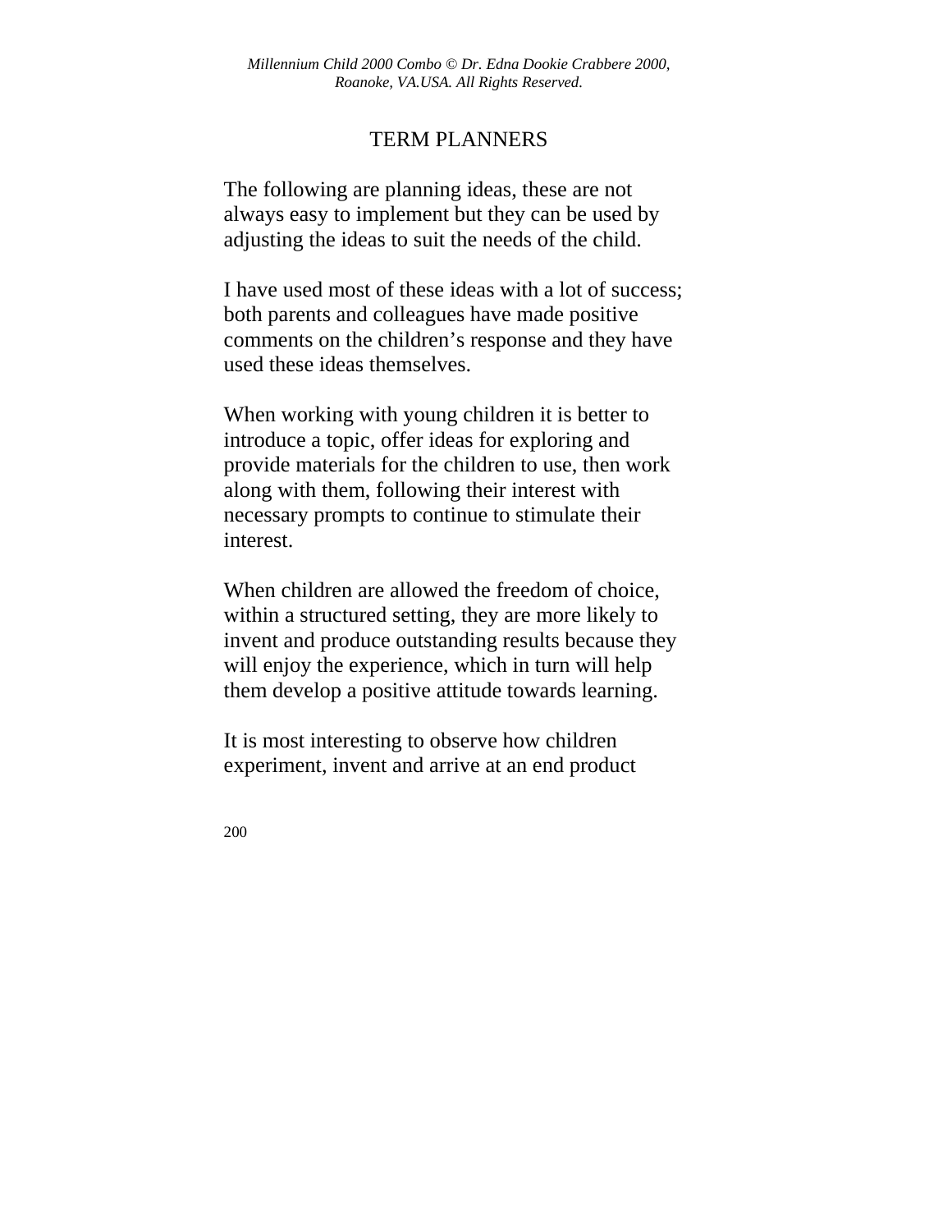## TERM PLANNERS

The following are planning ideas, these are not always easy to implement but they can be used by adjusting the ideas to suit the needs of the child.

I have used most of these ideas with a lot of success; both parents and colleagues have made positive comments on the children's response and they have used these ideas themselves.

When working with young children it is better to introduce a topic, offer ideas for exploring and provide materials for the children to use, then work along with them, following their interest with necessary prompts to continue to stimulate their interest.

When children are allowed the freedom of choice, within a structured setting, they are more likely to invent and produce outstanding results because they will enjoy the experience, which in turn will help them develop a positive attitude towards learning.

It is most interesting to observe how children experiment, invent and arrive at an end product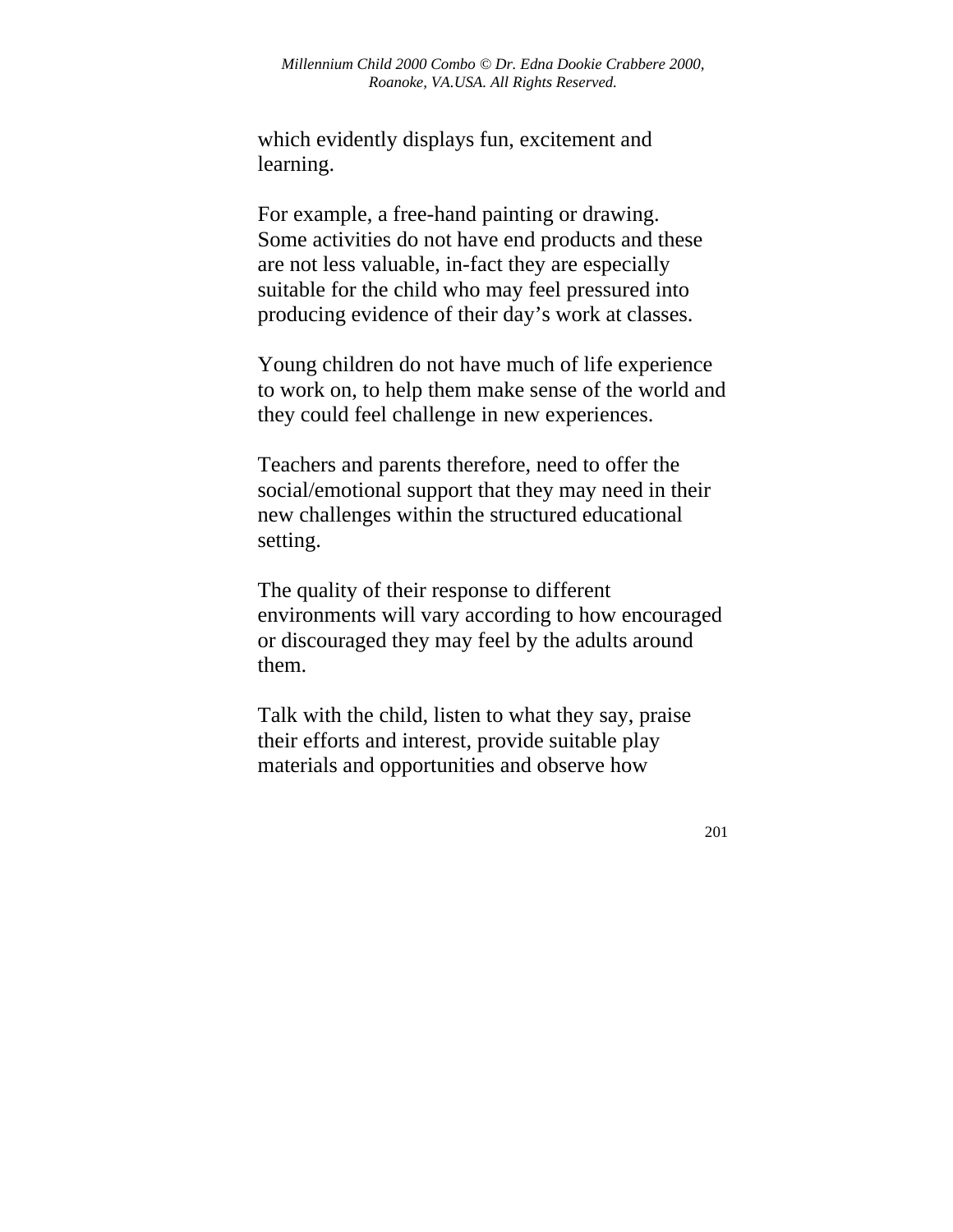which evidently displays fun, excitement and learning.

For example, a free-hand painting or drawing. Some activities do not have end products and these are not less valuable, in-fact they are especially suitable for the child who may feel pressured into producing evidence of their day's work at classes.

Young children do not have much of life experience to work on, to help them make sense of the world and they could feel challenge in new experiences.

Teachers and parents therefore, need to offer the social/emotional support that they may need in their new challenges within the structured educational setting.

The quality of their response to different environments will vary according to how encouraged or discouraged they may feel by the adults around them.

Talk with the child, listen to what they say, praise their efforts and interest, provide suitable play materials and opportunities and observe how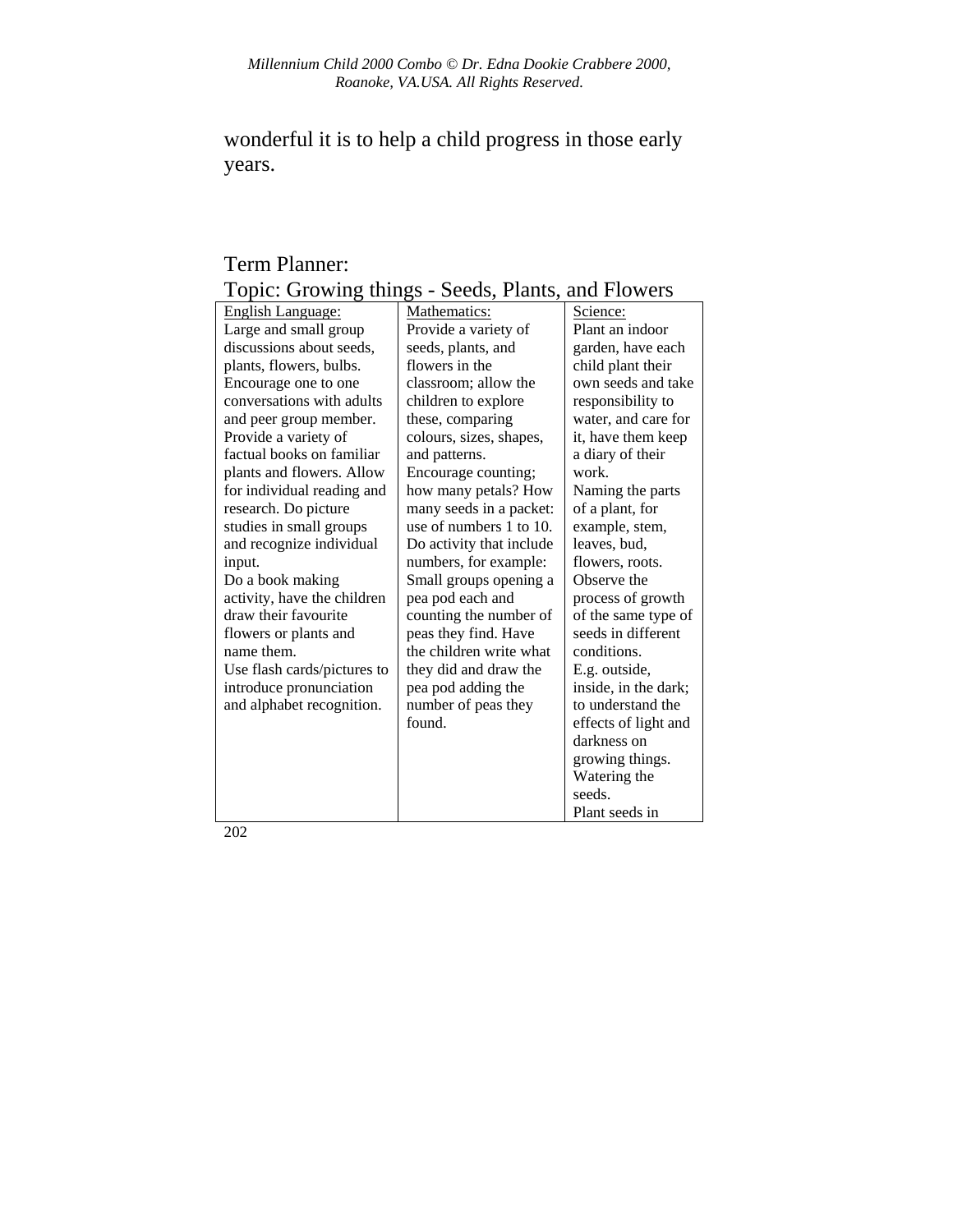wonderful it is to help a child progress in those early years.

Term Planner:
Topic: Growing things - Seeds, Plants, and Flowers

| English Language: | Mathematics: | Science: |
|---|---|---|
| Large and small group discussions about seeds, plants, flowers, bulbs. Encourage one to one conversations with adults and peer group member. Provide a variety of factual books on familiar plants and flowers. Allow for individual reading and research. Do picture studies in small groups and recognize individual input. Do a book making activity, have the children draw their favourite flowers or plants and name them. Use flash cards/pictures to introduce pronunciation and alphabet recognition. | Provide a variety of seeds, plants, and flowers in the classroom; allow the children to explore these, comparing colours, sizes, shapes, and patterns. Encourage counting; how many petals? How many seeds in a packet: use of numbers 1 to 10. Do activity that include numbers, for example: Small groups opening a pea pod each and counting the number of peas they find. Have the children write what they did and draw the pea pod adding the number of peas they found. | Plant an indoor garden, have each child plant their own seeds and take responsibility to water, and care for it, have them keep a diary of their work. Naming the parts of a plant, for example, stem, leaves, bud, flowers, roots. Observe the process of growth of the same type of seeds in different conditions. E.g. outside, inside, in the dark; to understand the effects of light and darkness on growing things. Watering the seeds. Plant seeds in |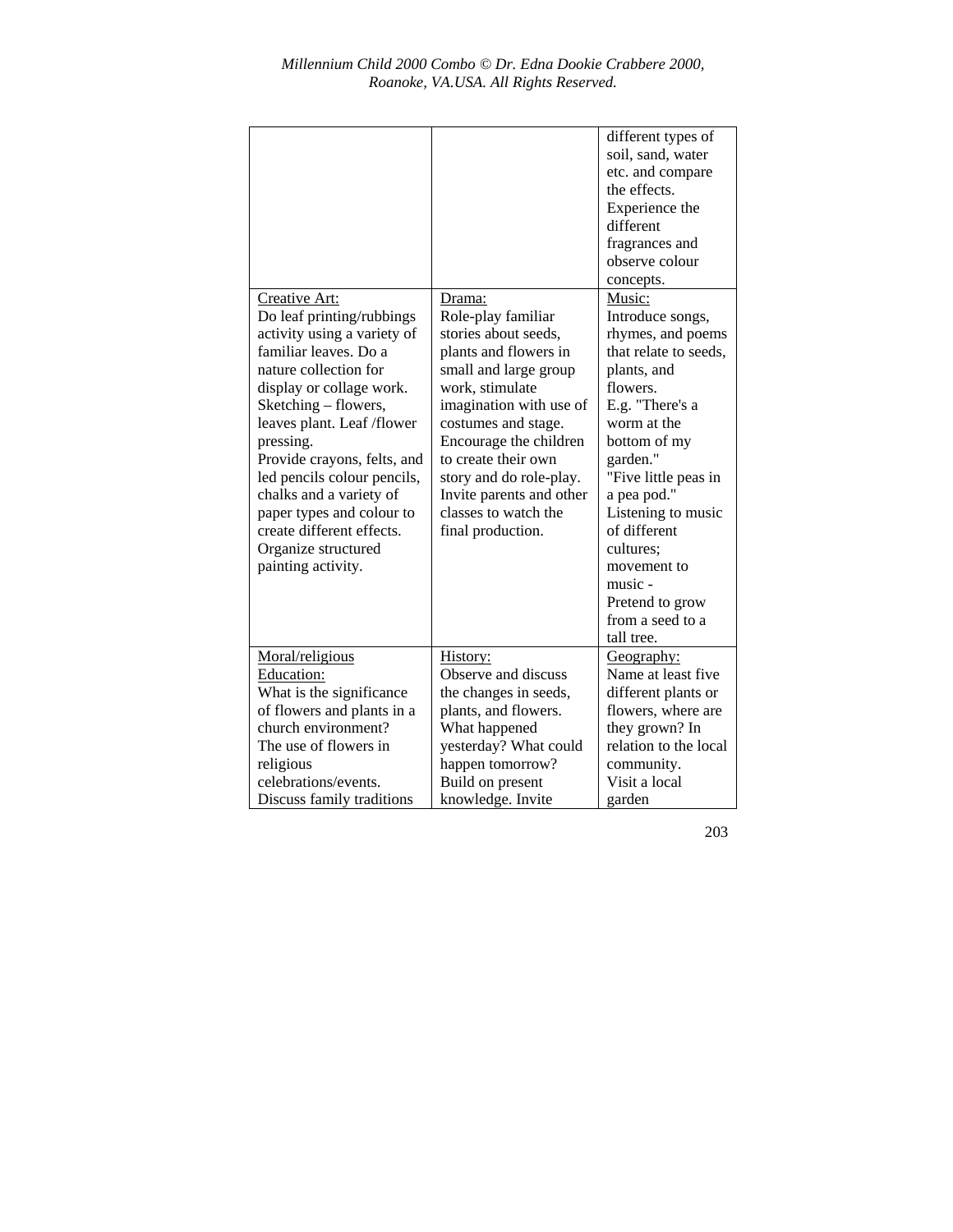| | | |
|---|---|---|
| | | different types of soil, sand, water etc. and compare the effects. Experience the different fragrances and observe colour concepts. |
| Creative Art:<br>Do leaf printing/rubbings activity using a variety of familiar leaves. Do a nature collection for display or collage work. Sketching – flowers, leaves plant. Leaf /flower pressing.<br>Provide crayons, felts, and led pencils colour pencils, chalks and a variety of paper types and colour to create different effects. Organize structured painting activity. | Drama:<br>Role-play familiar stories about seeds, plants and flowers in small and large group work, stimulate imagination with use of costumes and stage. Encourage the children to create their own story and do role-play. Invite parents and other classes to watch the final production. | Music:<br>Introduce songs, rhymes, and poems that relate to seeds, plants, and flowers.<br>E.g. "There's a worm at the bottom of my garden."<br>"Five little peas in a pea pod."<br>Listening to music of different cultures;<br>movement to music -<br>Pretend to grow from a seed to a tall tree. |
| Moral/religious Education:<br>What is the significance of flowers and plants in a church environment?<br>The use of flowers in religious celebrations/events.<br>Discuss family traditions | History:<br>Observe and discuss the changes in seeds, plants, and flowers. What happened yesterday? What could happen tomorrow?<br>Build on present knowledge. Invite | Geography:<br>Name at least five different plants or flowers, where are they grown? In relation to the local community.<br>Visit a local garden |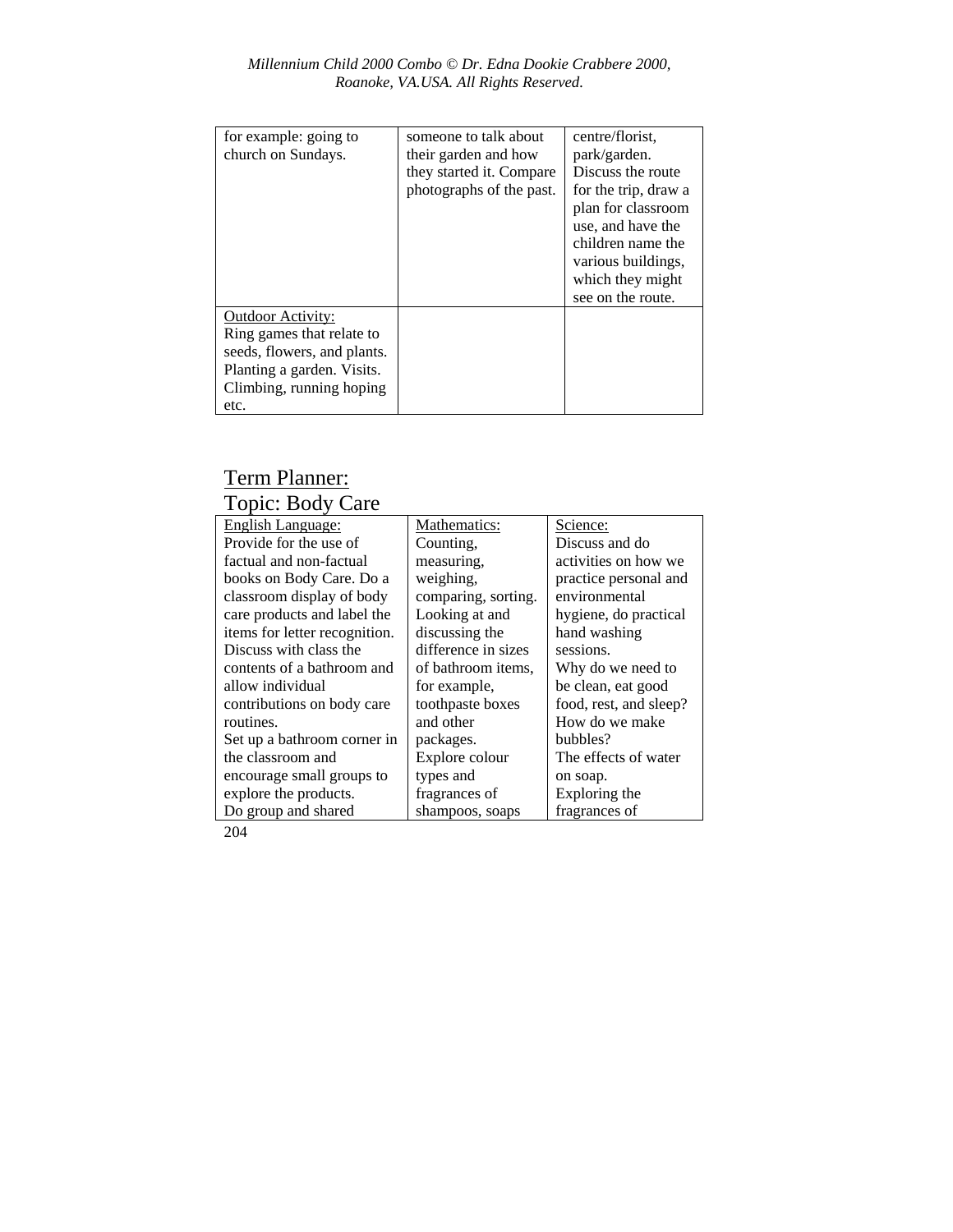| | | |
|---|---|---|
| for example: going to church on Sundays. | someone to talk about their garden and how they started it. Compare photographs of the past. | centre/florist, park/garden. Discuss the route for the trip, draw a plan for classroom use, and have the children name the various buildings, which they might see on the route. |
| Outdoor Activity: Ring games that relate to seeds, flowers, and plants. Planting a garden. Visits. Climbing, running hoping etc. | | |

## Term Planner:

## Topic: Body Care

| English Language: | Mathematics: | Science: |
|---|---|---|
| Provide for the use of factual and non-factual books on Body Care. Do a classroom display of body care products and label the items for letter recognition. Discuss with class the contents of a bathroom and allow individual contributions on body care routines. Set up a bathroom corner in the classroom and encourage small groups to explore the products. Do group and shared | Counting, measuring, weighing, comparing, sorting. Looking at and discussing the difference in sizes of bathroom items, for example, toothpaste boxes and other packages. Explore colour types and fragrances of shampoos, soaps | Discuss and do activities on how we practice personal and environmental hygiene, do practical hand washing sessions. Why do we need to be clean, eat good food, rest, and sleep? How do we make bubbles? The effects of water on soap. Exploring the fragrances of |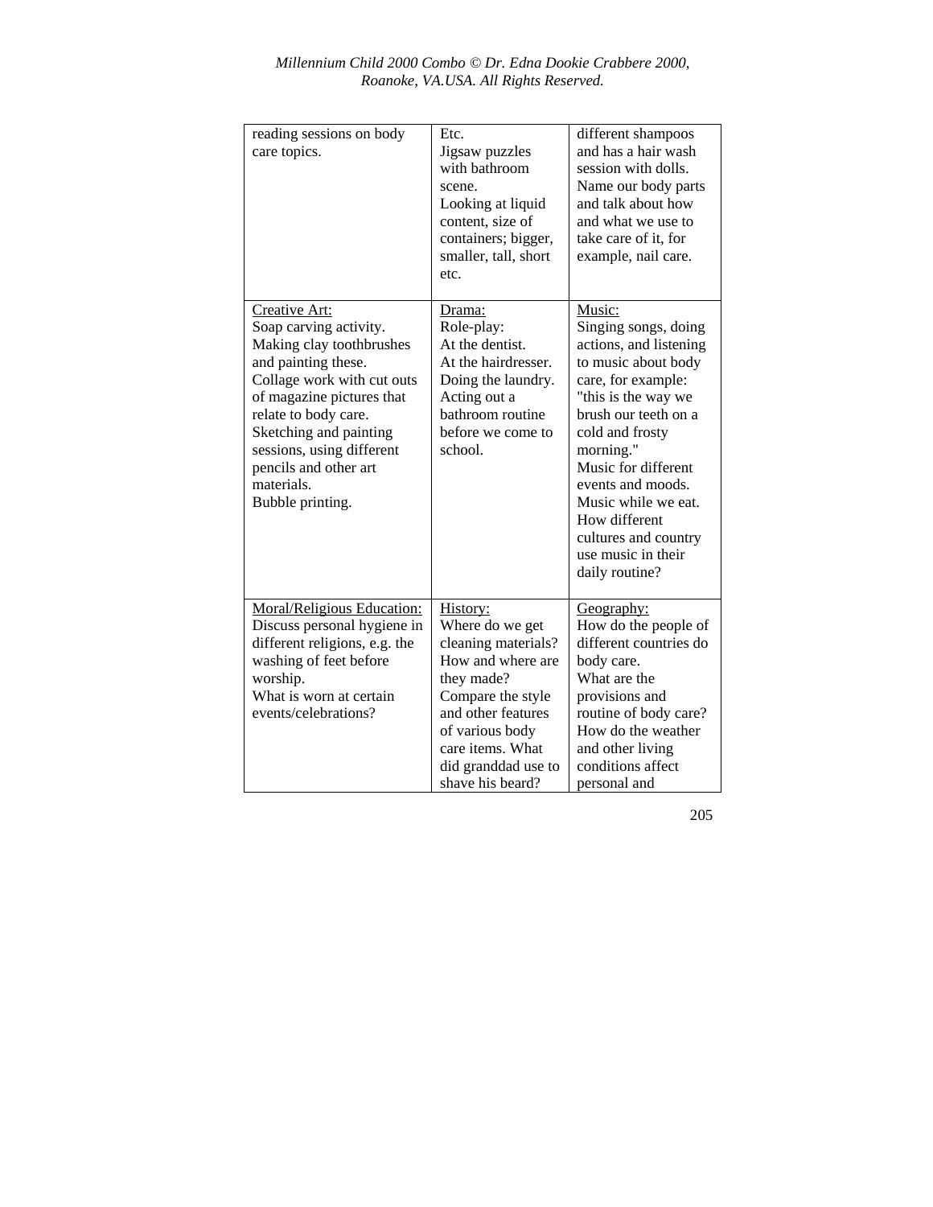| | | |
|---|---|---|
| reading sessions on body care topics. | Etc.<br>Jigsaw puzzles with bathroom scene.<br>Looking at liquid content, size of containers; bigger, smaller, tall, short etc. | different shampoos and has a hair wash session with dolls.<br>Name our body parts and talk about how and what we use to take care of it, for example, nail care. |
| <u>Creative Art:</u><br>Soap carving activity.<br>Making clay toothbrushes and painting these.<br>Collage work with cut outs of magazine pictures that relate to body care.<br>Sketching and painting sessions, using different pencils and other art materials.<br>Bubble printing. | <u>Drama:</u><br>Role-play:<br>At the dentist.<br>At the hairdresser.<br>Doing the laundry.<br>Acting out a bathroom routine before we come to school. | <u>Music:</u><br>Singing songs, doing actions, and listening to music about body care, for example: "this is the way we brush our teeth on a cold and frosty morning."<br>Music for different events and moods.<br>Music while we eat.<br>How different cultures and country use music in their daily routine? |
| <u>Moral/Religious Education:</u><br>Discuss personal hygiene in different religions, e.g. the washing of feet before worship.<br>What is worn at certain events/celebrations? | <u>History:</u><br>Where do we get cleaning materials?<br>How and where are they made?<br>Compare the style and other features of various body care items. What did granddad use to shave his beard? | <u>Geography:</u><br>How do the people of different countries do body care.<br>What are the provisions and routine of body care?<br>How do the weather and other living conditions affect personal and |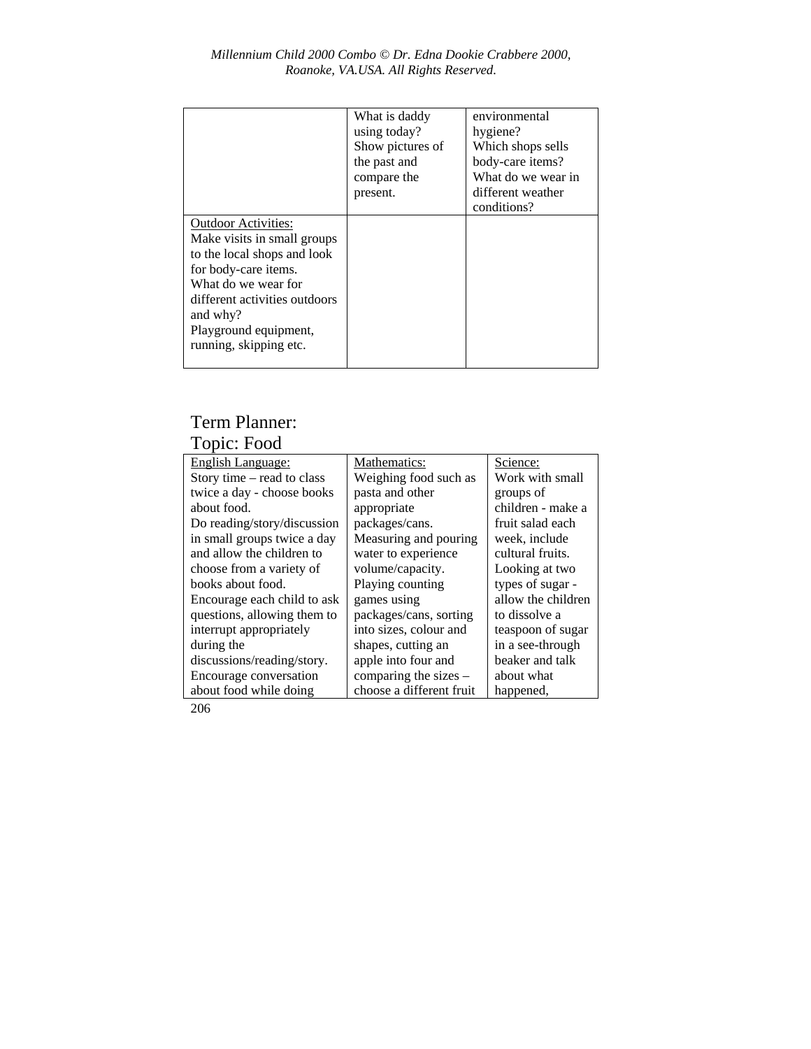| | What is daddy using today? Show pictures of the past and compare the present. | environmental hygiene? Which shops sells body-care items? What do we wear in different weather conditions? |
|---|---|---|
| Outdoor Activities: Make visits in small groups to the local shops and look for body-care items. What do we wear for different activities outdoors and why? Playground equipment, running, skipping etc. | | |

Term Planner:
Topic: Food

| English Language: | Mathematics: | Science: |
|---|---|---|
| Story time – read to class twice a day - choose books about food. Do reading/story/discussion in small groups twice a day and allow the children to choose from a variety of books about food. Encourage each child to ask questions, allowing them to interrupt appropriately during the discussions/reading/story. Encourage conversation about food while doing | Weighing food such as pasta and other appropriate packages/cans. Measuring and pouring water to experience volume/capacity. Playing counting games using packages/cans, sorting into sizes, colour and shapes, cutting an apple into four and comparing the sizes – choose a different fruit | Work with small groups of children - make a fruit salad each week, include cultural fruits. Looking at two types of sugar - allow the children to dissolve a teaspoon of sugar in a see-through beaker and talk about what happened, |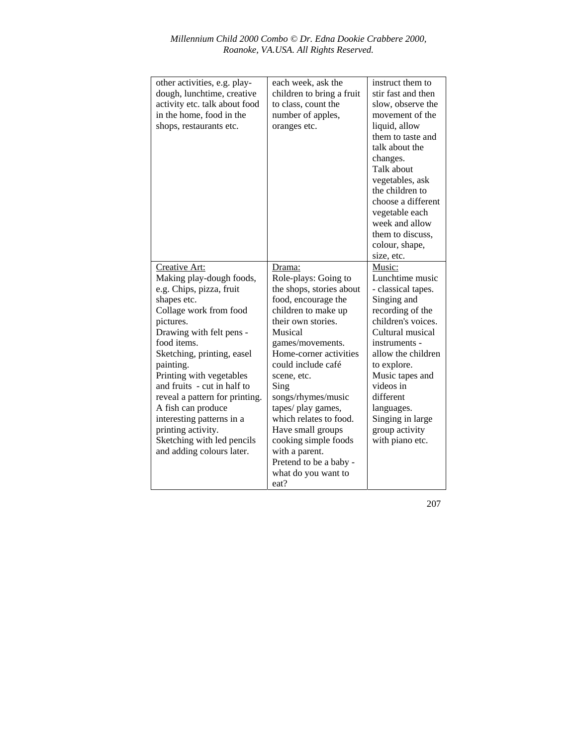| | | |
|---|---|---|
| other activities, e.g. play-dough, lunchtime, creative activity etc. talk about food in the home, food in the shops, restaurants etc. | each week, ask the children to bring a fruit to class, count the number of apples, oranges etc. | instruct them to stir fast and then slow, observe the movement of the liquid, allow them to taste and talk about the changes.<br>Talk about vegetables, ask the children to choose a different vegetable each week and allow them to discuss, colour, shape, size, etc. |
| Creative Art:<br>Making play-dough foods, e.g. Chips, pizza, fruit shapes etc.<br>Collage work from food pictures.<br>Drawing with felt pens - food items.<br>Sketching, printing, easel painting.<br>Printing with vegetables and fruits - cut in half to reveal a pattern for printing.<br>A fish can produce interesting patterns in a printing activity.<br>Sketching with led pencils and adding colours later. | Drama:<br>Role-plays: Going to the shops, stories about food, encourage the children to make up their own stories.<br>Musical games/movements.<br>Home-corner activities could include café scene, etc.<br>Sing songs/rhymes/music tapes/ play games, which relates to food.<br>Have small groups cooking simple foods with a parent.<br>Pretend to be a baby - what do you want to eat? | Music:<br>Lunchtime music - classical tapes.<br>Singing and recording of the children's voices.<br>Cultural musical instruments - allow the children to explore.<br>Music tapes and videos in different languages.<br>Singing in large group activity with piano etc. |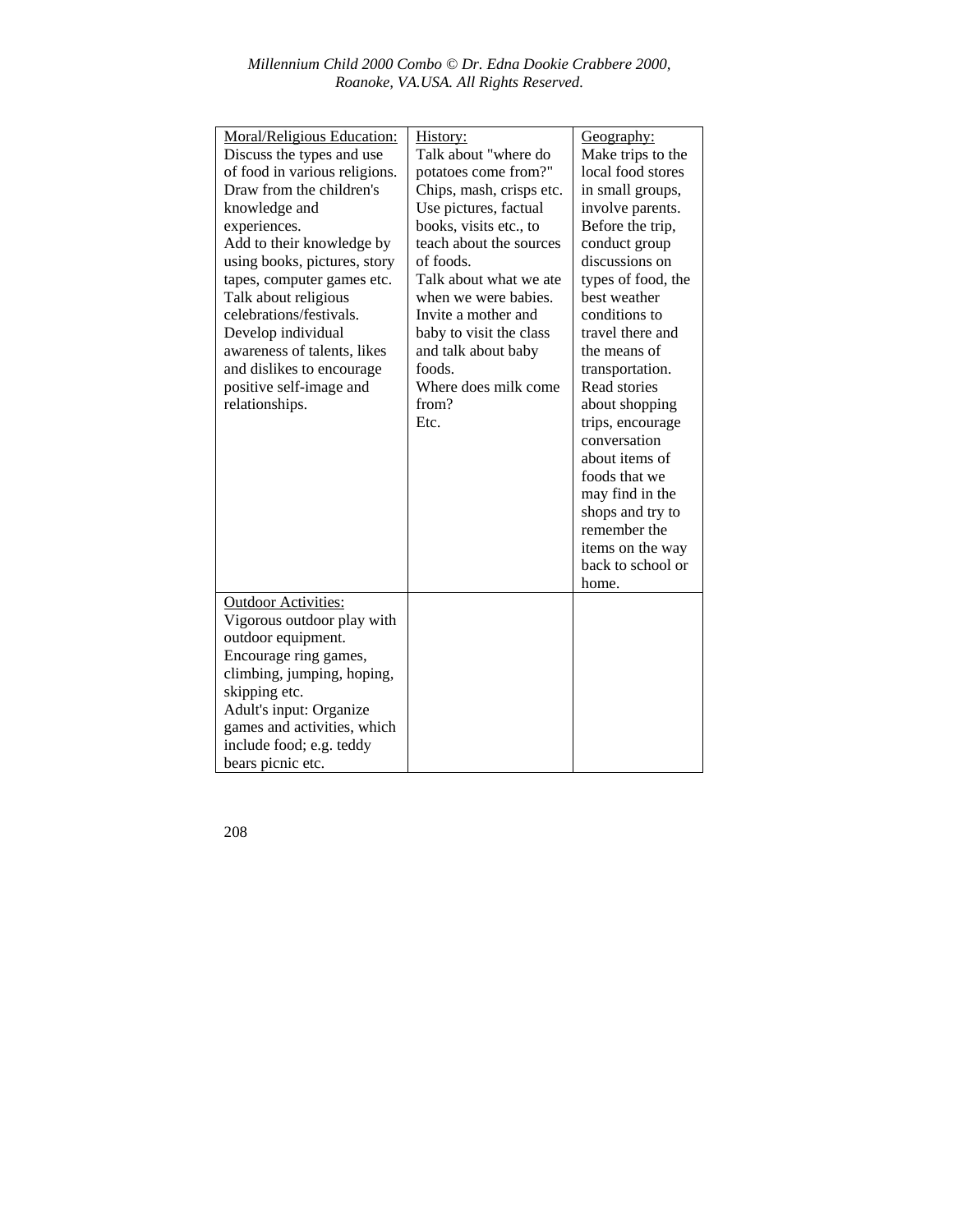| Moral/Religious Education:<br>Discuss the types and use of food in various religions. Draw from the children's knowledge and experiences.<br>Add to their knowledge by using books, pictures, story tapes, computer games etc.<br>Talk about religious celebrations/festivals.<br>Develop individual awareness of talents, likes and dislikes to encourage positive self-image and relationships. | History:<br>Talk about "where do potatoes come from?" Chips, mash, crisps etc.<br>Use pictures, factual books, visits etc., to teach about the sources of foods.<br>Talk about what we ate when we were babies.<br>Invite a mother and baby to visit the class and talk about baby foods.<br>Where does milk come from?<br>Etc. | Geography:<br>Make trips to the local food stores in small groups, involve parents. Before the trip, conduct group discussions on types of food, the best weather conditions to travel there and the means of transportation.<br>Read stories about shopping trips, encourage conversation about items of foods that we may find in the shops and try to remember the items on the way back to school or home. |
|---|---|---|
| Outdoor Activities:<br>Vigorous outdoor play with outdoor equipment.<br>Encourage ring games, climbing, jumping, hoping, skipping etc.<br>Adult's input: Organize games and activities, which include food; e.g. teddy bears picnic etc. | | |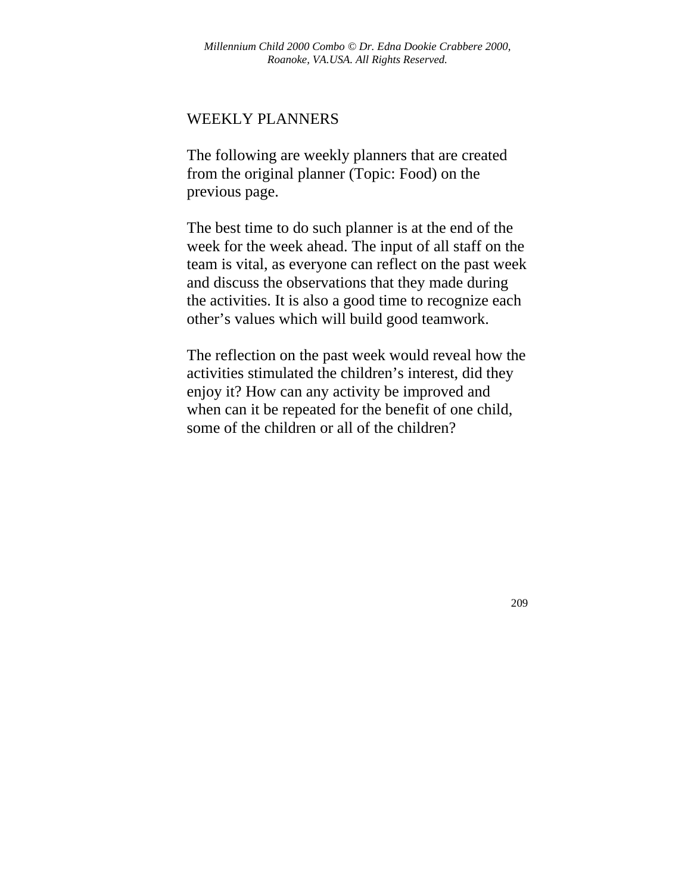## WEEKLY PLANNERS

The following are weekly planners that are created from the original planner (Topic: Food) on the previous page.

The best time to do such planner is at the end of the week for the week ahead. The input of all staff on the team is vital, as everyone can reflect on the past week and discuss the observations that they made during the activities. It is also a good time to recognize each other's values which will build good teamwork.

The reflection on the past week would reveal how the activities stimulated the children's interest, did they enjoy it? How can any activity be improved and when can it be repeated for the benefit of one child, some of the children or all of the children?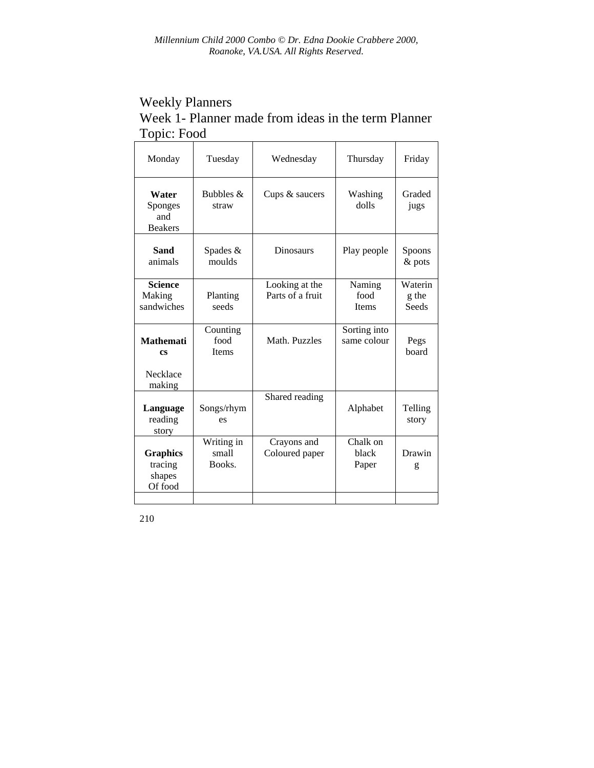Weekly Planners
Week 1- Planner made from ideas in the term Planner
Topic: Food

| Monday | Tuesday | Wednesday | Thursday | Friday |
|---|---|---|---|---|
| **Water** Sponges and Beakers | Bubbles & straw | Cups & saucers | Washing dolls | Graded jugs |
| **Sand** animals | Spades & moulds | Dinosaurs | Play people | Spoons & pots |
| **Science** Making sandwiches | Planting seeds | Looking at the Parts of a fruit | Naming food Items | Watering the Seeds |
| **Mathematics** Necklace making | Counting food Items | Math. Puzzles | Sorting into same colour | Pegs board |
| **Language** reading story | Songs/rhymes | Shared reading | Alphabet | Telling story |
| **Graphics** tracing shapes Of food | Writing in small Books. | Crayons and Coloured paper | Chalk on black Paper | Drawing |
| | | | | |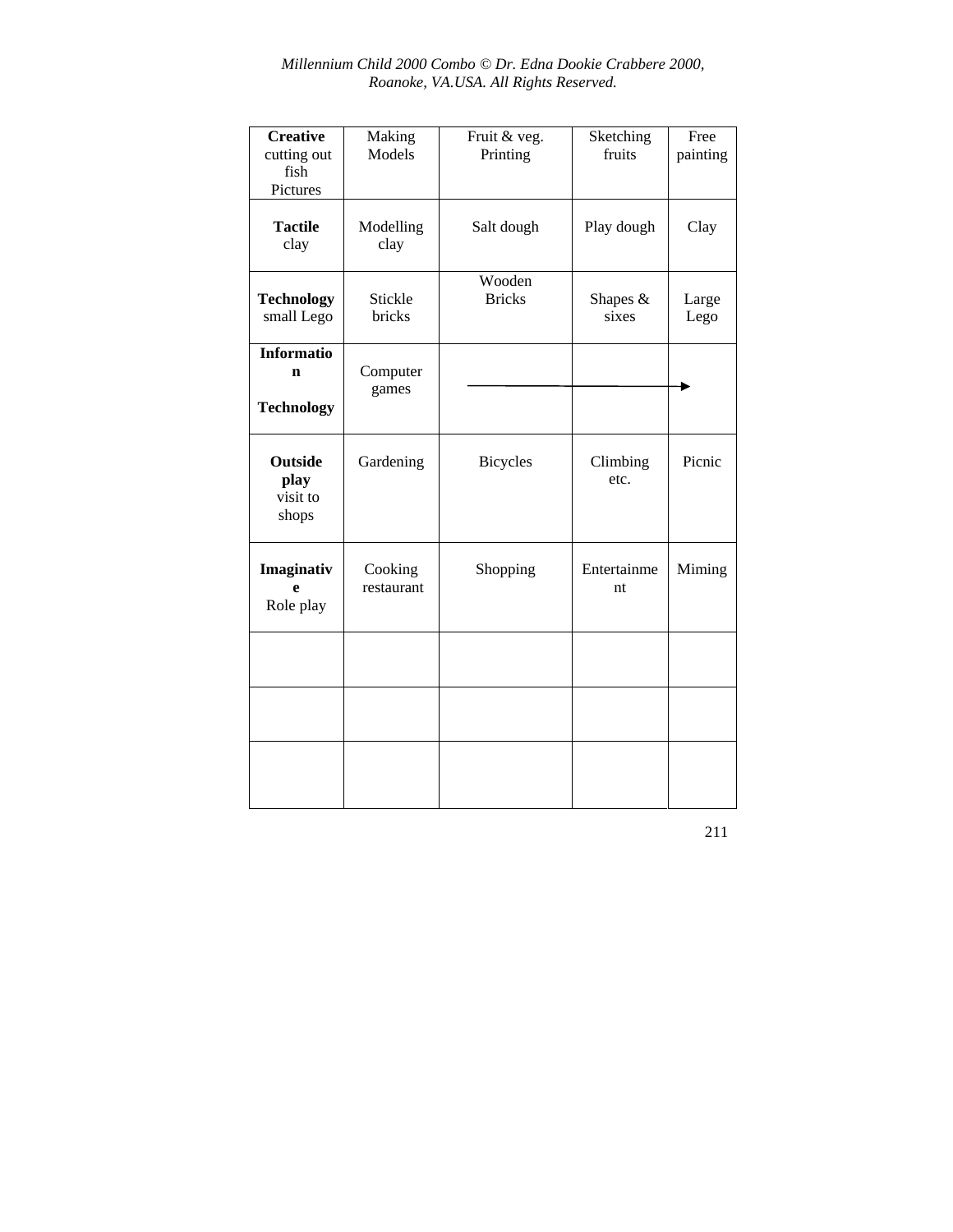| **Creative** cutting out fish Pictures | Making Models | Fruit & veg. Printing | Sketching fruits | Free painting |
|---|---|---|---|---|
| **Tactile** clay | Modelling clay | Salt dough | Play dough | Clay |
| **Technology** small Lego | Stickle bricks | Wooden Bricks | Shapes & sixes | Large Lego |
| **Information Technology** | Computer games | → | → | → |
| **Outside play** visit to shops | Gardening | Bicycles | Climbing etc. | Picnic |
| **Imaginative** Role play | Cooking restaurant | Shopping | Entertainment | Miming |
| | | | | |
| | | | | |
| | | | | |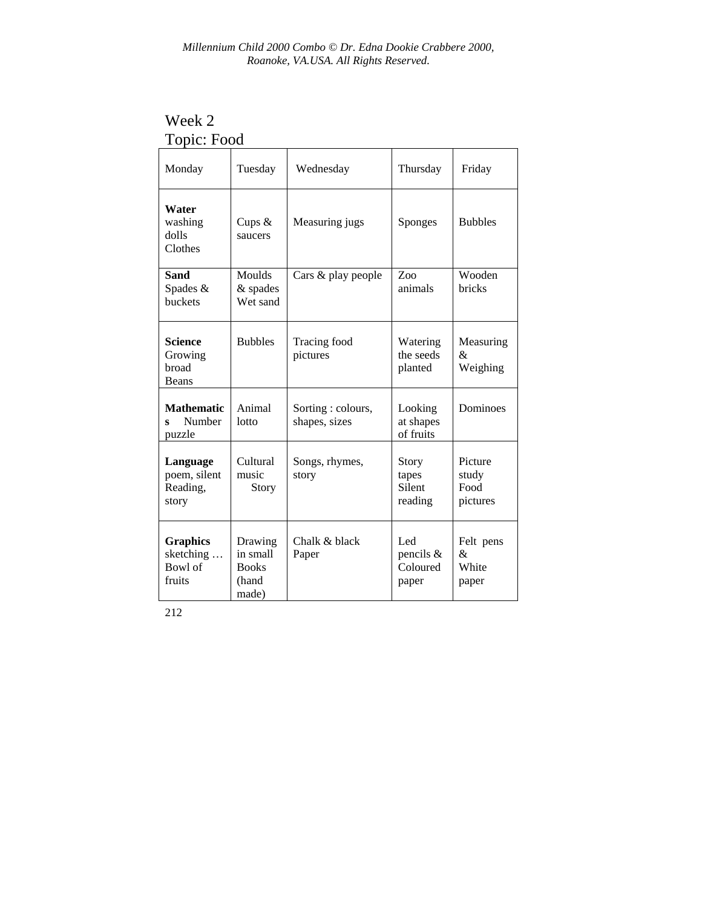Week 2
Topic: Food

| Monday | Tuesday | Wednesday | Thursday | Friday |
|---|---|---|---|---|
| **Water** washing dolls Clothes | Cups & saucers | Measuring jugs | Sponges | Bubbles |
| **Sand** Spades & buckets | Moulds & spades Wet sand | Cars & play people | Zoo animals | Wooden bricks |
| **Science** Growing broad Beans | Bubbles | Tracing food pictures | Watering the seeds planted | Measuring & Weighing |
| **Mathematics** Number puzzle | Animal lotto | Sorting : colours, shapes, sizes | Looking at shapes of fruits | Dominoes |
| **Language** poem, silent Reading, story | Cultural music Story | Songs, rhymes, story | Story tapes Silent reading | Picture study Food pictures |
| **Graphics** sketching … Bowl of fruits | Drawing in small Books (hand made) | Chalk & black Paper | Led pencils & Coloured paper | Felt pens & White paper |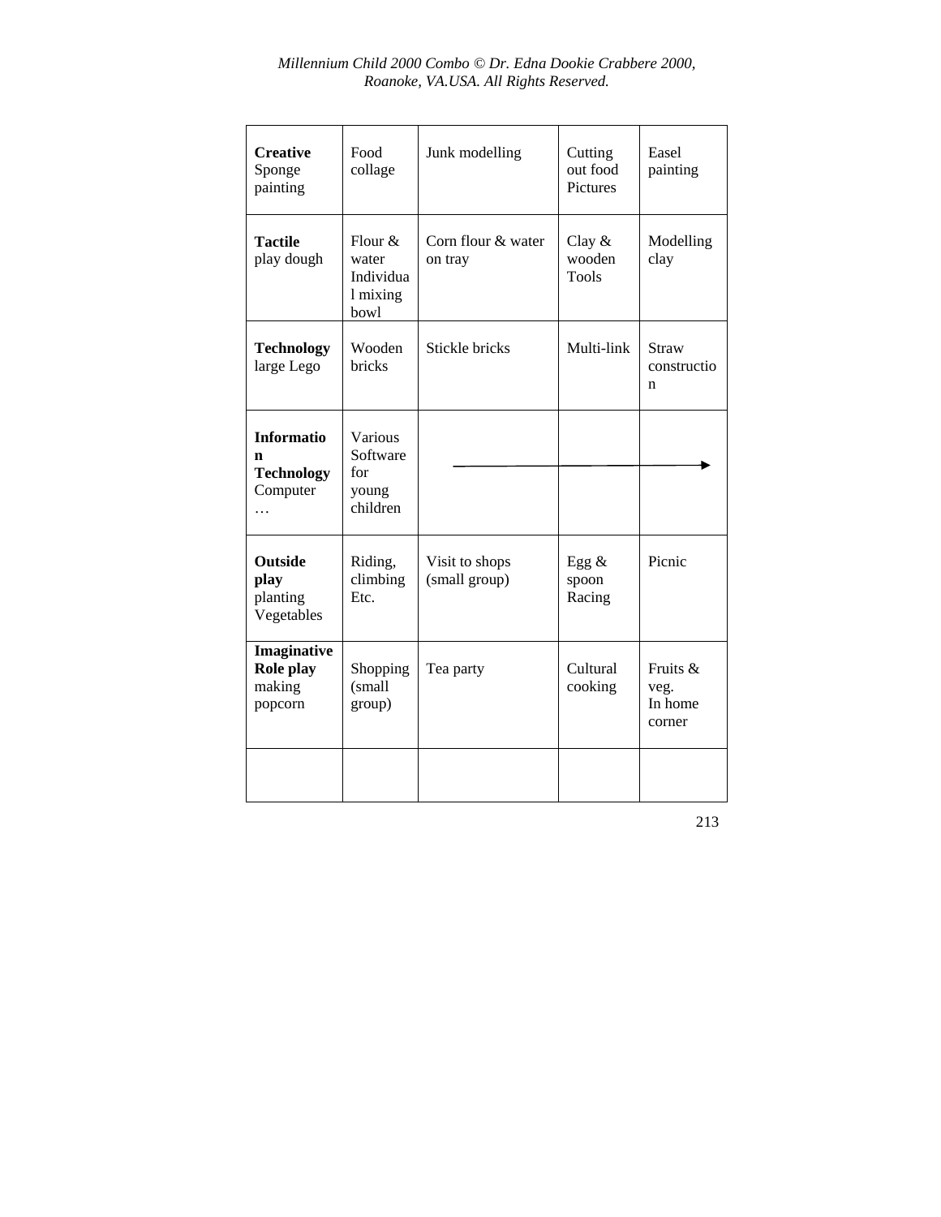| **Creative** Sponge painting | Food collage | Junk modelling | Cutting out food Pictures | Easel painting |
|---|---|---|---|---|
| **Tactile** play dough | Flour & water Individual mixing bowl | Corn flour & water on tray | Clay & wooden Tools | Modelling clay |
| **Technology** large Lego | Wooden bricks | Stickle bricks | Multi-link | Straw construction |
| **Information Technology** Computer … | Various Software for young children | ⟶ | ⟶ | ⟶ |
| **Outside play** planting Vegetables | Riding, climbing Etc. | Visit to shops (small group) | Egg & spoon Racing | Picnic |
| **Imaginative Role play** making popcorn | Shopping (small group) | Tea party | Cultural cooking | Fruits & veg. In home corner |
| | | | | |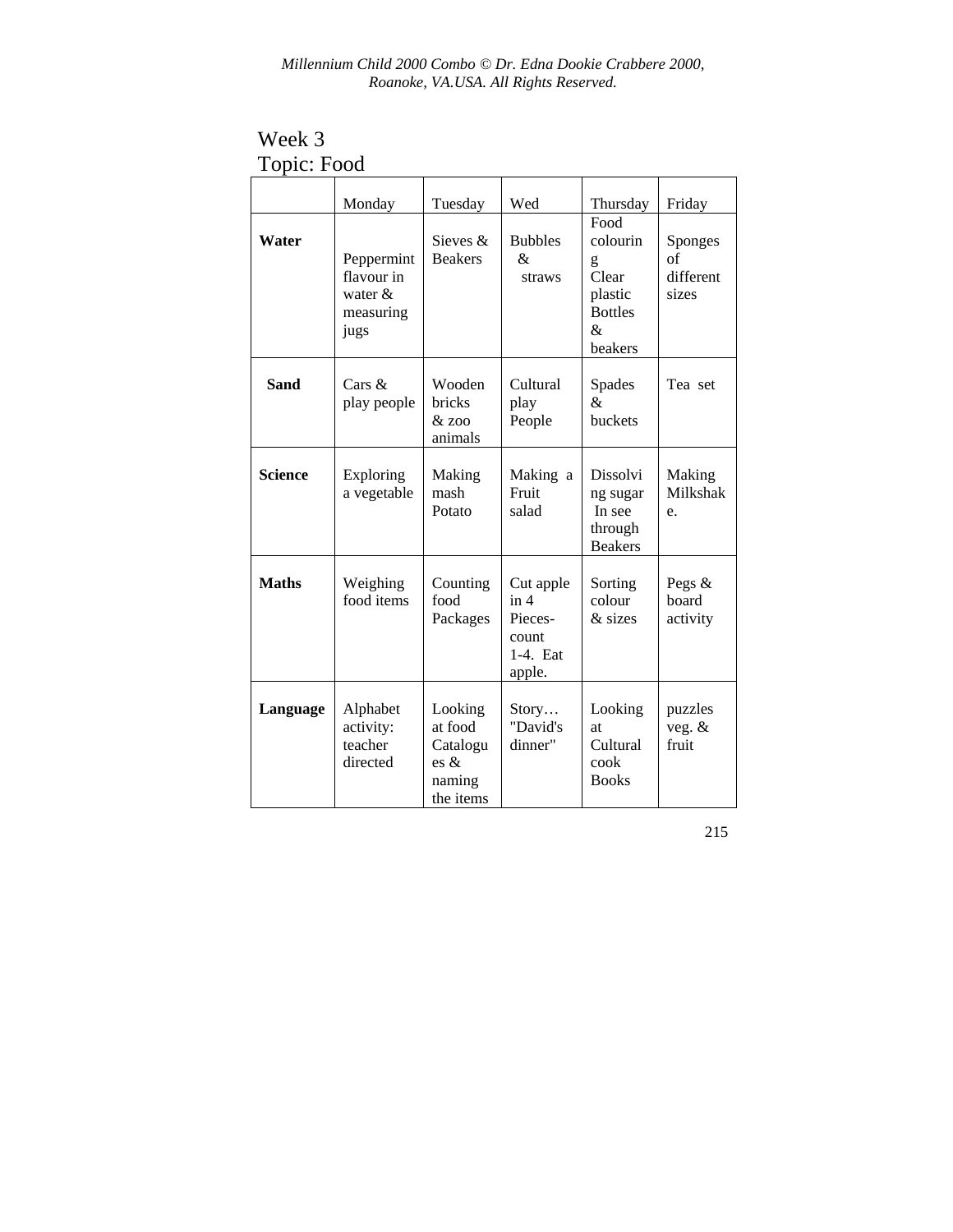Week 3

Topic: Food

| | Monday | Tuesday | Wed | Thursday | Friday |
|---|---|---|---|---|---|
| **Water** | Peppermint flavour in water & measuring jugs | Sieves & Beakers | Bubbles & straws | Food colouring Clear plastic Bottles & beakers | Sponges of different sizes |
| **Sand** | Cars & play people | Wooden bricks & zoo animals | Cultural play People | Spades & buckets | Tea set |
| **Science** | Exploring a vegetable | Making mash Potato | Making a Fruit salad | Dissolving sugar In see through Beakers | Making Milkshake. |
| **Maths** | Weighing food items | Counting food Packages | Cut apple in 4 Pieces-count 1-4. Eat apple. | Sorting colour & sizes | Pegs & board activity |
| **Language** | Alphabet activity: teacher directed | Looking at food Catalogues & naming the items | Story… "David's dinner" | Looking at Cultural cook Books | puzzles veg. & fruit |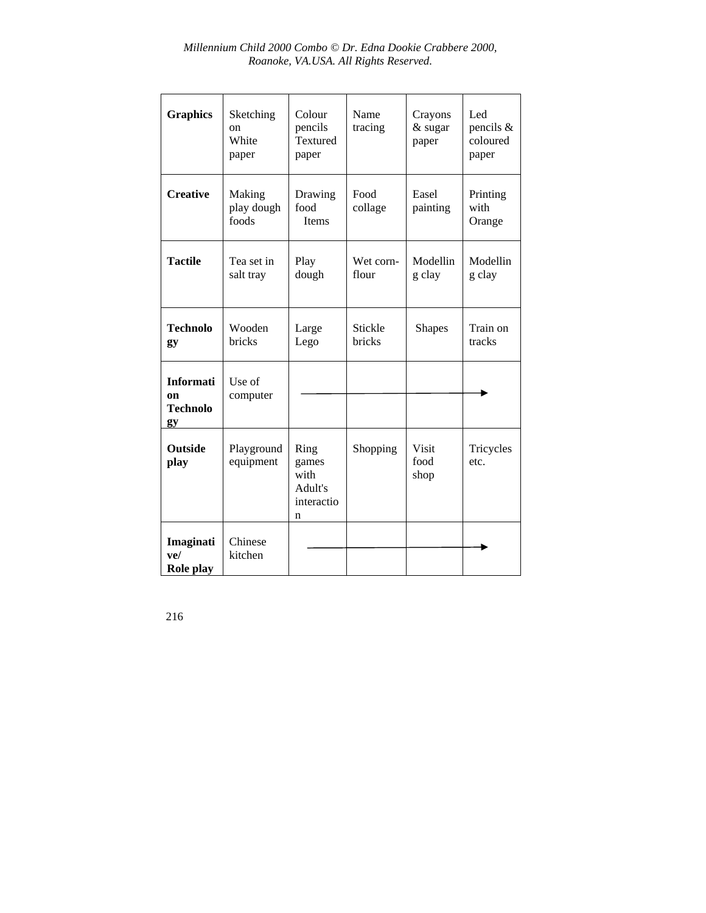| **Graphics** | Sketching on White paper | Colour pencils Textured paper | Name tracing | Crayons & sugar paper | Led pencils & coloured paper |
|---|---|---|---|---|---|
| **Creative** | Making play dough foods | Drawing food Items | Food collage | Easel painting | Printing with Orange |
| **Tactile** | Tea set in salt tray | Play dough | Wet corn-flour | Modelling clay | Modelling clay |
| **Technology** | Wooden bricks | Large Lego | Stickle bricks | Shapes | Train on tracks |
| **Information Technology** | Use of computer | → | → | → | → |
| **Outside play** | Playground equipment | Ring games with Adult's interaction | Shopping | Visit food shop | Tricycles etc. |
| **Imaginative/ Role play** | Chinese kitchen | → | → | → | → |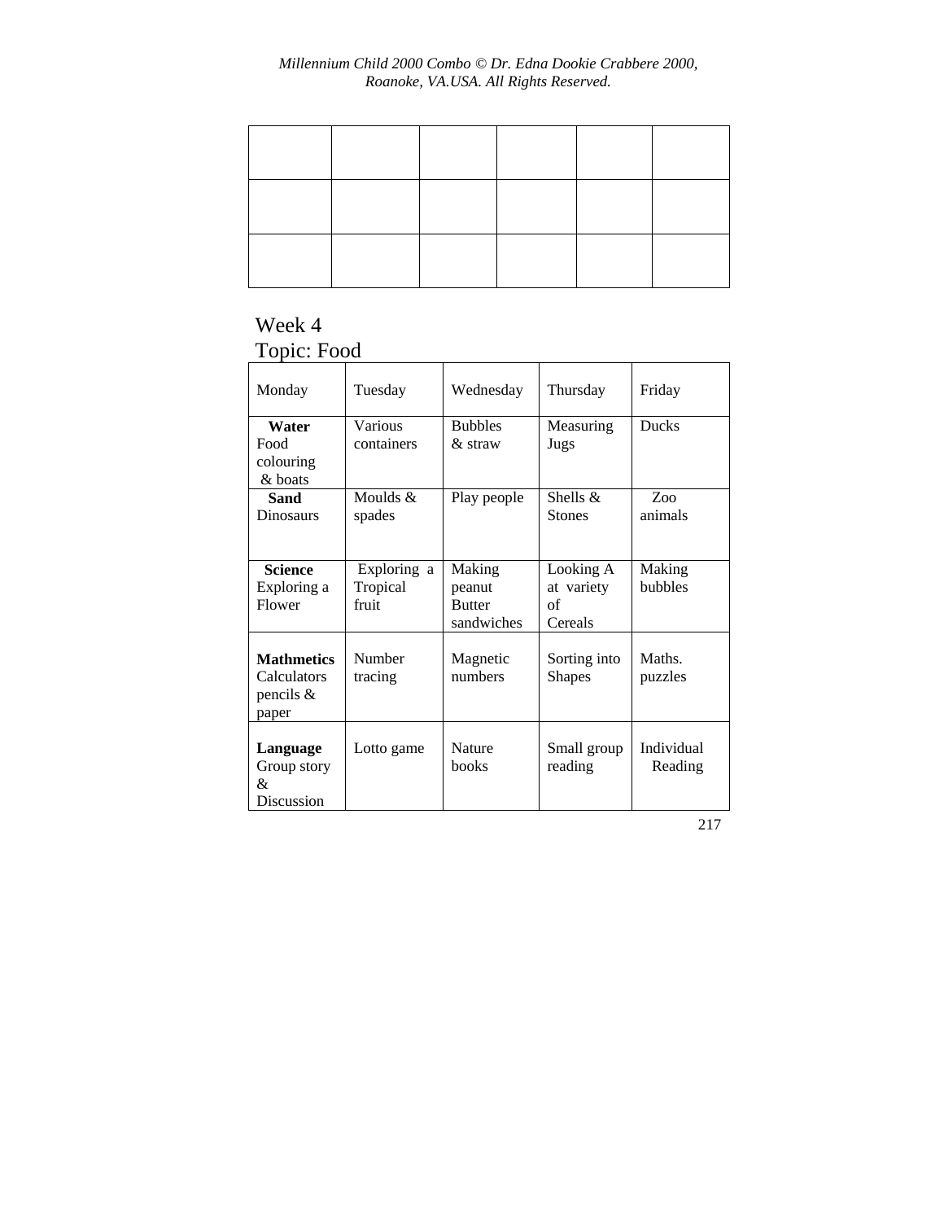|  |  |  |  |  |  |
|---|---|---|---|---|---|
|  |  |  |  |  |  |
|  |  |  |  |  |  |
|  |  |  |  |  |  |

Week 4
Topic: Food

| Monday | Tuesday | Wednesday | Thursday | Friday |
|---|---|---|---|---|
| **Water** Food colouring & boats | Various containers | Bubbles & straw | Measuring Jugs | Ducks |
| **Sand** Dinosaurs | Moulds & spades | Play people | Shells & Stones | Zoo animals |
| **Science** Exploring a Flower | Exploring a Tropical fruit | Making peanut Butter sandwiches | Looking A at variety of Cereals | Making bubbles |
| **Mathmetics** Calculators pencils & paper | Number tracing | Magnetic numbers | Sorting into Shapes | Maths. puzzles |
| **Language** Group story & Discussion | Lotto game | Nature books | Small group reading | Individual Reading |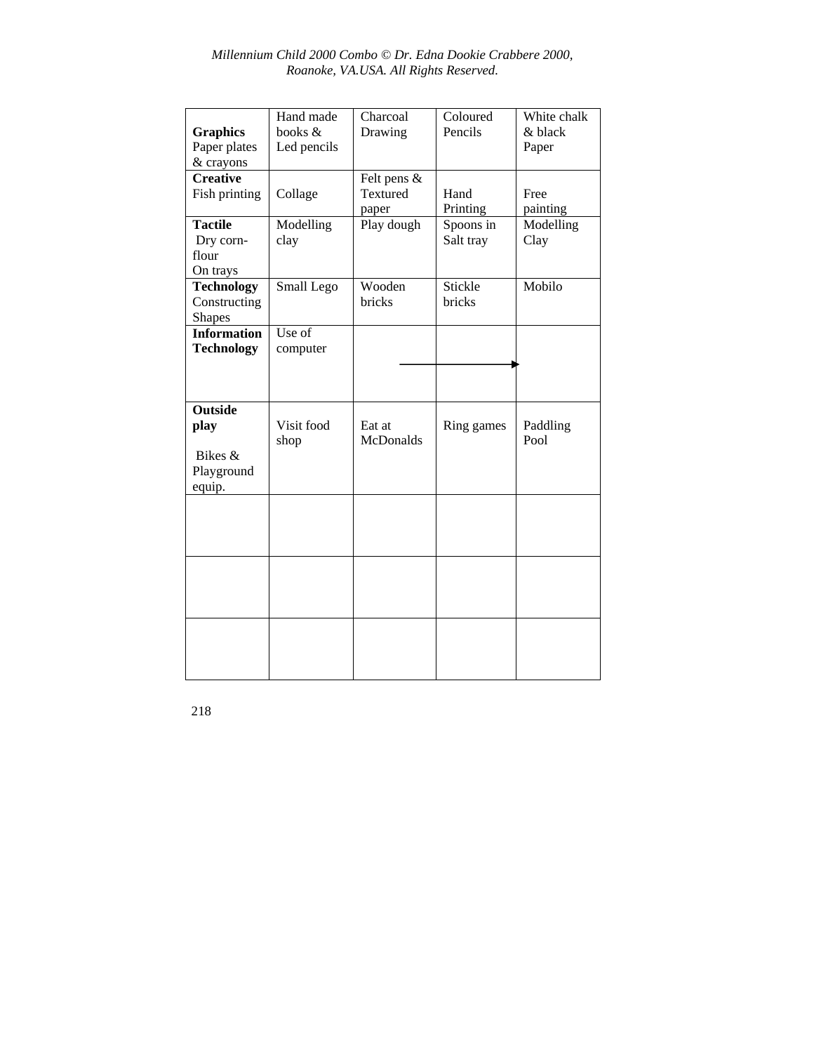| **Graphics** Paper plates & crayons | Hand made books & Led pencils | Charcoal Drawing | Coloured Pencils | White chalk & black Paper |
|---|---|---|---|---|
| **Creative** Fish printing | Collage | Felt pens & Textured paper | Hand Printing | Free painting |
| **Tactile** Dry corn-flour On trays | Modelling clay | Play dough | Spoons in Salt tray | Modelling Clay |
| **Technology** Constructing Shapes | Small Lego | Wooden bricks | Stickle bricks | Mobilo |
| **Information Technology** | Use of computer | → | → | → |
| **Outside play** Bikes & Playground equip. | Visit food shop | Eat at McDonalds | Ring games | Paddling Pool |
| | | | | |
| | | | | |
| | | | | |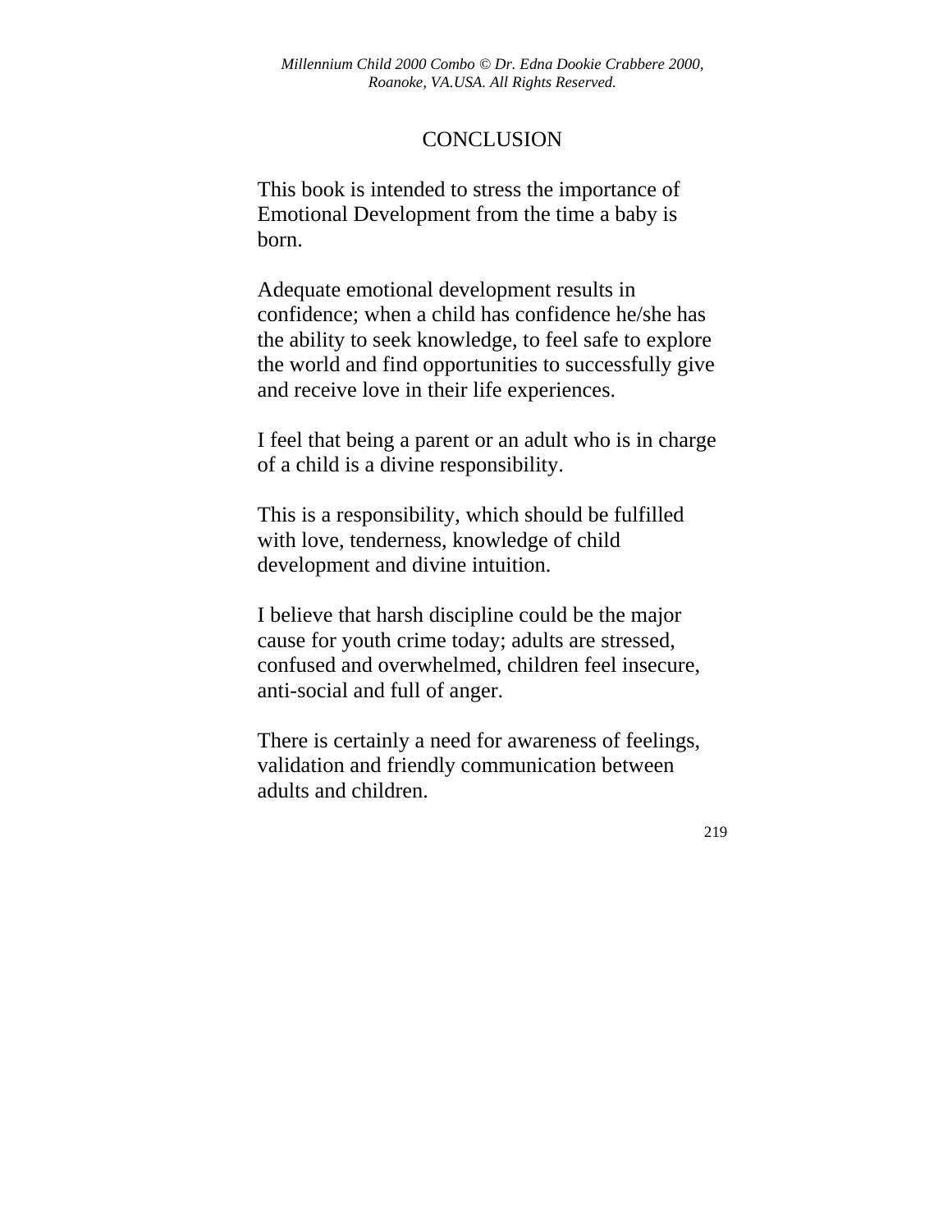# CONCLUSION

This book is intended to stress the importance of Emotional Development from the time a baby is born.

Adequate emotional development results in confidence; when a child has confidence he/she has the ability to seek knowledge, to feel safe to explore the world and find opportunities to successfully give and receive love in their life experiences.

I feel that being a parent or an adult who is in charge of a child is a divine responsibility.

This is a responsibility, which should be fulfilled with love, tenderness, knowledge of child development and divine intuition.

I believe that harsh discipline could be the major cause for youth crime today; adults are stressed, confused and overwhelmed, children feel insecure, anti-social and full of anger.

There is certainly a need for awareness of feelings, validation and friendly communication between adults and children.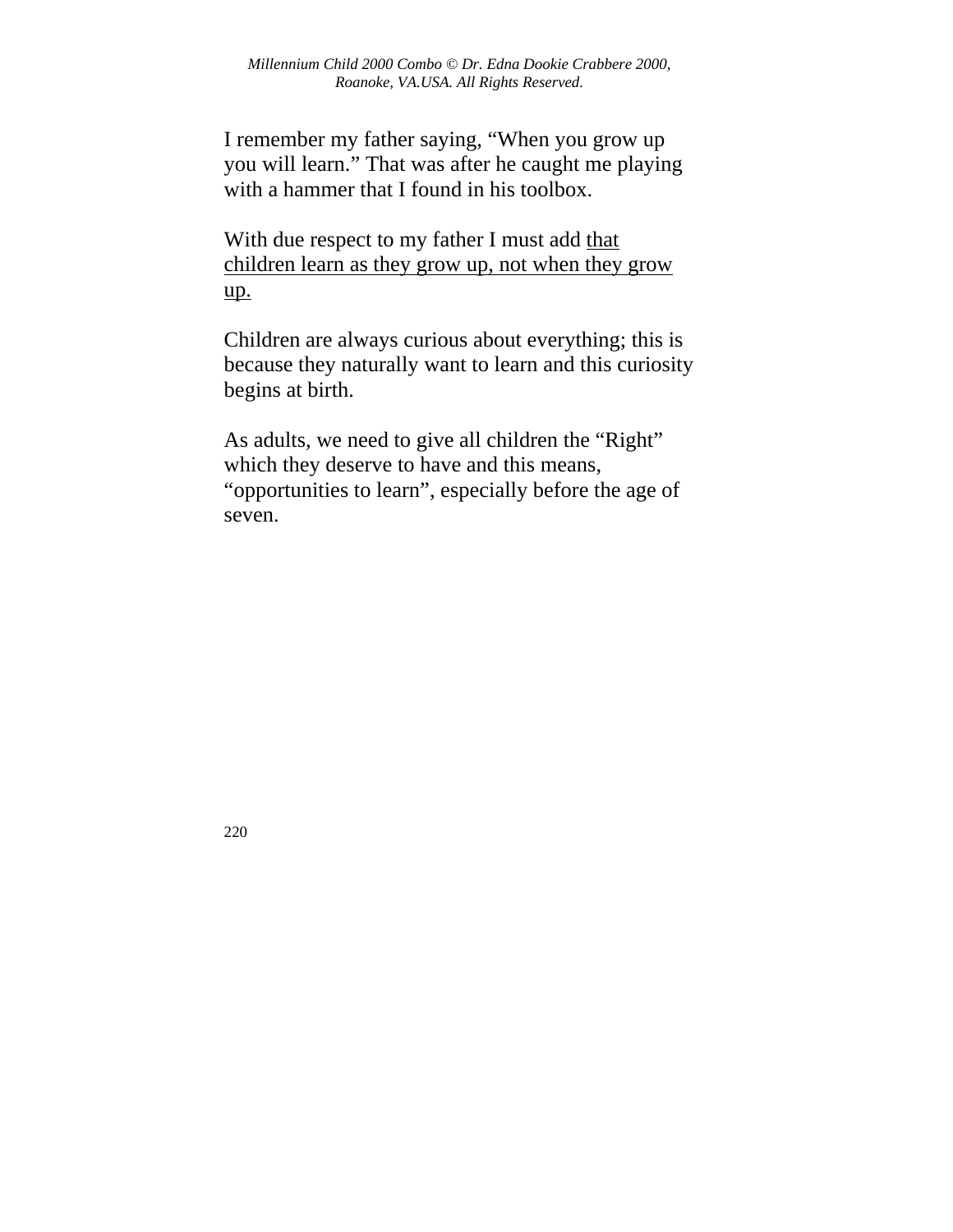I remember my father saying, “When you grow up you will learn.” That was after he caught me playing with a hammer that I found in his toolbox.

With due respect to my father I must add <u>that children learn as they grow up, not when they grow up.</u>

Children are always curious about everything; this is because they naturally want to learn and this curiosity begins at birth.

As adults, we need to give all children the “Right” which they deserve to have and this means, “opportunities to learn”, especially before the age of seven.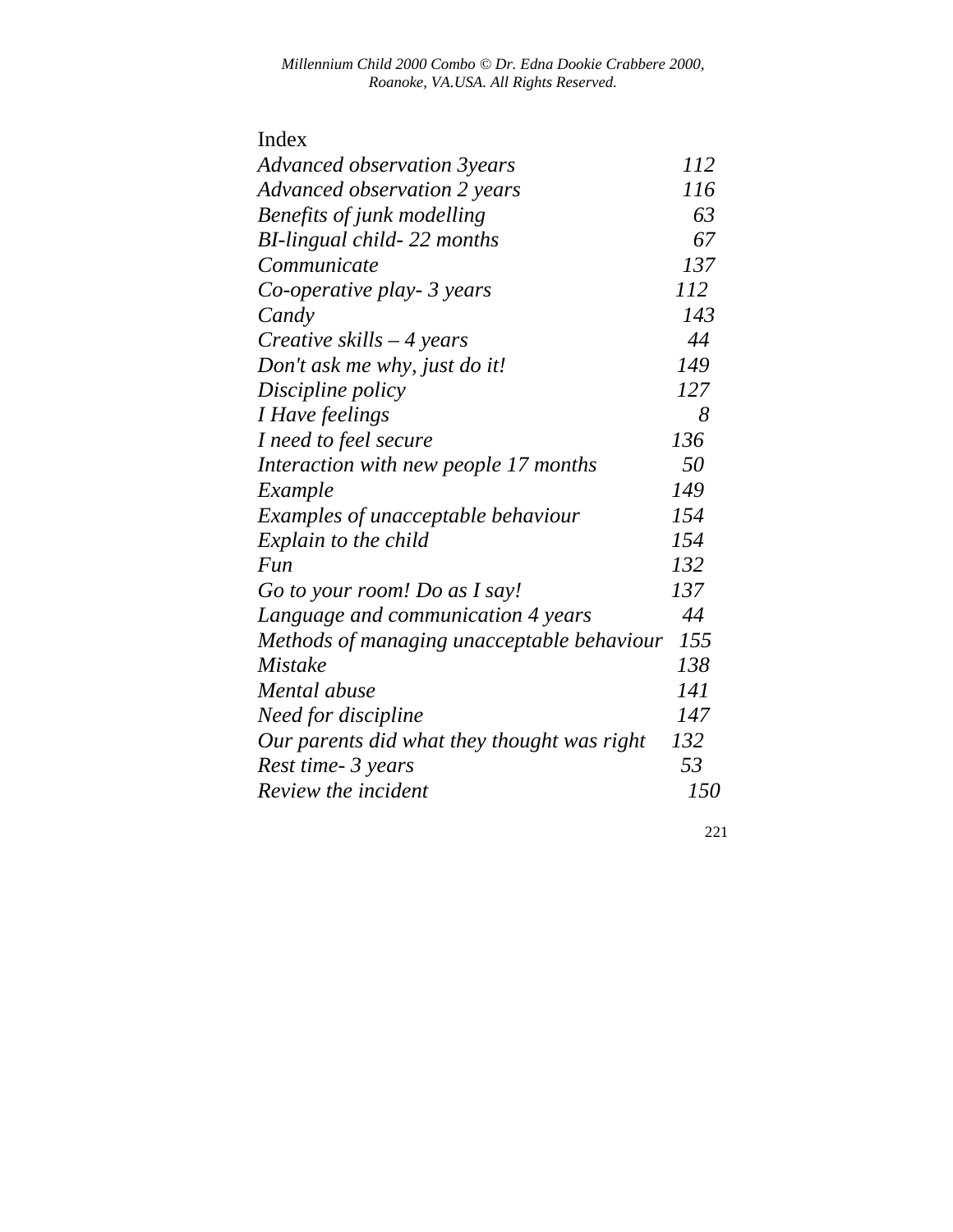# Index

| | |
|---|---|
| *Advanced observation 3years* | *112* |
| *Advanced observation 2 years* | *116* |
| *Benefits of junk modelling* | *63* |
| *BI-lingual child- 22 months* | *67* |
| *Communicate* | *137* |
| *Co-operative play- 3 years* | *112* |
| *Candy* | *143* |
| *Creative skills – 4 years* | *44* |
| *Don't ask me why, just do it!* | *149* |
| *Discipline policy* | *127* |
| *I Have feelings* | *8* |
| *I need to feel secure* | *136* |
| *Interaction with new people 17 months* | *50* |
| *Example* | *149* |
| *Examples of unacceptable behaviour* | *154* |
| *Explain to the child* | *154* |
| *Fun* | *132* |
| *Go to your room! Do as I say!* | *137* |
| *Language and communication 4 years* | *44* |
| *Methods of managing unacceptable behaviour* | *155* |
| *Mistake* | *138* |
| *Mental abuse* | *141* |
| *Need for discipline* | *147* |
| *Our parents did what they thought was right* | *132* |
| *Rest time- 3 years* | *53* |
| *Review the incident* | *150* |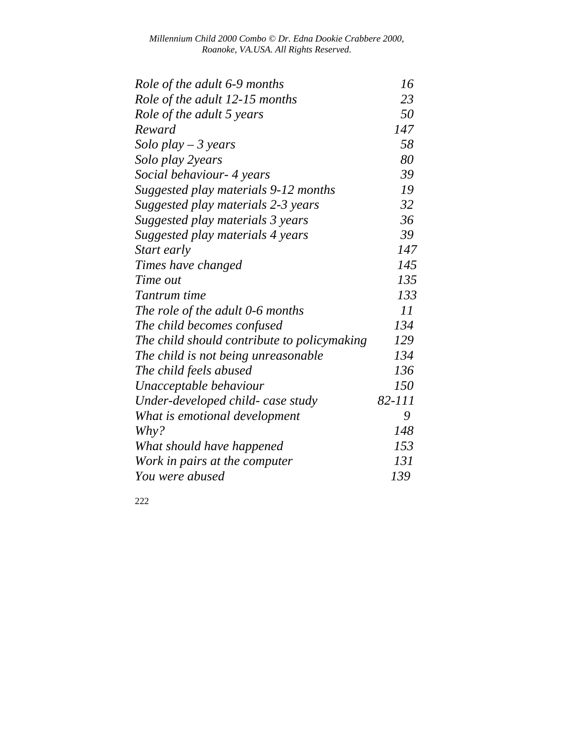| | |
|---|---|
| *Role of the adult 6-9 months* | *16* |
| *Role of the adult 12-15 months* | *23* |
| *Role of the adult 5 years* | *50* |
| *Reward* | *147* |
| *Solo play – 3 years* | *58* |
| *Solo play 2years* | *80* |
| *Social behaviour- 4 years* | *39* |
| *Suggested play materials 9-12 months* | *19* |
| *Suggested play materials 2-3 years* | *32* |
| *Suggested play materials 3 years* | *36* |
| *Suggested play materials 4 years* | *39* |
| *Start early* | *147* |
| *Times have changed* | *145* |
| *Time out* | *135* |
| *Tantrum time* | *133* |
| *The role of the adult 0-6 months* | *11* |
| *The child becomes confused* | *134* |
| *The child should contribute to policymaking* | *129* |
| *The child is not being unreasonable* | *134* |
| *The child feels abused* | *136* |
| *Unacceptable behaviour* | *150* |
| *Under-developed child- case study* | *82-111* |
| *What is emotional development* | *9* |
| *Why?* | *148* |
| *What should have happened* | *153* |
| *Work in pairs at the computer* | *131* |
| *You were abused* | *139* |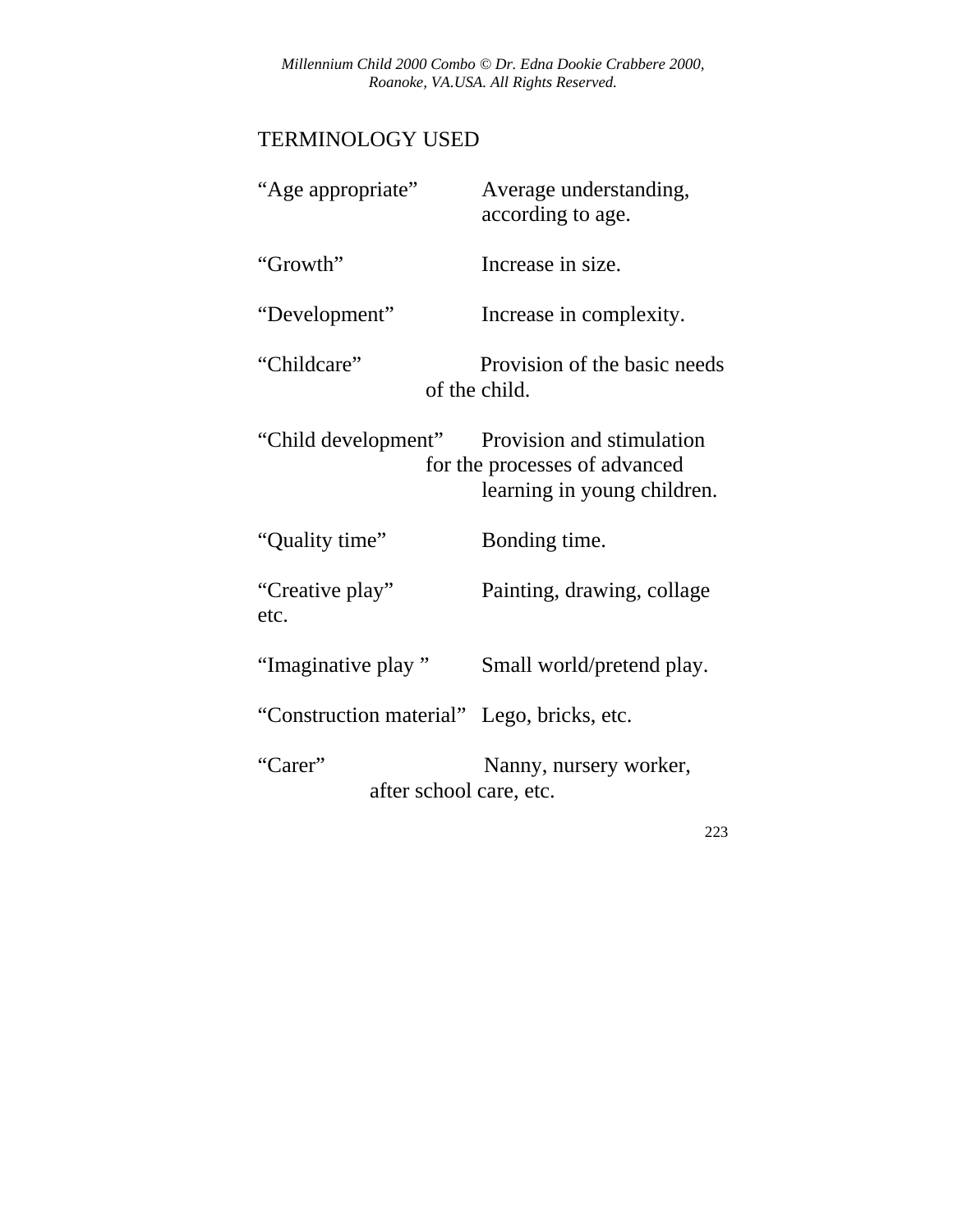## TERMINOLOGY USED

| Term | Definition |
| --- | --- |
| "Age appropriate" | Average understanding, according to age. |
| "Growth" | Increase in size. |
| "Development" | Increase in complexity. |
| "Childcare" | Provision of the basic needs of the child. |
| "Child development" | Provision and stimulation for the processes of advanced learning in young children. |
| "Quality time" | Bonding time. |
| "Creative play" | Painting, drawing, collage etc. |
| "Imaginative play " | Small world/pretend play. |
| "Construction material" | Lego, bricks, etc. |
| "Carer" | Nanny, nursery worker, after school care, etc. |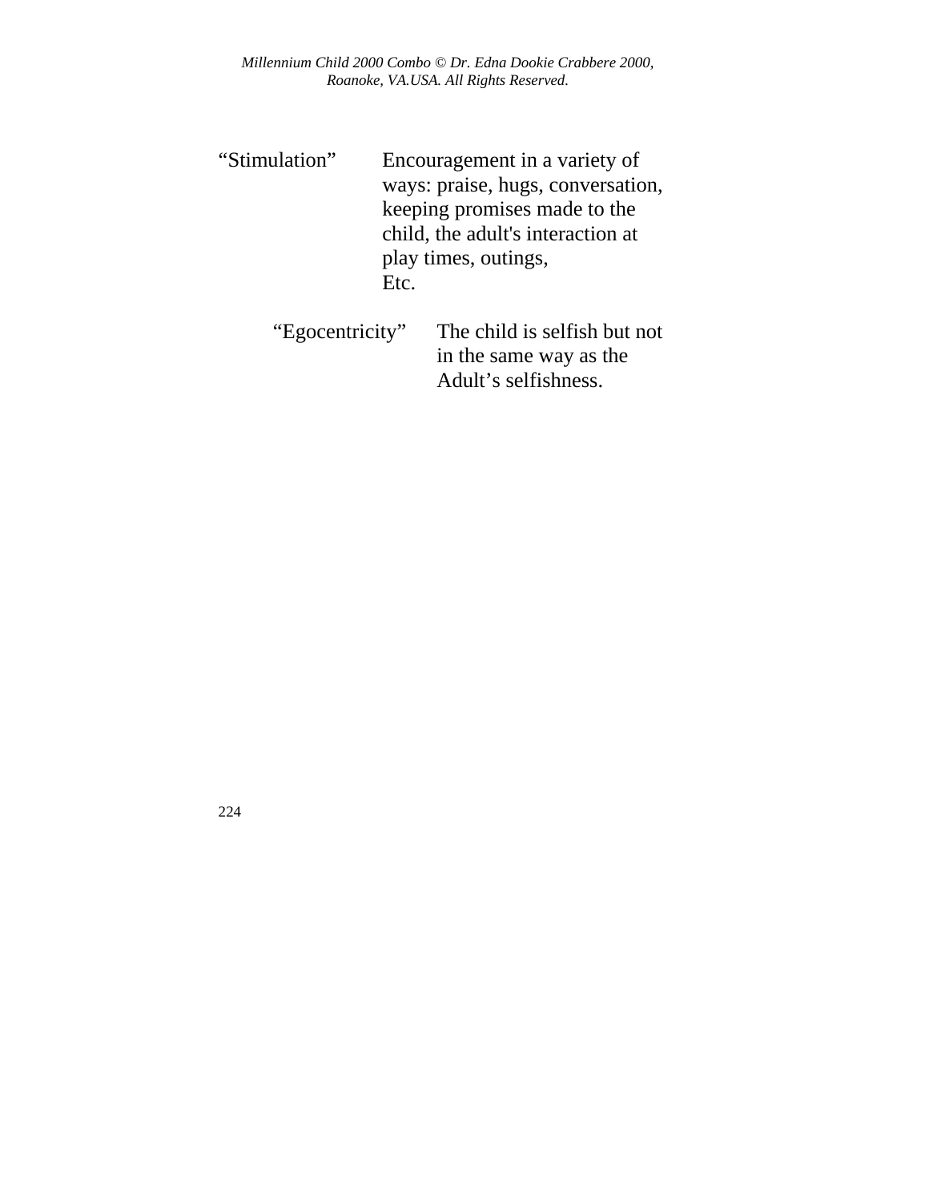| | |
|---|---|
| "Stimulation" | Encouragement in a variety of ways: praise, hugs, conversation, keeping promises made to the child, the adult's interaction at play times, outings, Etc. |
| "Egocentricity" | The child is selfish but not in the same way as the Adult's selfishness. |